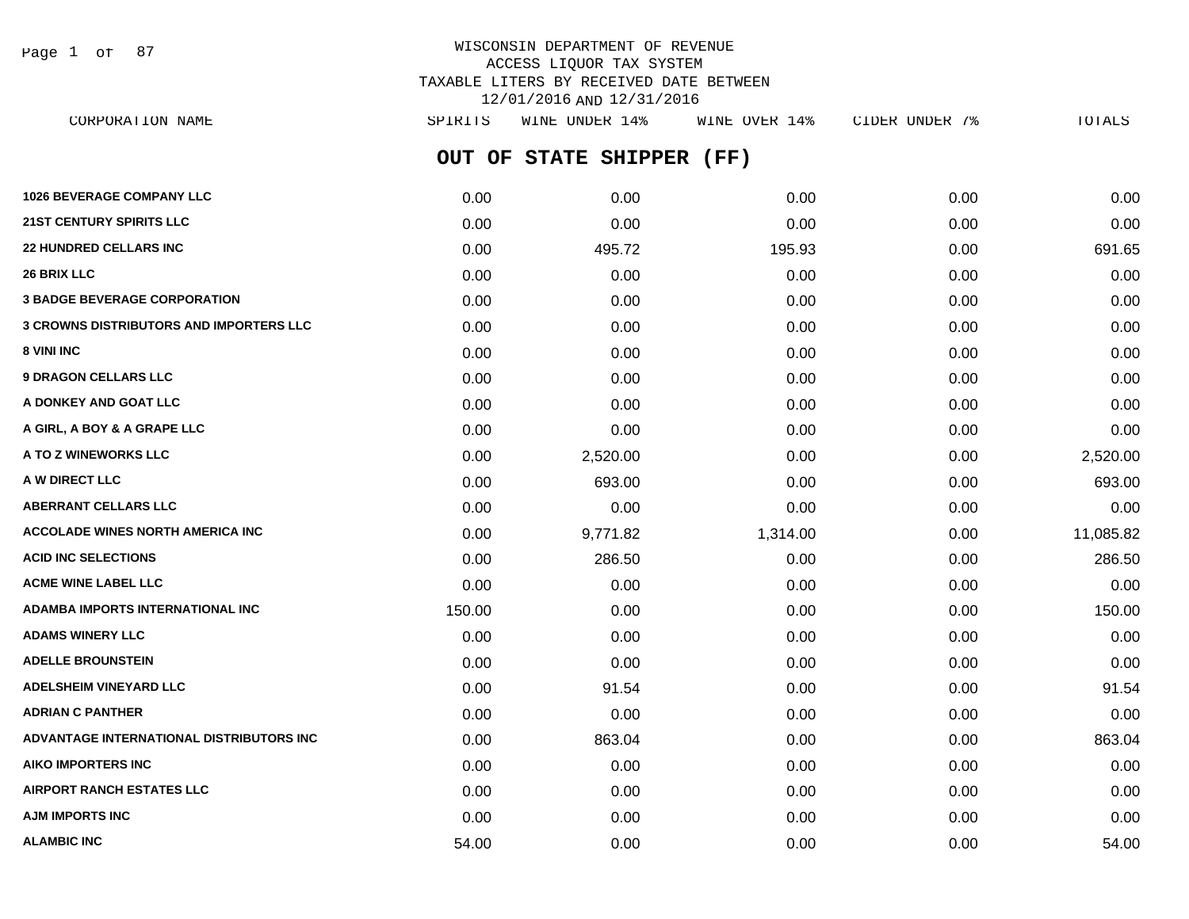WISCONSIN DEPARTMENT OF REVENUE
ACCESS LIQUOR TAX SYSTEM
TAXABLE LITERS BY RECEIVED DATE BETWEEN
12/01/2016 AND 12/31/2016

## OUT OF STATE SHIPPER (FF)

| CORPORATION NAME | SPIRITS | WINE UNDER 14% | WINE OVER 14% | CIDER UNDER 7% | TOTALS |
|---|---|---|---|---|---|
| 1026 BEVERAGE COMPANY LLC | 0.00 | 0.00 | 0.00 | 0.00 | 0.00 |
| 21ST CENTURY SPIRITS LLC | 0.00 | 0.00 | 0.00 | 0.00 | 0.00 |
| 22 HUNDRED CELLARS INC | 0.00 | 495.72 | 195.93 | 0.00 | 691.65 |
| 26 BRIX LLC | 0.00 | 0.00 | 0.00 | 0.00 | 0.00 |
| 3 BADGE BEVERAGE CORPORATION | 0.00 | 0.00 | 0.00 | 0.00 | 0.00 |
| 3 CROWNS DISTRIBUTORS AND IMPORTERS LLC | 0.00 | 0.00 | 0.00 | 0.00 | 0.00 |
| 8 VINI INC | 0.00 | 0.00 | 0.00 | 0.00 | 0.00 |
| 9 DRAGON CELLARS LLC | 0.00 | 0.00 | 0.00 | 0.00 | 0.00 |
| A DONKEY AND GOAT LLC | 0.00 | 0.00 | 0.00 | 0.00 | 0.00 |
| A GIRL, A BOY & A GRAPE LLC | 0.00 | 0.00 | 0.00 | 0.00 | 0.00 |
| A TO Z WINEWORKS LLC | 0.00 | 2,520.00 | 0.00 | 0.00 | 2,520.00 |
| A W DIRECT LLC | 0.00 | 693.00 | 0.00 | 0.00 | 693.00 |
| ABERRANT CELLARS LLC | 0.00 | 0.00 | 0.00 | 0.00 | 0.00 |
| ACCOLADE WINES NORTH AMERICA INC | 0.00 | 9,771.82 | 1,314.00 | 0.00 | 11,085.82 |
| ACID INC SELECTIONS | 0.00 | 286.50 | 0.00 | 0.00 | 286.50 |
| ACME WINE LABEL LLC | 0.00 | 0.00 | 0.00 | 0.00 | 0.00 |
| ADAMBA IMPORTS INTERNATIONAL INC | 150.00 | 0.00 | 0.00 | 0.00 | 150.00 |
| ADAMS WINERY LLC | 0.00 | 0.00 | 0.00 | 0.00 | 0.00 |
| ADELLE BROUNSTEIN | 0.00 | 0.00 | 0.00 | 0.00 | 0.00 |
| ADELSHEIM VINEYARD LLC | 0.00 | 91.54 | 0.00 | 0.00 | 91.54 |
| ADRIAN C PANTHER | 0.00 | 0.00 | 0.00 | 0.00 | 0.00 |
| ADVANTAGE INTERNATIONAL DISTRIBUTORS INC | 0.00 | 863.04 | 0.00 | 0.00 | 863.04 |
| AIKO IMPORTERS INC | 0.00 | 0.00 | 0.00 | 0.00 | 0.00 |
| AIRPORT RANCH ESTATES LLC | 0.00 | 0.00 | 0.00 | 0.00 | 0.00 |
| AJM IMPORTS INC | 0.00 | 0.00 | 0.00 | 0.00 | 0.00 |
| ALAMBIC INC | 54.00 | 0.00 | 0.00 | 0.00 | 54.00 |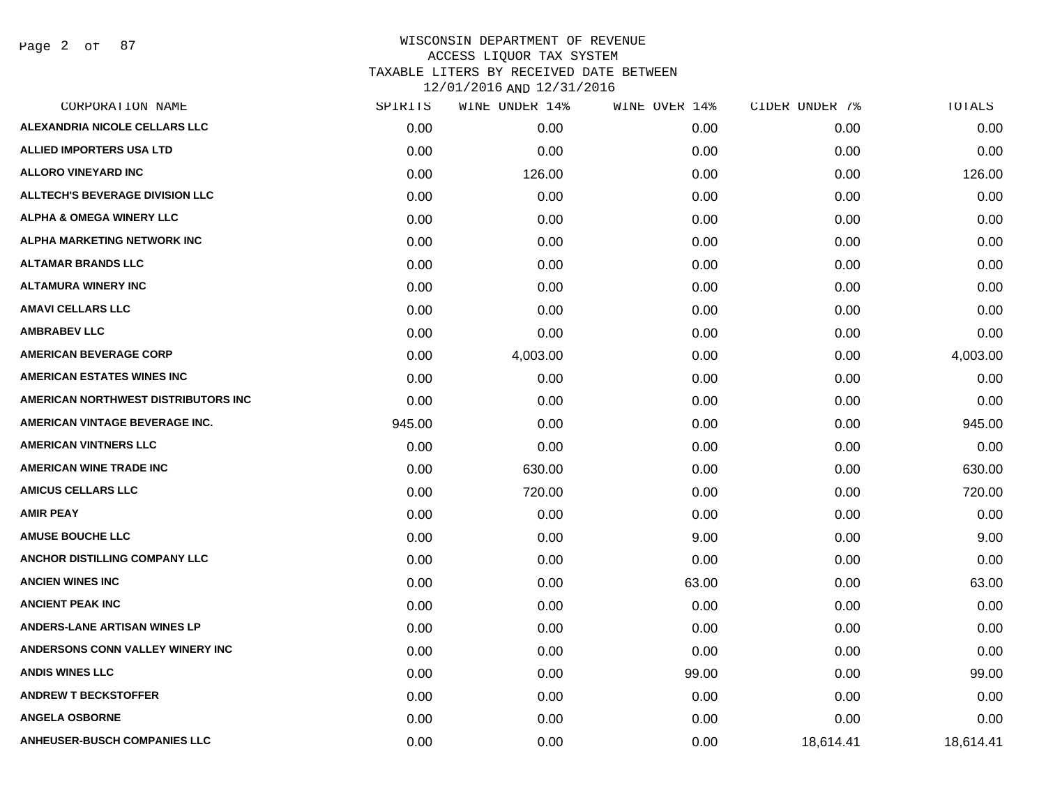# WISCONSIN DEPARTMENT OF REVENUE
## ACCESS LIQUOR TAX SYSTEM
### TAXABLE LITERS BY RECEIVED DATE BETWEEN 12/01/2016 AND 12/31/2016

| CORPORATION NAME | SPIRITS | WINE UNDER 14% | WINE OVER 14% | CIDER UNDER 7% | TOTALS |
|---|---|---|---|---|---|
| ALEXANDRIA NICOLE CELLARS LLC | 0.00 | 0.00 | 0.00 | 0.00 | 0.00 |
| ALLIED IMPORTERS USA LTD | 0.00 | 0.00 | 0.00 | 0.00 | 0.00 |
| ALLORO VINEYARD INC | 0.00 | 126.00 | 0.00 | 0.00 | 126.00 |
| ALLTECH'S BEVERAGE DIVISION LLC | 0.00 | 0.00 | 0.00 | 0.00 | 0.00 |
| ALPHA & OMEGA WINERY LLC | 0.00 | 0.00 | 0.00 | 0.00 | 0.00 |
| ALPHA MARKETING NETWORK INC | 0.00 | 0.00 | 0.00 | 0.00 | 0.00 |
| ALTAMAR BRANDS LLC | 0.00 | 0.00 | 0.00 | 0.00 | 0.00 |
| ALTAMURA WINERY INC | 0.00 | 0.00 | 0.00 | 0.00 | 0.00 |
| AMAVI CELLARS LLC | 0.00 | 0.00 | 0.00 | 0.00 | 0.00 |
| AMBRABEV LLC | 0.00 | 0.00 | 0.00 | 0.00 | 0.00 |
| AMERICAN BEVERAGE CORP | 0.00 | 4,003.00 | 0.00 | 0.00 | 4,003.00 |
| AMERICAN ESTATES WINES INC | 0.00 | 0.00 | 0.00 | 0.00 | 0.00 |
| AMERICAN NORTHWEST DISTRIBUTORS INC | 0.00 | 0.00 | 0.00 | 0.00 | 0.00 |
| AMERICAN VINTAGE BEVERAGE INC. | 945.00 | 0.00 | 0.00 | 0.00 | 945.00 |
| AMERICAN VINTNERS LLC | 0.00 | 0.00 | 0.00 | 0.00 | 0.00 |
| AMERICAN WINE TRADE INC | 0.00 | 630.00 | 0.00 | 0.00 | 630.00 |
| AMICUS CELLARS LLC | 0.00 | 720.00 | 0.00 | 0.00 | 720.00 |
| AMIR PEAY | 0.00 | 0.00 | 0.00 | 0.00 | 0.00 |
| AMUSE BOUCHE LLC | 0.00 | 0.00 | 9.00 | 0.00 | 9.00 |
| ANCHOR DISTILLING COMPANY LLC | 0.00 | 0.00 | 0.00 | 0.00 | 0.00 |
| ANCIEN WINES INC | 0.00 | 0.00 | 63.00 | 0.00 | 63.00 |
| ANCIENT PEAK INC | 0.00 | 0.00 | 0.00 | 0.00 | 0.00 |
| ANDERS-LANE ARTISAN WINES LP | 0.00 | 0.00 | 0.00 | 0.00 | 0.00 |
| ANDERSONS CONN VALLEY WINERY INC | 0.00 | 0.00 | 0.00 | 0.00 | 0.00 |
| ANDIS WINES LLC | 0.00 | 0.00 | 99.00 | 0.00 | 99.00 |
| ANDREW T BECKSTOFFER | 0.00 | 0.00 | 0.00 | 0.00 | 0.00 |
| ANGELA OSBORNE | 0.00 | 0.00 | 0.00 | 0.00 | 0.00 |
| ANHEUSER-BUSCH COMPANIES LLC | 0.00 | 0.00 | 0.00 | 18,614.41 | 18,614.41 |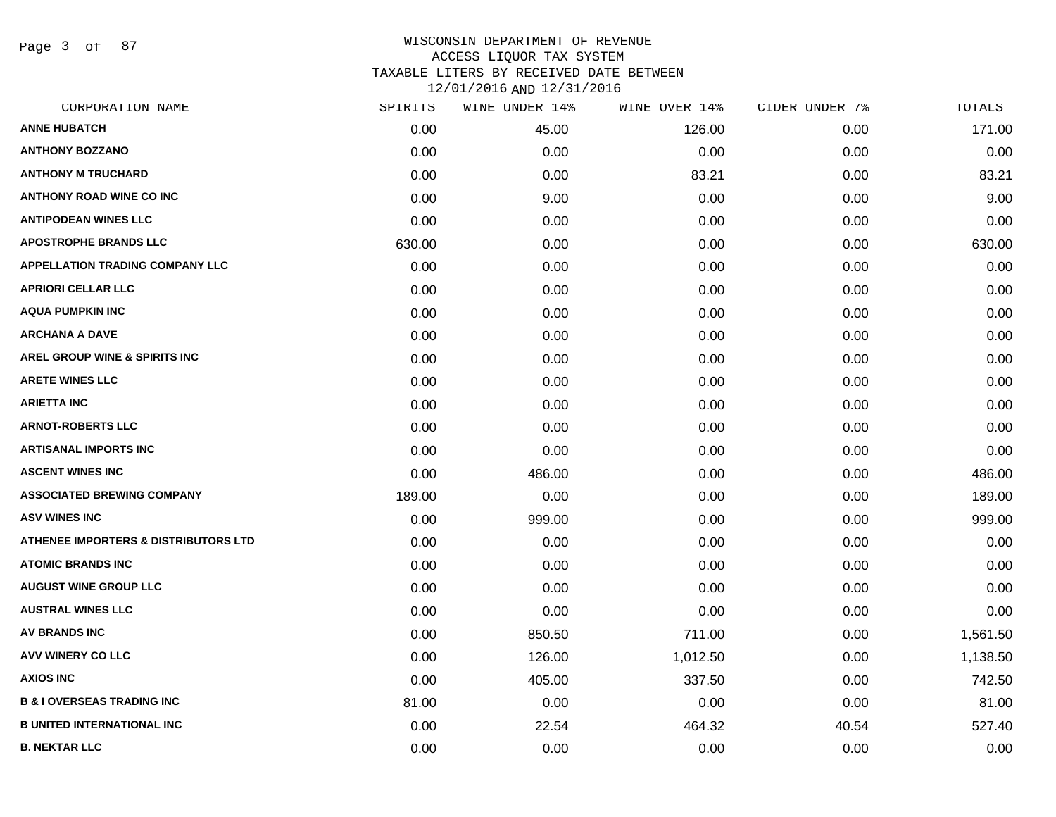# WISCONSIN DEPARTMENT OF REVENUE
## ACCESS LIQUOR TAX SYSTEM
### TAXABLE LITERS BY RECEIVED DATE BETWEEN 12/01/2016 AND 12/31/2016

| CORPORATION NAME | SPIRITS | WINE UNDER 14% | WINE OVER 14% | CIDER UNDER 7% | TOTALS |
|---|---|---|---|---|---|
| ANNE HUBATCH | 0.00 | 45.00 | 126.00 | 0.00 | 171.00 |
| ANTHONY BOZZANO | 0.00 | 0.00 | 0.00 | 0.00 | 0.00 |
| ANTHONY M TRUCHARD | 0.00 | 0.00 | 83.21 | 0.00 | 83.21 |
| ANTHONY ROAD WINE CO INC | 0.00 | 9.00 | 0.00 | 0.00 | 9.00 |
| ANTIPODEAN WINES LLC | 0.00 | 0.00 | 0.00 | 0.00 | 0.00 |
| APOSTROPHE BRANDS LLC | 630.00 | 0.00 | 0.00 | 0.00 | 630.00 |
| APPELLATION TRADING COMPANY LLC | 0.00 | 0.00 | 0.00 | 0.00 | 0.00 |
| APRIORI CELLAR LLC | 0.00 | 0.00 | 0.00 | 0.00 | 0.00 |
| AQUA PUMPKIN INC | 0.00 | 0.00 | 0.00 | 0.00 | 0.00 |
| ARCHANA A DAVE | 0.00 | 0.00 | 0.00 | 0.00 | 0.00 |
| AREL GROUP WINE & SPIRITS INC | 0.00 | 0.00 | 0.00 | 0.00 | 0.00 |
| ARETE WINES LLC | 0.00 | 0.00 | 0.00 | 0.00 | 0.00 |
| ARIETTA INC | 0.00 | 0.00 | 0.00 | 0.00 | 0.00 |
| ARNOT-ROBERTS LLC | 0.00 | 0.00 | 0.00 | 0.00 | 0.00 |
| ARTISANAL IMPORTS INC | 0.00 | 0.00 | 0.00 | 0.00 | 0.00 |
| ASCENT WINES INC | 0.00 | 486.00 | 0.00 | 0.00 | 486.00 |
| ASSOCIATED BREWING COMPANY | 189.00 | 0.00 | 0.00 | 0.00 | 189.00 |
| ASV WINES INC | 0.00 | 999.00 | 0.00 | 0.00 | 999.00 |
| ATHENEE IMPORTERS & DISTRIBUTORS LTD | 0.00 | 0.00 | 0.00 | 0.00 | 0.00 |
| ATOMIC BRANDS INC | 0.00 | 0.00 | 0.00 | 0.00 | 0.00 |
| AUGUST WINE GROUP LLC | 0.00 | 0.00 | 0.00 | 0.00 | 0.00 |
| AUSTRAL WINES LLC | 0.00 | 0.00 | 0.00 | 0.00 | 0.00 |
| AV BRANDS INC | 0.00 | 850.50 | 711.00 | 0.00 | 1,561.50 |
| AVV WINERY CO LLC | 0.00 | 126.00 | 1,012.50 | 0.00 | 1,138.50 |
| AXIOS INC | 0.00 | 405.00 | 337.50 | 0.00 | 742.50 |
| B & I OVERSEAS TRADING INC | 81.00 | 0.00 | 0.00 | 0.00 | 81.00 |
| B UNITED INTERNATIONAL INC | 0.00 | 22.54 | 464.32 | 40.54 | 527.40 |
| B. NEKTAR LLC | 0.00 | 0.00 | 0.00 | 0.00 | 0.00 |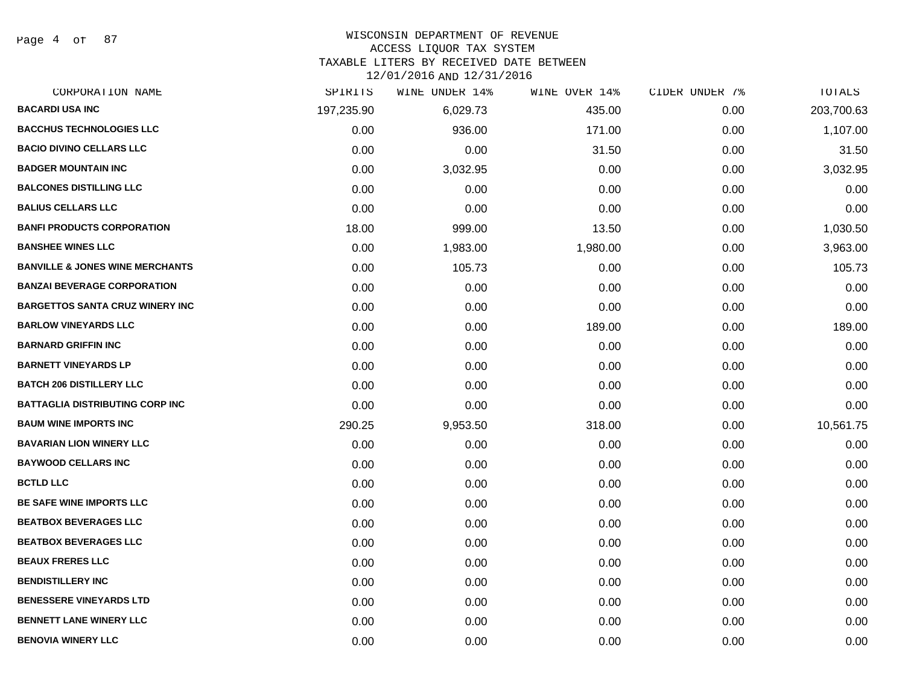# WISCONSIN DEPARTMENT OF REVENUE
## ACCESS LIQUOR TAX SYSTEM
## TAXABLE LITERS BY RECEIVED DATE BETWEEN 12/01/2016 AND 12/31/2016

| CORPORATION NAME | SPIRITS | WINE UNDER 14% | WINE OVER 14% | CIDER UNDER 7% | TOTALS |
|---|---|---|---|---|---|
| BACARDI USA INC | 197,235.90 | 6,029.73 | 435.00 | 0.00 | 203,700.63 |
| BACCHUS TECHNOLOGIES LLC | 0.00 | 936.00 | 171.00 | 0.00 | 1,107.00 |
| BACIO DIVINO CELLARS LLC | 0.00 | 0.00 | 31.50 | 0.00 | 31.50 |
| BADGER MOUNTAIN INC | 0.00 | 3,032.95 | 0.00 | 0.00 | 3,032.95 |
| BALCONES DISTILLING LLC | 0.00 | 0.00 | 0.00 | 0.00 | 0.00 |
| BALIUS CELLARS LLC | 0.00 | 0.00 | 0.00 | 0.00 | 0.00 |
| BANFI PRODUCTS CORPORATION | 18.00 | 999.00 | 13.50 | 0.00 | 1,030.50 |
| BANSHEE WINES LLC | 0.00 | 1,983.00 | 1,980.00 | 0.00 | 3,963.00 |
| BANVILLE & JONES WINE MERCHANTS | 0.00 | 105.73 | 0.00 | 0.00 | 105.73 |
| BANZAI BEVERAGE CORPORATION | 0.00 | 0.00 | 0.00 | 0.00 | 0.00 |
| BARGETTOS SANTA CRUZ WINERY INC | 0.00 | 0.00 | 0.00 | 0.00 | 0.00 |
| BARLOW VINEYARDS LLC | 0.00 | 0.00 | 189.00 | 0.00 | 189.00 |
| BARNARD GRIFFIN INC | 0.00 | 0.00 | 0.00 | 0.00 | 0.00 |
| BARNETT VINEYARDS LP | 0.00 | 0.00 | 0.00 | 0.00 | 0.00 |
| BATCH 206 DISTILLERY LLC | 0.00 | 0.00 | 0.00 | 0.00 | 0.00 |
| BATTAGLIA DISTRIBUTING CORP INC | 0.00 | 0.00 | 0.00 | 0.00 | 0.00 |
| BAUM WINE IMPORTS INC | 290.25 | 9,953.50 | 318.00 | 0.00 | 10,561.75 |
| BAVARIAN LION WINERY LLC | 0.00 | 0.00 | 0.00 | 0.00 | 0.00 |
| BAYWOOD CELLARS INC | 0.00 | 0.00 | 0.00 | 0.00 | 0.00 |
| BCTLD LLC | 0.00 | 0.00 | 0.00 | 0.00 | 0.00 |
| BE SAFE WINE IMPORTS LLC | 0.00 | 0.00 | 0.00 | 0.00 | 0.00 |
| BEATBOX BEVERAGES LLC | 0.00 | 0.00 | 0.00 | 0.00 | 0.00 |
| BEATBOX BEVERAGES LLC | 0.00 | 0.00 | 0.00 | 0.00 | 0.00 |
| BEAUX FRERES LLC | 0.00 | 0.00 | 0.00 | 0.00 | 0.00 |
| BENDISTILLERY INC | 0.00 | 0.00 | 0.00 | 0.00 | 0.00 |
| BENESSERE VINEYARDS LTD | 0.00 | 0.00 | 0.00 | 0.00 | 0.00 |
| BENNETT LANE WINERY LLC | 0.00 | 0.00 | 0.00 | 0.00 | 0.00 |
| BENOVIA WINERY LLC | 0.00 | 0.00 | 0.00 | 0.00 | 0.00 |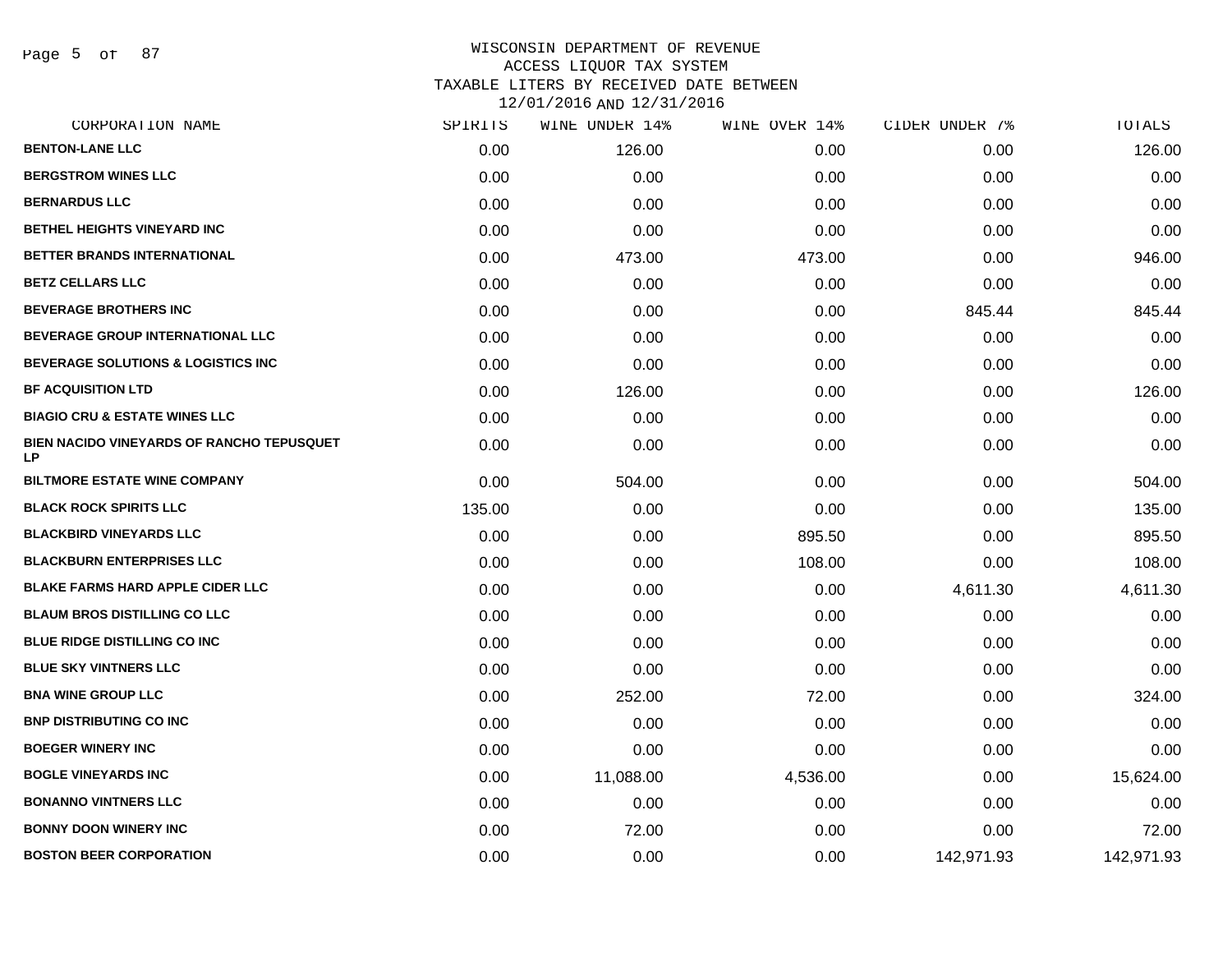# WISCONSIN DEPARTMENT OF REVENUE
## ACCESS LIQUOR TAX SYSTEM
## TAXABLE LITERS BY RECEIVED DATE BETWEEN 12/01/2016 AND 12/31/2016

| CORPORATION NAME | SPIRITS | WINE UNDER 14% | WINE OVER 14% | CIDER UNDER 7% | TOTALS |
|---|---|---|---|---|---|
| BENTON-LANE LLC | 0.00 | 126.00 | 0.00 | 0.00 | 126.00 |
| BERGSTROM WINES LLC | 0.00 | 0.00 | 0.00 | 0.00 | 0.00 |
| BERNARDUS LLC | 0.00 | 0.00 | 0.00 | 0.00 | 0.00 |
| BETHEL HEIGHTS VINEYARD INC | 0.00 | 0.00 | 0.00 | 0.00 | 0.00 |
| BETTER BRANDS INTERNATIONAL | 0.00 | 473.00 | 473.00 | 0.00 | 946.00 |
| BETZ CELLARS LLC | 0.00 | 0.00 | 0.00 | 0.00 | 0.00 |
| BEVERAGE BROTHERS INC | 0.00 | 0.00 | 0.00 | 845.44 | 845.44 |
| BEVERAGE GROUP INTERNATIONAL LLC | 0.00 | 0.00 | 0.00 | 0.00 | 0.00 |
| BEVERAGE SOLUTIONS & LOGISTICS INC | 0.00 | 0.00 | 0.00 | 0.00 | 0.00 |
| BF ACQUISITION LTD | 0.00 | 126.00 | 0.00 | 0.00 | 126.00 |
| BIAGIO CRU & ESTATE WINES LLC | 0.00 | 0.00 | 0.00 | 0.00 | 0.00 |
| BIEN NACIDO VINEYARDS OF RANCHO TEPUSQUET LP | 0.00 | 0.00 | 0.00 | 0.00 | 0.00 |
| BILTMORE ESTATE WINE COMPANY | 0.00 | 504.00 | 0.00 | 0.00 | 504.00 |
| BLACK ROCK SPIRITS LLC | 135.00 | 0.00 | 0.00 | 0.00 | 135.00 |
| BLACKBIRD VINEYARDS LLC | 0.00 | 0.00 | 895.50 | 0.00 | 895.50 |
| BLACKBURN ENTERPRISES LLC | 0.00 | 0.00 | 108.00 | 0.00 | 108.00 |
| BLAKE FARMS HARD APPLE CIDER LLC | 0.00 | 0.00 | 0.00 | 4,611.30 | 4,611.30 |
| BLAUM BROS DISTILLING CO LLC | 0.00 | 0.00 | 0.00 | 0.00 | 0.00 |
| BLUE RIDGE DISTILLING CO INC | 0.00 | 0.00 | 0.00 | 0.00 | 0.00 |
| BLUE SKY VINTNERS LLC | 0.00 | 0.00 | 0.00 | 0.00 | 0.00 |
| BNA WINE GROUP LLC | 0.00 | 252.00 | 72.00 | 0.00 | 324.00 |
| BNP DISTRIBUTING CO INC | 0.00 | 0.00 | 0.00 | 0.00 | 0.00 |
| BOEGER WINERY INC | 0.00 | 0.00 | 0.00 | 0.00 | 0.00 |
| BOGLE VINEYARDS INC | 0.00 | 11,088.00 | 4,536.00 | 0.00 | 15,624.00 |
| BONANNO VINTNERS LLC | 0.00 | 0.00 | 0.00 | 0.00 | 0.00 |
| BONNY DOON WINERY INC | 0.00 | 72.00 | 0.00 | 0.00 | 72.00 |
| BOSTON BEER CORPORATION | 0.00 | 0.00 | 0.00 | 142,971.93 | 142,971.93 |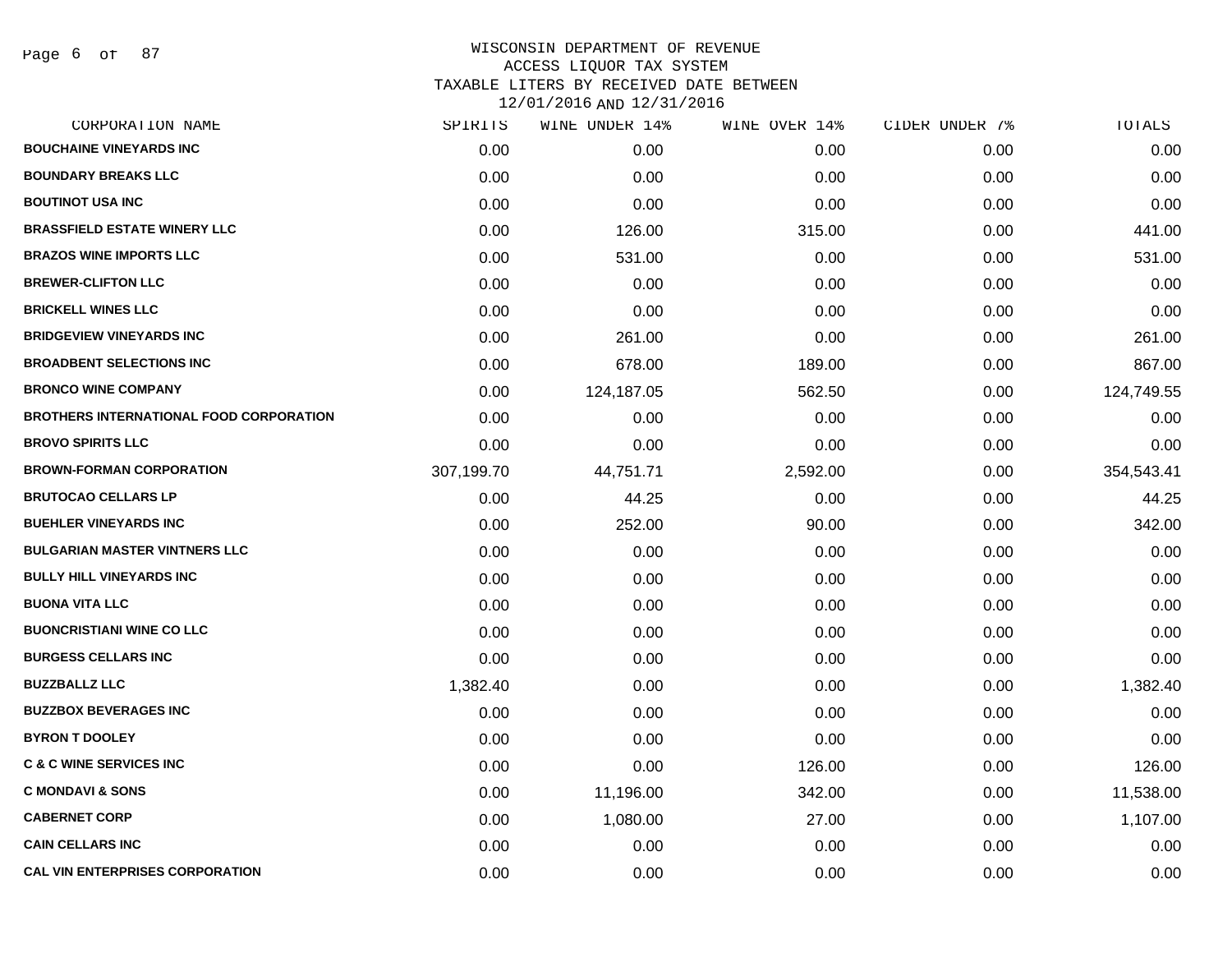WISCONSIN DEPARTMENT OF REVENUE
ACCESS LIQUOR TAX SYSTEM
TAXABLE LITERS BY RECEIVED DATE BETWEEN
12/01/2016 AND 12/31/2016

| CORPORATION NAME | SPIRITS | WINE UNDER 14% | WINE OVER 14% | CIDER UNDER 7% | TOTALS |
|---|---|---|---|---|---|
| BOUCHAINE VINEYARDS INC | 0.00 | 0.00 | 0.00 | 0.00 | 0.00 |
| BOUNDARY BREAKS LLC | 0.00 | 0.00 | 0.00 | 0.00 | 0.00 |
| BOUTINOT USA INC | 0.00 | 0.00 | 0.00 | 0.00 | 0.00 |
| BRASSFIELD ESTATE WINERY LLC | 0.00 | 126.00 | 315.00 | 0.00 | 441.00 |
| BRAZOS WINE IMPORTS LLC | 0.00 | 531.00 | 0.00 | 0.00 | 531.00 |
| BREWER-CLIFTON LLC | 0.00 | 0.00 | 0.00 | 0.00 | 0.00 |
| BRICKELL WINES LLC | 0.00 | 0.00 | 0.00 | 0.00 | 0.00 |
| BRIDGEVIEW VINEYARDS INC | 0.00 | 261.00 | 0.00 | 0.00 | 261.00 |
| BROADBENT SELECTIONS INC | 0.00 | 678.00 | 189.00 | 0.00 | 867.00 |
| BRONCO WINE COMPANY | 0.00 | 124,187.05 | 562.50 | 0.00 | 124,749.55 |
| BROTHERS INTERNATIONAL FOOD CORPORATION | 0.00 | 0.00 | 0.00 | 0.00 | 0.00 |
| BROVO SPIRITS LLC | 0.00 | 0.00 | 0.00 | 0.00 | 0.00 |
| BROWN-FORMAN CORPORATION | 307,199.70 | 44,751.71 | 2,592.00 | 0.00 | 354,543.41 |
| BRUTOCAO CELLARS LP | 0.00 | 44.25 | 0.00 | 0.00 | 44.25 |
| BUEHLER VINEYARDS INC | 0.00 | 252.00 | 90.00 | 0.00 | 342.00 |
| BULGARIAN MASTER VINTNERS LLC | 0.00 | 0.00 | 0.00 | 0.00 | 0.00 |
| BULLY HILL VINEYARDS INC | 0.00 | 0.00 | 0.00 | 0.00 | 0.00 |
| BUONA VITA LLC | 0.00 | 0.00 | 0.00 | 0.00 | 0.00 |
| BUONCRISTIANI WINE CO LLC | 0.00 | 0.00 | 0.00 | 0.00 | 0.00 |
| BURGESS CELLARS INC | 0.00 | 0.00 | 0.00 | 0.00 | 0.00 |
| BUZZBALLZ LLC | 1,382.40 | 0.00 | 0.00 | 0.00 | 1,382.40 |
| BUZZBOX BEVERAGES INC | 0.00 | 0.00 | 0.00 | 0.00 | 0.00 |
| BYRON T DOOLEY | 0.00 | 0.00 | 0.00 | 0.00 | 0.00 |
| C & C WINE SERVICES INC | 0.00 | 0.00 | 126.00 | 0.00 | 126.00 |
| C MONDAVI & SONS | 0.00 | 11,196.00 | 342.00 | 0.00 | 11,538.00 |
| CABERNET CORP | 0.00 | 1,080.00 | 27.00 | 0.00 | 1,107.00 |
| CAIN CELLARS INC | 0.00 | 0.00 | 0.00 | 0.00 | 0.00 |
| CAL VIN ENTERPRISES CORPORATION | 0.00 | 0.00 | 0.00 | 0.00 | 0.00 |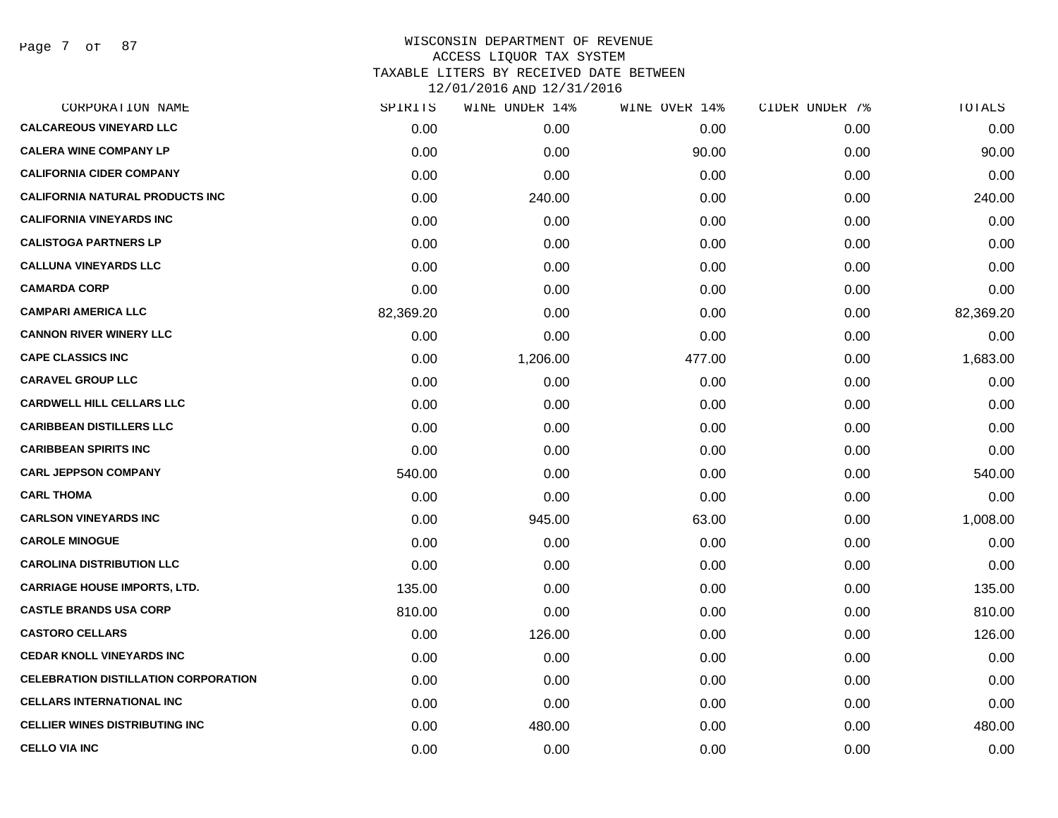# WISCONSIN DEPARTMENT OF REVENUE
## ACCESS LIQUOR TAX SYSTEM
### TAXABLE LITERS BY RECEIVED DATE BETWEEN 12/01/2016 AND 12/31/2016

| CORPORATION NAME | SPIRITS | WINE UNDER 14% | WINE OVER 14% | CIDER UNDER 7% | TOTALS |
|---|---|---|---|---|---|
| CALCAREOUS VINEYARD LLC | 0.00 | 0.00 | 0.00 | 0.00 | 0.00 |
| CALERA WINE COMPANY LP | 0.00 | 0.00 | 90.00 | 0.00 | 90.00 |
| CALIFORNIA CIDER COMPANY | 0.00 | 0.00 | 0.00 | 0.00 | 0.00 |
| CALIFORNIA NATURAL PRODUCTS INC | 0.00 | 240.00 | 0.00 | 0.00 | 240.00 |
| CALIFORNIA VINEYARDS INC | 0.00 | 0.00 | 0.00 | 0.00 | 0.00 |
| CALISTOGA PARTNERS LP | 0.00 | 0.00 | 0.00 | 0.00 | 0.00 |
| CALLUNA VINEYARDS LLC | 0.00 | 0.00 | 0.00 | 0.00 | 0.00 |
| CAMARDA CORP | 0.00 | 0.00 | 0.00 | 0.00 | 0.00 |
| CAMPARI AMERICA LLC | 82,369.20 | 0.00 | 0.00 | 0.00 | 82,369.20 |
| CANNON RIVER WINERY LLC | 0.00 | 0.00 | 0.00 | 0.00 | 0.00 |
| CAPE CLASSICS INC | 0.00 | 1,206.00 | 477.00 | 0.00 | 1,683.00 |
| CARAVEL GROUP LLC | 0.00 | 0.00 | 0.00 | 0.00 | 0.00 |
| CARDWELL HILL CELLARS LLC | 0.00 | 0.00 | 0.00 | 0.00 | 0.00 |
| CARIBBEAN DISTILLERS LLC | 0.00 | 0.00 | 0.00 | 0.00 | 0.00 |
| CARIBBEAN SPIRITS INC | 0.00 | 0.00 | 0.00 | 0.00 | 0.00 |
| CARL JEPPSON COMPANY | 540.00 | 0.00 | 0.00 | 0.00 | 540.00 |
| CARL THOMA | 0.00 | 0.00 | 0.00 | 0.00 | 0.00 |
| CARLSON VINEYARDS INC | 0.00 | 945.00 | 63.00 | 0.00 | 1,008.00 |
| CAROLE MINOGUE | 0.00 | 0.00 | 0.00 | 0.00 | 0.00 |
| CAROLINA DISTRIBUTION LLC | 0.00 | 0.00 | 0.00 | 0.00 | 0.00 |
| CARRIAGE HOUSE IMPORTS, LTD. | 135.00 | 0.00 | 0.00 | 0.00 | 135.00 |
| CASTLE BRANDS USA CORP | 810.00 | 0.00 | 0.00 | 0.00 | 810.00 |
| CASTORO CELLARS | 0.00 | 126.00 | 0.00 | 0.00 | 126.00 |
| CEDAR KNOLL VINEYARDS INC | 0.00 | 0.00 | 0.00 | 0.00 | 0.00 |
| CELEBRATION DISTILLATION CORPORATION | 0.00 | 0.00 | 0.00 | 0.00 | 0.00 |
| CELLARS INTERNATIONAL INC | 0.00 | 0.00 | 0.00 | 0.00 | 0.00 |
| CELLIER WINES DISTRIBUTING INC | 0.00 | 480.00 | 0.00 | 0.00 | 480.00 |
| CELLO VIA INC | 0.00 | 0.00 | 0.00 | 0.00 | 0.00 |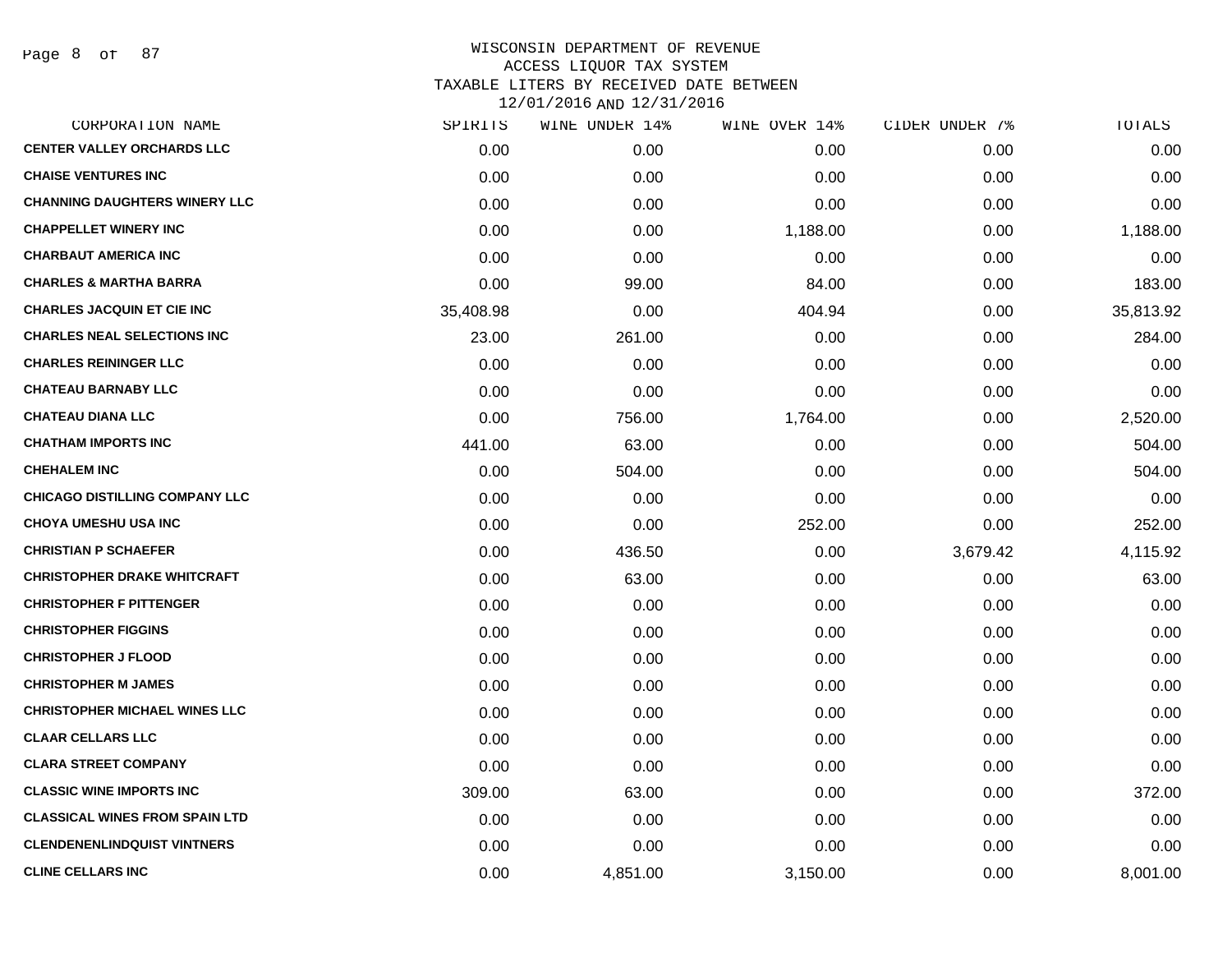WISCONSIN DEPARTMENT OF REVENUE
ACCESS LIQUOR TAX SYSTEM
TAXABLE LITERS BY RECEIVED DATE BETWEEN
12/01/2016 AND 12/31/2016

| CORPORATION NAME | SPIRITS | WINE UNDER 14% | WINE OVER 14% | CIDER UNDER 7% | TOTALS |
|---|---|---|---|---|---|
| CENTER VALLEY ORCHARDS LLC | 0.00 | 0.00 | 0.00 | 0.00 | 0.00 |
| CHAISE VENTURES INC | 0.00 | 0.00 | 0.00 | 0.00 | 0.00 |
| CHANNING DAUGHTERS WINERY LLC | 0.00 | 0.00 | 0.00 | 0.00 | 0.00 |
| CHAPPELLET WINERY INC | 0.00 | 0.00 | 1,188.00 | 0.00 | 1,188.00 |
| CHARBAUT AMERICA INC | 0.00 | 0.00 | 0.00 | 0.00 | 0.00 |
| CHARLES & MARTHA BARRA | 0.00 | 99.00 | 84.00 | 0.00 | 183.00 |
| CHARLES JACQUIN ET CIE INC | 35,408.98 | 0.00 | 404.94 | 0.00 | 35,813.92 |
| CHARLES NEAL SELECTIONS INC | 23.00 | 261.00 | 0.00 | 0.00 | 284.00 |
| CHARLES REININGER LLC | 0.00 | 0.00 | 0.00 | 0.00 | 0.00 |
| CHATEAU BARNABY LLC | 0.00 | 0.00 | 0.00 | 0.00 | 0.00 |
| CHATEAU DIANA LLC | 0.00 | 756.00 | 1,764.00 | 0.00 | 2,520.00 |
| CHATHAM IMPORTS INC | 441.00 | 63.00 | 0.00 | 0.00 | 504.00 |
| CHEHALEM INC | 0.00 | 504.00 | 0.00 | 0.00 | 504.00 |
| CHICAGO DISTILLING COMPANY LLC | 0.00 | 0.00 | 0.00 | 0.00 | 0.00 |
| CHOYA UMESHU USA INC | 0.00 | 0.00 | 252.00 | 0.00 | 252.00 |
| CHRISTIAN P SCHAEFER | 0.00 | 436.50 | 0.00 | 3,679.42 | 4,115.92 |
| CHRISTOPHER DRAKE WHITCRAFT | 0.00 | 63.00 | 0.00 | 0.00 | 63.00 |
| CHRISTOPHER F PITTENGER | 0.00 | 0.00 | 0.00 | 0.00 | 0.00 |
| CHRISTOPHER FIGGINS | 0.00 | 0.00 | 0.00 | 0.00 | 0.00 |
| CHRISTOPHER J FLOOD | 0.00 | 0.00 | 0.00 | 0.00 | 0.00 |
| CHRISTOPHER M JAMES | 0.00 | 0.00 | 0.00 | 0.00 | 0.00 |
| CHRISTOPHER MICHAEL WINES LLC | 0.00 | 0.00 | 0.00 | 0.00 | 0.00 |
| CLAAR CELLARS LLC | 0.00 | 0.00 | 0.00 | 0.00 | 0.00 |
| CLARA STREET COMPANY | 0.00 | 0.00 | 0.00 | 0.00 | 0.00 |
| CLASSIC WINE IMPORTS INC | 309.00 | 63.00 | 0.00 | 0.00 | 372.00 |
| CLASSICAL WINES FROM SPAIN LTD | 0.00 | 0.00 | 0.00 | 0.00 | 0.00 |
| CLENDENENLINDQUIST VINTNERS | 0.00 | 0.00 | 0.00 | 0.00 | 0.00 |
| CLINE CELLARS INC | 0.00 | 4,851.00 | 3,150.00 | 0.00 | 8,001.00 |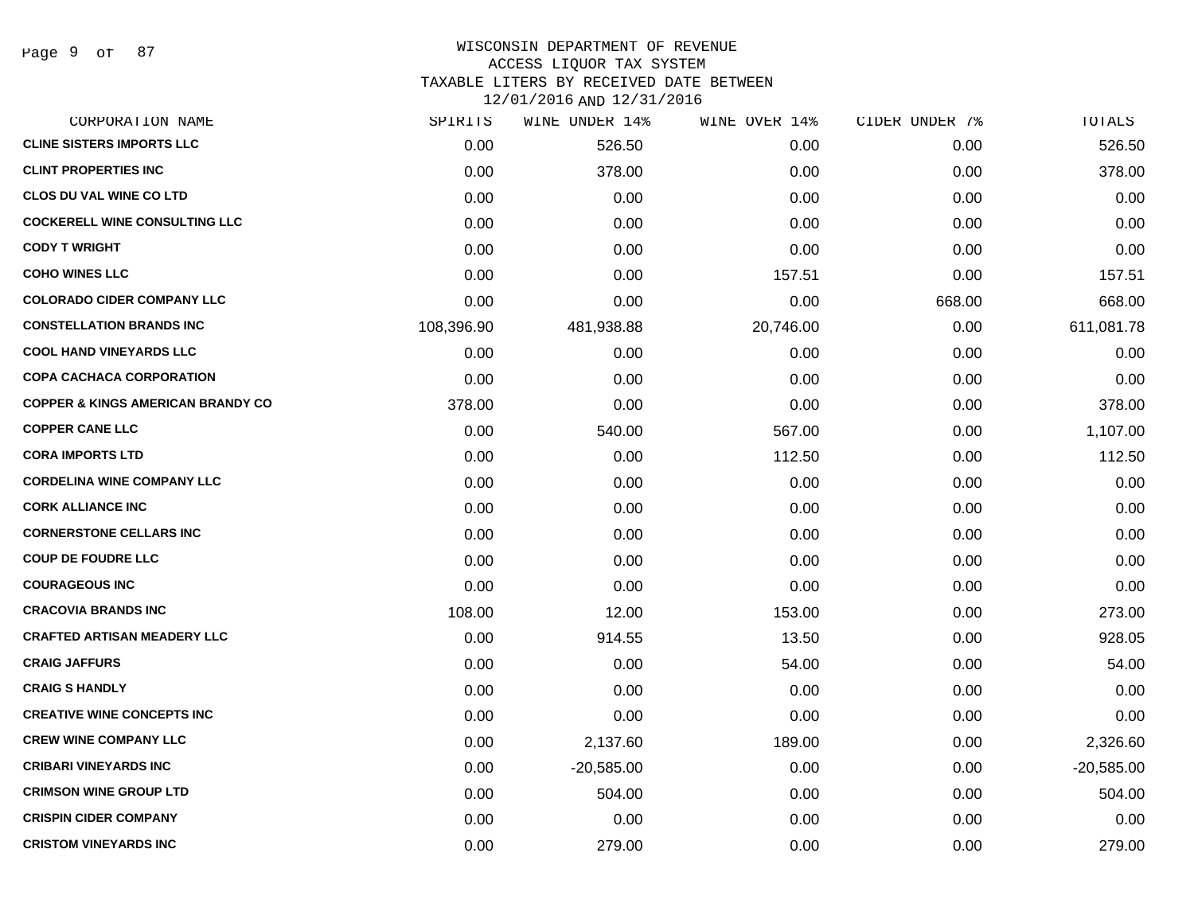WISCONSIN DEPARTMENT OF REVENUE
ACCESS LIQUOR TAX SYSTEM
TAXABLE LITERS BY RECEIVED DATE BETWEEN
12/01/2016 AND 12/31/2016

| CORPORATION NAME | SPIRITS | WINE UNDER 14% | WINE OVER 14% | CIDER UNDER 7% | TOTALS |
|---|---|---|---|---|---|
| CLINE SISTERS IMPORTS LLC | 0.00 | 526.50 | 0.00 | 0.00 | 526.50 |
| CLINT PROPERTIES INC | 0.00 | 378.00 | 0.00 | 0.00 | 378.00 |
| CLOS DU VAL WINE CO LTD | 0.00 | 0.00 | 0.00 | 0.00 | 0.00 |
| COCKERELL WINE CONSULTING LLC | 0.00 | 0.00 | 0.00 | 0.00 | 0.00 |
| CODY T WRIGHT | 0.00 | 0.00 | 0.00 | 0.00 | 0.00 |
| COHO WINES LLC | 0.00 | 0.00 | 157.51 | 0.00 | 157.51 |
| COLORADO CIDER COMPANY LLC | 0.00 | 0.00 | 0.00 | 668.00 | 668.00 |
| CONSTELLATION BRANDS INC | 108,396.90 | 481,938.88 | 20,746.00 | 0.00 | 611,081.78 |
| COOL HAND VINEYARDS LLC | 0.00 | 0.00 | 0.00 | 0.00 | 0.00 |
| COPA CACHACA CORPORATION | 0.00 | 0.00 | 0.00 | 0.00 | 0.00 |
| COPPER & KINGS AMERICAN BRANDY CO | 378.00 | 0.00 | 0.00 | 0.00 | 378.00 |
| COPPER CANE LLC | 0.00 | 540.00 | 567.00 | 0.00 | 1,107.00 |
| CORA IMPORTS LTD | 0.00 | 0.00 | 112.50 | 0.00 | 112.50 |
| CORDELINA WINE COMPANY LLC | 0.00 | 0.00 | 0.00 | 0.00 | 0.00 |
| CORK ALLIANCE INC | 0.00 | 0.00 | 0.00 | 0.00 | 0.00 |
| CORNERSTONE CELLARS INC | 0.00 | 0.00 | 0.00 | 0.00 | 0.00 |
| COUP DE FOUDRE LLC | 0.00 | 0.00 | 0.00 | 0.00 | 0.00 |
| COURAGEOUS INC | 0.00 | 0.00 | 0.00 | 0.00 | 0.00 |
| CRACOVIA BRANDS INC | 108.00 | 12.00 | 153.00 | 0.00 | 273.00 |
| CRAFTED ARTISAN MEADERY LLC | 0.00 | 914.55 | 13.50 | 0.00 | 928.05 |
| CRAIG JAFFURS | 0.00 | 0.00 | 54.00 | 0.00 | 54.00 |
| CRAIG S HANDLY | 0.00 | 0.00 | 0.00 | 0.00 | 0.00 |
| CREATIVE WINE CONCEPTS INC | 0.00 | 0.00 | 0.00 | 0.00 | 0.00 |
| CREW WINE COMPANY LLC | 0.00 | 2,137.60 | 189.00 | 0.00 | 2,326.60 |
| CRIBARI VINEYARDS INC | 0.00 | -20,585.00 | 0.00 | 0.00 | -20,585.00 |
| CRIMSON WINE GROUP LTD | 0.00 | 504.00 | 0.00 | 0.00 | 504.00 |
| CRISPIN CIDER COMPANY | 0.00 | 0.00 | 0.00 | 0.00 | 0.00 |
| CRISTOM VINEYARDS INC | 0.00 | 279.00 | 0.00 | 0.00 | 279.00 |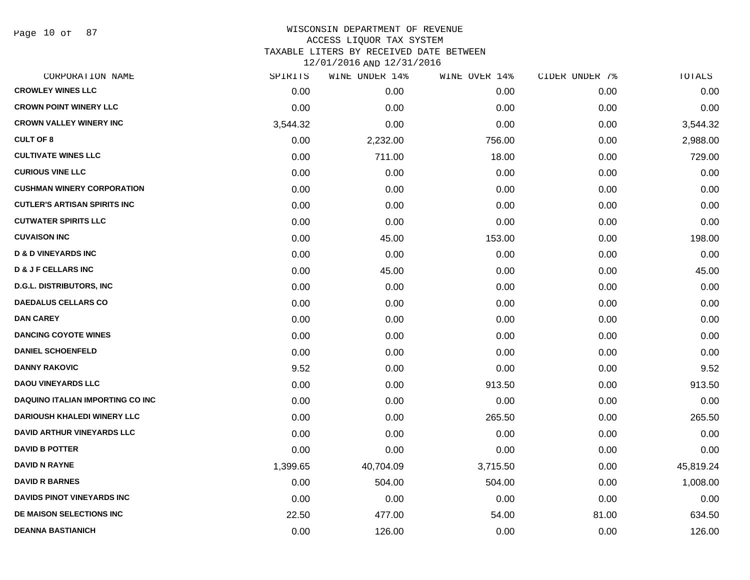WISCONSIN DEPARTMENT OF REVENUE
ACCESS LIQUOR TAX SYSTEM
TAXABLE LITERS BY RECEIVED DATE BETWEEN
12/01/2016 AND 12/31/2016

| CORPORATION NAME | SPIRITS | WINE UNDER 14% | WINE OVER 14% | CIDER UNDER 7% | TOTALS |
|---|---|---|---|---|---|
| CROWLEY WINES LLC | 0.00 | 0.00 | 0.00 | 0.00 | 0.00 |
| CROWN POINT WINERY LLC | 0.00 | 0.00 | 0.00 | 0.00 | 0.00 |
| CROWN VALLEY WINERY INC | 3,544.32 | 0.00 | 0.00 | 0.00 | 3,544.32 |
| CULT OF 8 | 0.00 | 2,232.00 | 756.00 | 0.00 | 2,988.00 |
| CULTIVATE WINES LLC | 0.00 | 711.00 | 18.00 | 0.00 | 729.00 |
| CURIOUS VINE LLC | 0.00 | 0.00 | 0.00 | 0.00 | 0.00 |
| CUSHMAN WINERY CORPORATION | 0.00 | 0.00 | 0.00 | 0.00 | 0.00 |
| CUTLER'S ARTISAN SPIRITS INC | 0.00 | 0.00 | 0.00 | 0.00 | 0.00 |
| CUTWATER SPIRITS LLC | 0.00 | 0.00 | 0.00 | 0.00 | 0.00 |
| CUVAISON INC | 0.00 | 45.00 | 153.00 | 0.00 | 198.00 |
| D & D VINEYARDS INC | 0.00 | 0.00 | 0.00 | 0.00 | 0.00 |
| D & J F CELLARS INC | 0.00 | 45.00 | 0.00 | 0.00 | 45.00 |
| D.G.L. DISTRIBUTORS, INC | 0.00 | 0.00 | 0.00 | 0.00 | 0.00 |
| DAEDALUS CELLARS CO | 0.00 | 0.00 | 0.00 | 0.00 | 0.00 |
| DAN CAREY | 0.00 | 0.00 | 0.00 | 0.00 | 0.00 |
| DANCING COYOTE WINES | 0.00 | 0.00 | 0.00 | 0.00 | 0.00 |
| DANIEL SCHOENFELD | 0.00 | 0.00 | 0.00 | 0.00 | 0.00 |
| DANNY RAKOVIC | 9.52 | 0.00 | 0.00 | 0.00 | 9.52 |
| DAOU VINEYARDS LLC | 0.00 | 0.00 | 913.50 | 0.00 | 913.50 |
| DAQUINO ITALIAN IMPORTING CO INC | 0.00 | 0.00 | 0.00 | 0.00 | 0.00 |
| DARIOUSH KHALEDI WINERY LLC | 0.00 | 0.00 | 265.50 | 0.00 | 265.50 |
| DAVID ARTHUR VINEYARDS LLC | 0.00 | 0.00 | 0.00 | 0.00 | 0.00 |
| DAVID B POTTER | 0.00 | 0.00 | 0.00 | 0.00 | 0.00 |
| DAVID N RAYNE | 1,399.65 | 40,704.09 | 3,715.50 | 0.00 | 45,819.24 |
| DAVID R BARNES | 0.00 | 504.00 | 504.00 | 0.00 | 1,008.00 |
| DAVIDS PINOT VINEYARDS INC | 0.00 | 0.00 | 0.00 | 0.00 | 0.00 |
| DE MAISON SELECTIONS INC | 22.50 | 477.00 | 54.00 | 81.00 | 634.50 |
| DEANNA BASTIANICH | 0.00 | 126.00 | 0.00 | 0.00 | 126.00 |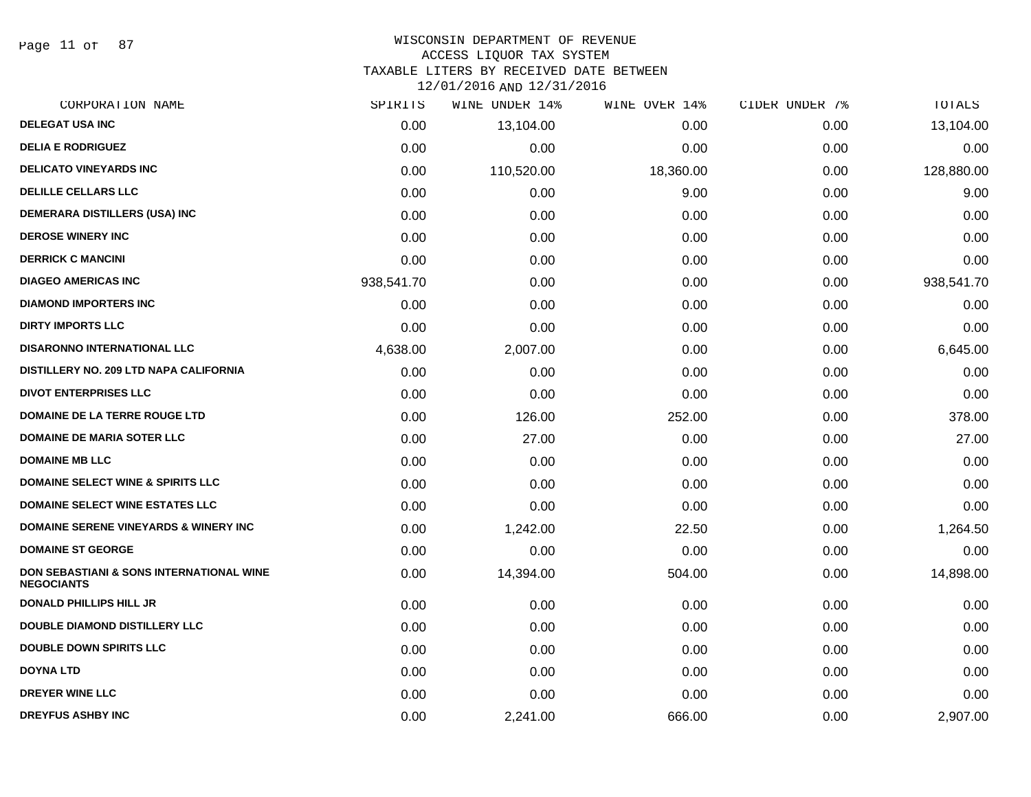# WISCONSIN DEPARTMENT OF REVENUE
## ACCESS LIQUOR TAX SYSTEM
## TAXABLE LITERS BY RECEIVED DATE BETWEEN 12/01/2016 AND 12/31/2016

| CORPORATION NAME | SPIRITS | WINE UNDER 14% | WINE OVER 14% | CIDER UNDER 7% | TOTALS |
|---|---|---|---|---|---|
| DELEGAT USA INC | 0.00 | 13,104.00 | 0.00 | 0.00 | 13,104.00 |
| DELIA E RODRIGUEZ | 0.00 | 0.00 | 0.00 | 0.00 | 0.00 |
| DELICATO VINEYARDS INC | 0.00 | 110,520.00 | 18,360.00 | 0.00 | 128,880.00 |
| DELILLE CELLARS LLC | 0.00 | 0.00 | 9.00 | 0.00 | 9.00 |
| DEMERARA DISTILLERS (USA) INC | 0.00 | 0.00 | 0.00 | 0.00 | 0.00 |
| DEROSE WINERY INC | 0.00 | 0.00 | 0.00 | 0.00 | 0.00 |
| DERRICK C MANCINI | 0.00 | 0.00 | 0.00 | 0.00 | 0.00 |
| DIAGEO AMERICAS INC | 938,541.70 | 0.00 | 0.00 | 0.00 | 938,541.70 |
| DIAMOND IMPORTERS INC | 0.00 | 0.00 | 0.00 | 0.00 | 0.00 |
| DIRTY IMPORTS LLC | 0.00 | 0.00 | 0.00 | 0.00 | 0.00 |
| DISARONNO INTERNATIONAL LLC | 4,638.00 | 2,007.00 | 0.00 | 0.00 | 6,645.00 |
| DISTILLERY NO. 209 LTD NAPA CALIFORNIA | 0.00 | 0.00 | 0.00 | 0.00 | 0.00 |
| DIVOT ENTERPRISES LLC | 0.00 | 0.00 | 0.00 | 0.00 | 0.00 |
| DOMAINE DE LA TERRE ROUGE LTD | 0.00 | 126.00 | 252.00 | 0.00 | 378.00 |
| DOMAINE DE MARIA SOTER LLC | 0.00 | 27.00 | 0.00 | 0.00 | 27.00 |
| DOMAINE MB LLC | 0.00 | 0.00 | 0.00 | 0.00 | 0.00 |
| DOMAINE SELECT WINE & SPIRITS LLC | 0.00 | 0.00 | 0.00 | 0.00 | 0.00 |
| DOMAINE SELECT WINE ESTATES LLC | 0.00 | 0.00 | 0.00 | 0.00 | 0.00 |
| DOMAINE SERENE VINEYARDS & WINERY INC | 0.00 | 1,242.00 | 22.50 | 0.00 | 1,264.50 |
| DOMAINE ST GEORGE | 0.00 | 0.00 | 0.00 | 0.00 | 0.00 |
| DON SEBASTIANI & SONS INTERNATIONAL WINE NEGOCIANTS | 0.00 | 14,394.00 | 504.00 | 0.00 | 14,898.00 |
| DONALD PHILLIPS HILL JR | 0.00 | 0.00 | 0.00 | 0.00 | 0.00 |
| DOUBLE DIAMOND DISTILLERY LLC | 0.00 | 0.00 | 0.00 | 0.00 | 0.00 |
| DOUBLE DOWN SPIRITS LLC | 0.00 | 0.00 | 0.00 | 0.00 | 0.00 |
| DOYNA LTD | 0.00 | 0.00 | 0.00 | 0.00 | 0.00 |
| DREYER WINE LLC | 0.00 | 0.00 | 0.00 | 0.00 | 0.00 |
| DREYFUS ASHBY INC | 0.00 | 2,241.00 | 666.00 | 0.00 | 2,907.00 |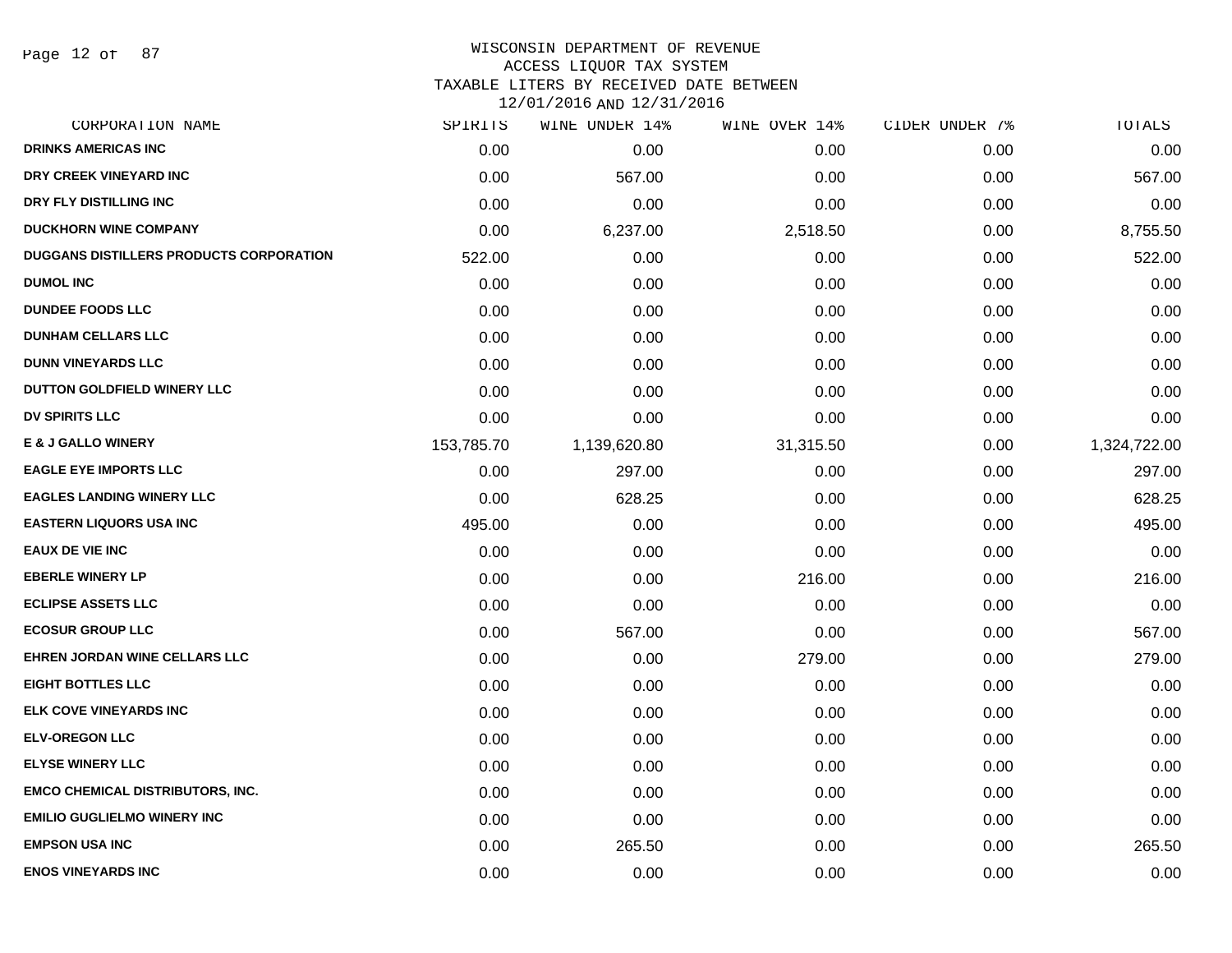# WISCONSIN DEPARTMENT OF REVENUE
## ACCESS LIQUOR TAX SYSTEM
### TAXABLE LITERS BY RECEIVED DATE BETWEEN 12/01/2016 AND 12/31/2016

| CORPORATION NAME | SPIRITS | WINE UNDER 14% | WINE OVER 14% | CIDER UNDER 7% | TOTALS |
|---|---|---|---|---|---|
| DRINKS AMERICAS INC | 0.00 | 0.00 | 0.00 | 0.00 | 0.00 |
| DRY CREEK VINEYARD INC | 0.00 | 567.00 | 0.00 | 0.00 | 567.00 |
| DRY FLY DISTILLING INC | 0.00 | 0.00 | 0.00 | 0.00 | 0.00 |
| DUCKHORN WINE COMPANY | 0.00 | 6,237.00 | 2,518.50 | 0.00 | 8,755.50 |
| DUGGANS DISTILLERS PRODUCTS CORPORATION | 522.00 | 0.00 | 0.00 | 0.00 | 522.00 |
| DUMOL INC | 0.00 | 0.00 | 0.00 | 0.00 | 0.00 |
| DUNDEE FOODS LLC | 0.00 | 0.00 | 0.00 | 0.00 | 0.00 |
| DUNHAM CELLARS LLC | 0.00 | 0.00 | 0.00 | 0.00 | 0.00 |
| DUNN VINEYARDS LLC | 0.00 | 0.00 | 0.00 | 0.00 | 0.00 |
| DUTTON GOLDFIELD WINERY LLC | 0.00 | 0.00 | 0.00 | 0.00 | 0.00 |
| DV SPIRITS LLC | 0.00 | 0.00 | 0.00 | 0.00 | 0.00 |
| E & J GALLO WINERY | 153,785.70 | 1,139,620.80 | 31,315.50 | 0.00 | 1,324,722.00 |
| EAGLE EYE IMPORTS LLC | 0.00 | 297.00 | 0.00 | 0.00 | 297.00 |
| EAGLES LANDING WINERY LLC | 0.00 | 628.25 | 0.00 | 0.00 | 628.25 |
| EASTERN LIQUORS USA INC | 495.00 | 0.00 | 0.00 | 0.00 | 495.00 |
| EAUX DE VIE INC | 0.00 | 0.00 | 0.00 | 0.00 | 0.00 |
| EBERLE WINERY LP | 0.00 | 0.00 | 216.00 | 0.00 | 216.00 |
| ECLIPSE ASSETS LLC | 0.00 | 0.00 | 0.00 | 0.00 | 0.00 |
| ECOSUR GROUP LLC | 0.00 | 567.00 | 0.00 | 0.00 | 567.00 |
| EHREN JORDAN WINE CELLARS LLC | 0.00 | 0.00 | 279.00 | 0.00 | 279.00 |
| EIGHT BOTTLES LLC | 0.00 | 0.00 | 0.00 | 0.00 | 0.00 |
| ELK COVE VINEYARDS INC | 0.00 | 0.00 | 0.00 | 0.00 | 0.00 |
| ELV-OREGON LLC | 0.00 | 0.00 | 0.00 | 0.00 | 0.00 |
| ELYSE WINERY LLC | 0.00 | 0.00 | 0.00 | 0.00 | 0.00 |
| EMCO CHEMICAL DISTRIBUTORS, INC. | 0.00 | 0.00 | 0.00 | 0.00 | 0.00 |
| EMILIO GUGLIELMO WINERY INC | 0.00 | 0.00 | 0.00 | 0.00 | 0.00 |
| EMPSON USA INC | 0.00 | 265.50 | 0.00 | 0.00 | 265.50 |
| ENOS VINEYARDS INC | 0.00 | 0.00 | 0.00 | 0.00 | 0.00 |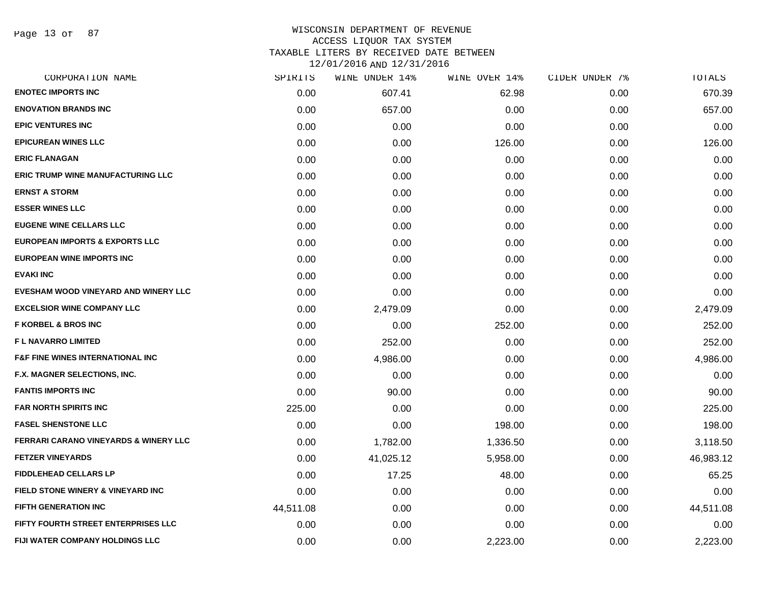WISCONSIN DEPARTMENT OF REVENUE
ACCESS LIQUOR TAX SYSTEM
TAXABLE LITERS BY RECEIVED DATE BETWEEN
12/01/2016 AND 12/31/2016

| CORPORATION NAME | SPIRITS | WINE UNDER 14% | WINE OVER 14% | CIDER UNDER 7% | TOTALS |
|---|---|---|---|---|---|
| ENOTEC IMPORTS INC | 0.00 | 607.41 | 62.98 | 0.00 | 670.39 |
| ENOVATION BRANDS INC | 0.00 | 657.00 | 0.00 | 0.00 | 657.00 |
| EPIC VENTURES INC | 0.00 | 0.00 | 0.00 | 0.00 | 0.00 |
| EPICUREAN WINES LLC | 0.00 | 0.00 | 126.00 | 0.00 | 126.00 |
| ERIC FLANAGAN | 0.00 | 0.00 | 0.00 | 0.00 | 0.00 |
| ERIC TRUMP WINE MANUFACTURING LLC | 0.00 | 0.00 | 0.00 | 0.00 | 0.00 |
| ERNST A STORM | 0.00 | 0.00 | 0.00 | 0.00 | 0.00 |
| ESSER WINES LLC | 0.00 | 0.00 | 0.00 | 0.00 | 0.00 |
| EUGENE WINE CELLARS LLC | 0.00 | 0.00 | 0.00 | 0.00 | 0.00 |
| EUROPEAN IMPORTS & EXPORTS LLC | 0.00 | 0.00 | 0.00 | 0.00 | 0.00 |
| EUROPEAN WINE IMPORTS INC | 0.00 | 0.00 | 0.00 | 0.00 | 0.00 |
| EVAKI INC | 0.00 | 0.00 | 0.00 | 0.00 | 0.00 |
| EVESHAM WOOD VINEYARD AND WINERY LLC | 0.00 | 0.00 | 0.00 | 0.00 | 0.00 |
| EXCELSIOR WINE COMPANY LLC | 0.00 | 2,479.09 | 0.00 | 0.00 | 2,479.09 |
| F KORBEL & BROS INC | 0.00 | 0.00 | 252.00 | 0.00 | 252.00 |
| F L NAVARRO LIMITED | 0.00 | 252.00 | 0.00 | 0.00 | 252.00 |
| F&F FINE WINES INTERNATIONAL INC | 0.00 | 4,986.00 | 0.00 | 0.00 | 4,986.00 |
| F.X. MAGNER SELECTIONS, INC. | 0.00 | 0.00 | 0.00 | 0.00 | 0.00 |
| FANTIS IMPORTS INC | 0.00 | 90.00 | 0.00 | 0.00 | 90.00 |
| FAR NORTH SPIRITS INC | 225.00 | 0.00 | 0.00 | 0.00 | 225.00 |
| FASEL SHENSTONE LLC | 0.00 | 0.00 | 198.00 | 0.00 | 198.00 |
| FERRARI CARANO VINEYARDS & WINERY LLC | 0.00 | 1,782.00 | 1,336.50 | 0.00 | 3,118.50 |
| FETZER VINEYARDS | 0.00 | 41,025.12 | 5,958.00 | 0.00 | 46,983.12 |
| FIDDLEHEAD CELLARS LP | 0.00 | 17.25 | 48.00 | 0.00 | 65.25 |
| FIELD STONE WINERY & VINEYARD INC | 0.00 | 0.00 | 0.00 | 0.00 | 0.00 |
| FIFTH GENERATION INC | 44,511.08 | 0.00 | 0.00 | 0.00 | 44,511.08 |
| FIFTY FOURTH STREET ENTERPRISES LLC | 0.00 | 0.00 | 0.00 | 0.00 | 0.00 |
| FIJI WATER COMPANY HOLDINGS LLC | 0.00 | 0.00 | 2,223.00 | 0.00 | 2,223.00 |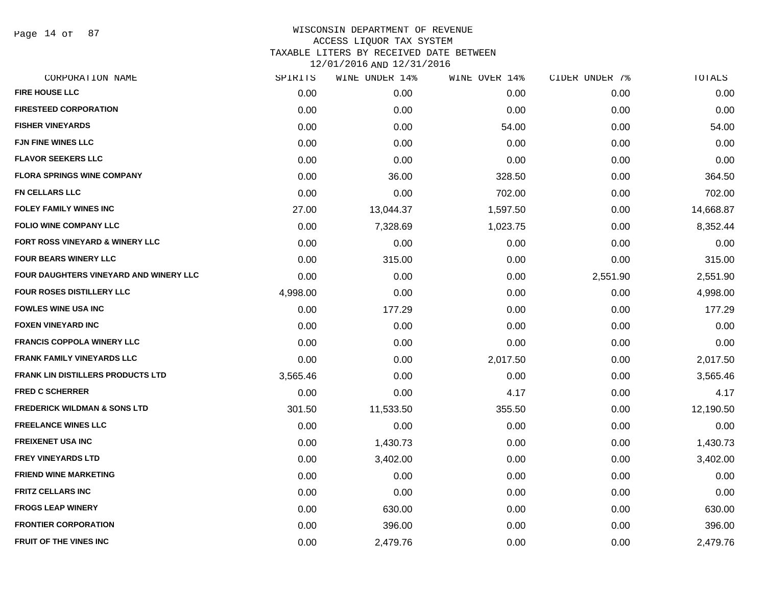# WISCONSIN DEPARTMENT OF REVENUE
## ACCESS LIQUOR TAX SYSTEM
### TAXABLE LITERS BY RECEIVED DATE BETWEEN 12/01/2016 AND 12/31/2016

| CORPORATION NAME | SPIRITS | WINE UNDER 14% | WINE OVER 14% | CIDER UNDER 7% | TOTALS |
|---|---|---|---|---|---|
| FIRE HOUSE LLC | 0.00 | 0.00 | 0.00 | 0.00 | 0.00 |
| FIRESTEED CORPORATION | 0.00 | 0.00 | 0.00 | 0.00 | 0.00 |
| FISHER VINEYARDS | 0.00 | 0.00 | 54.00 | 0.00 | 54.00 |
| FJN FINE WINES LLC | 0.00 | 0.00 | 0.00 | 0.00 | 0.00 |
| FLAVOR SEEKERS LLC | 0.00 | 0.00 | 0.00 | 0.00 | 0.00 |
| FLORA SPRINGS WINE COMPANY | 0.00 | 36.00 | 328.50 | 0.00 | 364.50 |
| FN CELLARS LLC | 0.00 | 0.00 | 702.00 | 0.00 | 702.00 |
| FOLEY FAMILY WINES INC | 27.00 | 13,044.37 | 1,597.50 | 0.00 | 14,668.87 |
| FOLIO WINE COMPANY LLC | 0.00 | 7,328.69 | 1,023.75 | 0.00 | 8,352.44 |
| FORT ROSS VINEYARD & WINERY LLC | 0.00 | 0.00 | 0.00 | 0.00 | 0.00 |
| FOUR BEARS WINERY LLC | 0.00 | 315.00 | 0.00 | 0.00 | 315.00 |
| FOUR DAUGHTERS VINEYARD AND WINERY LLC | 0.00 | 0.00 | 0.00 | 2,551.90 | 2,551.90 |
| FOUR ROSES DISTILLERY LLC | 4,998.00 | 0.00 | 0.00 | 0.00 | 4,998.00 |
| FOWLES WINE USA INC | 0.00 | 177.29 | 0.00 | 0.00 | 177.29 |
| FOXEN VINEYARD INC | 0.00 | 0.00 | 0.00 | 0.00 | 0.00 |
| FRANCIS COPPOLA WINERY LLC | 0.00 | 0.00 | 0.00 | 0.00 | 0.00 |
| FRANK FAMILY VINEYARDS LLC | 0.00 | 0.00 | 2,017.50 | 0.00 | 2,017.50 |
| FRANK LIN DISTILLERS PRODUCTS LTD | 3,565.46 | 0.00 | 0.00 | 0.00 | 3,565.46 |
| FRED C SCHERRER | 0.00 | 0.00 | 4.17 | 0.00 | 4.17 |
| FREDERICK WILDMAN & SONS LTD | 301.50 | 11,533.50 | 355.50 | 0.00 | 12,190.50 |
| FREELANCE WINES LLC | 0.00 | 0.00 | 0.00 | 0.00 | 0.00 |
| FREIXENET USA INC | 0.00 | 1,430.73 | 0.00 | 0.00 | 1,430.73 |
| FREY VINEYARDS LTD | 0.00 | 3,402.00 | 0.00 | 0.00 | 3,402.00 |
| FRIEND WINE MARKETING | 0.00 | 0.00 | 0.00 | 0.00 | 0.00 |
| FRITZ CELLARS INC | 0.00 | 0.00 | 0.00 | 0.00 | 0.00 |
| FROGS LEAP WINERY | 0.00 | 630.00 | 0.00 | 0.00 | 630.00 |
| FRONTIER CORPORATION | 0.00 | 396.00 | 0.00 | 0.00 | 396.00 |
| FRUIT OF THE VINES INC | 0.00 | 2,479.76 | 0.00 | 0.00 | 2,479.76 |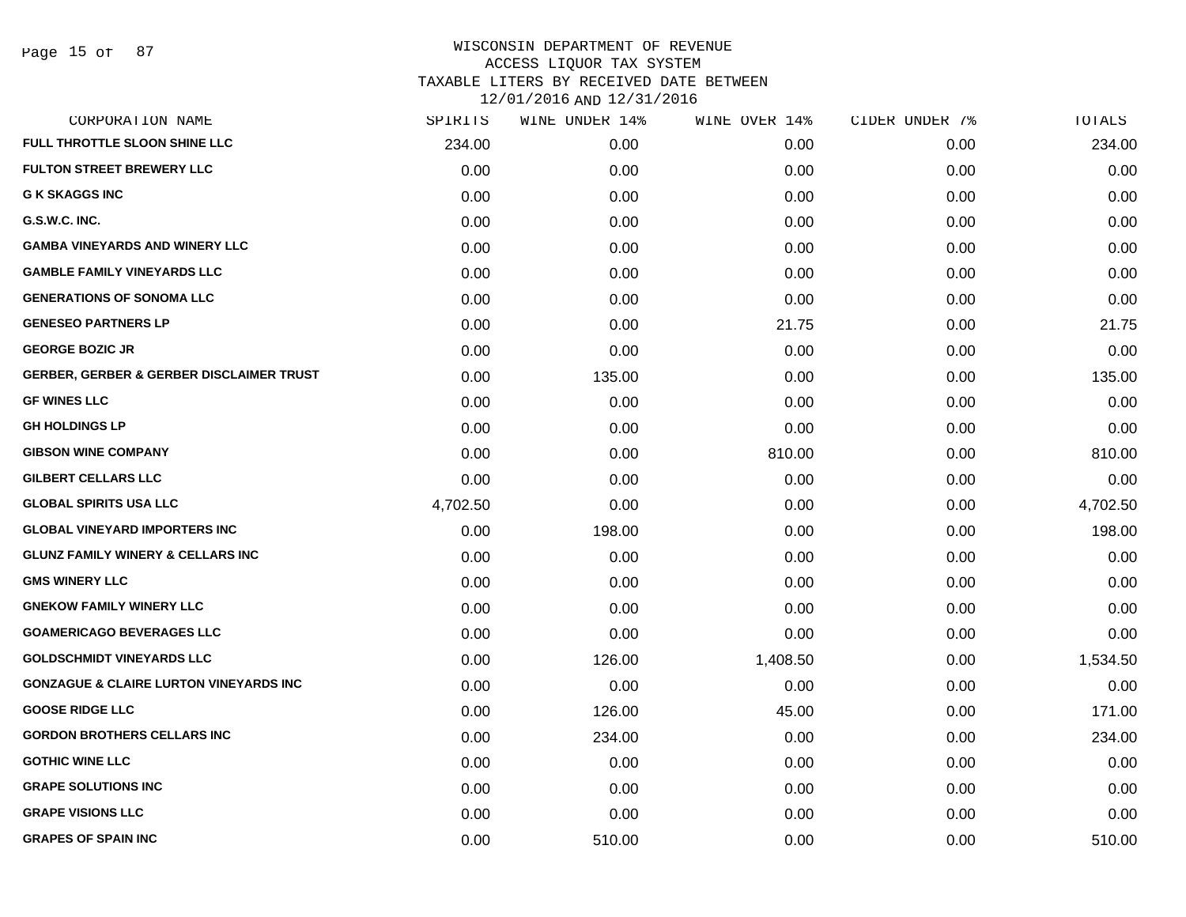WISCONSIN DEPARTMENT OF REVENUE
ACCESS LIQUOR TAX SYSTEM
TAXABLE LITERS BY RECEIVED DATE BETWEEN
12/01/2016 AND 12/31/2016

| CORPORATION NAME | SPIRITS | WINE UNDER 14% | WINE OVER 14% | CIDER UNDER 7% | TOTALS |
|---|---|---|---|---|---|
| FULL THROTTLE SLOON SHINE LLC | 234.00 | 0.00 | 0.00 | 0.00 | 234.00 |
| FULTON STREET BREWERY LLC | 0.00 | 0.00 | 0.00 | 0.00 | 0.00 |
| G K SKAGGS INC | 0.00 | 0.00 | 0.00 | 0.00 | 0.00 |
| G.S.W.C. INC. | 0.00 | 0.00 | 0.00 | 0.00 | 0.00 |
| GAMBA VINEYARDS AND WINERY LLC | 0.00 | 0.00 | 0.00 | 0.00 | 0.00 |
| GAMBLE FAMILY VINEYARDS LLC | 0.00 | 0.00 | 0.00 | 0.00 | 0.00 |
| GENERATIONS OF SONOMA LLC | 0.00 | 0.00 | 0.00 | 0.00 | 0.00 |
| GENESEO PARTNERS LP | 0.00 | 0.00 | 21.75 | 0.00 | 21.75 |
| GEORGE BOZIC JR | 0.00 | 0.00 | 0.00 | 0.00 | 0.00 |
| GERBER, GERBER & GERBER DISCLAIMER TRUST | 0.00 | 135.00 | 0.00 | 0.00 | 135.00 |
| GF WINES LLC | 0.00 | 0.00 | 0.00 | 0.00 | 0.00 |
| GH HOLDINGS LP | 0.00 | 0.00 | 0.00 | 0.00 | 0.00 |
| GIBSON WINE COMPANY | 0.00 | 0.00 | 810.00 | 0.00 | 810.00 |
| GILBERT CELLARS LLC | 0.00 | 0.00 | 0.00 | 0.00 | 0.00 |
| GLOBAL SPIRITS USA LLC | 4,702.50 | 0.00 | 0.00 | 0.00 | 4,702.50 |
| GLOBAL VINEYARD IMPORTERS INC | 0.00 | 198.00 | 0.00 | 0.00 | 198.00 |
| GLUNZ FAMILY WINERY & CELLARS INC | 0.00 | 0.00 | 0.00 | 0.00 | 0.00 |
| GMS WINERY LLC | 0.00 | 0.00 | 0.00 | 0.00 | 0.00 |
| GNEKOW FAMILY WINERY LLC | 0.00 | 0.00 | 0.00 | 0.00 | 0.00 |
| GOAMERICAGO BEVERAGES LLC | 0.00 | 0.00 | 0.00 | 0.00 | 0.00 |
| GOLDSCHMIDT VINEYARDS LLC | 0.00 | 126.00 | 1,408.50 | 0.00 | 1,534.50 |
| GONZAGUE & CLAIRE LURTON VINEYARDS INC | 0.00 | 0.00 | 0.00 | 0.00 | 0.00 |
| GOOSE RIDGE LLC | 0.00 | 126.00 | 45.00 | 0.00 | 171.00 |
| GORDON BROTHERS CELLARS INC | 0.00 | 234.00 | 0.00 | 0.00 | 234.00 |
| GOTHIC WINE LLC | 0.00 | 0.00 | 0.00 | 0.00 | 0.00 |
| GRAPE SOLUTIONS INC | 0.00 | 0.00 | 0.00 | 0.00 | 0.00 |
| GRAPE VISIONS LLC | 0.00 | 0.00 | 0.00 | 0.00 | 0.00 |
| GRAPES OF SPAIN INC | 0.00 | 510.00 | 0.00 | 0.00 | 510.00 |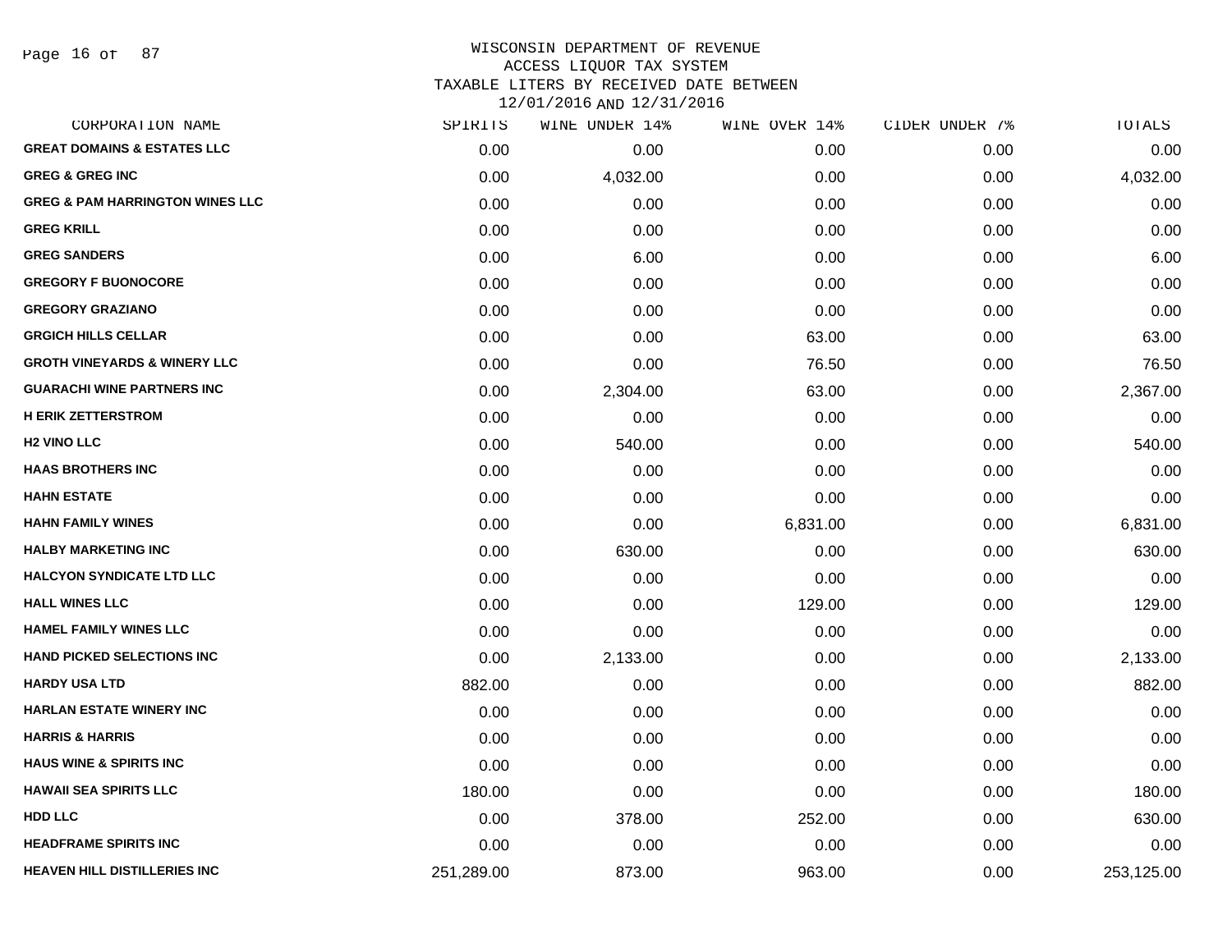# WISCONSIN DEPARTMENT OF REVENUE
## ACCESS LIQUOR TAX SYSTEM
### TAXABLE LITERS BY RECEIVED DATE BETWEEN 12/01/2016 AND 12/31/2016

| CORPORATION NAME | SPIRITS | WINE UNDER 14% | WINE OVER 14% | CIDER UNDER 7% | TOTALS |
|---|---|---|---|---|---|
| GREAT DOMAINS & ESTATES LLC | 0.00 | 0.00 | 0.00 | 0.00 | 0.00 |
| GREG & GREG INC | 0.00 | 4,032.00 | 0.00 | 0.00 | 4,032.00 |
| GREG & PAM HARRINGTON WINES LLC | 0.00 | 0.00 | 0.00 | 0.00 | 0.00 |
| GREG KRILL | 0.00 | 0.00 | 0.00 | 0.00 | 0.00 |
| GREG SANDERS | 0.00 | 6.00 | 0.00 | 0.00 | 6.00 |
| GREGORY F BUONOCORE | 0.00 | 0.00 | 0.00 | 0.00 | 0.00 |
| GREGORY GRAZIANO | 0.00 | 0.00 | 0.00 | 0.00 | 0.00 |
| GRGICH HILLS CELLAR | 0.00 | 0.00 | 63.00 | 0.00 | 63.00 |
| GROTH VINEYARDS & WINERY LLC | 0.00 | 0.00 | 76.50 | 0.00 | 76.50 |
| GUARACHI WINE PARTNERS INC | 0.00 | 2,304.00 | 63.00 | 0.00 | 2,367.00 |
| H ERIK ZETTERSTROM | 0.00 | 0.00 | 0.00 | 0.00 | 0.00 |
| H2 VINO LLC | 0.00 | 540.00 | 0.00 | 0.00 | 540.00 |
| HAAS BROTHERS INC | 0.00 | 0.00 | 0.00 | 0.00 | 0.00 |
| HAHN ESTATE | 0.00 | 0.00 | 0.00 | 0.00 | 0.00 |
| HAHN FAMILY WINES | 0.00 | 0.00 | 6,831.00 | 0.00 | 6,831.00 |
| HALBY MARKETING INC | 0.00 | 630.00 | 0.00 | 0.00 | 630.00 |
| HALCYON SYNDICATE LTD LLC | 0.00 | 0.00 | 0.00 | 0.00 | 0.00 |
| HALL WINES LLC | 0.00 | 0.00 | 129.00 | 0.00 | 129.00 |
| HAMEL FAMILY WINES LLC | 0.00 | 0.00 | 0.00 | 0.00 | 0.00 |
| HAND PICKED SELECTIONS INC | 0.00 | 2,133.00 | 0.00 | 0.00 | 2,133.00 |
| HARDY USA LTD | 882.00 | 0.00 | 0.00 | 0.00 | 882.00 |
| HARLAN ESTATE WINERY INC | 0.00 | 0.00 | 0.00 | 0.00 | 0.00 |
| HARRIS & HARRIS | 0.00 | 0.00 | 0.00 | 0.00 | 0.00 |
| HAUS WINE & SPIRITS INC | 0.00 | 0.00 | 0.00 | 0.00 | 0.00 |
| HAWAII SEA SPIRITS LLC | 180.00 | 0.00 | 0.00 | 0.00 | 180.00 |
| HDD LLC | 0.00 | 378.00 | 252.00 | 0.00 | 630.00 |
| HEADFRAME SPIRITS INC | 0.00 | 0.00 | 0.00 | 0.00 | 0.00 |
| HEAVEN HILL DISTILLERIES INC | 251,289.00 | 873.00 | 963.00 | 0.00 | 253,125.00 |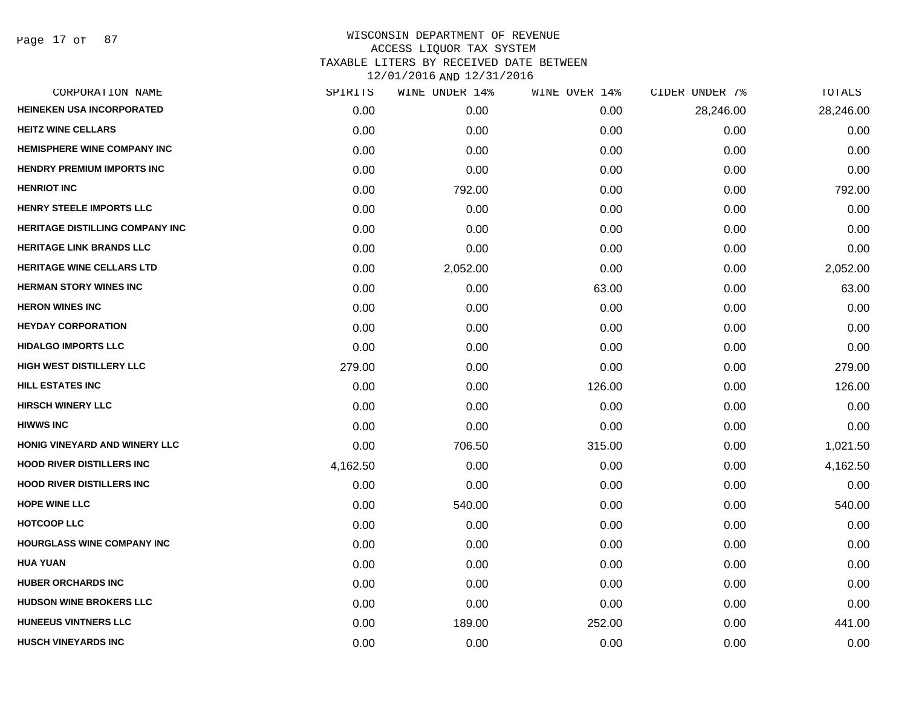WISCONSIN DEPARTMENT OF REVENUE
ACCESS LIQUOR TAX SYSTEM
TAXABLE LITERS BY RECEIVED DATE BETWEEN
12/01/2016 AND 12/31/2016

| CORPORATION NAME | SPIRITS | WINE UNDER 14% | WINE OVER 14% | CIDER UNDER 7% | TOTALS |
|---|---|---|---|---|---|
| HEINEKEN USA INCORPORATED | 0.00 | 0.00 | 0.00 | 28,246.00 | 28,246.00 |
| HEITZ WINE CELLARS | 0.00 | 0.00 | 0.00 | 0.00 | 0.00 |
| HEMISPHERE WINE COMPANY INC | 0.00 | 0.00 | 0.00 | 0.00 | 0.00 |
| HENDRY PREMIUM IMPORTS INC | 0.00 | 0.00 | 0.00 | 0.00 | 0.00 |
| HENRIOT INC | 0.00 | 792.00 | 0.00 | 0.00 | 792.00 |
| HENRY STEELE IMPORTS LLC | 0.00 | 0.00 | 0.00 | 0.00 | 0.00 |
| HERITAGE DISTILLING COMPANY INC | 0.00 | 0.00 | 0.00 | 0.00 | 0.00 |
| HERITAGE LINK BRANDS LLC | 0.00 | 0.00 | 0.00 | 0.00 | 0.00 |
| HERITAGE WINE CELLARS LTD | 0.00 | 2,052.00 | 0.00 | 0.00 | 2,052.00 |
| HERMAN STORY WINES INC | 0.00 | 0.00 | 63.00 | 0.00 | 63.00 |
| HERON WINES INC | 0.00 | 0.00 | 0.00 | 0.00 | 0.00 |
| HEYDAY CORPORATION | 0.00 | 0.00 | 0.00 | 0.00 | 0.00 |
| HIDALGO IMPORTS LLC | 0.00 | 0.00 | 0.00 | 0.00 | 0.00 |
| HIGH WEST DISTILLERY LLC | 279.00 | 0.00 | 0.00 | 0.00 | 279.00 |
| HILL ESTATES INC | 0.00 | 0.00 | 126.00 | 0.00 | 126.00 |
| HIRSCH WINERY LLC | 0.00 | 0.00 | 0.00 | 0.00 | 0.00 |
| HIWWS INC | 0.00 | 0.00 | 0.00 | 0.00 | 0.00 |
| HONIG VINEYARD AND WINERY LLC | 0.00 | 706.50 | 315.00 | 0.00 | 1,021.50 |
| HOOD RIVER DISTILLERS INC | 4,162.50 | 0.00 | 0.00 | 0.00 | 4,162.50 |
| HOOD RIVER DISTILLERS INC | 0.00 | 0.00 | 0.00 | 0.00 | 0.00 |
| HOPE WINE LLC | 0.00 | 540.00 | 0.00 | 0.00 | 540.00 |
| HOTCOOP LLC | 0.00 | 0.00 | 0.00 | 0.00 | 0.00 |
| HOURGLASS WINE COMPANY INC | 0.00 | 0.00 | 0.00 | 0.00 | 0.00 |
| HUA YUAN | 0.00 | 0.00 | 0.00 | 0.00 | 0.00 |
| HUBER ORCHARDS INC | 0.00 | 0.00 | 0.00 | 0.00 | 0.00 |
| HUDSON WINE BROKERS LLC | 0.00 | 0.00 | 0.00 | 0.00 | 0.00 |
| HUNEEUS VINTNERS LLC | 0.00 | 189.00 | 252.00 | 0.00 | 441.00 |
| HUSCH VINEYARDS INC | 0.00 | 0.00 | 0.00 | 0.00 | 0.00 |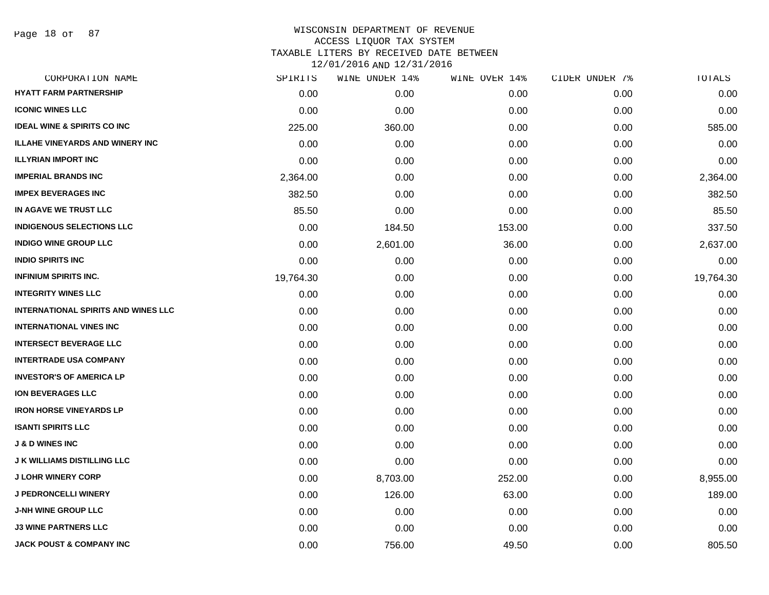# WISCONSIN DEPARTMENT OF REVENUE
## ACCESS LIQUOR TAX SYSTEM
### TAXABLE LITERS BY RECEIVED DATE BETWEEN 12/01/2016 AND 12/31/2016

| CORPORATION NAME | SPIRITS | WINE UNDER 14% | WINE OVER 14% | CIDER UNDER 7% | TOTALS |
|---|---|---|---|---|---|
| HYATT FARM PARTNERSHIP | 0.00 | 0.00 | 0.00 | 0.00 | 0.00 |
| ICONIC WINES LLC | 0.00 | 0.00 | 0.00 | 0.00 | 0.00 |
| IDEAL WINE & SPIRITS CO INC | 225.00 | 360.00 | 0.00 | 0.00 | 585.00 |
| ILLAHE VINEYARDS AND WINERY INC | 0.00 | 0.00 | 0.00 | 0.00 | 0.00 |
| ILLYRIAN IMPORT INC | 0.00 | 0.00 | 0.00 | 0.00 | 0.00 |
| IMPERIAL BRANDS INC | 2,364.00 | 0.00 | 0.00 | 0.00 | 2,364.00 |
| IMPEX BEVERAGES INC | 382.50 | 0.00 | 0.00 | 0.00 | 382.50 |
| IN AGAVE WE TRUST LLC | 85.50 | 0.00 | 0.00 | 0.00 | 85.50 |
| INDIGENOUS SELECTIONS LLC | 0.00 | 184.50 | 153.00 | 0.00 | 337.50 |
| INDIGO WINE GROUP LLC | 0.00 | 2,601.00 | 36.00 | 0.00 | 2,637.00 |
| INDIO SPIRITS INC | 0.00 | 0.00 | 0.00 | 0.00 | 0.00 |
| INFINIUM SPIRITS INC. | 19,764.30 | 0.00 | 0.00 | 0.00 | 19,764.30 |
| INTEGRITY WINES LLC | 0.00 | 0.00 | 0.00 | 0.00 | 0.00 |
| INTERNATIONAL SPIRITS AND WINES LLC | 0.00 | 0.00 | 0.00 | 0.00 | 0.00 |
| INTERNATIONAL VINES INC | 0.00 | 0.00 | 0.00 | 0.00 | 0.00 |
| INTERSECT BEVERAGE LLC | 0.00 | 0.00 | 0.00 | 0.00 | 0.00 |
| INTERTRADE USA COMPANY | 0.00 | 0.00 | 0.00 | 0.00 | 0.00 |
| INVESTOR'S OF AMERICA LP | 0.00 | 0.00 | 0.00 | 0.00 | 0.00 |
| ION BEVERAGES LLC | 0.00 | 0.00 | 0.00 | 0.00 | 0.00 |
| IRON HORSE VINEYARDS LP | 0.00 | 0.00 | 0.00 | 0.00 | 0.00 |
| ISANTI SPIRITS LLC | 0.00 | 0.00 | 0.00 | 0.00 | 0.00 |
| J & D WINES INC | 0.00 | 0.00 | 0.00 | 0.00 | 0.00 |
| J K WILLIAMS DISTILLING LLC | 0.00 | 0.00 | 0.00 | 0.00 | 0.00 |
| J LOHR WINERY CORP | 0.00 | 8,703.00 | 252.00 | 0.00 | 8,955.00 |
| J PEDRONCELLI WINERY | 0.00 | 126.00 | 63.00 | 0.00 | 189.00 |
| J-NH WINE GROUP LLC | 0.00 | 0.00 | 0.00 | 0.00 | 0.00 |
| J3 WINE PARTNERS LLC | 0.00 | 0.00 | 0.00 | 0.00 | 0.00 |
| JACK POUST & COMPANY INC | 0.00 | 756.00 | 49.50 | 0.00 | 805.50 |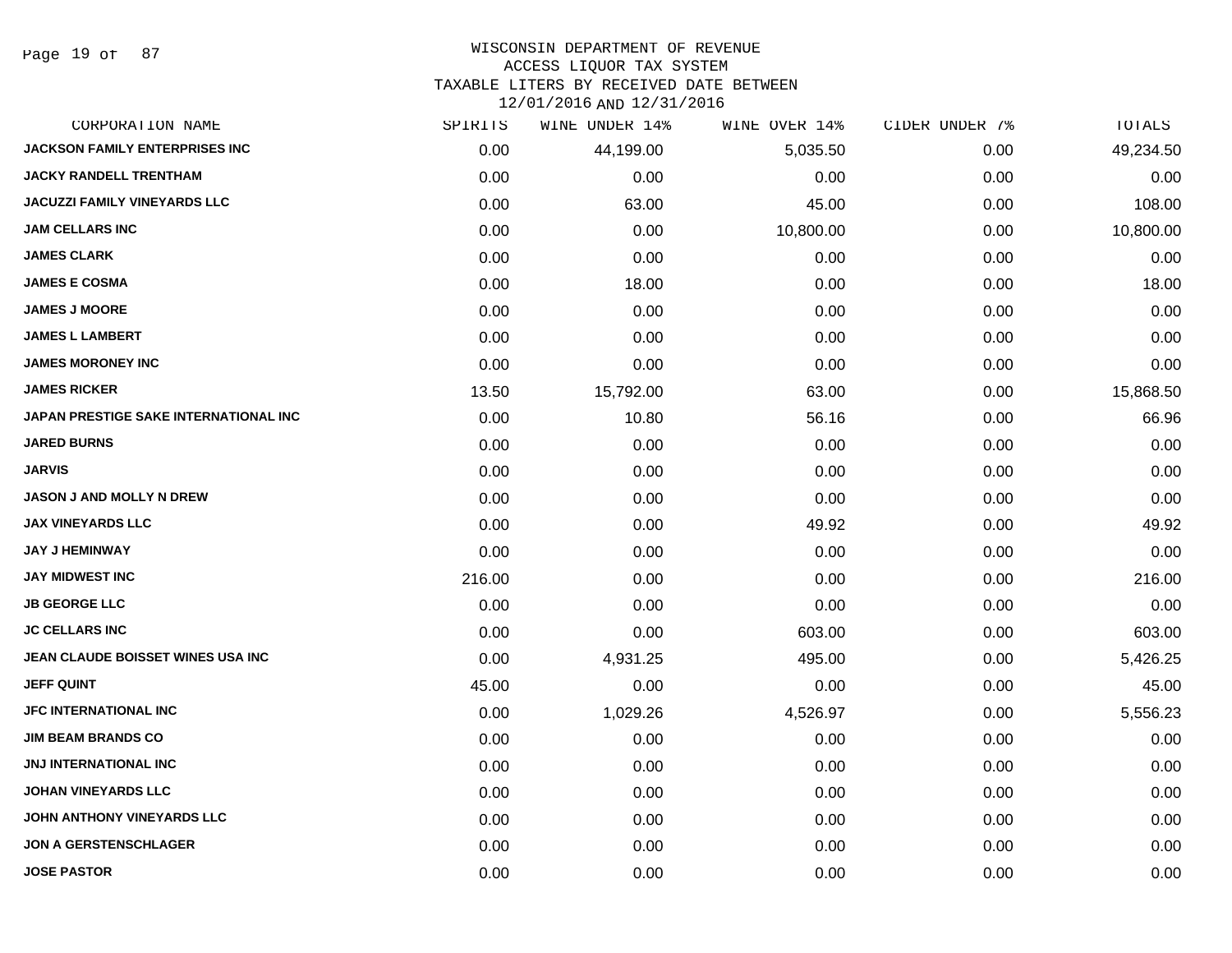WISCONSIN DEPARTMENT OF REVENUE
ACCESS LIQUOR TAX SYSTEM
TAXABLE LITERS BY RECEIVED DATE BETWEEN
12/01/2016 AND 12/31/2016

| CORPORATION NAME | SPIRITS | WINE UNDER 14% | WINE OVER 14% | CIDER UNDER 7% | TOTALS |
|---|---|---|---|---|---|
| JACKSON FAMILY ENTERPRISES INC | 0.00 | 44,199.00 | 5,035.50 | 0.00 | 49,234.50 |
| JACKY RANDELL TRENTHAM | 0.00 | 0.00 | 0.00 | 0.00 | 0.00 |
| JACUZZI FAMILY VINEYARDS LLC | 0.00 | 63.00 | 45.00 | 0.00 | 108.00 |
| JAM CELLARS INC | 0.00 | 0.00 | 10,800.00 | 0.00 | 10,800.00 |
| JAMES CLARK | 0.00 | 0.00 | 0.00 | 0.00 | 0.00 |
| JAMES E COSMA | 0.00 | 18.00 | 0.00 | 0.00 | 18.00 |
| JAMES J MOORE | 0.00 | 0.00 | 0.00 | 0.00 | 0.00 |
| JAMES L LAMBERT | 0.00 | 0.00 | 0.00 | 0.00 | 0.00 |
| JAMES MORONEY INC | 0.00 | 0.00 | 0.00 | 0.00 | 0.00 |
| JAMES RICKER | 13.50 | 15,792.00 | 63.00 | 0.00 | 15,868.50 |
| JAPAN PRESTIGE SAKE INTERNATIONAL INC | 0.00 | 10.80 | 56.16 | 0.00 | 66.96 |
| JARED BURNS | 0.00 | 0.00 | 0.00 | 0.00 | 0.00 |
| JARVIS | 0.00 | 0.00 | 0.00 | 0.00 | 0.00 |
| JASON J AND MOLLY N DREW | 0.00 | 0.00 | 0.00 | 0.00 | 0.00 |
| JAX VINEYARDS LLC | 0.00 | 0.00 | 49.92 | 0.00 | 49.92 |
| JAY J HEMINWAY | 0.00 | 0.00 | 0.00 | 0.00 | 0.00 |
| JAY MIDWEST INC | 216.00 | 0.00 | 0.00 | 0.00 | 216.00 |
| JB GEORGE LLC | 0.00 | 0.00 | 0.00 | 0.00 | 0.00 |
| JC CELLARS INC | 0.00 | 0.00 | 603.00 | 0.00 | 603.00 |
| JEAN CLAUDE BOISSET WINES USA INC | 0.00 | 4,931.25 | 495.00 | 0.00 | 5,426.25 |
| JEFF QUINT | 45.00 | 0.00 | 0.00 | 0.00 | 45.00 |
| JFC INTERNATIONAL INC | 0.00 | 1,029.26 | 4,526.97 | 0.00 | 5,556.23 |
| JIM BEAM BRANDS CO | 0.00 | 0.00 | 0.00 | 0.00 | 0.00 |
| JNJ INTERNATIONAL INC | 0.00 | 0.00 | 0.00 | 0.00 | 0.00 |
| JOHAN VINEYARDS LLC | 0.00 | 0.00 | 0.00 | 0.00 | 0.00 |
| JOHN ANTHONY VINEYARDS LLC | 0.00 | 0.00 | 0.00 | 0.00 | 0.00 |
| JON A GERSTENSCHLAGER | 0.00 | 0.00 | 0.00 | 0.00 | 0.00 |
| JOSE PASTOR | 0.00 | 0.00 | 0.00 | 0.00 | 0.00 |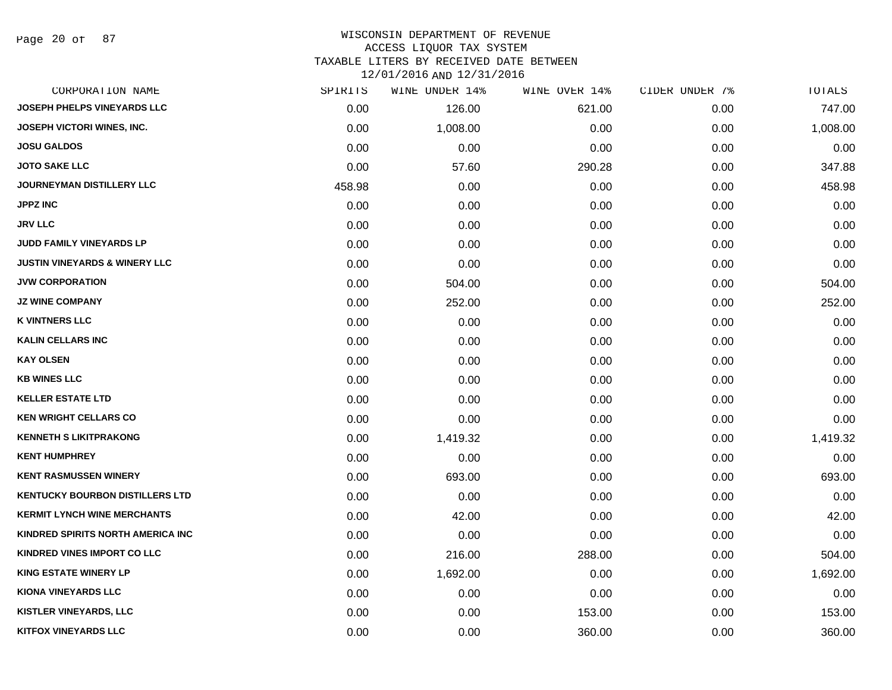# WISCONSIN DEPARTMENT OF REVENUE
## ACCESS LIQUOR TAX SYSTEM
## TAXABLE LITERS BY RECEIVED DATE BETWEEN 12/01/2016 AND 12/31/2016

| CORPORATION NAME | SPIRITS | WINE UNDER 14% | WINE OVER 14% | CIDER UNDER 7% | TOTALS |
|---|---|---|---|---|---|
| JOSEPH PHELPS VINEYARDS LLC | 0.00 | 126.00 | 621.00 | 0.00 | 747.00 |
| JOSEPH VICTORI WINES, INC. | 0.00 | 1,008.00 | 0.00 | 0.00 | 1,008.00 |
| JOSU GALDOS | 0.00 | 0.00 | 0.00 | 0.00 | 0.00 |
| JOTO SAKE LLC | 0.00 | 57.60 | 290.28 | 0.00 | 347.88 |
| JOURNEYMAN DISTILLERY LLC | 458.98 | 0.00 | 0.00 | 0.00 | 458.98 |
| JPPZ INC | 0.00 | 0.00 | 0.00 | 0.00 | 0.00 |
| JRV LLC | 0.00 | 0.00 | 0.00 | 0.00 | 0.00 |
| JUDD FAMILY VINEYARDS LP | 0.00 | 0.00 | 0.00 | 0.00 | 0.00 |
| JUSTIN VINEYARDS & WINERY LLC | 0.00 | 0.00 | 0.00 | 0.00 | 0.00 |
| JVW CORPORATION | 0.00 | 504.00 | 0.00 | 0.00 | 504.00 |
| JZ WINE COMPANY | 0.00 | 252.00 | 0.00 | 0.00 | 252.00 |
| K VINTNERS LLC | 0.00 | 0.00 | 0.00 | 0.00 | 0.00 |
| KALIN CELLARS INC | 0.00 | 0.00 | 0.00 | 0.00 | 0.00 |
| KAY OLSEN | 0.00 | 0.00 | 0.00 | 0.00 | 0.00 |
| KB WINES LLC | 0.00 | 0.00 | 0.00 | 0.00 | 0.00 |
| KELLER ESTATE LTD | 0.00 | 0.00 | 0.00 | 0.00 | 0.00 |
| KEN WRIGHT CELLARS CO | 0.00 | 0.00 | 0.00 | 0.00 | 0.00 |
| KENNETH S LIKITPRAKONG | 0.00 | 1,419.32 | 0.00 | 0.00 | 1,419.32 |
| KENT HUMPHREY | 0.00 | 0.00 | 0.00 | 0.00 | 0.00 |
| KENT RASMUSSEN WINERY | 0.00 | 693.00 | 0.00 | 0.00 | 693.00 |
| KENTUCKY BOURBON DISTILLERS LTD | 0.00 | 0.00 | 0.00 | 0.00 | 0.00 |
| KERMIT LYNCH WINE MERCHANTS | 0.00 | 42.00 | 0.00 | 0.00 | 42.00 |
| KINDRED SPIRITS NORTH AMERICA INC | 0.00 | 0.00 | 0.00 | 0.00 | 0.00 |
| KINDRED VINES IMPORT CO LLC | 0.00 | 216.00 | 288.00 | 0.00 | 504.00 |
| KING ESTATE WINERY LP | 0.00 | 1,692.00 | 0.00 | 0.00 | 1,692.00 |
| KIONA VINEYARDS LLC | 0.00 | 0.00 | 0.00 | 0.00 | 0.00 |
| KISTLER VINEYARDS, LLC | 0.00 | 0.00 | 153.00 | 0.00 | 153.00 |
| KITFOX VINEYARDS LLC | 0.00 | 0.00 | 360.00 | 0.00 | 360.00 |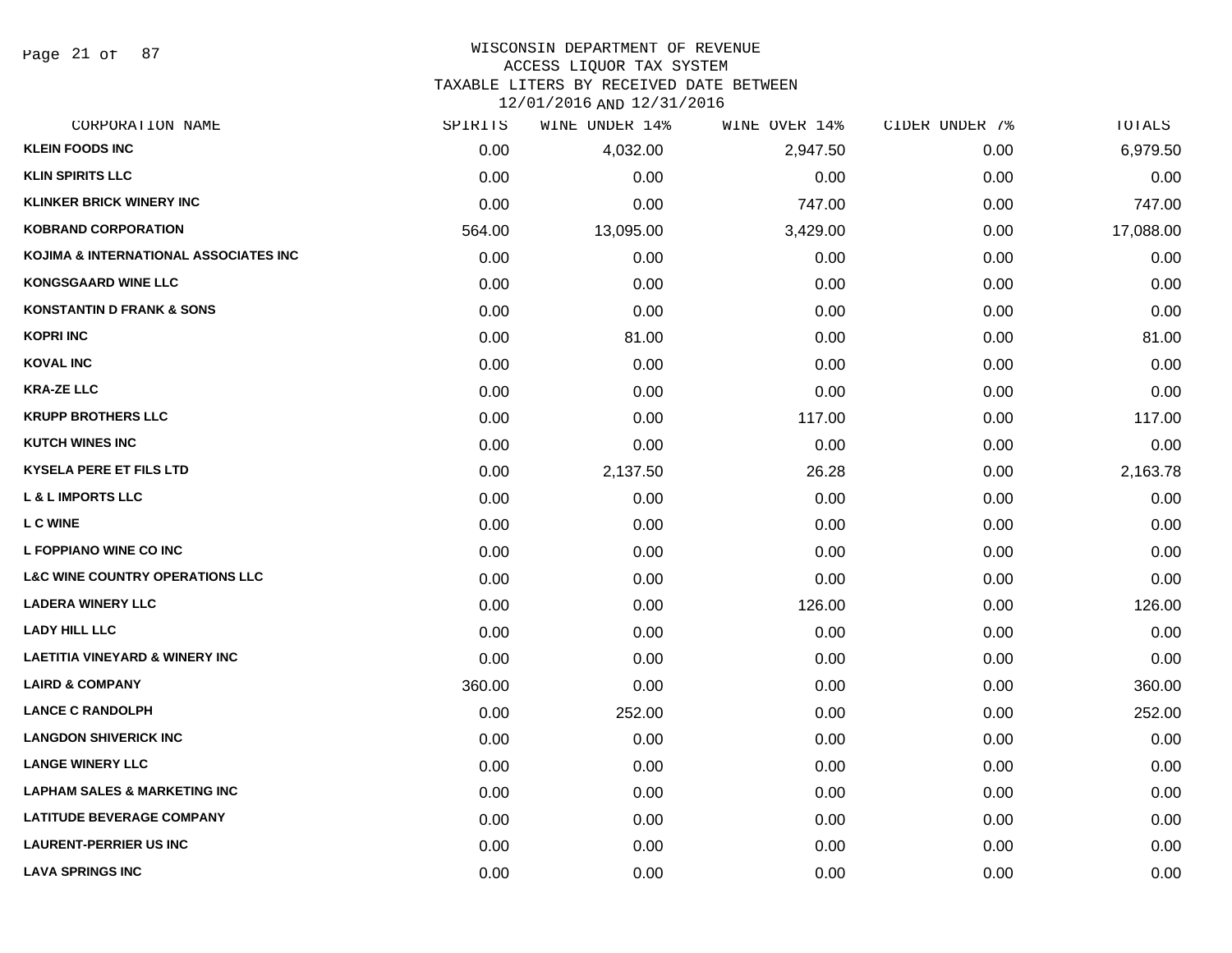WISCONSIN DEPARTMENT OF REVENUE
ACCESS LIQUOR TAX SYSTEM
TAXABLE LITERS BY RECEIVED DATE BETWEEN
12/01/2016 AND 12/31/2016

| CORPORATION NAME | SPIRITS | WINE UNDER 14% | WINE OVER 14% | CIDER UNDER 7% | TOTALS |
|---|---|---|---|---|---|
| KLEIN FOODS INC | 0.00 | 4,032.00 | 2,947.50 | 0.00 | 6,979.50 |
| KLIN SPIRITS LLC | 0.00 | 0.00 | 0.00 | 0.00 | 0.00 |
| KLINKER BRICK WINERY INC | 0.00 | 0.00 | 747.00 | 0.00 | 747.00 |
| KOBRAND CORPORATION | 564.00 | 13,095.00 | 3,429.00 | 0.00 | 17,088.00 |
| KOJIMA & INTERNATIONAL ASSOCIATES INC | 0.00 | 0.00 | 0.00 | 0.00 | 0.00 |
| KONGSGAARD WINE LLC | 0.00 | 0.00 | 0.00 | 0.00 | 0.00 |
| KONSTANTIN D FRANK & SONS | 0.00 | 0.00 | 0.00 | 0.00 | 0.00 |
| KOPRI INC | 0.00 | 81.00 | 0.00 | 0.00 | 81.00 |
| KOVAL INC | 0.00 | 0.00 | 0.00 | 0.00 | 0.00 |
| KRA-ZE LLC | 0.00 | 0.00 | 0.00 | 0.00 | 0.00 |
| KRUPP BROTHERS LLC | 0.00 | 0.00 | 117.00 | 0.00 | 117.00 |
| KUTCH WINES INC | 0.00 | 0.00 | 0.00 | 0.00 | 0.00 |
| KYSELA PERE ET FILS LTD | 0.00 | 2,137.50 | 26.28 | 0.00 | 2,163.78 |
| L & L IMPORTS LLC | 0.00 | 0.00 | 0.00 | 0.00 | 0.00 |
| L C WINE | 0.00 | 0.00 | 0.00 | 0.00 | 0.00 |
| L FOPPIANO WINE CO INC | 0.00 | 0.00 | 0.00 | 0.00 | 0.00 |
| L&C WINE COUNTRY OPERATIONS LLC | 0.00 | 0.00 | 0.00 | 0.00 | 0.00 |
| LADERA WINERY LLC | 0.00 | 0.00 | 126.00 | 0.00 | 126.00 |
| LADY HILL LLC | 0.00 | 0.00 | 0.00 | 0.00 | 0.00 |
| LAETITIA VINEYARD & WINERY INC | 0.00 | 0.00 | 0.00 | 0.00 | 0.00 |
| LAIRD & COMPANY | 360.00 | 0.00 | 0.00 | 0.00 | 360.00 |
| LANCE C RANDOLPH | 0.00 | 252.00 | 0.00 | 0.00 | 252.00 |
| LANGDON SHIVERICK INC | 0.00 | 0.00 | 0.00 | 0.00 | 0.00 |
| LANGE WINERY LLC | 0.00 | 0.00 | 0.00 | 0.00 | 0.00 |
| LAPHAM SALES & MARKETING INC | 0.00 | 0.00 | 0.00 | 0.00 | 0.00 |
| LATITUDE BEVERAGE COMPANY | 0.00 | 0.00 | 0.00 | 0.00 | 0.00 |
| LAURENT-PERRIER US INC | 0.00 | 0.00 | 0.00 | 0.00 | 0.00 |
| LAVA SPRINGS INC | 0.00 | 0.00 | 0.00 | 0.00 | 0.00 |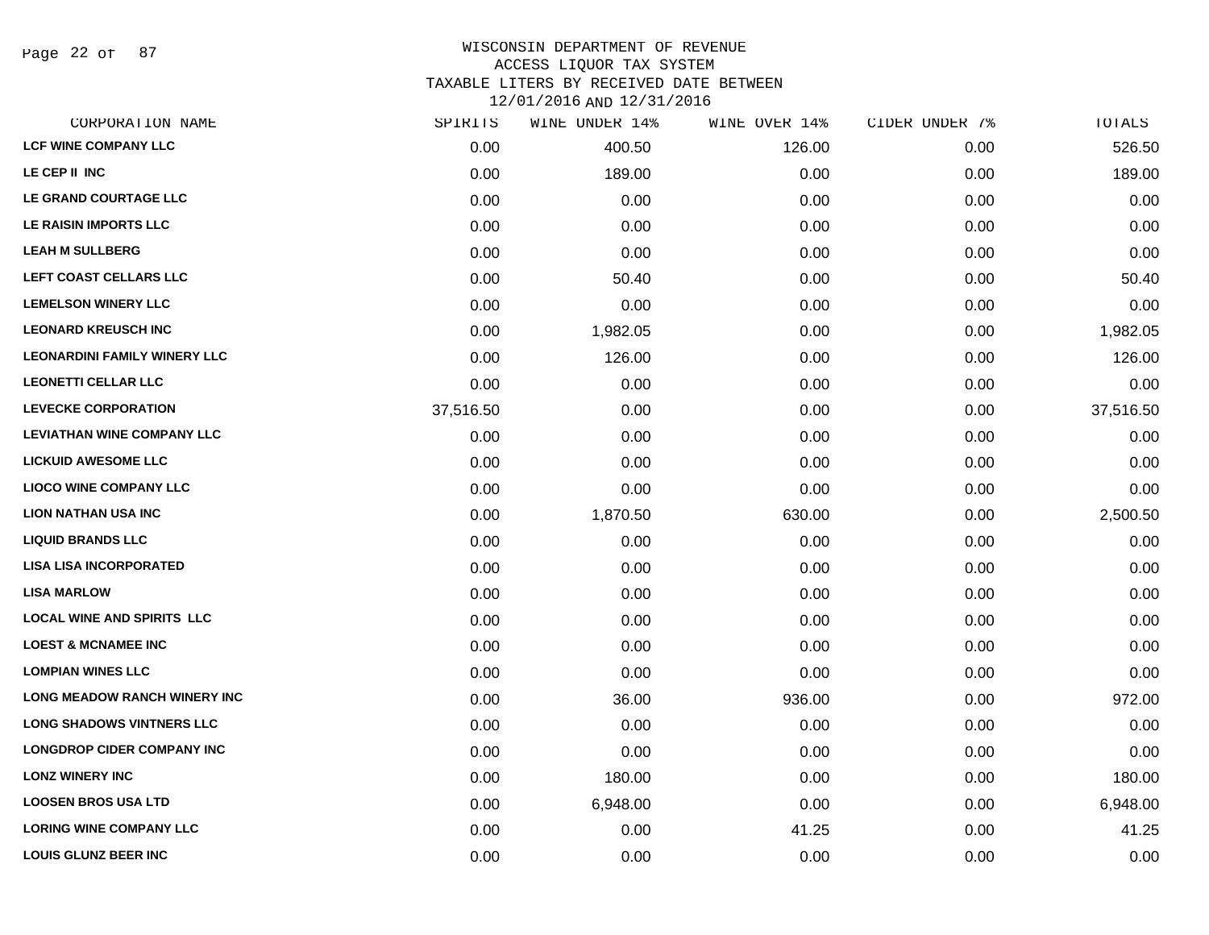# WISCONSIN DEPARTMENT OF REVENUE
## ACCESS LIQUOR TAX SYSTEM
### TAXABLE LITERS BY RECEIVED DATE BETWEEN 12/01/2016 AND 12/31/2016

| CORPORATION NAME | SPIRITS | WINE UNDER 14% | WINE OVER 14% | CIDER UNDER 7% | TOTALS |
|---|---|---|---|---|---|
| LCF WINE COMPANY LLC | 0.00 | 400.50 | 126.00 | 0.00 | 526.50 |
| LE CEP II INC | 0.00 | 189.00 | 0.00 | 0.00 | 189.00 |
| LE GRAND COURTAGE LLC | 0.00 | 0.00 | 0.00 | 0.00 | 0.00 |
| LE RAISIN IMPORTS LLC | 0.00 | 0.00 | 0.00 | 0.00 | 0.00 |
| LEAH M SULLBERG | 0.00 | 0.00 | 0.00 | 0.00 | 0.00 |
| LEFT COAST CELLARS LLC | 0.00 | 50.40 | 0.00 | 0.00 | 50.40 |
| LEMELSON WINERY LLC | 0.00 | 0.00 | 0.00 | 0.00 | 0.00 |
| LEONARD KREUSCH INC | 0.00 | 1,982.05 | 0.00 | 0.00 | 1,982.05 |
| LEONARDINI FAMILY WINERY LLC | 0.00 | 126.00 | 0.00 | 0.00 | 126.00 |
| LEONETTI CELLAR LLC | 0.00 | 0.00 | 0.00 | 0.00 | 0.00 |
| LEVECKE CORPORATION | 37,516.50 | 0.00 | 0.00 | 0.00 | 37,516.50 |
| LEVIATHAN WINE COMPANY LLC | 0.00 | 0.00 | 0.00 | 0.00 | 0.00 |
| LICKUID AWESOME LLC | 0.00 | 0.00 | 0.00 | 0.00 | 0.00 |
| LIOCO WINE COMPANY LLC | 0.00 | 0.00 | 0.00 | 0.00 | 0.00 |
| LION NATHAN USA INC | 0.00 | 1,870.50 | 630.00 | 0.00 | 2,500.50 |
| LIQUID BRANDS LLC | 0.00 | 0.00 | 0.00 | 0.00 | 0.00 |
| LISA LISA INCORPORATED | 0.00 | 0.00 | 0.00 | 0.00 | 0.00 |
| LISA MARLOW | 0.00 | 0.00 | 0.00 | 0.00 | 0.00 |
| LOCAL WINE AND SPIRITS LLC | 0.00 | 0.00 | 0.00 | 0.00 | 0.00 |
| LOEST & MCNAMEE INC | 0.00 | 0.00 | 0.00 | 0.00 | 0.00 |
| LOMPIAN WINES LLC | 0.00 | 0.00 | 0.00 | 0.00 | 0.00 |
| LONG MEADOW RANCH WINERY INC | 0.00 | 36.00 | 936.00 | 0.00 | 972.00 |
| LONG SHADOWS VINTNERS LLC | 0.00 | 0.00 | 0.00 | 0.00 | 0.00 |
| LONGDROP CIDER COMPANY INC | 0.00 | 0.00 | 0.00 | 0.00 | 0.00 |
| LONZ WINERY INC | 0.00 | 180.00 | 0.00 | 0.00 | 180.00 |
| LOOSEN BROS USA LTD | 0.00 | 6,948.00 | 0.00 | 0.00 | 6,948.00 |
| LORING WINE COMPANY LLC | 0.00 | 0.00 | 41.25 | 0.00 | 41.25 |
| LOUIS GLUNZ BEER INC | 0.00 | 0.00 | 0.00 | 0.00 | 0.00 |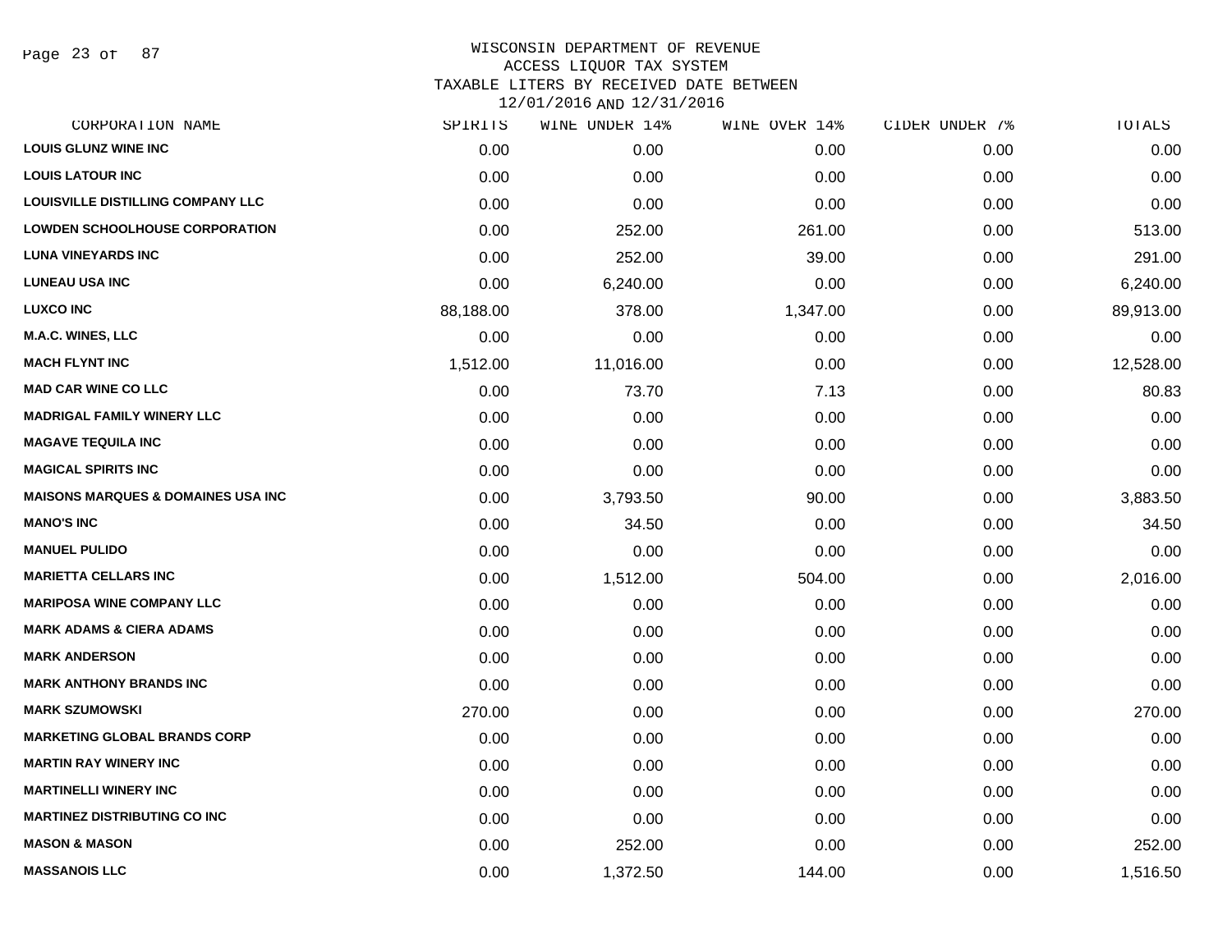# WISCONSIN DEPARTMENT OF REVENUE
## ACCESS LIQUOR TAX SYSTEM
### TAXABLE LITERS BY RECEIVED DATE BETWEEN 12/01/2016 AND 12/31/2016

| CORPORATION NAME | SPIRITS | WINE UNDER 14% | WINE OVER 14% | CIDER UNDER 7% | TOTALS |
|---|---|---|---|---|---|
| LOUIS GLUNZ WINE INC | 0.00 | 0.00 | 0.00 | 0.00 | 0.00 |
| LOUIS LATOUR INC | 0.00 | 0.00 | 0.00 | 0.00 | 0.00 |
| LOUISVILLE DISTILLING COMPANY LLC | 0.00 | 0.00 | 0.00 | 0.00 | 0.00 |
| LOWDEN SCHOOLHOUSE CORPORATION | 0.00 | 252.00 | 261.00 | 0.00 | 513.00 |
| LUNA VINEYARDS INC | 0.00 | 252.00 | 39.00 | 0.00 | 291.00 |
| LUNEAU USA INC | 0.00 | 6,240.00 | 0.00 | 0.00 | 6,240.00 |
| LUXCO INC | 88,188.00 | 378.00 | 1,347.00 | 0.00 | 89,913.00 |
| M.A.C. WINES, LLC | 0.00 | 0.00 | 0.00 | 0.00 | 0.00 |
| MACH FLYNT INC | 1,512.00 | 11,016.00 | 0.00 | 0.00 | 12,528.00 |
| MAD CAR WINE CO LLC | 0.00 | 73.70 | 7.13 | 0.00 | 80.83 |
| MADRIGAL FAMILY WINERY LLC | 0.00 | 0.00 | 0.00 | 0.00 | 0.00 |
| MAGAVE TEQUILA INC | 0.00 | 0.00 | 0.00 | 0.00 | 0.00 |
| MAGICAL SPIRITS INC | 0.00 | 0.00 | 0.00 | 0.00 | 0.00 |
| MAISONS MARQUES & DOMAINES USA INC | 0.00 | 3,793.50 | 90.00 | 0.00 | 3,883.50 |
| MANO'S INC | 0.00 | 34.50 | 0.00 | 0.00 | 34.50 |
| MANUEL PULIDO | 0.00 | 0.00 | 0.00 | 0.00 | 0.00 |
| MARIETTA CELLARS INC | 0.00 | 1,512.00 | 504.00 | 0.00 | 2,016.00 |
| MARIPOSA WINE COMPANY LLC | 0.00 | 0.00 | 0.00 | 0.00 | 0.00 |
| MARK ADAMS & CIERA ADAMS | 0.00 | 0.00 | 0.00 | 0.00 | 0.00 |
| MARK ANDERSON | 0.00 | 0.00 | 0.00 | 0.00 | 0.00 |
| MARK ANTHONY BRANDS INC | 0.00 | 0.00 | 0.00 | 0.00 | 0.00 |
| MARK SZUMOWSKI | 270.00 | 0.00 | 0.00 | 0.00 | 270.00 |
| MARKETING GLOBAL BRANDS CORP | 0.00 | 0.00 | 0.00 | 0.00 | 0.00 |
| MARTIN RAY WINERY INC | 0.00 | 0.00 | 0.00 | 0.00 | 0.00 |
| MARTINELLI WINERY INC | 0.00 | 0.00 | 0.00 | 0.00 | 0.00 |
| MARTINEZ DISTRIBUTING CO INC | 0.00 | 0.00 | 0.00 | 0.00 | 0.00 |
| MASON & MASON | 0.00 | 252.00 | 0.00 | 0.00 | 252.00 |
| MASSANOIS LLC | 0.00 | 1,372.50 | 144.00 | 0.00 | 1,516.50 |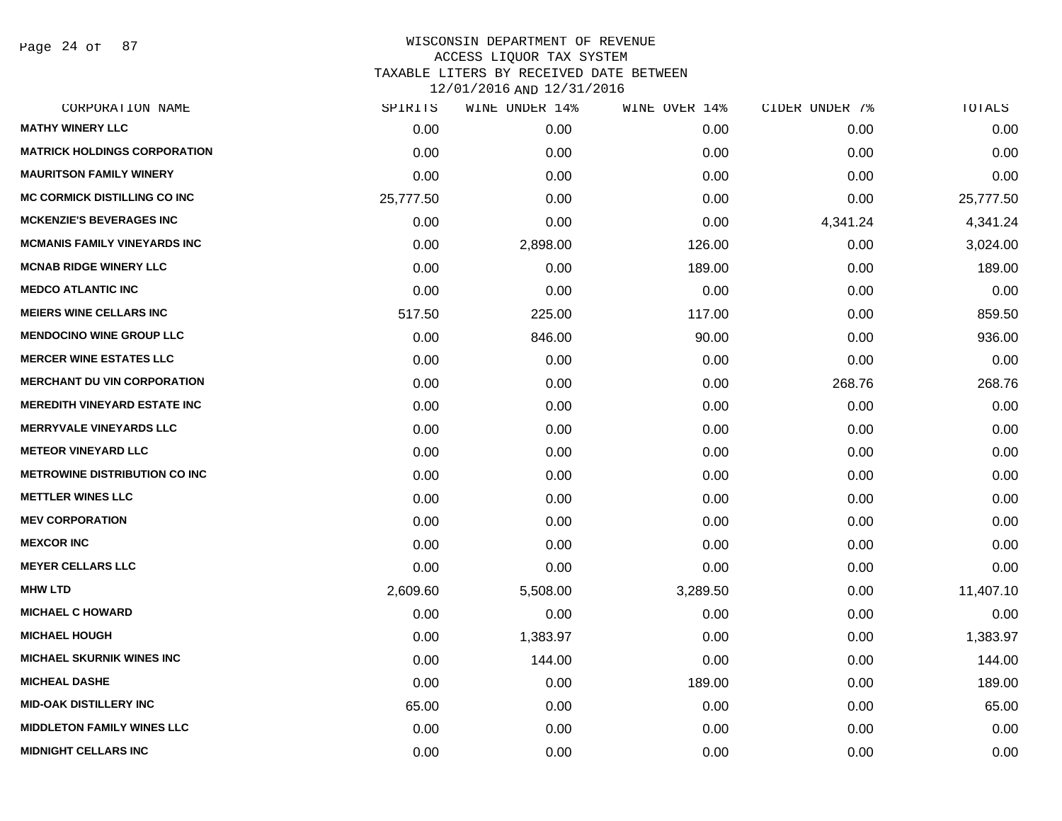# WISCONSIN DEPARTMENT OF REVENUE
## ACCESS LIQUOR TAX SYSTEM
## TAXABLE LITERS BY RECEIVED DATE BETWEEN 12/01/2016 AND 12/31/2016

| CORPORATION NAME | SPIRITS | WINE UNDER 14% | WINE OVER 14% | CIDER UNDER 7% | TOTALS |
|---|---|---|---|---|---|
| MATHY WINERY LLC | 0.00 | 0.00 | 0.00 | 0.00 | 0.00 |
| MATRICK HOLDINGS CORPORATION | 0.00 | 0.00 | 0.00 | 0.00 | 0.00 |
| MAURITSON FAMILY WINERY | 0.00 | 0.00 | 0.00 | 0.00 | 0.00 |
| MC CORMICK DISTILLING CO INC | 25,777.50 | 0.00 | 0.00 | 0.00 | 25,777.50 |
| MCKENZIE'S BEVERAGES INC | 0.00 | 0.00 | 0.00 | 4,341.24 | 4,341.24 |
| MCMANIS FAMILY VINEYARDS INC | 0.00 | 2,898.00 | 126.00 | 0.00 | 3,024.00 |
| MCNAB RIDGE WINERY LLC | 0.00 | 0.00 | 189.00 | 0.00 | 189.00 |
| MEDCO ATLANTIC INC | 0.00 | 0.00 | 0.00 | 0.00 | 0.00 |
| MEIERS WINE CELLARS INC | 517.50 | 225.00 | 117.00 | 0.00 | 859.50 |
| MENDOCINO WINE GROUP LLC | 0.00 | 846.00 | 90.00 | 0.00 | 936.00 |
| MERCER WINE ESTATES LLC | 0.00 | 0.00 | 0.00 | 0.00 | 0.00 |
| MERCHANT DU VIN CORPORATION | 0.00 | 0.00 | 0.00 | 268.76 | 268.76 |
| MEREDITH VINEYARD ESTATE INC | 0.00 | 0.00 | 0.00 | 0.00 | 0.00 |
| MERRYVALE VINEYARDS LLC | 0.00 | 0.00 | 0.00 | 0.00 | 0.00 |
| METEOR VINEYARD LLC | 0.00 | 0.00 | 0.00 | 0.00 | 0.00 |
| METROWINE DISTRIBUTION CO INC | 0.00 | 0.00 | 0.00 | 0.00 | 0.00 |
| METTLER WINES LLC | 0.00 | 0.00 | 0.00 | 0.00 | 0.00 |
| MEV CORPORATION | 0.00 | 0.00 | 0.00 | 0.00 | 0.00 |
| MEXCOR INC | 0.00 | 0.00 | 0.00 | 0.00 | 0.00 |
| MEYER CELLARS LLC | 0.00 | 0.00 | 0.00 | 0.00 | 0.00 |
| MHW LTD | 2,609.60 | 5,508.00 | 3,289.50 | 0.00 | 11,407.10 |
| MICHAEL C HOWARD | 0.00 | 0.00 | 0.00 | 0.00 | 0.00 |
| MICHAEL HOUGH | 0.00 | 1,383.97 | 0.00 | 0.00 | 1,383.97 |
| MICHAEL SKURNIK WINES INC | 0.00 | 144.00 | 0.00 | 0.00 | 144.00 |
| MICHEAL DASHE | 0.00 | 0.00 | 189.00 | 0.00 | 189.00 |
| MID-OAK DISTILLERY INC | 65.00 | 0.00 | 0.00 | 0.00 | 65.00 |
| MIDDLETON FAMILY WINES LLC | 0.00 | 0.00 | 0.00 | 0.00 | 0.00 |
| MIDNIGHT CELLARS INC | 0.00 | 0.00 | 0.00 | 0.00 | 0.00 |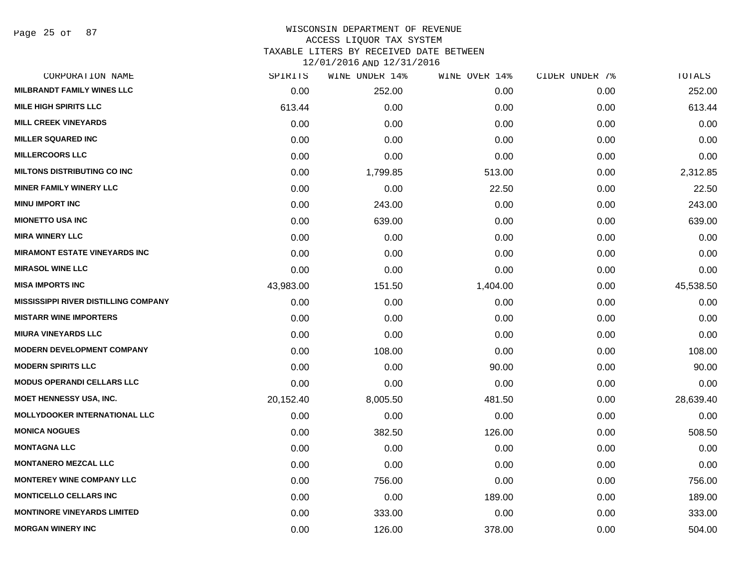WISCONSIN DEPARTMENT OF REVENUE
ACCESS LIQUOR TAX SYSTEM
TAXABLE LITERS BY RECEIVED DATE BETWEEN
12/01/2016 AND 12/31/2016

| CORPORATION NAME | SPIRITS | WINE UNDER 14% | WINE OVER 14% | CIDER UNDER 7% | TOTALS |
|---|---|---|---|---|---|
| MILBRANDT FAMILY WINES LLC | 0.00 | 252.00 | 0.00 | 0.00 | 252.00 |
| MILE HIGH SPIRITS LLC | 613.44 | 0.00 | 0.00 | 0.00 | 613.44 |
| MILL CREEK VINEYARDS | 0.00 | 0.00 | 0.00 | 0.00 | 0.00 |
| MILLER SQUARED INC | 0.00 | 0.00 | 0.00 | 0.00 | 0.00 |
| MILLERCOORS LLC | 0.00 | 0.00 | 0.00 | 0.00 | 0.00 |
| MILTONS DISTRIBUTING CO INC | 0.00 | 1,799.85 | 513.00 | 0.00 | 2,312.85 |
| MINER FAMILY WINERY LLC | 0.00 | 0.00 | 22.50 | 0.00 | 22.50 |
| MINU IMPORT INC | 0.00 | 243.00 | 0.00 | 0.00 | 243.00 |
| MIONETTO USA INC | 0.00 | 639.00 | 0.00 | 0.00 | 639.00 |
| MIRA WINERY LLC | 0.00 | 0.00 | 0.00 | 0.00 | 0.00 |
| MIRAMONT ESTATE VINEYARDS INC | 0.00 | 0.00 | 0.00 | 0.00 | 0.00 |
| MIRASOL WINE LLC | 0.00 | 0.00 | 0.00 | 0.00 | 0.00 |
| MISA IMPORTS INC | 43,983.00 | 151.50 | 1,404.00 | 0.00 | 45,538.50 |
| MISSISSIPPI RIVER DISTILLING COMPANY | 0.00 | 0.00 | 0.00 | 0.00 | 0.00 |
| MISTARR WINE IMPORTERS | 0.00 | 0.00 | 0.00 | 0.00 | 0.00 |
| MIURA VINEYARDS LLC | 0.00 | 0.00 | 0.00 | 0.00 | 0.00 |
| MODERN DEVELOPMENT COMPANY | 0.00 | 108.00 | 0.00 | 0.00 | 108.00 |
| MODERN SPIRITS LLC | 0.00 | 0.00 | 90.00 | 0.00 | 90.00 |
| MODUS OPERANDI CELLARS LLC | 0.00 | 0.00 | 0.00 | 0.00 | 0.00 |
| MOET HENNESSY USA, INC. | 20,152.40 | 8,005.50 | 481.50 | 0.00 | 28,639.40 |
| MOLLYDOOKER INTERNATIONAL LLC | 0.00 | 0.00 | 0.00 | 0.00 | 0.00 |
| MONICA NOGUES | 0.00 | 382.50 | 126.00 | 0.00 | 508.50 |
| MONTAGNA LLC | 0.00 | 0.00 | 0.00 | 0.00 | 0.00 |
| MONTANERO MEZCAL LLC | 0.00 | 0.00 | 0.00 | 0.00 | 0.00 |
| MONTEREY WINE COMPANY LLC | 0.00 | 756.00 | 0.00 | 0.00 | 756.00 |
| MONTICELLO CELLARS INC | 0.00 | 0.00 | 189.00 | 0.00 | 189.00 |
| MONTINORE VINEYARDS LIMITED | 0.00 | 333.00 | 0.00 | 0.00 | 333.00 |
| MORGAN WINERY INC | 0.00 | 126.00 | 378.00 | 0.00 | 504.00 |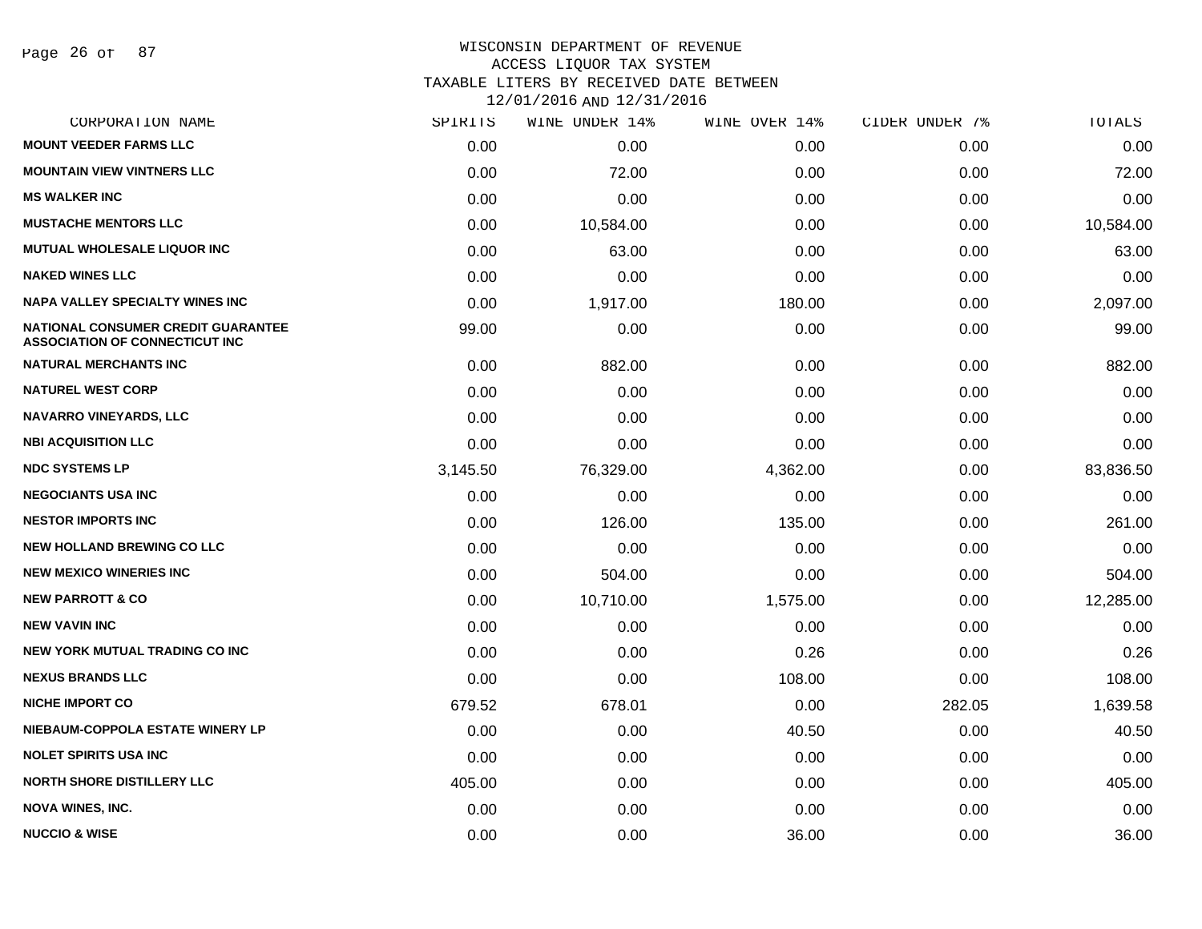WISCONSIN DEPARTMENT OF REVENUE
ACCESS LIQUOR TAX SYSTEM
TAXABLE LITERS BY RECEIVED DATE BETWEEN
12/01/2016 AND 12/31/2016

| CORPORATION NAME | SPIRITS | WINE UNDER 14% | WINE OVER 14% | CIDER UNDER 7% | TOTALS |
|---|---|---|---|---|---|
| MOUNT VEEDER FARMS LLC | 0.00 | 0.00 | 0.00 | 0.00 | 0.00 |
| MOUNTAIN VIEW VINTNERS LLC | 0.00 | 72.00 | 0.00 | 0.00 | 72.00 |
| MS WALKER INC | 0.00 | 0.00 | 0.00 | 0.00 | 0.00 |
| MUSTACHE MENTORS LLC | 0.00 | 10,584.00 | 0.00 | 0.00 | 10,584.00 |
| MUTUAL WHOLESALE LIQUOR INC | 0.00 | 63.00 | 0.00 | 0.00 | 63.00 |
| NAKED WINES LLC | 0.00 | 0.00 | 0.00 | 0.00 | 0.00 |
| NAPA VALLEY SPECIALTY WINES INC | 0.00 | 1,917.00 | 180.00 | 0.00 | 2,097.00 |
| NATIONAL CONSUMER CREDIT GUARANTEE ASSOCIATION OF CONNECTICUT INC | 99.00 | 0.00 | 0.00 | 0.00 | 99.00 |
| NATURAL MERCHANTS INC | 0.00 | 882.00 | 0.00 | 0.00 | 882.00 |
| NATUREL WEST CORP | 0.00 | 0.00 | 0.00 | 0.00 | 0.00 |
| NAVARRO VINEYARDS, LLC | 0.00 | 0.00 | 0.00 | 0.00 | 0.00 |
| NBI ACQUISITION LLC | 0.00 | 0.00 | 0.00 | 0.00 | 0.00 |
| NDC SYSTEMS LP | 3,145.50 | 76,329.00 | 4,362.00 | 0.00 | 83,836.50 |
| NEGOCIANTS USA INC | 0.00 | 0.00 | 0.00 | 0.00 | 0.00 |
| NESTOR IMPORTS INC | 0.00 | 126.00 | 135.00 | 0.00 | 261.00 |
| NEW HOLLAND BREWING CO LLC | 0.00 | 0.00 | 0.00 | 0.00 | 0.00 |
| NEW MEXICO WINERIES INC | 0.00 | 504.00 | 0.00 | 0.00 | 504.00 |
| NEW PARROTT & CO | 0.00 | 10,710.00 | 1,575.00 | 0.00 | 12,285.00 |
| NEW VAVIN INC | 0.00 | 0.00 | 0.00 | 0.00 | 0.00 |
| NEW YORK MUTUAL TRADING CO INC | 0.00 | 0.00 | 0.26 | 0.00 | 0.26 |
| NEXUS BRANDS LLC | 0.00 | 0.00 | 108.00 | 0.00 | 108.00 |
| NICHE IMPORT CO | 679.52 | 678.01 | 0.00 | 282.05 | 1,639.58 |
| NIEBAUM-COPPOLA ESTATE WINERY LP | 0.00 | 0.00 | 40.50 | 0.00 | 40.50 |
| NOLET SPIRITS USA INC | 0.00 | 0.00 | 0.00 | 0.00 | 0.00 |
| NORTH SHORE DISTILLERY LLC | 405.00 | 0.00 | 0.00 | 0.00 | 405.00 |
| NOVA WINES, INC. | 0.00 | 0.00 | 0.00 | 0.00 | 0.00 |
| NUCCIO & WISE | 0.00 | 0.00 | 36.00 | 0.00 | 36.00 |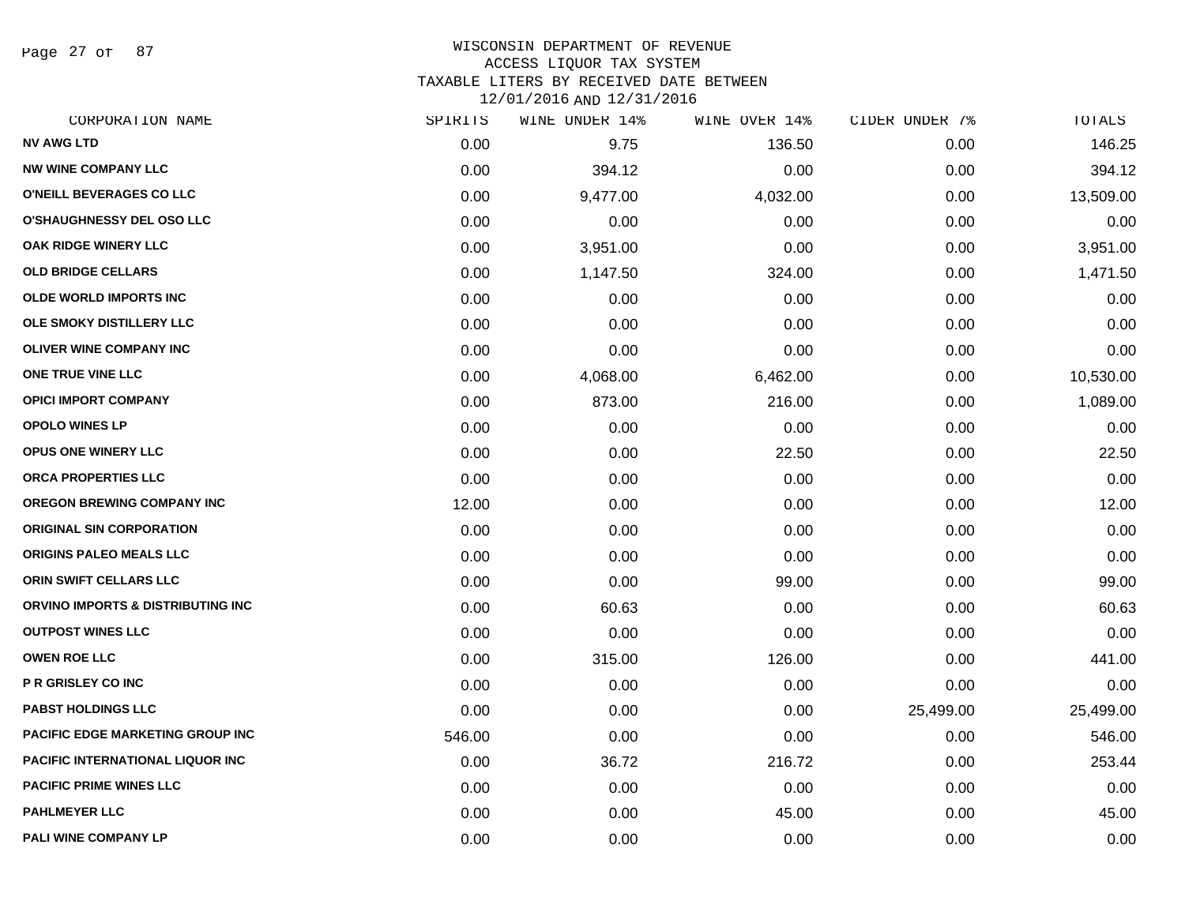WISCONSIN DEPARTMENT OF REVENUE
ACCESS LIQUOR TAX SYSTEM
TAXABLE LITERS BY RECEIVED DATE BETWEEN
12/01/2016 AND 12/31/2016

| CORPORATION NAME | SPIRITS | WINE UNDER 14% | WINE OVER 14% | CIDER UNDER 7% | TOTALS |
|---|---|---|---|---|---|
| NV AWG LTD | 0.00 | 9.75 | 136.50 | 0.00 | 146.25 |
| NW WINE COMPANY LLC | 0.00 | 394.12 | 0.00 | 0.00 | 394.12 |
| O'NEILL BEVERAGES CO LLC | 0.00 | 9,477.00 | 4,032.00 | 0.00 | 13,509.00 |
| O'SHAUGHNESSY DEL OSO LLC | 0.00 | 0.00 | 0.00 | 0.00 | 0.00 |
| OAK RIDGE WINERY LLC | 0.00 | 3,951.00 | 0.00 | 0.00 | 3,951.00 |
| OLD BRIDGE CELLARS | 0.00 | 1,147.50 | 324.00 | 0.00 | 1,471.50 |
| OLDE WORLD IMPORTS INC | 0.00 | 0.00 | 0.00 | 0.00 | 0.00 |
| OLE SMOKY DISTILLERY LLC | 0.00 | 0.00 | 0.00 | 0.00 | 0.00 |
| OLIVER WINE COMPANY INC | 0.00 | 0.00 | 0.00 | 0.00 | 0.00 |
| ONE TRUE VINE LLC | 0.00 | 4,068.00 | 6,462.00 | 0.00 | 10,530.00 |
| OPICI IMPORT COMPANY | 0.00 | 873.00 | 216.00 | 0.00 | 1,089.00 |
| OPOLO WINES LP | 0.00 | 0.00 | 0.00 | 0.00 | 0.00 |
| OPUS ONE WINERY LLC | 0.00 | 0.00 | 22.50 | 0.00 | 22.50 |
| ORCA PROPERTIES LLC | 0.00 | 0.00 | 0.00 | 0.00 | 0.00 |
| OREGON BREWING COMPANY INC | 12.00 | 0.00 | 0.00 | 0.00 | 12.00 |
| ORIGINAL SIN CORPORATION | 0.00 | 0.00 | 0.00 | 0.00 | 0.00 |
| ORIGINS PALEO MEALS LLC | 0.00 | 0.00 | 0.00 | 0.00 | 0.00 |
| ORIN SWIFT CELLARS LLC | 0.00 | 0.00 | 99.00 | 0.00 | 99.00 |
| ORVINO IMPORTS & DISTRIBUTING INC | 0.00 | 60.63 | 0.00 | 0.00 | 60.63 |
| OUTPOST WINES LLC | 0.00 | 0.00 | 0.00 | 0.00 | 0.00 |
| OWEN ROE LLC | 0.00 | 315.00 | 126.00 | 0.00 | 441.00 |
| P R GRISLEY CO INC | 0.00 | 0.00 | 0.00 | 0.00 | 0.00 |
| PABST HOLDINGS LLC | 0.00 | 0.00 | 0.00 | 25,499.00 | 25,499.00 |
| PACIFIC EDGE MARKETING GROUP INC | 546.00 | 0.00 | 0.00 | 0.00 | 546.00 |
| PACIFIC INTERNATIONAL LIQUOR INC | 0.00 | 36.72 | 216.72 | 0.00 | 253.44 |
| PACIFIC PRIME WINES LLC | 0.00 | 0.00 | 0.00 | 0.00 | 0.00 |
| PAHLMEYER LLC | 0.00 | 0.00 | 45.00 | 0.00 | 45.00 |
| PALI WINE COMPANY LP | 0.00 | 0.00 | 0.00 | 0.00 | 0.00 |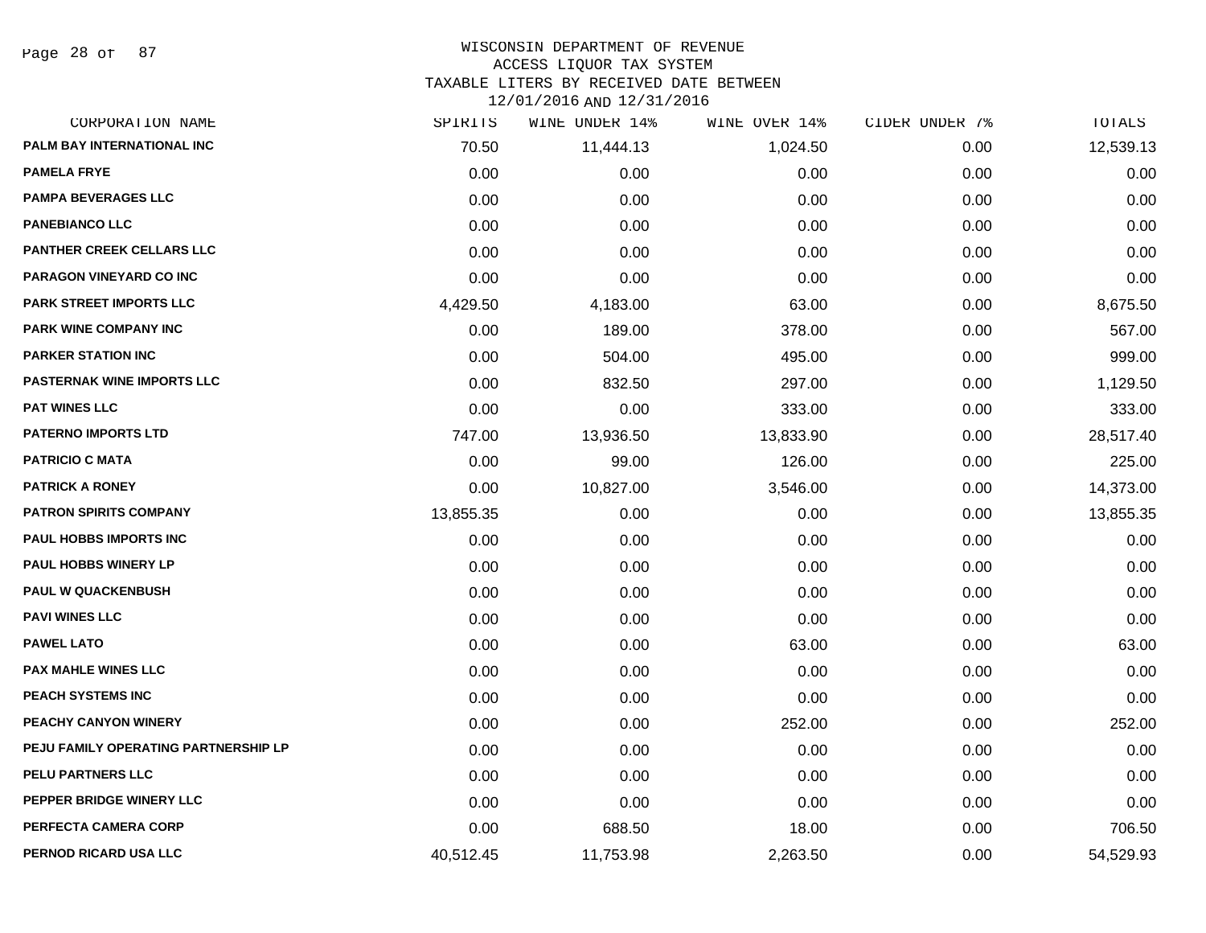# WISCONSIN DEPARTMENT OF REVENUE
## ACCESS LIQUOR TAX SYSTEM
### TAXABLE LITERS BY RECEIVED DATE BETWEEN 12/01/2016 AND 12/31/2016

| CORPORATION NAME | SPIRITS | WINE UNDER 14% | WINE OVER 14% | CIDER UNDER 7% | TOTALS |
|---|---|---|---|---|---|
| PALM BAY INTERNATIONAL INC | 70.50 | 11,444.13 | 1,024.50 | 0.00 | 12,539.13 |
| PAMELA FRYE | 0.00 | 0.00 | 0.00 | 0.00 | 0.00 |
| PAMPA BEVERAGES LLC | 0.00 | 0.00 | 0.00 | 0.00 | 0.00 |
| PANEBIANCO LLC | 0.00 | 0.00 | 0.00 | 0.00 | 0.00 |
| PANTHER CREEK CELLARS LLC | 0.00 | 0.00 | 0.00 | 0.00 | 0.00 |
| PARAGON VINEYARD CO INC | 0.00 | 0.00 | 0.00 | 0.00 | 0.00 |
| PARK STREET IMPORTS LLC | 4,429.50 | 4,183.00 | 63.00 | 0.00 | 8,675.50 |
| PARK WINE COMPANY INC | 0.00 | 189.00 | 378.00 | 0.00 | 567.00 |
| PARKER STATION INC | 0.00 | 504.00 | 495.00 | 0.00 | 999.00 |
| PASTERNAK WINE IMPORTS LLC | 0.00 | 832.50 | 297.00 | 0.00 | 1,129.50 |
| PAT WINES LLC | 0.00 | 0.00 | 333.00 | 0.00 | 333.00 |
| PATERNO IMPORTS LTD | 747.00 | 13,936.50 | 13,833.90 | 0.00 | 28,517.40 |
| PATRICIO C MATA | 0.00 | 99.00 | 126.00 | 0.00 | 225.00 |
| PATRICK A RONEY | 0.00 | 10,827.00 | 3,546.00 | 0.00 | 14,373.00 |
| PATRON SPIRITS COMPANY | 13,855.35 | 0.00 | 0.00 | 0.00 | 13,855.35 |
| PAUL HOBBS IMPORTS INC | 0.00 | 0.00 | 0.00 | 0.00 | 0.00 |
| PAUL HOBBS WINERY LP | 0.00 | 0.00 | 0.00 | 0.00 | 0.00 |
| PAUL W QUACKENBUSH | 0.00 | 0.00 | 0.00 | 0.00 | 0.00 |
| PAVI WINES LLC | 0.00 | 0.00 | 0.00 | 0.00 | 0.00 |
| PAWEL LATO | 0.00 | 0.00 | 63.00 | 0.00 | 63.00 |
| PAX MAHLE WINES LLC | 0.00 | 0.00 | 0.00 | 0.00 | 0.00 |
| PEACH SYSTEMS INC | 0.00 | 0.00 | 0.00 | 0.00 | 0.00 |
| PEACHY CANYON WINERY | 0.00 | 0.00 | 252.00 | 0.00 | 252.00 |
| PEJU FAMILY OPERATING PARTNERSHIP LP | 0.00 | 0.00 | 0.00 | 0.00 | 0.00 |
| PELU PARTNERS LLC | 0.00 | 0.00 | 0.00 | 0.00 | 0.00 |
| PEPPER BRIDGE WINERY LLC | 0.00 | 0.00 | 0.00 | 0.00 | 0.00 |
| PERFECTA CAMERA CORP | 0.00 | 688.50 | 18.00 | 0.00 | 706.50 |
| PERNOD RICARD USA LLC | 40,512.45 | 11,753.98 | 2,263.50 | 0.00 | 54,529.93 |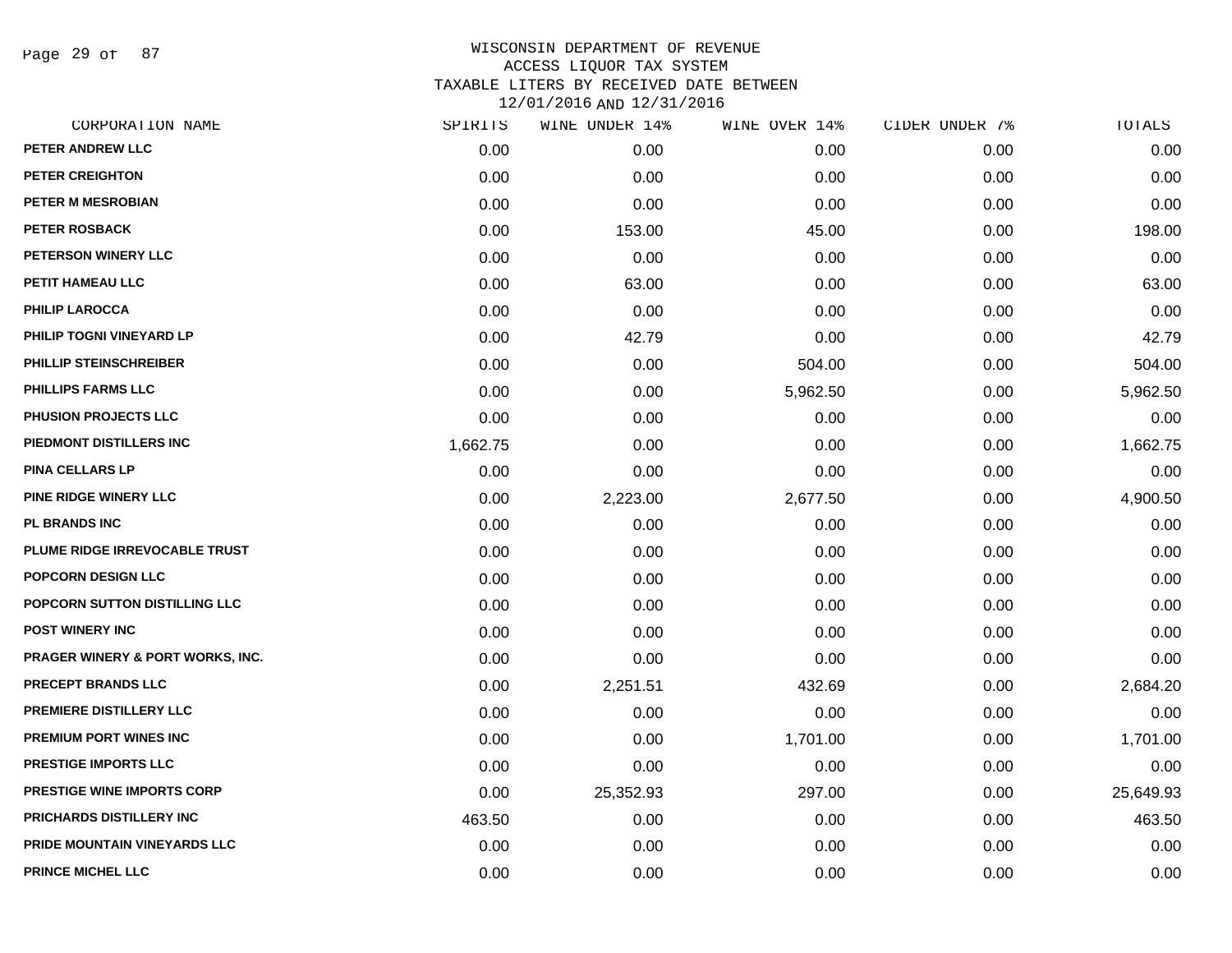WISCONSIN DEPARTMENT OF REVENUE
ACCESS LIQUOR TAX SYSTEM
TAXABLE LITERS BY RECEIVED DATE BETWEEN
12/01/2016 AND 12/31/2016

| CORPORATION NAME | SPIRITS | WINE UNDER 14% | WINE OVER 14% | CIDER UNDER 7% | TOTALS |
|---|---|---|---|---|---|
| PETER ANDREW LLC | 0.00 | 0.00 | 0.00 | 0.00 | 0.00 |
| PETER CREIGHTON | 0.00 | 0.00 | 0.00 | 0.00 | 0.00 |
| PETER M MESROBIAN | 0.00 | 0.00 | 0.00 | 0.00 | 0.00 |
| PETER ROSBACK | 0.00 | 153.00 | 45.00 | 0.00 | 198.00 |
| PETERSON WINERY LLC | 0.00 | 0.00 | 0.00 | 0.00 | 0.00 |
| PETIT HAMEAU LLC | 0.00 | 63.00 | 0.00 | 0.00 | 63.00 |
| PHILIP LAROCCA | 0.00 | 0.00 | 0.00 | 0.00 | 0.00 |
| PHILIP TOGNI VINEYARD LP | 0.00 | 42.79 | 0.00 | 0.00 | 42.79 |
| PHILLIP STEINSCHREIBER | 0.00 | 0.00 | 504.00 | 0.00 | 504.00 |
| PHILLIPS FARMS LLC | 0.00 | 0.00 | 5,962.50 | 0.00 | 5,962.50 |
| PHUSION PROJECTS LLC | 0.00 | 0.00 | 0.00 | 0.00 | 0.00 |
| PIEDMONT DISTILLERS INC | 1,662.75 | 0.00 | 0.00 | 0.00 | 1,662.75 |
| PINA CELLARS LP | 0.00 | 0.00 | 0.00 | 0.00 | 0.00 |
| PINE RIDGE WINERY LLC | 0.00 | 2,223.00 | 2,677.50 | 0.00 | 4,900.50 |
| PL BRANDS INC | 0.00 | 0.00 | 0.00 | 0.00 | 0.00 |
| PLUME RIDGE IRREVOCABLE TRUST | 0.00 | 0.00 | 0.00 | 0.00 | 0.00 |
| POPCORN DESIGN LLC | 0.00 | 0.00 | 0.00 | 0.00 | 0.00 |
| POPCORN SUTTON DISTILLING LLC | 0.00 | 0.00 | 0.00 | 0.00 | 0.00 |
| POST WINERY INC | 0.00 | 0.00 | 0.00 | 0.00 | 0.00 |
| PRAGER WINERY & PORT WORKS, INC. | 0.00 | 0.00 | 0.00 | 0.00 | 0.00 |
| PRECEPT BRANDS LLC | 0.00 | 2,251.51 | 432.69 | 0.00 | 2,684.20 |
| PREMIERE DISTILLERY LLC | 0.00 | 0.00 | 0.00 | 0.00 | 0.00 |
| PREMIUM PORT WINES INC | 0.00 | 0.00 | 1,701.00 | 0.00 | 1,701.00 |
| PRESTIGE IMPORTS LLC | 0.00 | 0.00 | 0.00 | 0.00 | 0.00 |
| PRESTIGE WINE IMPORTS CORP | 0.00 | 25,352.93 | 297.00 | 0.00 | 25,649.93 |
| PRICHARDS DISTILLERY INC | 463.50 | 0.00 | 0.00 | 0.00 | 463.50 |
| PRIDE MOUNTAIN VINEYARDS LLC | 0.00 | 0.00 | 0.00 | 0.00 | 0.00 |
| PRINCE MICHEL LLC | 0.00 | 0.00 | 0.00 | 0.00 | 0.00 |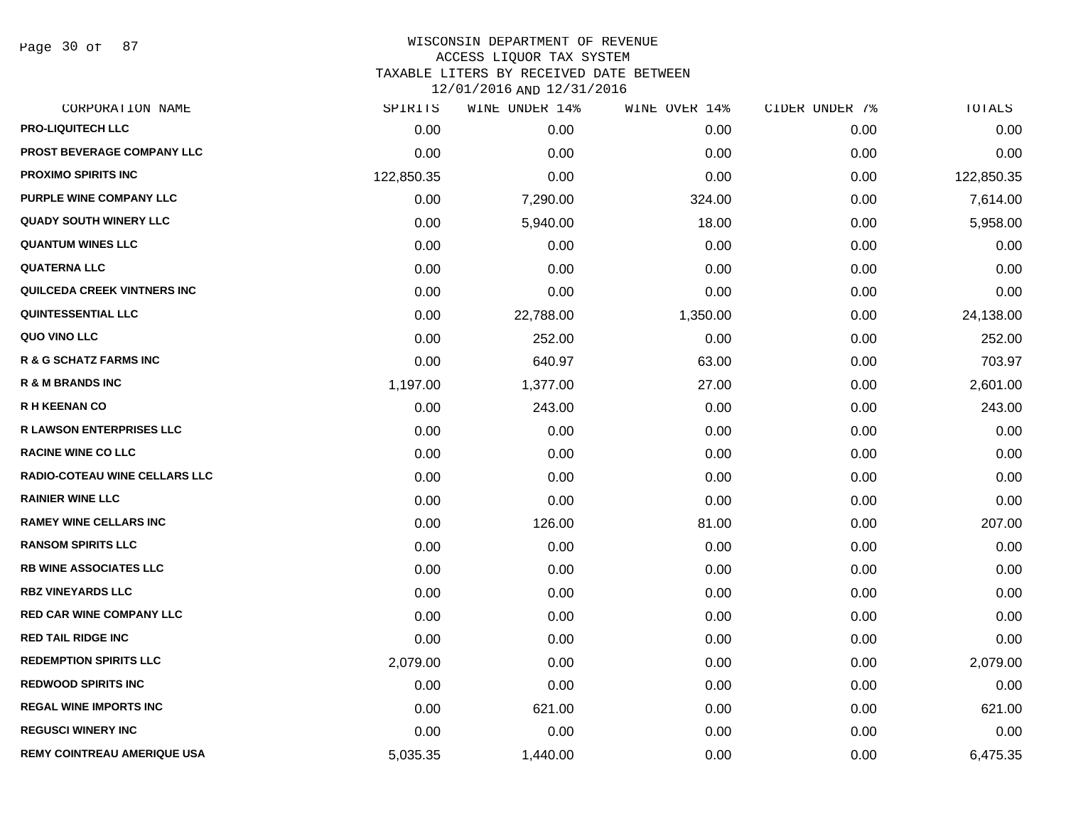# WISCONSIN DEPARTMENT OF REVENUE
## ACCESS LIQUOR TAX SYSTEM
### TAXABLE LITERS BY RECEIVED DATE BETWEEN 12/01/2016 AND 12/31/2016

| CORPORATION NAME | SPIRITS | WINE UNDER 14% | WINE OVER 14% | CIDER UNDER 7% | TOTALS |
|---|---|---|---|---|---|
| PRO-LIQUITECH LLC | 0.00 | 0.00 | 0.00 | 0.00 | 0.00 |
| PROST BEVERAGE COMPANY LLC | 0.00 | 0.00 | 0.00 | 0.00 | 0.00 |
| PROXIMO SPIRITS INC | 122,850.35 | 0.00 | 0.00 | 0.00 | 122,850.35 |
| PURPLE WINE COMPANY LLC | 0.00 | 7,290.00 | 324.00 | 0.00 | 7,614.00 |
| QUADY SOUTH WINERY LLC | 0.00 | 5,940.00 | 18.00 | 0.00 | 5,958.00 |
| QUANTUM WINES LLC | 0.00 | 0.00 | 0.00 | 0.00 | 0.00 |
| QUATERNA LLC | 0.00 | 0.00 | 0.00 | 0.00 | 0.00 |
| QUILCEDA CREEK VINTNERS INC | 0.00 | 0.00 | 0.00 | 0.00 | 0.00 |
| QUINTESSENTIAL LLC | 0.00 | 22,788.00 | 1,350.00 | 0.00 | 24,138.00 |
| QUO VINO LLC | 0.00 | 252.00 | 0.00 | 0.00 | 252.00 |
| R & G SCHATZ FARMS INC | 0.00 | 640.97 | 63.00 | 0.00 | 703.97 |
| R & M BRANDS INC | 1,197.00 | 1,377.00 | 27.00 | 0.00 | 2,601.00 |
| R H KEENAN CO | 0.00 | 243.00 | 0.00 | 0.00 | 243.00 |
| R LAWSON ENTERPRISES LLC | 0.00 | 0.00 | 0.00 | 0.00 | 0.00 |
| RACINE WINE CO LLC | 0.00 | 0.00 | 0.00 | 0.00 | 0.00 |
| RADIO-COTEAU WINE CELLARS LLC | 0.00 | 0.00 | 0.00 | 0.00 | 0.00 |
| RAINIER WINE LLC | 0.00 | 0.00 | 0.00 | 0.00 | 0.00 |
| RAMEY WINE CELLARS INC | 0.00 | 126.00 | 81.00 | 0.00 | 207.00 |
| RANSOM SPIRITS LLC | 0.00 | 0.00 | 0.00 | 0.00 | 0.00 |
| RB WINE ASSOCIATES LLC | 0.00 | 0.00 | 0.00 | 0.00 | 0.00 |
| RBZ VINEYARDS LLC | 0.00 | 0.00 | 0.00 | 0.00 | 0.00 |
| RED CAR WINE COMPANY LLC | 0.00 | 0.00 | 0.00 | 0.00 | 0.00 |
| RED TAIL RIDGE INC | 0.00 | 0.00 | 0.00 | 0.00 | 0.00 |
| REDEMPTION SPIRITS LLC | 2,079.00 | 0.00 | 0.00 | 0.00 | 2,079.00 |
| REDWOOD SPIRITS INC | 0.00 | 0.00 | 0.00 | 0.00 | 0.00 |
| REGAL WINE IMPORTS INC | 0.00 | 621.00 | 0.00 | 0.00 | 621.00 |
| REGUSCI WINERY INC | 0.00 | 0.00 | 0.00 | 0.00 | 0.00 |
| REMY COINTREAU AMERIQUE USA | 5,035.35 | 1,440.00 | 0.00 | 0.00 | 6,475.35 |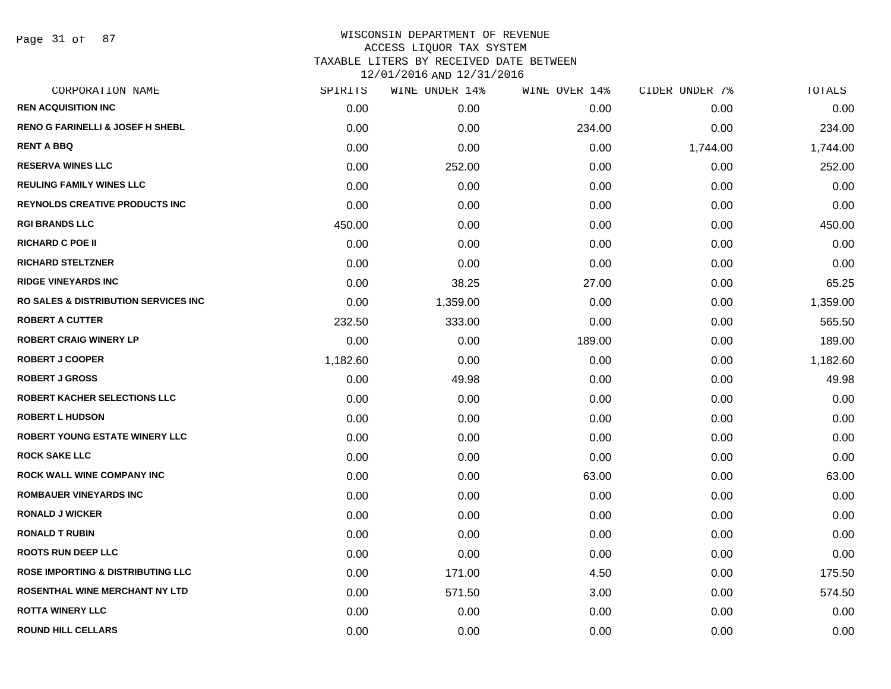WISCONSIN DEPARTMENT OF REVENUE
ACCESS LIQUOR TAX SYSTEM
TAXABLE LITERS BY RECEIVED DATE BETWEEN
12/01/2016 AND 12/31/2016

| CORPORATION NAME | SPIRITS | WINE UNDER 14% | WINE OVER 14% | CIDER UNDER 7% | TOTALS |
|---|---|---|---|---|---|
| REN ACQUISITION INC | 0.00 | 0.00 | 0.00 | 0.00 | 0.00 |
| RENO G FARINELLI & JOSEF H SHEBL | 0.00 | 0.00 | 234.00 | 0.00 | 234.00 |
| RENT A BBQ | 0.00 | 0.00 | 0.00 | 1,744.00 | 1,744.00 |
| RESERVA WINES LLC | 0.00 | 252.00 | 0.00 | 0.00 | 252.00 |
| REULING FAMILY WINES LLC | 0.00 | 0.00 | 0.00 | 0.00 | 0.00 |
| REYNOLDS CREATIVE PRODUCTS INC | 0.00 | 0.00 | 0.00 | 0.00 | 0.00 |
| RGI BRANDS LLC | 450.00 | 0.00 | 0.00 | 0.00 | 450.00 |
| RICHARD C POE II | 0.00 | 0.00 | 0.00 | 0.00 | 0.00 |
| RICHARD STELTZNER | 0.00 | 0.00 | 0.00 | 0.00 | 0.00 |
| RIDGE VINEYARDS INC | 0.00 | 38.25 | 27.00 | 0.00 | 65.25 |
| RO SALES & DISTRIBUTION SERVICES INC | 0.00 | 1,359.00 | 0.00 | 0.00 | 1,359.00 |
| ROBERT A CUTTER | 232.50 | 333.00 | 0.00 | 0.00 | 565.50 |
| ROBERT CRAIG WINERY LP | 0.00 | 0.00 | 189.00 | 0.00 | 189.00 |
| ROBERT J COOPER | 1,182.60 | 0.00 | 0.00 | 0.00 | 1,182.60 |
| ROBERT J GROSS | 0.00 | 49.98 | 0.00 | 0.00 | 49.98 |
| ROBERT KACHER SELECTIONS LLC | 0.00 | 0.00 | 0.00 | 0.00 | 0.00 |
| ROBERT L HUDSON | 0.00 | 0.00 | 0.00 | 0.00 | 0.00 |
| ROBERT YOUNG ESTATE WINERY LLC | 0.00 | 0.00 | 0.00 | 0.00 | 0.00 |
| ROCK SAKE LLC | 0.00 | 0.00 | 0.00 | 0.00 | 0.00 |
| ROCK WALL WINE COMPANY INC | 0.00 | 0.00 | 63.00 | 0.00 | 63.00 |
| ROMBAUER VINEYARDS INC | 0.00 | 0.00 | 0.00 | 0.00 | 0.00 |
| RONALD J WICKER | 0.00 | 0.00 | 0.00 | 0.00 | 0.00 |
| RONALD T RUBIN | 0.00 | 0.00 | 0.00 | 0.00 | 0.00 |
| ROOTS RUN DEEP LLC | 0.00 | 0.00 | 0.00 | 0.00 | 0.00 |
| ROSE IMPORTING & DISTRIBUTING LLC | 0.00 | 171.00 | 4.50 | 0.00 | 175.50 |
| ROSENTHAL WINE MERCHANT NY LTD | 0.00 | 571.50 | 3.00 | 0.00 | 574.50 |
| ROTTA WINERY LLC | 0.00 | 0.00 | 0.00 | 0.00 | 0.00 |
| ROUND HILL CELLARS | 0.00 | 0.00 | 0.00 | 0.00 | 0.00 |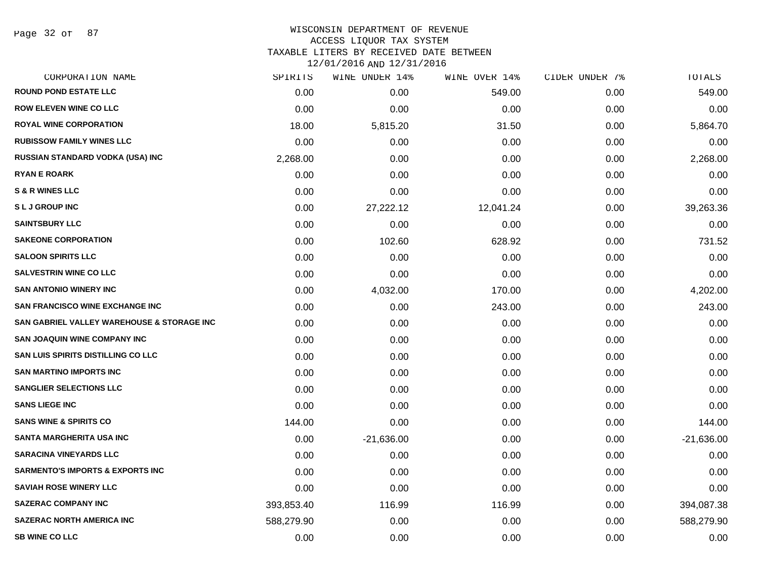WISCONSIN DEPARTMENT OF REVENUE
ACCESS LIQUOR TAX SYSTEM
TAXABLE LITERS BY RECEIVED DATE BETWEEN
12/01/2016 AND 12/31/2016

| CORPORATION NAME | SPIRITS | WINE UNDER 14% | WINE OVER 14% | CIDER UNDER 7% | TOTALS |
|---|---|---|---|---|---|
| ROUND POND ESTATE LLC | 0.00 | 0.00 | 549.00 | 0.00 | 549.00 |
| ROW ELEVEN WINE CO LLC | 0.00 | 0.00 | 0.00 | 0.00 | 0.00 |
| ROYAL WINE CORPORATION | 18.00 | 5,815.20 | 31.50 | 0.00 | 5,864.70 |
| RUBISSOW FAMILY WINES LLC | 0.00 | 0.00 | 0.00 | 0.00 | 0.00 |
| RUSSIAN STANDARD VODKA (USA) INC | 2,268.00 | 0.00 | 0.00 | 0.00 | 2,268.00 |
| RYAN E ROARK | 0.00 | 0.00 | 0.00 | 0.00 | 0.00 |
| S & R WINES LLC | 0.00 | 0.00 | 0.00 | 0.00 | 0.00 |
| S L J GROUP INC | 0.00 | 27,222.12 | 12,041.24 | 0.00 | 39,263.36 |
| SAINTSBURY LLC | 0.00 | 0.00 | 0.00 | 0.00 | 0.00 |
| SAKEONE CORPORATION | 0.00 | 102.60 | 628.92 | 0.00 | 731.52 |
| SALOON SPIRITS LLC | 0.00 | 0.00 | 0.00 | 0.00 | 0.00 |
| SALVESTRIN WINE CO LLC | 0.00 | 0.00 | 0.00 | 0.00 | 0.00 |
| SAN ANTONIO WINERY INC | 0.00 | 4,032.00 | 170.00 | 0.00 | 4,202.00 |
| SAN FRANCISCO WINE EXCHANGE INC | 0.00 | 0.00 | 243.00 | 0.00 | 243.00 |
| SAN GABRIEL VALLEY WAREHOUSE & STORAGE INC | 0.00 | 0.00 | 0.00 | 0.00 | 0.00 |
| SAN JOAQUIN WINE COMPANY INC | 0.00 | 0.00 | 0.00 | 0.00 | 0.00 |
| SAN LUIS SPIRITS DISTILLING CO LLC | 0.00 | 0.00 | 0.00 | 0.00 | 0.00 |
| SAN MARTINO IMPORTS INC | 0.00 | 0.00 | 0.00 | 0.00 | 0.00 |
| SANGLIER SELECTIONS LLC | 0.00 | 0.00 | 0.00 | 0.00 | 0.00 |
| SANS LIEGE INC | 0.00 | 0.00 | 0.00 | 0.00 | 0.00 |
| SANS WINE & SPIRITS CO | 144.00 | 0.00 | 0.00 | 0.00 | 144.00 |
| SANTA MARGHERITA USA INC | 0.00 | -21,636.00 | 0.00 | 0.00 | -21,636.00 |
| SARACINA VINEYARDS LLC | 0.00 | 0.00 | 0.00 | 0.00 | 0.00 |
| SARMENTO'S IMPORTS & EXPORTS INC | 0.00 | 0.00 | 0.00 | 0.00 | 0.00 |
| SAVIAH ROSE WINERY LLC | 0.00 | 0.00 | 0.00 | 0.00 | 0.00 |
| SAZERAC COMPANY INC | 393,853.40 | 116.99 | 116.99 | 0.00 | 394,087.38 |
| SAZERAC NORTH AMERICA INC | 588,279.90 | 0.00 | 0.00 | 0.00 | 588,279.90 |
| SB WINE CO LLC | 0.00 | 0.00 | 0.00 | 0.00 | 0.00 |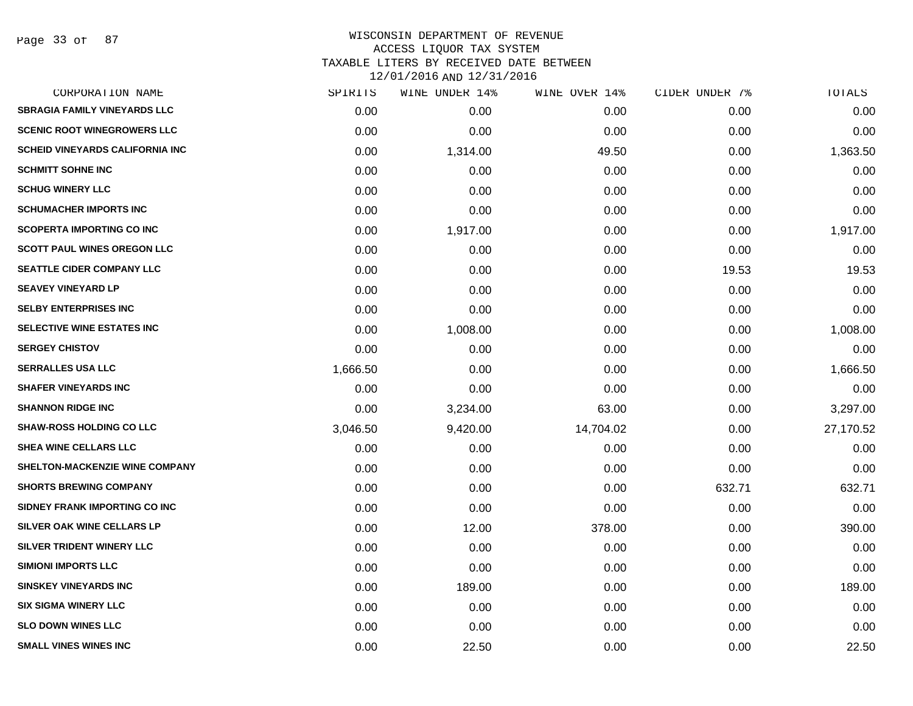# WISCONSIN DEPARTMENT OF REVENUE
## ACCESS LIQUOR TAX SYSTEM
## TAXABLE LITERS BY RECEIVED DATE BETWEEN 12/01/2016 AND 12/31/2016

| CORPORATION NAME | SPIRITS | WINE UNDER 14% | WINE OVER 14% | CIDER UNDER 7% | TOTALS |
|---|---|---|---|---|---|
| SBRAGIA FAMILY VINEYARDS LLC | 0.00 | 0.00 | 0.00 | 0.00 | 0.00 |
| SCENIC ROOT WINEGROWERS LLC | 0.00 | 0.00 | 0.00 | 0.00 | 0.00 |
| SCHEID VINEYARDS CALIFORNIA INC | 0.00 | 1,314.00 | 49.50 | 0.00 | 1,363.50 |
| SCHMITT SOHNE INC | 0.00 | 0.00 | 0.00 | 0.00 | 0.00 |
| SCHUG WINERY LLC | 0.00 | 0.00 | 0.00 | 0.00 | 0.00 |
| SCHUMACHER IMPORTS INC | 0.00 | 0.00 | 0.00 | 0.00 | 0.00 |
| SCOPERTA IMPORTING CO INC | 0.00 | 1,917.00 | 0.00 | 0.00 | 1,917.00 |
| SCOTT PAUL WINES OREGON LLC | 0.00 | 0.00 | 0.00 | 0.00 | 0.00 |
| SEATTLE CIDER COMPANY LLC | 0.00 | 0.00 | 0.00 | 19.53 | 19.53 |
| SEAVEY VINEYARD LP | 0.00 | 0.00 | 0.00 | 0.00 | 0.00 |
| SELBY ENTERPRISES INC | 0.00 | 0.00 | 0.00 | 0.00 | 0.00 |
| SELECTIVE WINE ESTATES INC | 0.00 | 1,008.00 | 0.00 | 0.00 | 1,008.00 |
| SERGEY CHISTOV | 0.00 | 0.00 | 0.00 | 0.00 | 0.00 |
| SERRALLES USA LLC | 1,666.50 | 0.00 | 0.00 | 0.00 | 1,666.50 |
| SHAFER VINEYARDS INC | 0.00 | 0.00 | 0.00 | 0.00 | 0.00 |
| SHANNON RIDGE INC | 0.00 | 3,234.00 | 63.00 | 0.00 | 3,297.00 |
| SHAW-ROSS HOLDING CO LLC | 3,046.50 | 9,420.00 | 14,704.02 | 0.00 | 27,170.52 |
| SHEA WINE CELLARS LLC | 0.00 | 0.00 | 0.00 | 0.00 | 0.00 |
| SHELTON-MACKENZIE WINE COMPANY | 0.00 | 0.00 | 0.00 | 0.00 | 0.00 |
| SHORTS BREWING COMPANY | 0.00 | 0.00 | 0.00 | 632.71 | 632.71 |
| SIDNEY FRANK IMPORTING CO INC | 0.00 | 0.00 | 0.00 | 0.00 | 0.00 |
| SILVER OAK WINE CELLARS LP | 0.00 | 12.00 | 378.00 | 0.00 | 390.00 |
| SILVER TRIDENT WINERY LLC | 0.00 | 0.00 | 0.00 | 0.00 | 0.00 |
| SIMIONI IMPORTS LLC | 0.00 | 0.00 | 0.00 | 0.00 | 0.00 |
| SINSKEY VINEYARDS INC | 0.00 | 189.00 | 0.00 | 0.00 | 189.00 |
| SIX SIGMA WINERY LLC | 0.00 | 0.00 | 0.00 | 0.00 | 0.00 |
| SLO DOWN WINES LLC | 0.00 | 0.00 | 0.00 | 0.00 | 0.00 |
| SMALL VINES WINES INC | 0.00 | 22.50 | 0.00 | 0.00 | 22.50 |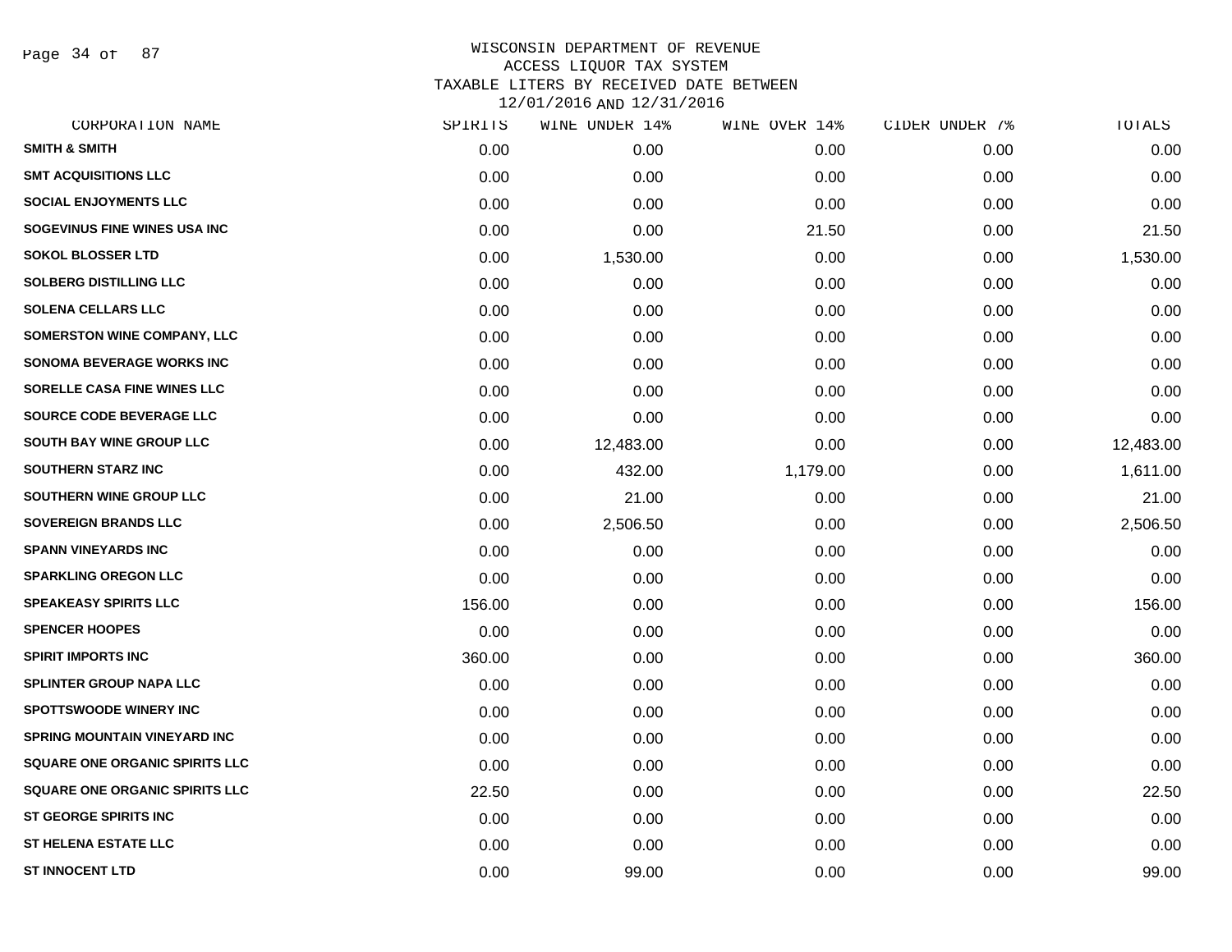WISCONSIN DEPARTMENT OF REVENUE
ACCESS LIQUOR TAX SYSTEM
TAXABLE LITERS BY RECEIVED DATE BETWEEN
12/01/2016 AND 12/31/2016

| CORPORATION NAME | SPIRITS | WINE UNDER 14% | WINE OVER 14% | CIDER UNDER 7% | TOTALS |
|---|---|---|---|---|---|
| SMITH & SMITH | 0.00 | 0.00 | 0.00 | 0.00 | 0.00 |
| SMT ACQUISITIONS LLC | 0.00 | 0.00 | 0.00 | 0.00 | 0.00 |
| SOCIAL ENJOYMENTS LLC | 0.00 | 0.00 | 0.00 | 0.00 | 0.00 |
| SOGEVINUS FINE WINES USA INC | 0.00 | 0.00 | 21.50 | 0.00 | 21.50 |
| SOKOL BLOSSER LTD | 0.00 | 1,530.00 | 0.00 | 0.00 | 1,530.00 |
| SOLBERG DISTILLING LLC | 0.00 | 0.00 | 0.00 | 0.00 | 0.00 |
| SOLENA CELLARS LLC | 0.00 | 0.00 | 0.00 | 0.00 | 0.00 |
| SOMERSTON WINE COMPANY, LLC | 0.00 | 0.00 | 0.00 | 0.00 | 0.00 |
| SONOMA BEVERAGE WORKS INC | 0.00 | 0.00 | 0.00 | 0.00 | 0.00 |
| SORELLE CASA FINE WINES LLC | 0.00 | 0.00 | 0.00 | 0.00 | 0.00 |
| SOURCE CODE BEVERAGE LLC | 0.00 | 0.00 | 0.00 | 0.00 | 0.00 |
| SOUTH BAY WINE GROUP LLC | 0.00 | 12,483.00 | 0.00 | 0.00 | 12,483.00 |
| SOUTHERN STARZ INC | 0.00 | 432.00 | 1,179.00 | 0.00 | 1,611.00 |
| SOUTHERN WINE GROUP LLC | 0.00 | 21.00 | 0.00 | 0.00 | 21.00 |
| SOVEREIGN BRANDS LLC | 0.00 | 2,506.50 | 0.00 | 0.00 | 2,506.50 |
| SPANN VINEYARDS INC | 0.00 | 0.00 | 0.00 | 0.00 | 0.00 |
| SPARKLING OREGON LLC | 0.00 | 0.00 | 0.00 | 0.00 | 0.00 |
| SPEAKEASY SPIRITS LLC | 156.00 | 0.00 | 0.00 | 0.00 | 156.00 |
| SPENCER HOOPES | 0.00 | 0.00 | 0.00 | 0.00 | 0.00 |
| SPIRIT IMPORTS INC | 360.00 | 0.00 | 0.00 | 0.00 | 360.00 |
| SPLINTER GROUP NAPA LLC | 0.00 | 0.00 | 0.00 | 0.00 | 0.00 |
| SPOTTSWOODE WINERY INC | 0.00 | 0.00 | 0.00 | 0.00 | 0.00 |
| SPRING MOUNTAIN VINEYARD INC | 0.00 | 0.00 | 0.00 | 0.00 | 0.00 |
| SQUARE ONE ORGANIC SPIRITS LLC | 0.00 | 0.00 | 0.00 | 0.00 | 0.00 |
| SQUARE ONE ORGANIC SPIRITS LLC | 22.50 | 0.00 | 0.00 | 0.00 | 22.50 |
| ST GEORGE SPIRITS INC | 0.00 | 0.00 | 0.00 | 0.00 | 0.00 |
| ST HELENA ESTATE LLC | 0.00 | 0.00 | 0.00 | 0.00 | 0.00 |
| ST INNOCENT LTD | 0.00 | 99.00 | 0.00 | 0.00 | 99.00 |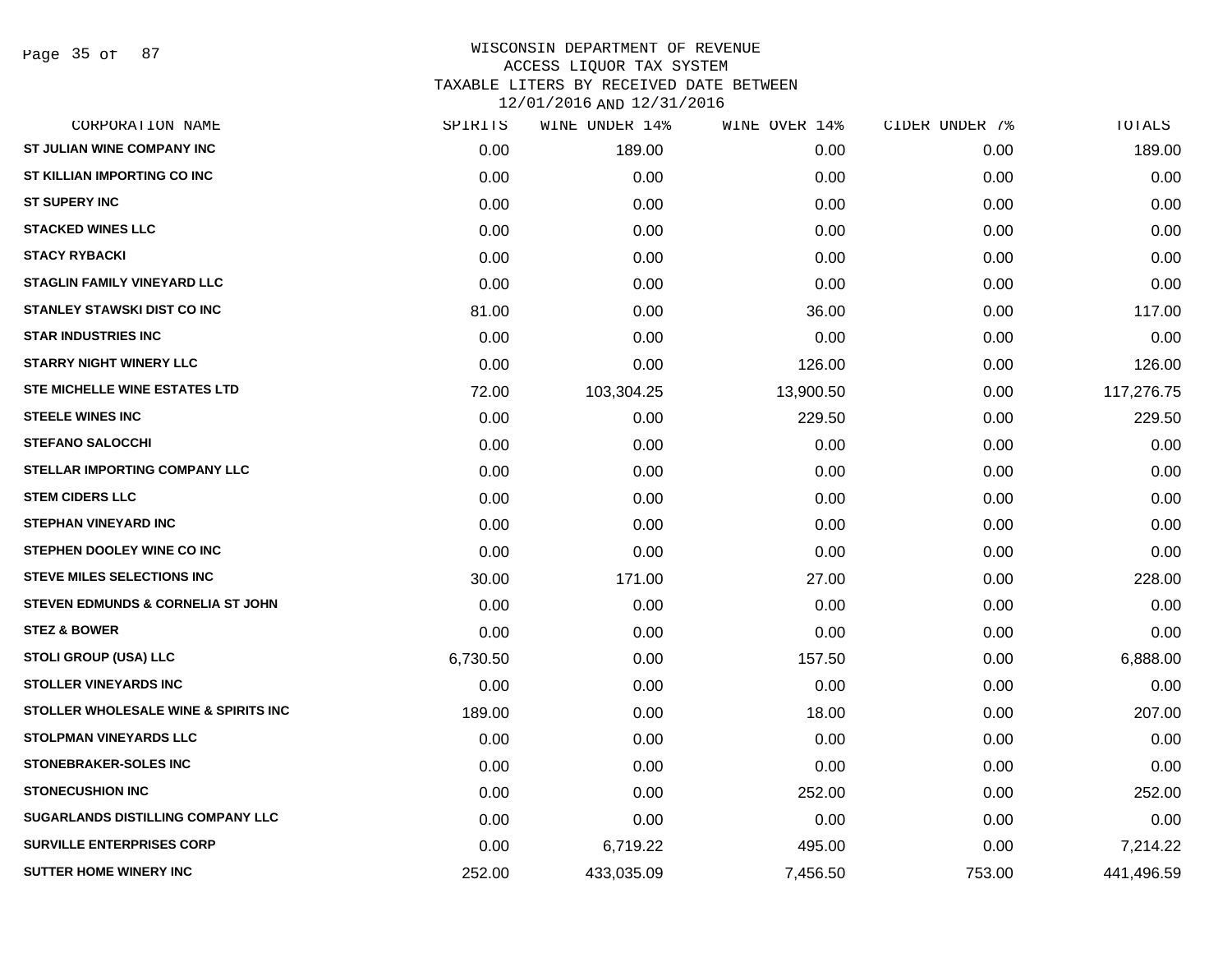WISCONSIN DEPARTMENT OF REVENUE
ACCESS LIQUOR TAX SYSTEM
TAXABLE LITERS BY RECEIVED DATE BETWEEN
12/01/2016 AND 12/31/2016

| CORPORATION NAME | SPIRITS | WINE UNDER 14% | WINE OVER 14% | CIDER UNDER 7% | TOTALS |
|---|---|---|---|---|---|
| ST JULIAN WINE COMPANY INC | 0.00 | 189.00 | 0.00 | 0.00 | 189.00 |
| ST KILLIAN IMPORTING CO INC | 0.00 | 0.00 | 0.00 | 0.00 | 0.00 |
| ST SUPERY INC | 0.00 | 0.00 | 0.00 | 0.00 | 0.00 |
| STACKED WINES LLC | 0.00 | 0.00 | 0.00 | 0.00 | 0.00 |
| STACY RYBACKI | 0.00 | 0.00 | 0.00 | 0.00 | 0.00 |
| STAGLIN FAMILY VINEYARD LLC | 0.00 | 0.00 | 0.00 | 0.00 | 0.00 |
| STANLEY STAWSKI DIST CO INC | 81.00 | 0.00 | 36.00 | 0.00 | 117.00 |
| STAR INDUSTRIES INC | 0.00 | 0.00 | 0.00 | 0.00 | 0.00 |
| STARRY NIGHT WINERY LLC | 0.00 | 0.00 | 126.00 | 0.00 | 126.00 |
| STE MICHELLE WINE ESTATES LTD | 72.00 | 103,304.25 | 13,900.50 | 0.00 | 117,276.75 |
| STEELE WINES INC | 0.00 | 0.00 | 229.50 | 0.00 | 229.50 |
| STEFANO SALOCCHI | 0.00 | 0.00 | 0.00 | 0.00 | 0.00 |
| STELLAR IMPORTING COMPANY LLC | 0.00 | 0.00 | 0.00 | 0.00 | 0.00 |
| STEM CIDERS LLC | 0.00 | 0.00 | 0.00 | 0.00 | 0.00 |
| STEPHAN VINEYARD INC | 0.00 | 0.00 | 0.00 | 0.00 | 0.00 |
| STEPHEN DOOLEY WINE CO INC | 0.00 | 0.00 | 0.00 | 0.00 | 0.00 |
| STEVE MILES SELECTIONS INC | 30.00 | 171.00 | 27.00 | 0.00 | 228.00 |
| STEVEN EDMUNDS & CORNELIA ST JOHN | 0.00 | 0.00 | 0.00 | 0.00 | 0.00 |
| STEZ & BOWER | 0.00 | 0.00 | 0.00 | 0.00 | 0.00 |
| STOLI GROUP (USA) LLC | 6,730.50 | 0.00 | 157.50 | 0.00 | 6,888.00 |
| STOLLER VINEYARDS INC | 0.00 | 0.00 | 0.00 | 0.00 | 0.00 |
| STOLLER WHOLESALE WINE & SPIRITS INC | 189.00 | 0.00 | 18.00 | 0.00 | 207.00 |
| STOLPMAN VINEYARDS LLC | 0.00 | 0.00 | 0.00 | 0.00 | 0.00 |
| STONEBRAKER-SOLES INC | 0.00 | 0.00 | 0.00 | 0.00 | 0.00 |
| STONECUSHION INC | 0.00 | 0.00 | 252.00 | 0.00 | 252.00 |
| SUGARLANDS DISTILLING COMPANY LLC | 0.00 | 0.00 | 0.00 | 0.00 | 0.00 |
| SURVILLE ENTERPRISES CORP | 0.00 | 6,719.22 | 495.00 | 0.00 | 7,214.22 |
| SUTTER HOME WINERY INC | 252.00 | 433,035.09 | 7,456.50 | 753.00 | 441,496.59 |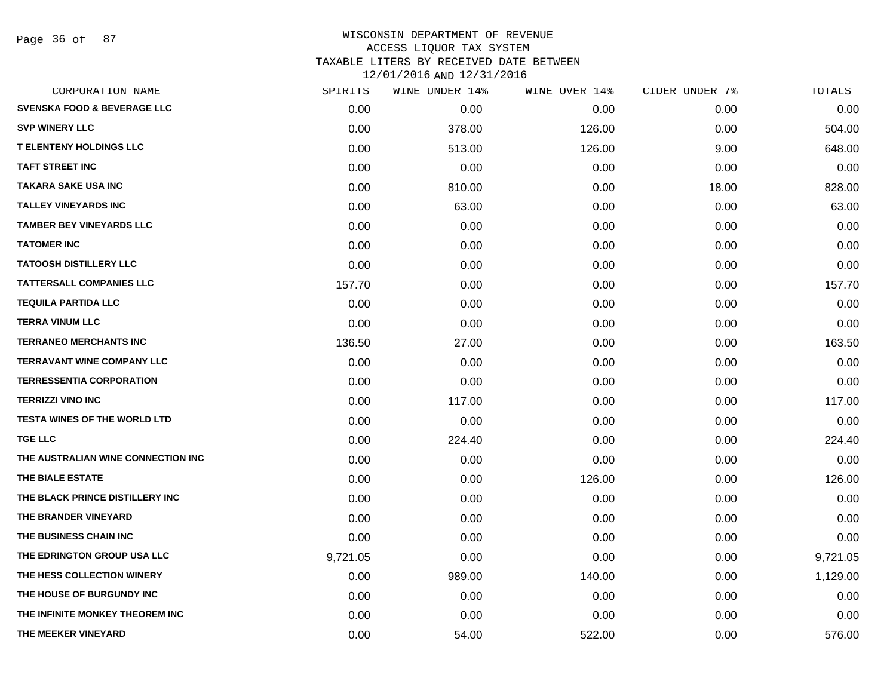WISCONSIN DEPARTMENT OF REVENUE
ACCESS LIQUOR TAX SYSTEM
TAXABLE LITERS BY RECEIVED DATE BETWEEN
12/01/2016 AND 12/31/2016

| CORPORATION NAME | SPIRITS | WINE UNDER 14% | WINE OVER 14% | CIDER UNDER 7% | TOTALS |
|---|---|---|---|---|---|
| SVENSKA FOOD & BEVERAGE LLC | 0.00 | 0.00 | 0.00 | 0.00 | 0.00 |
| SVP WINERY LLC | 0.00 | 378.00 | 126.00 | 0.00 | 504.00 |
| T ELENTENY HOLDINGS LLC | 0.00 | 513.00 | 126.00 | 9.00 | 648.00 |
| TAFT STREET INC | 0.00 | 0.00 | 0.00 | 0.00 | 0.00 |
| TAKARA SAKE USA INC | 0.00 | 810.00 | 0.00 | 18.00 | 828.00 |
| TALLEY VINEYARDS INC | 0.00 | 63.00 | 0.00 | 0.00 | 63.00 |
| TAMBER BEY VINEYARDS LLC | 0.00 | 0.00 | 0.00 | 0.00 | 0.00 |
| TATOMER INC | 0.00 | 0.00 | 0.00 | 0.00 | 0.00 |
| TATOOSH DISTILLERY LLC | 0.00 | 0.00 | 0.00 | 0.00 | 0.00 |
| TATTERSALL COMPANIES LLC | 157.70 | 0.00 | 0.00 | 0.00 | 157.70 |
| TEQUILA PARTIDA LLC | 0.00 | 0.00 | 0.00 | 0.00 | 0.00 |
| TERRA VINUM LLC | 0.00 | 0.00 | 0.00 | 0.00 | 0.00 |
| TERRANEO MERCHANTS INC | 136.50 | 27.00 | 0.00 | 0.00 | 163.50 |
| TERRAVANT WINE COMPANY LLC | 0.00 | 0.00 | 0.00 | 0.00 | 0.00 |
| TERRESSENTIA CORPORATION | 0.00 | 0.00 | 0.00 | 0.00 | 0.00 |
| TERRIZZI VINO INC | 0.00 | 117.00 | 0.00 | 0.00 | 117.00 |
| TESTA WINES OF THE WORLD LTD | 0.00 | 0.00 | 0.00 | 0.00 | 0.00 |
| TGE LLC | 0.00 | 224.40 | 0.00 | 0.00 | 224.40 |
| THE AUSTRALIAN WINE CONNECTION INC | 0.00 | 0.00 | 0.00 | 0.00 | 0.00 |
| THE BIALE ESTATE | 0.00 | 0.00 | 126.00 | 0.00 | 126.00 |
| THE BLACK PRINCE DISTILLERY INC | 0.00 | 0.00 | 0.00 | 0.00 | 0.00 |
| THE BRANDER VINEYARD | 0.00 | 0.00 | 0.00 | 0.00 | 0.00 |
| THE BUSINESS CHAIN INC | 0.00 | 0.00 | 0.00 | 0.00 | 0.00 |
| THE EDRINGTON GROUP USA LLC | 9,721.05 | 0.00 | 0.00 | 0.00 | 9,721.05 |
| THE HESS COLLECTION WINERY | 0.00 | 989.00 | 140.00 | 0.00 | 1,129.00 |
| THE HOUSE OF BURGUNDY INC | 0.00 | 0.00 | 0.00 | 0.00 | 0.00 |
| THE INFINITE MONKEY THEOREM INC | 0.00 | 0.00 | 0.00 | 0.00 | 0.00 |
| THE MEEKER VINEYARD | 0.00 | 54.00 | 522.00 | 0.00 | 576.00 |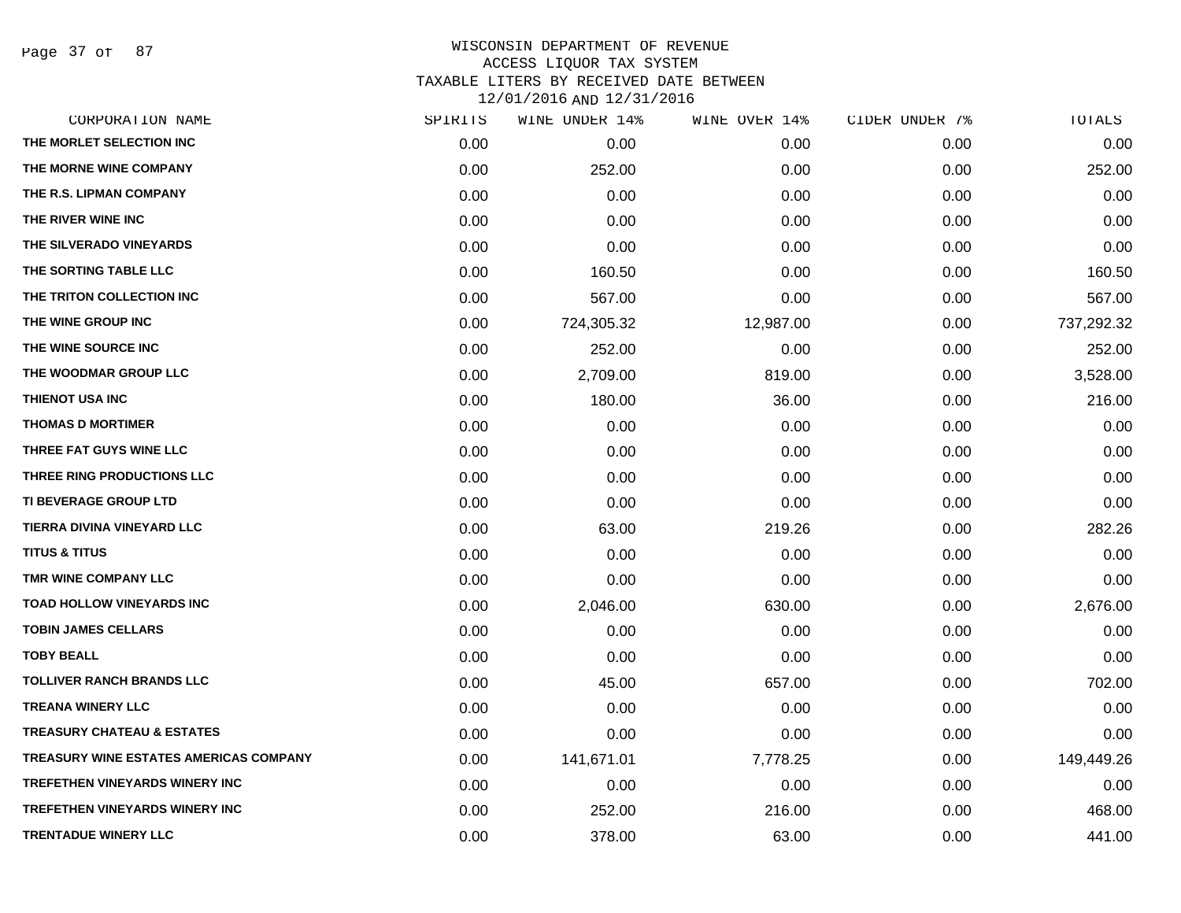# WISCONSIN DEPARTMENT OF REVENUE
## ACCESS LIQUOR TAX SYSTEM
### TAXABLE LITERS BY RECEIVED DATE BETWEEN 12/01/2016 AND 12/31/2016

| CORPORATION NAME | SPIRITS | WINE UNDER 14% | WINE OVER 14% | CIDER UNDER 7% | TOTALS |
|---|---|---|---|---|---|
| THE MORLET SELECTION INC | 0.00 | 0.00 | 0.00 | 0.00 | 0.00 |
| THE MORNE WINE COMPANY | 0.00 | 252.00 | 0.00 | 0.00 | 252.00 |
| THE R.S. LIPMAN COMPANY | 0.00 | 0.00 | 0.00 | 0.00 | 0.00 |
| THE RIVER WINE INC | 0.00 | 0.00 | 0.00 | 0.00 | 0.00 |
| THE SILVERADO VINEYARDS | 0.00 | 0.00 | 0.00 | 0.00 | 0.00 |
| THE SORTING TABLE LLC | 0.00 | 160.50 | 0.00 | 0.00 | 160.50 |
| THE TRITON COLLECTION INC | 0.00 | 567.00 | 0.00 | 0.00 | 567.00 |
| THE WINE GROUP INC | 0.00 | 724,305.32 | 12,987.00 | 0.00 | 737,292.32 |
| THE WINE SOURCE INC | 0.00 | 252.00 | 0.00 | 0.00 | 252.00 |
| THE WOODMAR GROUP LLC | 0.00 | 2,709.00 | 819.00 | 0.00 | 3,528.00 |
| THIENOT USA INC | 0.00 | 180.00 | 36.00 | 0.00 | 216.00 |
| THOMAS D MORTIMER | 0.00 | 0.00 | 0.00 | 0.00 | 0.00 |
| THREE FAT GUYS WINE LLC | 0.00 | 0.00 | 0.00 | 0.00 | 0.00 |
| THREE RING PRODUCTIONS LLC | 0.00 | 0.00 | 0.00 | 0.00 | 0.00 |
| TI BEVERAGE GROUP LTD | 0.00 | 0.00 | 0.00 | 0.00 | 0.00 |
| TIERRA DIVINA VINEYARD LLC | 0.00 | 63.00 | 219.26 | 0.00 | 282.26 |
| TITUS & TITUS | 0.00 | 0.00 | 0.00 | 0.00 | 0.00 |
| TMR WINE COMPANY LLC | 0.00 | 0.00 | 0.00 | 0.00 | 0.00 |
| TOAD HOLLOW VINEYARDS INC | 0.00 | 2,046.00 | 630.00 | 0.00 | 2,676.00 |
| TOBIN JAMES CELLARS | 0.00 | 0.00 | 0.00 | 0.00 | 0.00 |
| TOBY BEALL | 0.00 | 0.00 | 0.00 | 0.00 | 0.00 |
| TOLLIVER RANCH BRANDS LLC | 0.00 | 45.00 | 657.00 | 0.00 | 702.00 |
| TREANA WINERY LLC | 0.00 | 0.00 | 0.00 | 0.00 | 0.00 |
| TREASURY CHATEAU & ESTATES | 0.00 | 0.00 | 0.00 | 0.00 | 0.00 |
| TREASURY WINE ESTATES AMERICAS COMPANY | 0.00 | 141,671.01 | 7,778.25 | 0.00 | 149,449.26 |
| TREFETHEN VINEYARDS WINERY INC | 0.00 | 0.00 | 0.00 | 0.00 | 0.00 |
| TREFETHEN VINEYARDS WINERY INC | 0.00 | 252.00 | 216.00 | 0.00 | 468.00 |
| TRENTADUE WINERY LLC | 0.00 | 378.00 | 63.00 | 0.00 | 441.00 |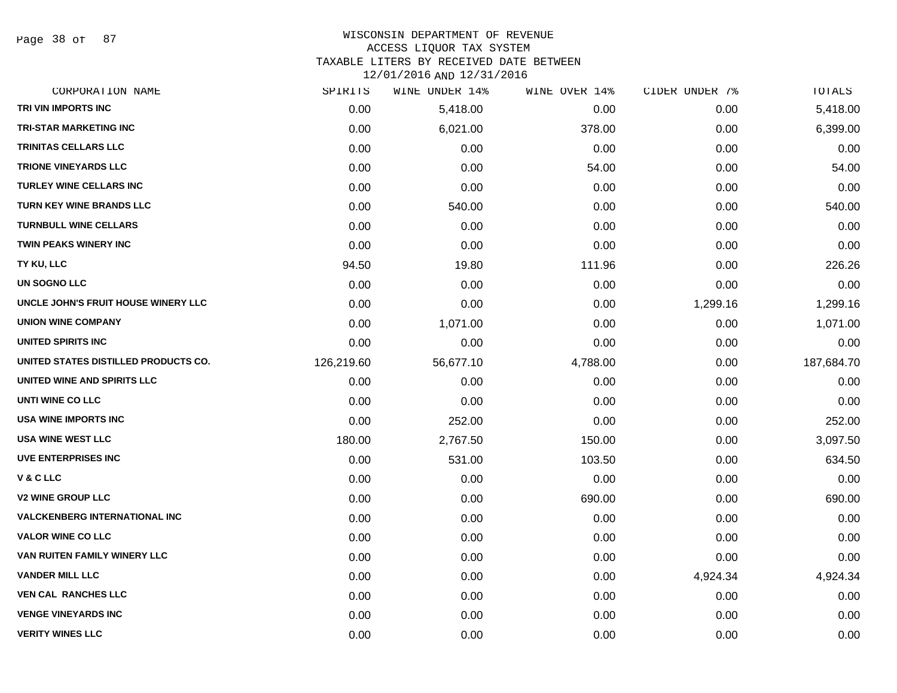# WISCONSIN DEPARTMENT OF REVENUE
## ACCESS LIQUOR TAX SYSTEM
### TAXABLE LITERS BY RECEIVED DATE BETWEEN 12/01/2016 AND 12/31/2016

| CORPORATION NAME | SPIRITS | WINE UNDER 14% | WINE OVER 14% | CIDER UNDER 7% | TOTALS |
|---|---|---|---|---|---|
| TRI VIN IMPORTS INC | 0.00 | 5,418.00 | 0.00 | 0.00 | 5,418.00 |
| TRI-STAR MARKETING INC | 0.00 | 6,021.00 | 378.00 | 0.00 | 6,399.00 |
| TRINITAS CELLARS LLC | 0.00 | 0.00 | 0.00 | 0.00 | 0.00 |
| TRIONE VINEYARDS LLC | 0.00 | 0.00 | 54.00 | 0.00 | 54.00 |
| TURLEY WINE CELLARS INC | 0.00 | 0.00 | 0.00 | 0.00 | 0.00 |
| TURN KEY WINE BRANDS LLC | 0.00 | 540.00 | 0.00 | 0.00 | 540.00 |
| TURNBULL WINE CELLARS | 0.00 | 0.00 | 0.00 | 0.00 | 0.00 |
| TWIN PEAKS WINERY INC | 0.00 | 0.00 | 0.00 | 0.00 | 0.00 |
| TY KU, LLC | 94.50 | 19.80 | 111.96 | 0.00 | 226.26 |
| UN SOGNO LLC | 0.00 | 0.00 | 0.00 | 0.00 | 0.00 |
| UNCLE JOHN'S FRUIT HOUSE WINERY LLC | 0.00 | 0.00 | 0.00 | 1,299.16 | 1,299.16 |
| UNION WINE COMPANY | 0.00 | 1,071.00 | 0.00 | 0.00 | 1,071.00 |
| UNITED SPIRITS INC | 0.00 | 0.00 | 0.00 | 0.00 | 0.00 |
| UNITED STATES DISTILLED PRODUCTS CO. | 126,219.60 | 56,677.10 | 4,788.00 | 0.00 | 187,684.70 |
| UNITED WINE AND SPIRITS LLC | 0.00 | 0.00 | 0.00 | 0.00 | 0.00 |
| UNTI WINE CO LLC | 0.00 | 0.00 | 0.00 | 0.00 | 0.00 |
| USA WINE IMPORTS INC | 0.00 | 252.00 | 0.00 | 0.00 | 252.00 |
| USA WINE WEST LLC | 180.00 | 2,767.50 | 150.00 | 0.00 | 3,097.50 |
| UVE ENTERPRISES INC | 0.00 | 531.00 | 103.50 | 0.00 | 634.50 |
| V & C LLC | 0.00 | 0.00 | 0.00 | 0.00 | 0.00 |
| V2 WINE GROUP LLC | 0.00 | 0.00 | 690.00 | 0.00 | 690.00 |
| VALCKENBERG INTERNATIONAL INC | 0.00 | 0.00 | 0.00 | 0.00 | 0.00 |
| VALOR WINE CO LLC | 0.00 | 0.00 | 0.00 | 0.00 | 0.00 |
| VAN RUITEN FAMILY WINERY LLC | 0.00 | 0.00 | 0.00 | 0.00 | 0.00 |
| VANDER MILL LLC | 0.00 | 0.00 | 0.00 | 4,924.34 | 4,924.34 |
| VEN CAL RANCHES LLC | 0.00 | 0.00 | 0.00 | 0.00 | 0.00 |
| VENGE VINEYARDS INC | 0.00 | 0.00 | 0.00 | 0.00 | 0.00 |
| VERITY WINES LLC | 0.00 | 0.00 | 0.00 | 0.00 | 0.00 |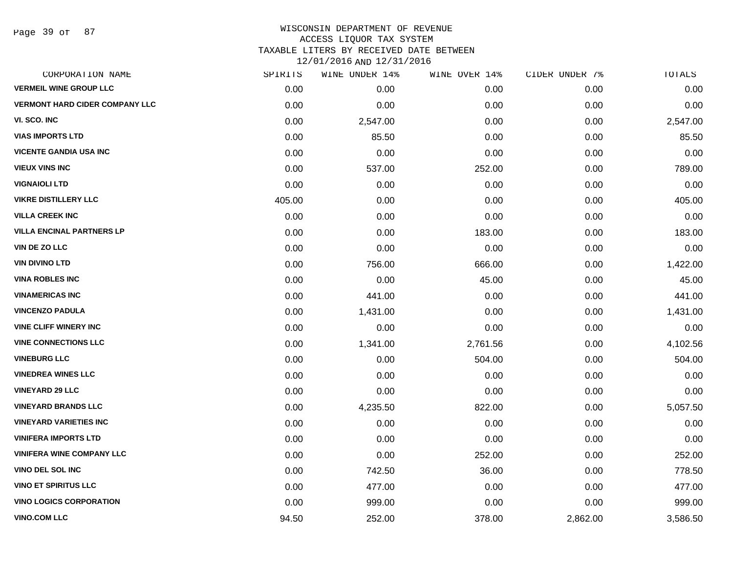# WISCONSIN DEPARTMENT OF REVENUE
## ACCESS LIQUOR TAX SYSTEM
## TAXABLE LITERS BY RECEIVED DATE BETWEEN 12/01/2016 AND 12/31/2016

| CORPORATION NAME | SPIRITS | WINE UNDER 14% | WINE OVER 14% | CIDER UNDER 7% | TOTALS |
|---|---|---|---|---|---|
| VERMEIL WINE GROUP LLC | 0.00 | 0.00 | 0.00 | 0.00 | 0.00 |
| VERMONT HARD CIDER COMPANY LLC | 0.00 | 0.00 | 0.00 | 0.00 | 0.00 |
| VI. SCO. INC | 0.00 | 2,547.00 | 0.00 | 0.00 | 2,547.00 |
| VIAS IMPORTS LTD | 0.00 | 85.50 | 0.00 | 0.00 | 85.50 |
| VICENTE GANDIA USA INC | 0.00 | 0.00 | 0.00 | 0.00 | 0.00 |
| VIEUX VINS INC | 0.00 | 537.00 | 252.00 | 0.00 | 789.00 |
| VIGNAIOLI LTD | 0.00 | 0.00 | 0.00 | 0.00 | 0.00 |
| VIKRE DISTILLERY LLC | 405.00 | 0.00 | 0.00 | 0.00 | 405.00 |
| VILLA CREEK INC | 0.00 | 0.00 | 0.00 | 0.00 | 0.00 |
| VILLA ENCINAL PARTNERS LP | 0.00 | 0.00 | 183.00 | 0.00 | 183.00 |
| VIN DE ZO LLC | 0.00 | 0.00 | 0.00 | 0.00 | 0.00 |
| VIN DIVINO LTD | 0.00 | 756.00 | 666.00 | 0.00 | 1,422.00 |
| VINA ROBLES INC | 0.00 | 0.00 | 45.00 | 0.00 | 45.00 |
| VINAMERICAS INC | 0.00 | 441.00 | 0.00 | 0.00 | 441.00 |
| VINCENZO PADULA | 0.00 | 1,431.00 | 0.00 | 0.00 | 1,431.00 |
| VINE CLIFF WINERY INC | 0.00 | 0.00 | 0.00 | 0.00 | 0.00 |
| VINE CONNECTIONS LLC | 0.00 | 1,341.00 | 2,761.56 | 0.00 | 4,102.56 |
| VINEBURG LLC | 0.00 | 0.00 | 504.00 | 0.00 | 504.00 |
| VINEDREA WINES LLC | 0.00 | 0.00 | 0.00 | 0.00 | 0.00 |
| VINEYARD 29 LLC | 0.00 | 0.00 | 0.00 | 0.00 | 0.00 |
| VINEYARD BRANDS LLC | 0.00 | 4,235.50 | 822.00 | 0.00 | 5,057.50 |
| VINEYARD VARIETIES INC | 0.00 | 0.00 | 0.00 | 0.00 | 0.00 |
| VINIFERA IMPORTS LTD | 0.00 | 0.00 | 0.00 | 0.00 | 0.00 |
| VINIFERA WINE COMPANY LLC | 0.00 | 0.00 | 252.00 | 0.00 | 252.00 |
| VINO DEL SOL INC | 0.00 | 742.50 | 36.00 | 0.00 | 778.50 |
| VINO ET SPIRITUS LLC | 0.00 | 477.00 | 0.00 | 0.00 | 477.00 |
| VINO LOGICS CORPORATION | 0.00 | 999.00 | 0.00 | 0.00 | 999.00 |
| VINO.COM LLC | 94.50 | 252.00 | 378.00 | 2,862.00 | 3,586.50 |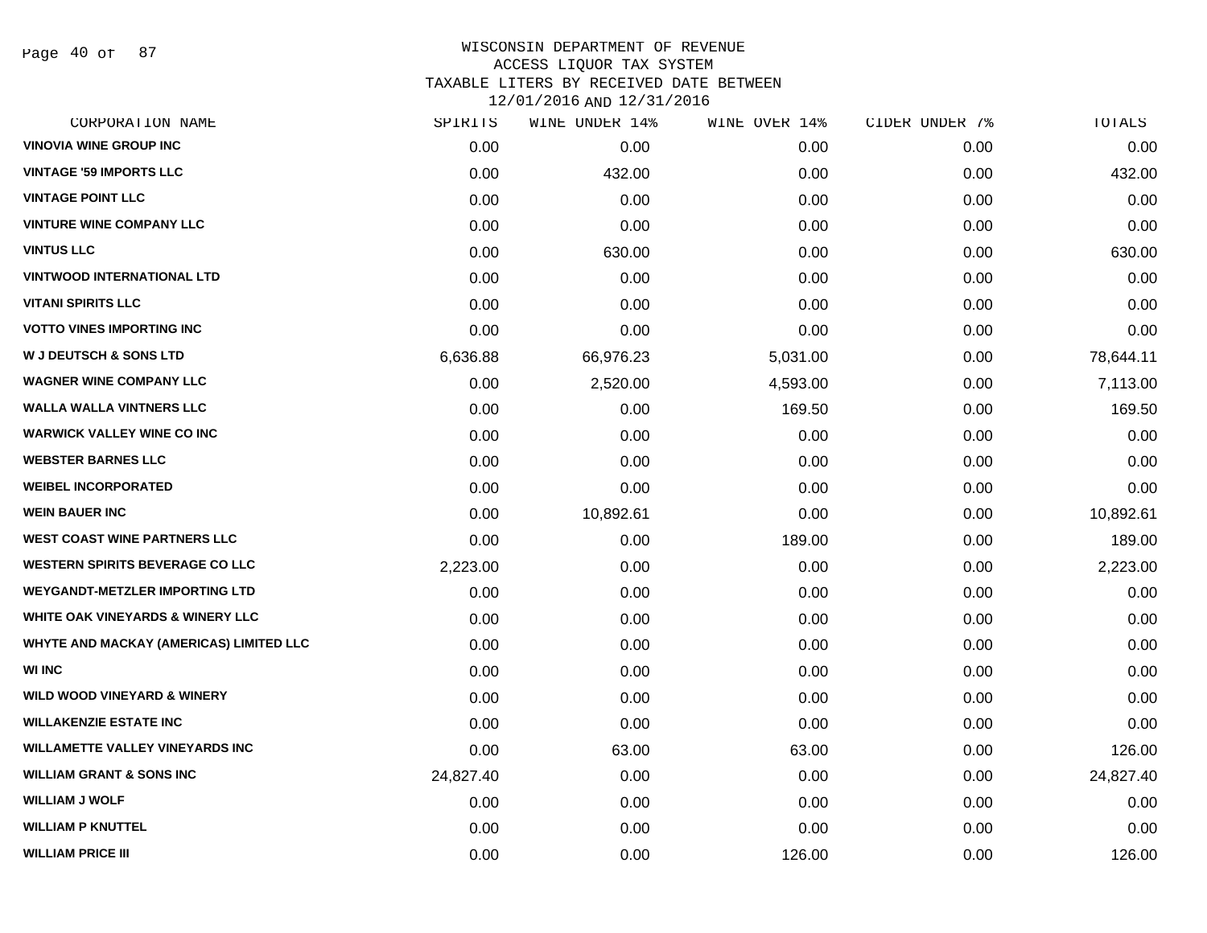# WISCONSIN DEPARTMENT OF REVENUE
## ACCESS LIQUOR TAX SYSTEM
## TAXABLE LITERS BY RECEIVED DATE BETWEEN 12/01/2016 AND 12/31/2016

| CORPORATION NAME | SPIRITS | WINE UNDER 14% | WINE OVER 14% | CIDER UNDER 7% | TOTALS |
|---|---|---|---|---|---|
| VINOVIA WINE GROUP INC | 0.00 | 0.00 | 0.00 | 0.00 | 0.00 |
| VINTAGE '59 IMPORTS LLC | 0.00 | 432.00 | 0.00 | 0.00 | 432.00 |
| VINTAGE POINT LLC | 0.00 | 0.00 | 0.00 | 0.00 | 0.00 |
| VINTURE WINE COMPANY LLC | 0.00 | 0.00 | 0.00 | 0.00 | 0.00 |
| VINTUS LLC | 0.00 | 630.00 | 0.00 | 0.00 | 630.00 |
| VINTWOOD INTERNATIONAL LTD | 0.00 | 0.00 | 0.00 | 0.00 | 0.00 |
| VITANI SPIRITS LLC | 0.00 | 0.00 | 0.00 | 0.00 | 0.00 |
| VOTTO VINES IMPORTING INC | 0.00 | 0.00 | 0.00 | 0.00 | 0.00 |
| W J DEUTSCH & SONS LTD | 6,636.88 | 66,976.23 | 5,031.00 | 0.00 | 78,644.11 |
| WAGNER WINE COMPANY LLC | 0.00 | 2,520.00 | 4,593.00 | 0.00 | 7,113.00 |
| WALLA WALLA VINTNERS LLC | 0.00 | 0.00 | 169.50 | 0.00 | 169.50 |
| WARWICK VALLEY WINE CO INC | 0.00 | 0.00 | 0.00 | 0.00 | 0.00 |
| WEBSTER BARNES LLC | 0.00 | 0.00 | 0.00 | 0.00 | 0.00 |
| WEIBEL INCORPORATED | 0.00 | 0.00 | 0.00 | 0.00 | 0.00 |
| WEIN BAUER INC | 0.00 | 10,892.61 | 0.00 | 0.00 | 10,892.61 |
| WEST COAST WINE PARTNERS LLC | 0.00 | 0.00 | 189.00 | 0.00 | 189.00 |
| WESTERN SPIRITS BEVERAGE CO LLC | 2,223.00 | 0.00 | 0.00 | 0.00 | 2,223.00 |
| WEYGANDT-METZLER IMPORTING LTD | 0.00 | 0.00 | 0.00 | 0.00 | 0.00 |
| WHITE OAK VINEYARDS & WINERY LLC | 0.00 | 0.00 | 0.00 | 0.00 | 0.00 |
| WHYTE AND MACKAY (AMERICAS) LIMITED LLC | 0.00 | 0.00 | 0.00 | 0.00 | 0.00 |
| WI INC | 0.00 | 0.00 | 0.00 | 0.00 | 0.00 |
| WILD WOOD VINEYARD & WINERY | 0.00 | 0.00 | 0.00 | 0.00 | 0.00 |
| WILLAKENZIE ESTATE INC | 0.00 | 0.00 | 0.00 | 0.00 | 0.00 |
| WILLAMETTE VALLEY VINEYARDS INC | 0.00 | 63.00 | 63.00 | 0.00 | 126.00 |
| WILLIAM GRANT & SONS INC | 24,827.40 | 0.00 | 0.00 | 0.00 | 24,827.40 |
| WILLIAM J WOLF | 0.00 | 0.00 | 0.00 | 0.00 | 0.00 |
| WILLIAM P KNUTTEL | 0.00 | 0.00 | 0.00 | 0.00 | 0.00 |
| WILLIAM PRICE III | 0.00 | 0.00 | 126.00 | 0.00 | 126.00 |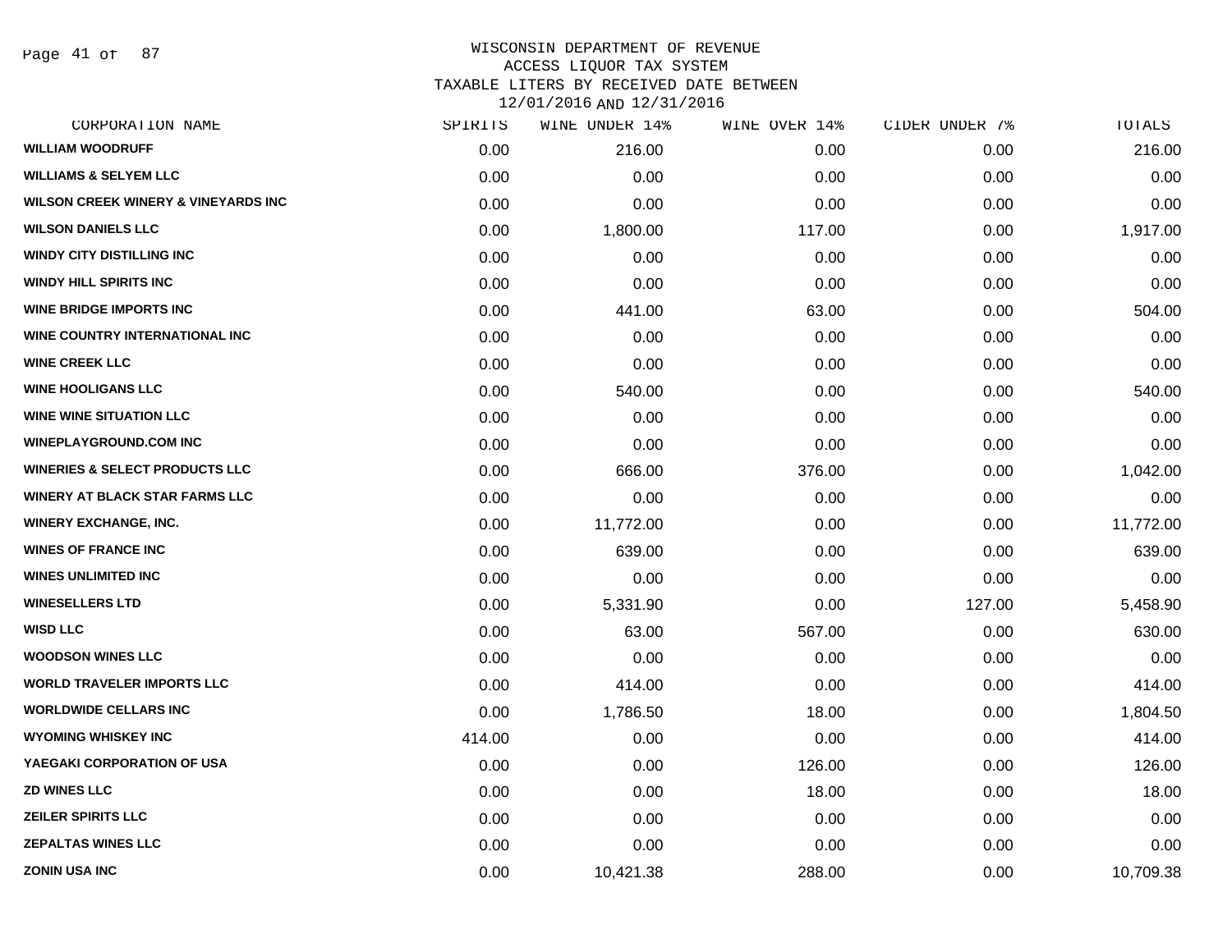WISCONSIN DEPARTMENT OF REVENUE
ACCESS LIQUOR TAX SYSTEM
TAXABLE LITERS BY RECEIVED DATE BETWEEN
12/01/2016 AND 12/31/2016

| CORPORATION NAME | SPIRITS | WINE UNDER 14% | WINE OVER 14% | CIDER UNDER 7% | TOTALS |
|---|---|---|---|---|---|
| WILLIAM WOODRUFF | 0.00 | 216.00 | 0.00 | 0.00 | 216.00 |
| WILLIAMS & SELYEM LLC | 0.00 | 0.00 | 0.00 | 0.00 | 0.00 |
| WILSON CREEK WINERY & VINEYARDS INC | 0.00 | 0.00 | 0.00 | 0.00 | 0.00 |
| WILSON DANIELS LLC | 0.00 | 1,800.00 | 117.00 | 0.00 | 1,917.00 |
| WINDY CITY DISTILLING INC | 0.00 | 0.00 | 0.00 | 0.00 | 0.00 |
| WINDY HILL SPIRITS INC | 0.00 | 0.00 | 0.00 | 0.00 | 0.00 |
| WINE BRIDGE IMPORTS INC | 0.00 | 441.00 | 63.00 | 0.00 | 504.00 |
| WINE COUNTRY INTERNATIONAL INC | 0.00 | 0.00 | 0.00 | 0.00 | 0.00 |
| WINE CREEK LLC | 0.00 | 0.00 | 0.00 | 0.00 | 0.00 |
| WINE HOOLIGANS LLC | 0.00 | 540.00 | 0.00 | 0.00 | 540.00 |
| WINE WINE SITUATION LLC | 0.00 | 0.00 | 0.00 | 0.00 | 0.00 |
| WINEPLAYGROUND.COM INC | 0.00 | 0.00 | 0.00 | 0.00 | 0.00 |
| WINERIES & SELECT PRODUCTS LLC | 0.00 | 666.00 | 376.00 | 0.00 | 1,042.00 |
| WINERY AT BLACK STAR FARMS LLC | 0.00 | 0.00 | 0.00 | 0.00 | 0.00 |
| WINERY EXCHANGE, INC. | 0.00 | 11,772.00 | 0.00 | 0.00 | 11,772.00 |
| WINES OF FRANCE INC | 0.00 | 639.00 | 0.00 | 0.00 | 639.00 |
| WINES UNLIMITED INC | 0.00 | 0.00 | 0.00 | 0.00 | 0.00 |
| WINESELLERS LTD | 0.00 | 5,331.90 | 0.00 | 127.00 | 5,458.90 |
| WISD LLC | 0.00 | 63.00 | 567.00 | 0.00 | 630.00 |
| WOODSON WINES LLC | 0.00 | 0.00 | 0.00 | 0.00 | 0.00 |
| WORLD TRAVELER IMPORTS LLC | 0.00 | 414.00 | 0.00 | 0.00 | 414.00 |
| WORLDWIDE CELLARS INC | 0.00 | 1,786.50 | 18.00 | 0.00 | 1,804.50 |
| WYOMING WHISKEY INC | 414.00 | 0.00 | 0.00 | 0.00 | 414.00 |
| YAEGAKI CORPORATION OF USA | 0.00 | 0.00 | 126.00 | 0.00 | 126.00 |
| ZD WINES LLC | 0.00 | 0.00 | 18.00 | 0.00 | 18.00 |
| ZEILER SPIRITS LLC | 0.00 | 0.00 | 0.00 | 0.00 | 0.00 |
| ZEPALTAS WINES LLC | 0.00 | 0.00 | 0.00 | 0.00 | 0.00 |
| ZONIN USA INC | 0.00 | 10,421.38 | 288.00 | 0.00 | 10,709.38 |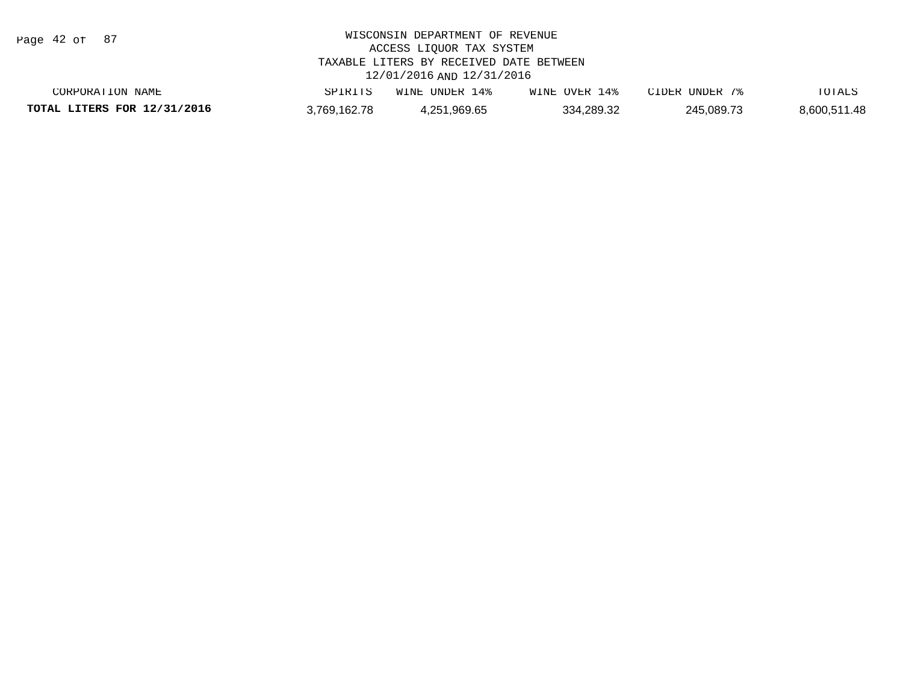WISCONSIN DEPARTMENT OF REVENUE
ACCESS LIQUOR TAX SYSTEM
TAXABLE LITERS BY RECEIVED DATE BETWEEN
12/01/2016 AND 12/31/2016

| CORPORATION NAME | SPIRITS | WINE UNDER 14% | WINE OVER 14% | CIDER UNDER 7% | TOTALS |
|---|---|---|---|---|---|
| **TOTAL LITERS FOR 12/31/2016** | 3,769,162.78 | 4,251,969.65 | 334,289.32 | 245,089.73 | 8,600,511.48 |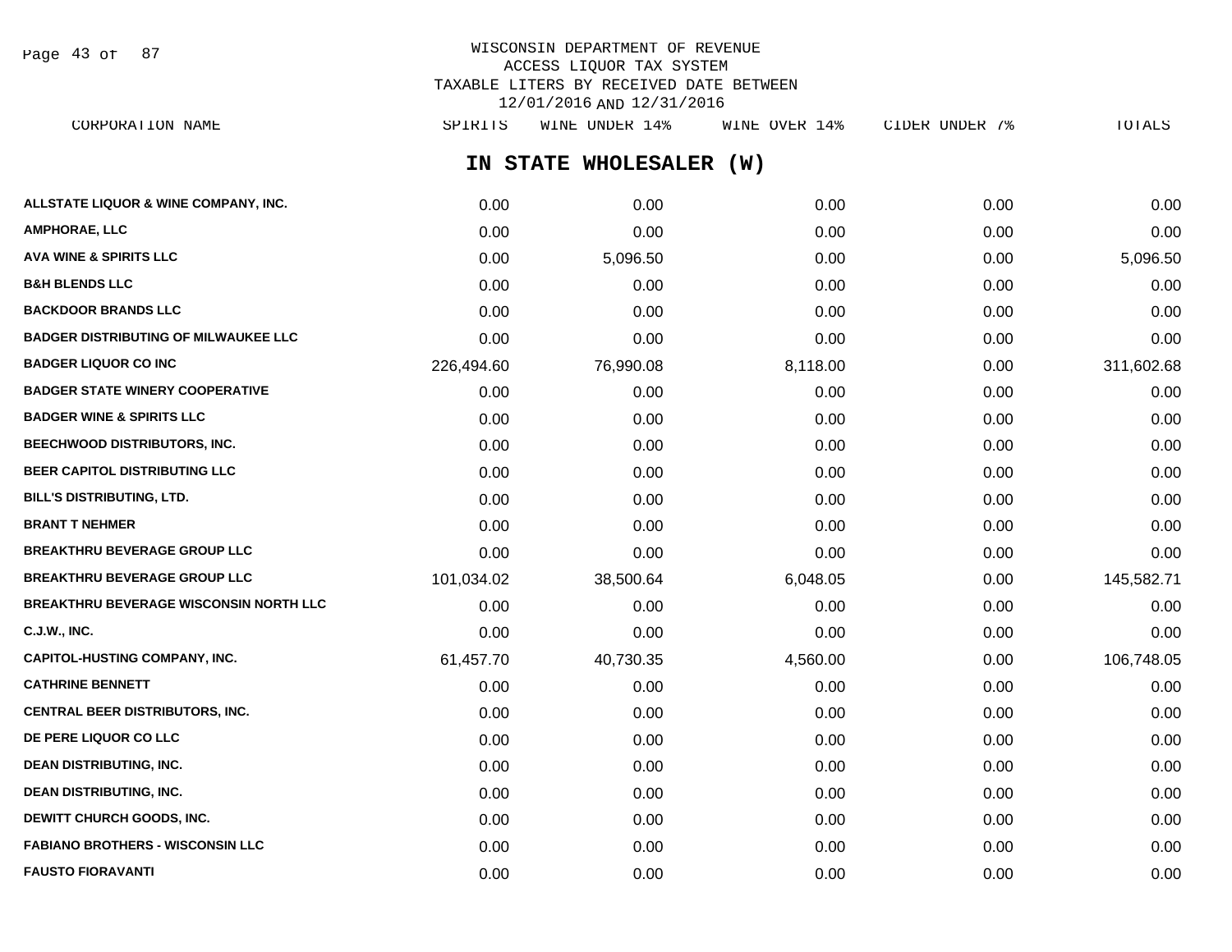WISCONSIN DEPARTMENT OF REVENUE
ACCESS LIQUOR TAX SYSTEM
TAXABLE LITERS BY RECEIVED DATE BETWEEN
12/01/2016 AND 12/31/2016

## IN STATE WHOLESALER (W)

| CORPORATION NAME | SPIRITS | WINE UNDER 14% | WINE OVER 14% | CIDER UNDER 7% | TOTALS |
|---|---|---|---|---|---|
| ALLSTATE LIQUOR & WINE COMPANY, INC. | 0.00 | 0.00 | 0.00 | 0.00 | 0.00 |
| AMPHORAE, LLC | 0.00 | 0.00 | 0.00 | 0.00 | 0.00 |
| AVA WINE & SPIRITS LLC | 0.00 | 5,096.50 | 0.00 | 0.00 | 5,096.50 |
| B&H BLENDS LLC | 0.00 | 0.00 | 0.00 | 0.00 | 0.00 |
| BACKDOOR BRANDS LLC | 0.00 | 0.00 | 0.00 | 0.00 | 0.00 |
| BADGER DISTRIBUTING OF MILWAUKEE LLC | 0.00 | 0.00 | 0.00 | 0.00 | 0.00 |
| BADGER LIQUOR CO INC | 226,494.60 | 76,990.08 | 8,118.00 | 0.00 | 311,602.68 |
| BADGER STATE WINERY COOPERATIVE | 0.00 | 0.00 | 0.00 | 0.00 | 0.00 |
| BADGER WINE & SPIRITS LLC | 0.00 | 0.00 | 0.00 | 0.00 | 0.00 |
| BEECHWOOD DISTRIBUTORS, INC. | 0.00 | 0.00 | 0.00 | 0.00 | 0.00 |
| BEER CAPITOL DISTRIBUTING LLC | 0.00 | 0.00 | 0.00 | 0.00 | 0.00 |
| BILL'S DISTRIBUTING, LTD. | 0.00 | 0.00 | 0.00 | 0.00 | 0.00 |
| BRANT T NEHMER | 0.00 | 0.00 | 0.00 | 0.00 | 0.00 |
| BREAKTHRU BEVERAGE GROUP LLC | 0.00 | 0.00 | 0.00 | 0.00 | 0.00 |
| BREAKTHRU BEVERAGE GROUP LLC | 101,034.02 | 38,500.64 | 6,048.05 | 0.00 | 145,582.71 |
| BREAKTHRU BEVERAGE WISCONSIN NORTH LLC | 0.00 | 0.00 | 0.00 | 0.00 | 0.00 |
| C.J.W., INC. | 0.00 | 0.00 | 0.00 | 0.00 | 0.00 |
| CAPITOL-HUSTING COMPANY, INC. | 61,457.70 | 40,730.35 | 4,560.00 | 0.00 | 106,748.05 |
| CATHRINE BENNETT | 0.00 | 0.00 | 0.00 | 0.00 | 0.00 |
| CENTRAL BEER DISTRIBUTORS, INC. | 0.00 | 0.00 | 0.00 | 0.00 | 0.00 |
| DE PERE LIQUOR CO LLC | 0.00 | 0.00 | 0.00 | 0.00 | 0.00 |
| DEAN DISTRIBUTING, INC. | 0.00 | 0.00 | 0.00 | 0.00 | 0.00 |
| DEAN DISTRIBUTING, INC. | 0.00 | 0.00 | 0.00 | 0.00 | 0.00 |
| DEWITT CHURCH GOODS, INC. | 0.00 | 0.00 | 0.00 | 0.00 | 0.00 |
| FABIANO BROTHERS - WISCONSIN LLC | 0.00 | 0.00 | 0.00 | 0.00 | 0.00 |
| FAUSTO FIORAVANTI | 0.00 | 0.00 | 0.00 | 0.00 | 0.00 |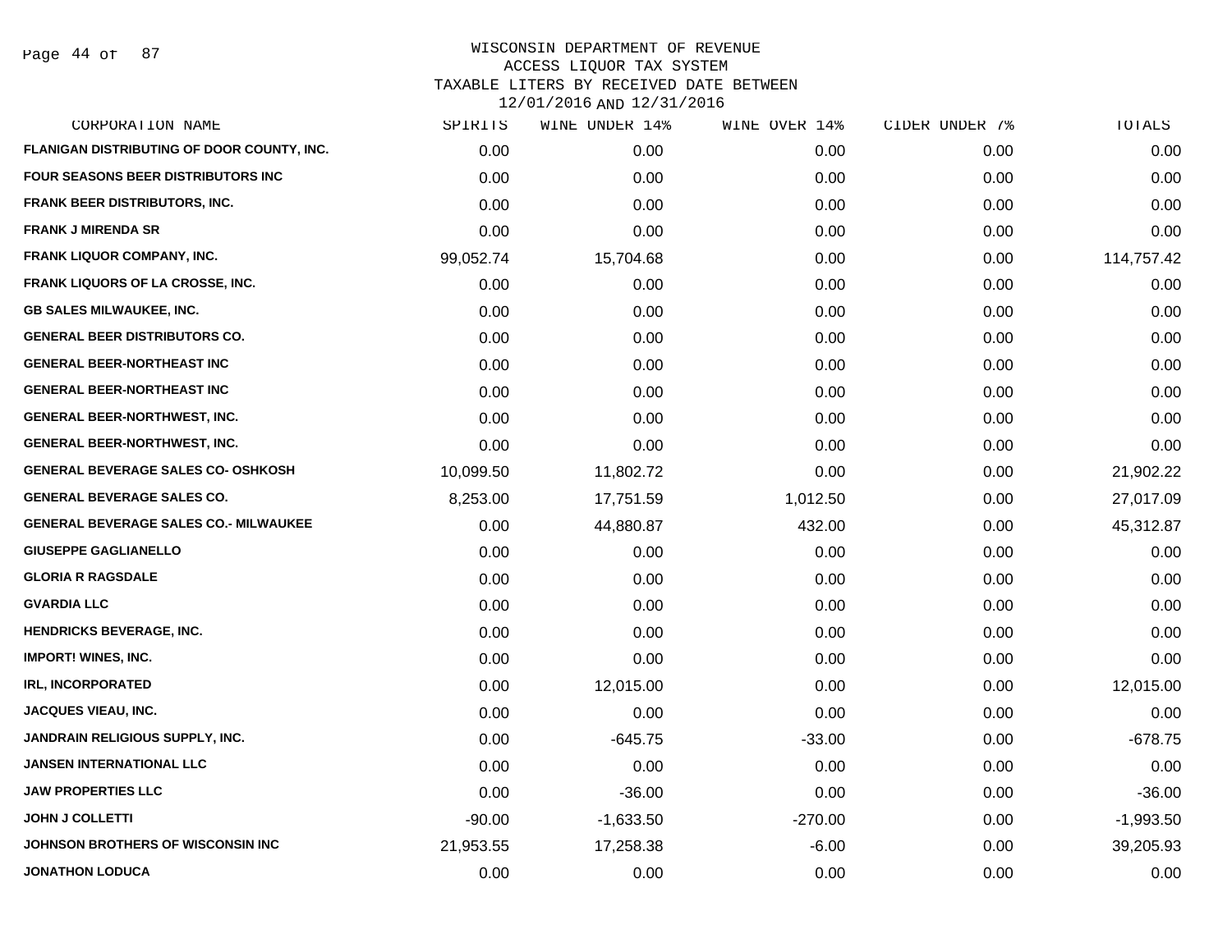WISCONSIN DEPARTMENT OF REVENUE
ACCESS LIQUOR TAX SYSTEM
TAXABLE LITERS BY RECEIVED DATE BETWEEN
12/01/2016 AND 12/31/2016

| CORPORATION NAME | SPIRITS | WINE UNDER 14% | WINE OVER 14% | CIDER UNDER 7% | TOTALS |
|---|---|---|---|---|---|
| FLANIGAN DISTRIBUTING OF DOOR COUNTY, INC. | 0.00 | 0.00 | 0.00 | 0.00 | 0.00 |
| FOUR SEASONS BEER DISTRIBUTORS INC | 0.00 | 0.00 | 0.00 | 0.00 | 0.00 |
| FRANK BEER DISTRIBUTORS, INC. | 0.00 | 0.00 | 0.00 | 0.00 | 0.00 |
| FRANK J MIRENDA SR | 0.00 | 0.00 | 0.00 | 0.00 | 0.00 |
| FRANK LIQUOR COMPANY, INC. | 99,052.74 | 15,704.68 | 0.00 | 0.00 | 114,757.42 |
| FRANK LIQUORS OF LA CROSSE, INC. | 0.00 | 0.00 | 0.00 | 0.00 | 0.00 |
| GB SALES MILWAUKEE, INC. | 0.00 | 0.00 | 0.00 | 0.00 | 0.00 |
| GENERAL BEER DISTRIBUTORS CO. | 0.00 | 0.00 | 0.00 | 0.00 | 0.00 |
| GENERAL BEER-NORTHEAST INC | 0.00 | 0.00 | 0.00 | 0.00 | 0.00 |
| GENERAL BEER-NORTHEAST INC | 0.00 | 0.00 | 0.00 | 0.00 | 0.00 |
| GENERAL BEER-NORTHWEST, INC. | 0.00 | 0.00 | 0.00 | 0.00 | 0.00 |
| GENERAL BEER-NORTHWEST, INC. | 0.00 | 0.00 | 0.00 | 0.00 | 0.00 |
| GENERAL BEVERAGE SALES CO- OSHKOSH | 10,099.50 | 11,802.72 | 0.00 | 0.00 | 21,902.22 |
| GENERAL BEVERAGE SALES CO. | 8,253.00 | 17,751.59 | 1,012.50 | 0.00 | 27,017.09 |
| GENERAL BEVERAGE SALES CO.- MILWAUKEE | 0.00 | 44,880.87 | 432.00 | 0.00 | 45,312.87 |
| GIUSEPPE GAGLIANELLO | 0.00 | 0.00 | 0.00 | 0.00 | 0.00 |
| GLORIA R RAGSDALE | 0.00 | 0.00 | 0.00 | 0.00 | 0.00 |
| GVARDIA LLC | 0.00 | 0.00 | 0.00 | 0.00 | 0.00 |
| HENDRICKS BEVERAGE, INC. | 0.00 | 0.00 | 0.00 | 0.00 | 0.00 |
| IMPORT! WINES, INC. | 0.00 | 0.00 | 0.00 | 0.00 | 0.00 |
| IRL, INCORPORATED | 0.00 | 12,015.00 | 0.00 | 0.00 | 12,015.00 |
| JACQUES VIEAU, INC. | 0.00 | 0.00 | 0.00 | 0.00 | 0.00 |
| JANDRAIN RELIGIOUS SUPPLY, INC. | 0.00 | -645.75 | -33.00 | 0.00 | -678.75 |
| JANSEN INTERNATIONAL LLC | 0.00 | 0.00 | 0.00 | 0.00 | 0.00 |
| JAW PROPERTIES LLC | 0.00 | -36.00 | 0.00 | 0.00 | -36.00 |
| JOHN J COLLETTI | -90.00 | -1,633.50 | -270.00 | 0.00 | -1,993.50 |
| JOHNSON BROTHERS OF WISCONSIN INC | 21,953.55 | 17,258.38 | -6.00 | 0.00 | 39,205.93 |
| JONATHON LODUCA | 0.00 | 0.00 | 0.00 | 0.00 | 0.00 |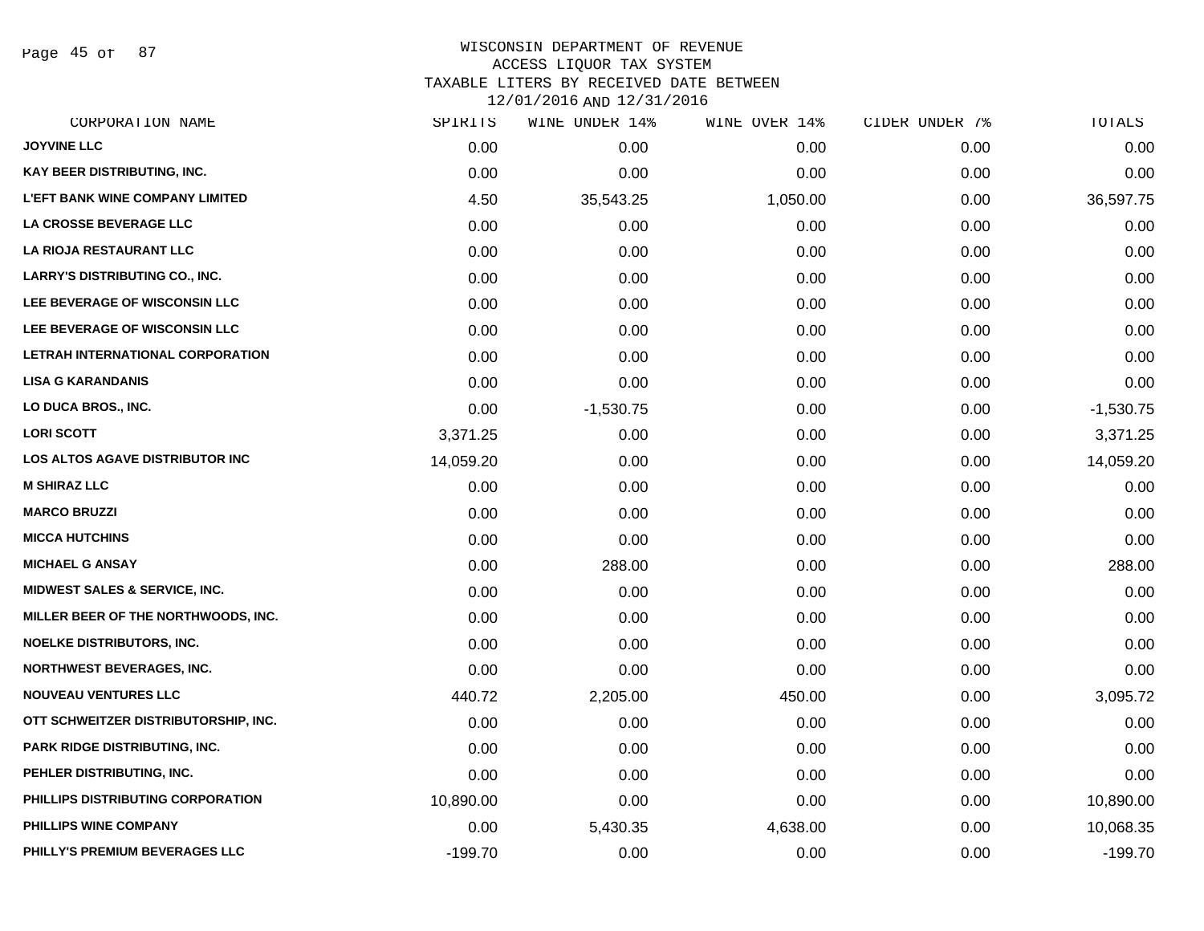WISCONSIN DEPARTMENT OF REVENUE
ACCESS LIQUOR TAX SYSTEM
TAXABLE LITERS BY RECEIVED DATE BETWEEN
12/01/2016 AND 12/31/2016

| CORPORATION NAME | SPIRITS | WINE UNDER 14% | WINE OVER 14% | CIDER UNDER 7% | TOTALS |
|---|---|---|---|---|---|
| JOYVINE LLC | 0.00 | 0.00 | 0.00 | 0.00 | 0.00 |
| KAY BEER DISTRIBUTING, INC. | 0.00 | 0.00 | 0.00 | 0.00 | 0.00 |
| L'EFT BANK WINE COMPANY LIMITED | 4.50 | 35,543.25 | 1,050.00 | 0.00 | 36,597.75 |
| LA CROSSE BEVERAGE LLC | 0.00 | 0.00 | 0.00 | 0.00 | 0.00 |
| LA RIOJA RESTAURANT LLC | 0.00 | 0.00 | 0.00 | 0.00 | 0.00 |
| LARRY'S DISTRIBUTING CO., INC. | 0.00 | 0.00 | 0.00 | 0.00 | 0.00 |
| LEE BEVERAGE OF WISCONSIN LLC | 0.00 | 0.00 | 0.00 | 0.00 | 0.00 |
| LEE BEVERAGE OF WISCONSIN LLC | 0.00 | 0.00 | 0.00 | 0.00 | 0.00 |
| LETRAH INTERNATIONAL CORPORATION | 0.00 | 0.00 | 0.00 | 0.00 | 0.00 |
| LISA G KARANDANIS | 0.00 | 0.00 | 0.00 | 0.00 | 0.00 |
| LO DUCA BROS., INC. | 0.00 | -1,530.75 | 0.00 | 0.00 | -1,530.75 |
| LORI SCOTT | 3,371.25 | 0.00 | 0.00 | 0.00 | 3,371.25 |
| LOS ALTOS AGAVE DISTRIBUTOR INC | 14,059.20 | 0.00 | 0.00 | 0.00 | 14,059.20 |
| M SHIRAZ LLC | 0.00 | 0.00 | 0.00 | 0.00 | 0.00 |
| MARCO BRUZZI | 0.00 | 0.00 | 0.00 | 0.00 | 0.00 |
| MICCA HUTCHINS | 0.00 | 0.00 | 0.00 | 0.00 | 0.00 |
| MICHAEL G ANSAY | 0.00 | 288.00 | 0.00 | 0.00 | 288.00 |
| MIDWEST SALES & SERVICE, INC. | 0.00 | 0.00 | 0.00 | 0.00 | 0.00 |
| MILLER BEER OF THE NORTHWOODS, INC. | 0.00 | 0.00 | 0.00 | 0.00 | 0.00 |
| NOELKE DISTRIBUTORS, INC. | 0.00 | 0.00 | 0.00 | 0.00 | 0.00 |
| NORTHWEST BEVERAGES, INC. | 0.00 | 0.00 | 0.00 | 0.00 | 0.00 |
| NOUVEAU VENTURES LLC | 440.72 | 2,205.00 | 450.00 | 0.00 | 3,095.72 |
| OTT SCHWEITZER DISTRIBUTORSHIP, INC. | 0.00 | 0.00 | 0.00 | 0.00 | 0.00 |
| PARK RIDGE DISTRIBUTING, INC. | 0.00 | 0.00 | 0.00 | 0.00 | 0.00 |
| PEHLER DISTRIBUTING, INC. | 0.00 | 0.00 | 0.00 | 0.00 | 0.00 |
| PHILLIPS DISTRIBUTING CORPORATION | 10,890.00 | 0.00 | 0.00 | 0.00 | 10,890.00 |
| PHILLIPS WINE COMPANY | 0.00 | 5,430.35 | 4,638.00 | 0.00 | 10,068.35 |
| PHILLY'S PREMIUM BEVERAGES LLC | -199.70 | 0.00 | 0.00 | 0.00 | -199.70 |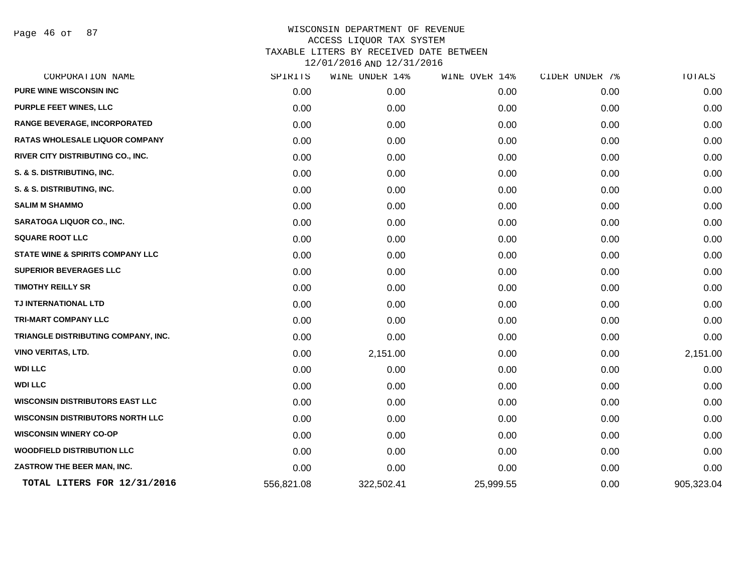WISCONSIN DEPARTMENT OF REVENUE
ACCESS LIQUOR TAX SYSTEM
TAXABLE LITERS BY RECEIVED DATE BETWEEN
12/01/2016 AND 12/31/2016

| CORPORATION NAME | SPIRITS | WINE UNDER 14% | WINE OVER 14% | CIDER UNDER 7% | TOTALS |
|---|---|---|---|---|---|
| PURE WINE WISCONSIN INC | 0.00 | 0.00 | 0.00 | 0.00 | 0.00 |
| PURPLE FEET WINES, LLC | 0.00 | 0.00 | 0.00 | 0.00 | 0.00 |
| RANGE BEVERAGE, INCORPORATED | 0.00 | 0.00 | 0.00 | 0.00 | 0.00 |
| RATAS WHOLESALE LIQUOR COMPANY | 0.00 | 0.00 | 0.00 | 0.00 | 0.00 |
| RIVER CITY DISTRIBUTING CO., INC. | 0.00 | 0.00 | 0.00 | 0.00 | 0.00 |
| S. & S. DISTRIBUTING, INC. | 0.00 | 0.00 | 0.00 | 0.00 | 0.00 |
| S. & S. DISTRIBUTING, INC. | 0.00 | 0.00 | 0.00 | 0.00 | 0.00 |
| SALIM M SHAMMO | 0.00 | 0.00 | 0.00 | 0.00 | 0.00 |
| SARATOGA LIQUOR CO., INC. | 0.00 | 0.00 | 0.00 | 0.00 | 0.00 |
| SQUARE ROOT LLC | 0.00 | 0.00 | 0.00 | 0.00 | 0.00 |
| STATE WINE & SPIRITS COMPANY LLC | 0.00 | 0.00 | 0.00 | 0.00 | 0.00 |
| SUPERIOR BEVERAGES LLC | 0.00 | 0.00 | 0.00 | 0.00 | 0.00 |
| TIMOTHY REILLY SR | 0.00 | 0.00 | 0.00 | 0.00 | 0.00 |
| TJ INTERNATIONAL LTD | 0.00 | 0.00 | 0.00 | 0.00 | 0.00 |
| TRI-MART COMPANY LLC | 0.00 | 0.00 | 0.00 | 0.00 | 0.00 |
| TRIANGLE DISTRIBUTING COMPANY, INC. | 0.00 | 0.00 | 0.00 | 0.00 | 0.00 |
| VINO VERITAS, LTD. | 0.00 | 2,151.00 | 0.00 | 0.00 | 2,151.00 |
| WDI LLC | 0.00 | 0.00 | 0.00 | 0.00 | 0.00 |
| WDI LLC | 0.00 | 0.00 | 0.00 | 0.00 | 0.00 |
| WISCONSIN DISTRIBUTORS EAST LLC | 0.00 | 0.00 | 0.00 | 0.00 | 0.00 |
| WISCONSIN DISTRIBUTORS NORTH LLC | 0.00 | 0.00 | 0.00 | 0.00 | 0.00 |
| WISCONSIN WINERY CO-OP | 0.00 | 0.00 | 0.00 | 0.00 | 0.00 |
| WOODFIELD DISTRIBUTION LLC | 0.00 | 0.00 | 0.00 | 0.00 | 0.00 |
| ZASTROW THE BEER MAN, INC. | 0.00 | 0.00 | 0.00 | 0.00 | 0.00 |
| **TOTAL LITERS FOR 12/31/2016** | 556,821.08 | 322,502.41 | 25,999.55 | 0.00 | 905,323.04 |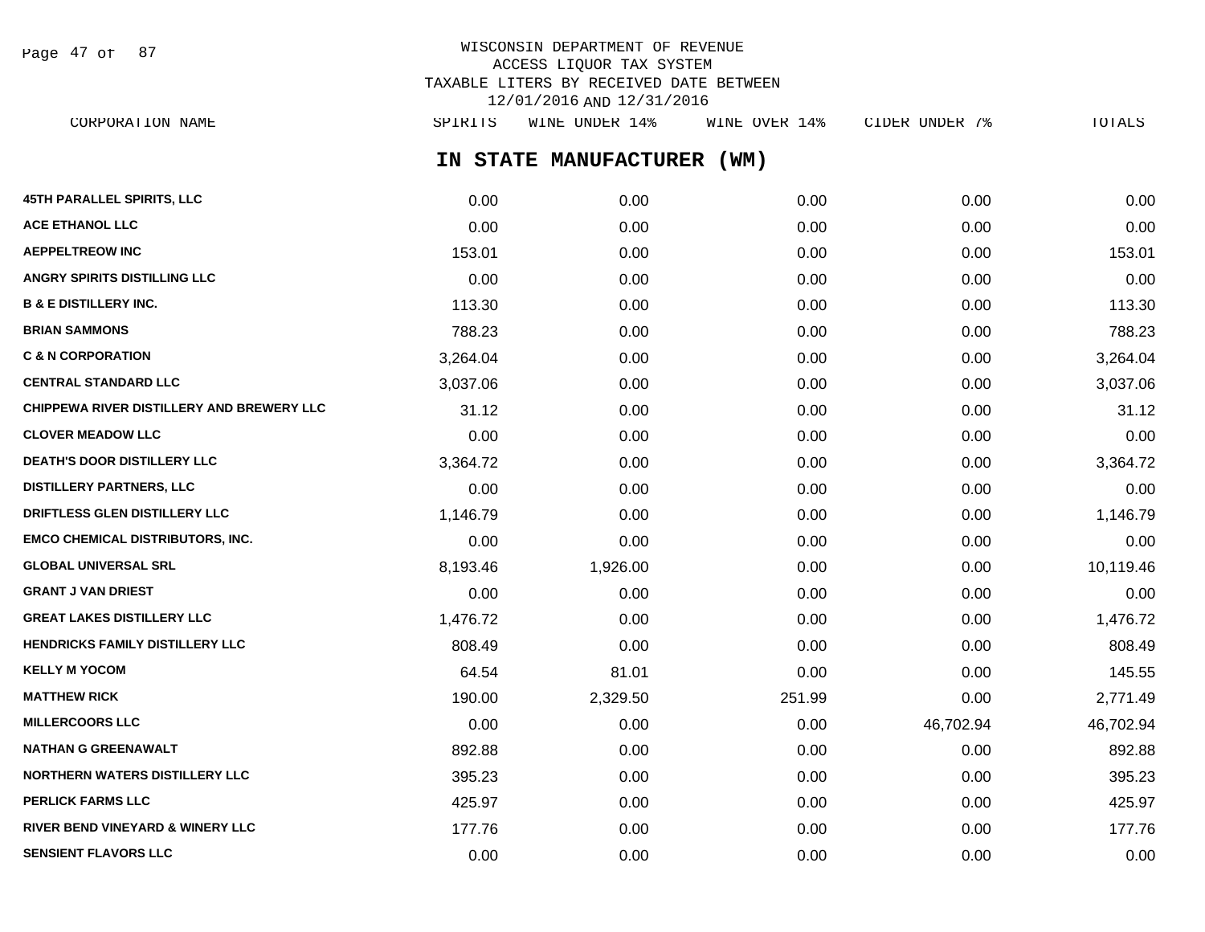WISCONSIN DEPARTMENT OF REVENUE
ACCESS LIQUOR TAX SYSTEM
TAXABLE LITERS BY RECEIVED DATE BETWEEN
12/01/2016 AND 12/31/2016

## IN STATE MANUFACTURER (WM)

| CORPORATION NAME | SPIRITS | WINE UNDER 14% | WINE OVER 14% | CIDER UNDER 7% | TOTALS |
|---|---|---|---|---|---|
| 45TH PARALLEL SPIRITS, LLC | 0.00 | 0.00 | 0.00 | 0.00 | 0.00 |
| ACE ETHANOL LLC | 0.00 | 0.00 | 0.00 | 0.00 | 0.00 |
| AEPPELTREOW INC | 153.01 | 0.00 | 0.00 | 0.00 | 153.01 |
| ANGRY SPIRITS DISTILLING LLC | 0.00 | 0.00 | 0.00 | 0.00 | 0.00 |
| B & E DISTILLERY INC. | 113.30 | 0.00 | 0.00 | 0.00 | 113.30 |
| BRIAN SAMMONS | 788.23 | 0.00 | 0.00 | 0.00 | 788.23 |
| C & N CORPORATION | 3,264.04 | 0.00 | 0.00 | 0.00 | 3,264.04 |
| CENTRAL STANDARD LLC | 3,037.06 | 0.00 | 0.00 | 0.00 | 3,037.06 |
| CHIPPEWA RIVER DISTILLERY AND BREWERY LLC | 31.12 | 0.00 | 0.00 | 0.00 | 31.12 |
| CLOVER MEADOW LLC | 0.00 | 0.00 | 0.00 | 0.00 | 0.00 |
| DEATH'S DOOR DISTILLERY LLC | 3,364.72 | 0.00 | 0.00 | 0.00 | 3,364.72 |
| DISTILLERY PARTNERS, LLC | 0.00 | 0.00 | 0.00 | 0.00 | 0.00 |
| DRIFTLESS GLEN DISTILLERY LLC | 1,146.79 | 0.00 | 0.00 | 0.00 | 1,146.79 |
| EMCO CHEMICAL DISTRIBUTORS, INC. | 0.00 | 0.00 | 0.00 | 0.00 | 0.00 |
| GLOBAL UNIVERSAL SRL | 8,193.46 | 1,926.00 | 0.00 | 0.00 | 10,119.46 |
| GRANT J VAN DRIEST | 0.00 | 0.00 | 0.00 | 0.00 | 0.00 |
| GREAT LAKES DISTILLERY LLC | 1,476.72 | 0.00 | 0.00 | 0.00 | 1,476.72 |
| HENDRICKS FAMILY DISTILLERY LLC | 808.49 | 0.00 | 0.00 | 0.00 | 808.49 |
| KELLY M YOCOM | 64.54 | 81.01 | 0.00 | 0.00 | 145.55 |
| MATTHEW RICK | 190.00 | 2,329.50 | 251.99 | 0.00 | 2,771.49 |
| MILLERCOORS LLC | 0.00 | 0.00 | 0.00 | 46,702.94 | 46,702.94 |
| NATHAN G GREENAWALT | 892.88 | 0.00 | 0.00 | 0.00 | 892.88 |
| NORTHERN WATERS DISTILLERY LLC | 395.23 | 0.00 | 0.00 | 0.00 | 395.23 |
| PERLICK FARMS LLC | 425.97 | 0.00 | 0.00 | 0.00 | 425.97 |
| RIVER BEND VINEYARD & WINERY LLC | 177.76 | 0.00 | 0.00 | 0.00 | 177.76 |
| SENSIENT FLAVORS LLC | 0.00 | 0.00 | 0.00 | 0.00 | 0.00 |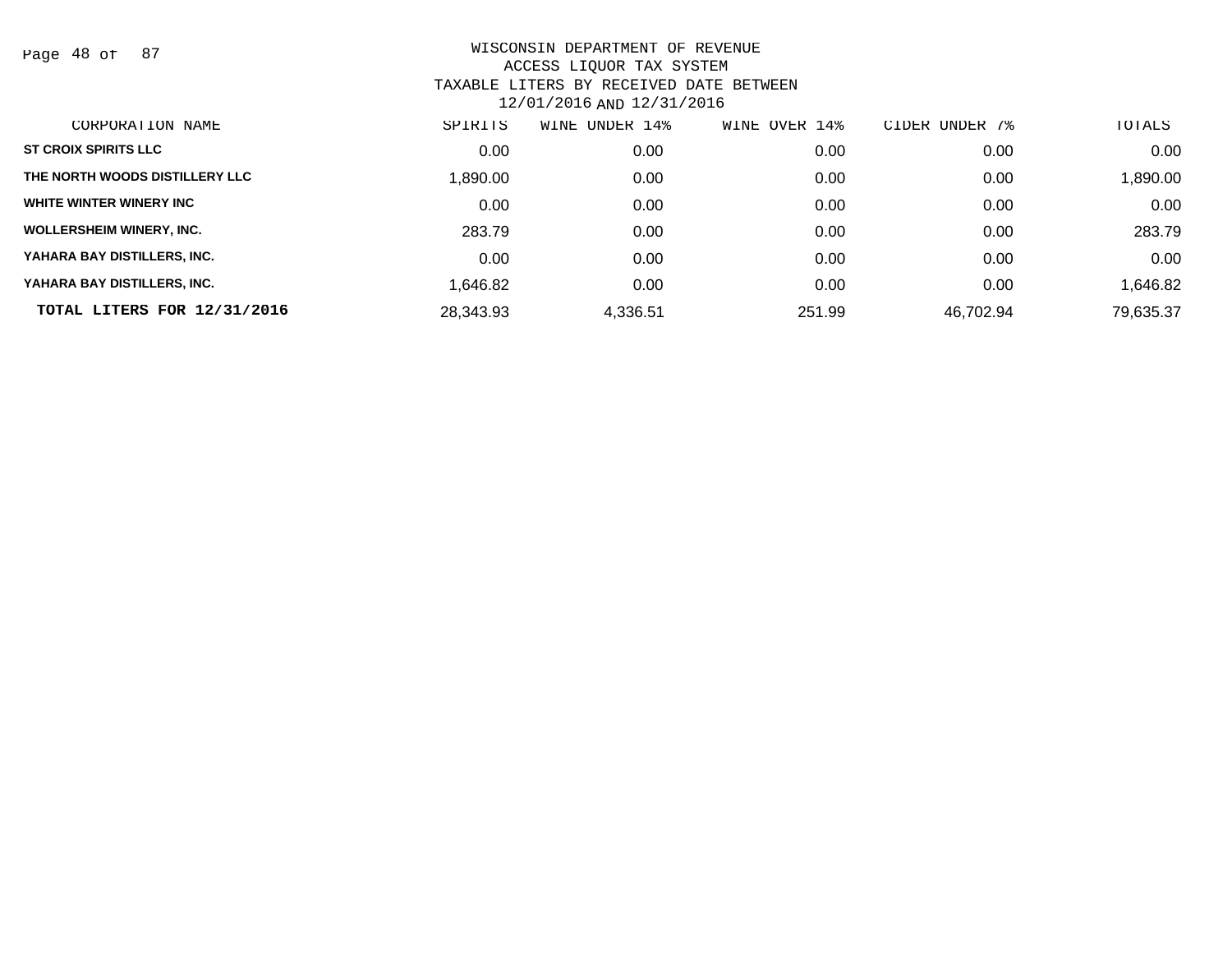WISCONSIN DEPARTMENT OF REVENUE
ACCESS LIQUOR TAX SYSTEM
TAXABLE LITERS BY RECEIVED DATE BETWEEN
12/01/2016 AND 12/31/2016

| CORPORATION NAME | SPIRITS | WINE UNDER 14% | WINE OVER 14% | CIDER UNDER 7% | TOTALS |
|---|---|---|---|---|---|
| ST CROIX SPIRITS LLC | 0.00 | 0.00 | 0.00 | 0.00 | 0.00 |
| THE NORTH WOODS DISTILLERY LLC | 1,890.00 | 0.00 | 0.00 | 0.00 | 1,890.00 |
| WHITE WINTER WINERY INC | 0.00 | 0.00 | 0.00 | 0.00 | 0.00 |
| WOLLERSHEIM WINERY, INC. | 283.79 | 0.00 | 0.00 | 0.00 | 283.79 |
| YAHARA BAY DISTILLERS, INC. | 0.00 | 0.00 | 0.00 | 0.00 | 0.00 |
| YAHARA BAY DISTILLERS, INC. | 1,646.82 | 0.00 | 0.00 | 0.00 | 1,646.82 |
| **TOTAL LITERS FOR 12/31/2016** | 28,343.93 | 4,336.51 | 251.99 | 46,702.94 | 79,635.37 |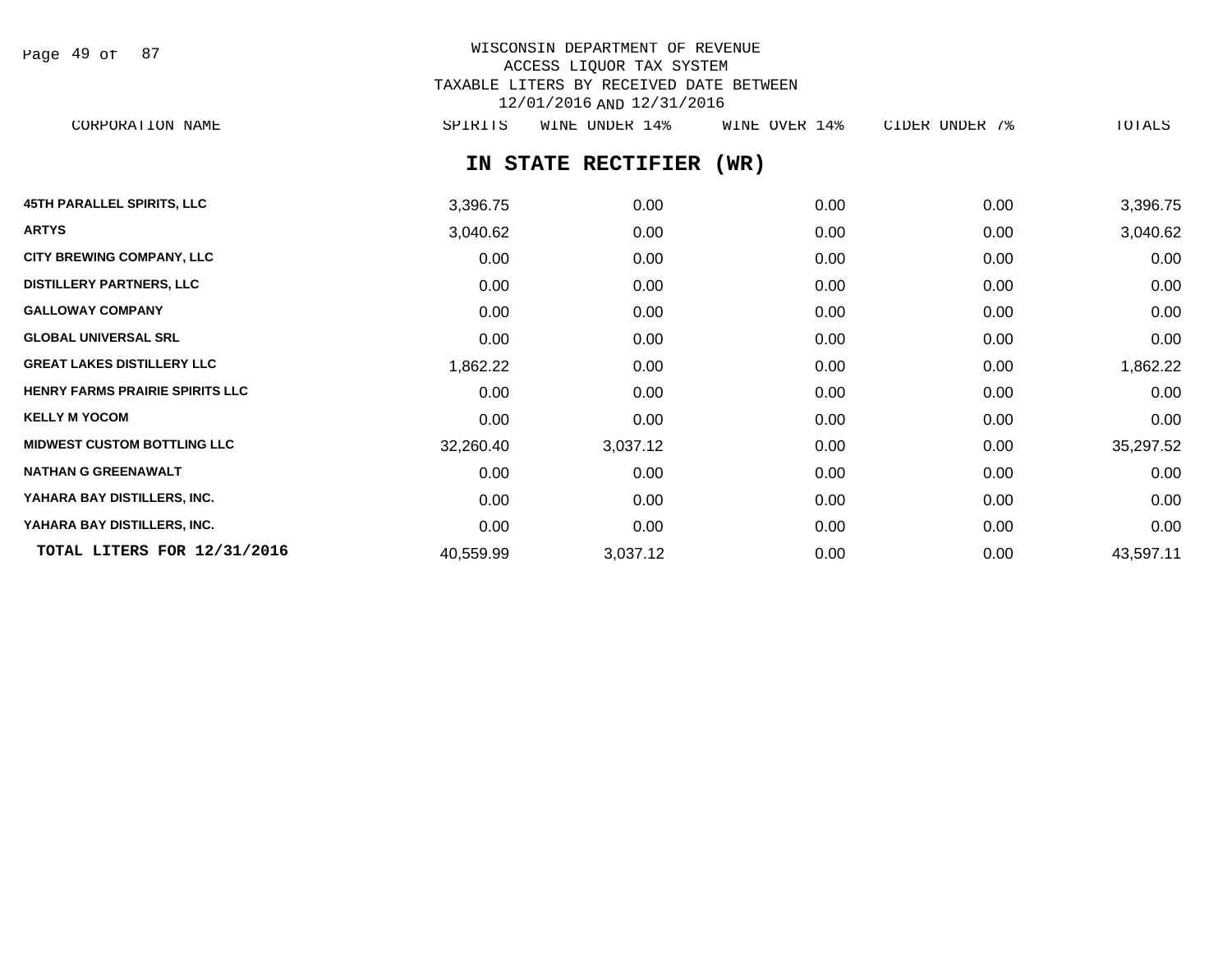# WISCONSIN DEPARTMENT OF REVENUE
## ACCESS LIQUOR TAX SYSTEM
## TAXABLE LITERS BY RECEIVED DATE BETWEEN 12/01/2016 AND 12/31/2016

## IN STATE RECTIFIER (WR)

| CORPORATION NAME | SPIRITS | WINE UNDER 14% | WINE OVER 14% | CIDER UNDER 7% | TOTALS |
|---|---|---|---|---|---|
| 45TH PARALLEL SPIRITS, LLC | 3,396.75 | 0.00 | 0.00 | 0.00 | 3,396.75 |
| ARTYS | 3,040.62 | 0.00 | 0.00 | 0.00 | 3,040.62 |
| CITY BREWING COMPANY, LLC | 0.00 | 0.00 | 0.00 | 0.00 | 0.00 |
| DISTILLERY PARTNERS, LLC | 0.00 | 0.00 | 0.00 | 0.00 | 0.00 |
| GALLOWAY COMPANY | 0.00 | 0.00 | 0.00 | 0.00 | 0.00 |
| GLOBAL UNIVERSAL SRL | 0.00 | 0.00 | 0.00 | 0.00 | 0.00 |
| GREAT LAKES DISTILLERY LLC | 1,862.22 | 0.00 | 0.00 | 0.00 | 1,862.22 |
| HENRY FARMS PRAIRIE SPIRITS LLC | 0.00 | 0.00 | 0.00 | 0.00 | 0.00 |
| KELLY M YOCOM | 0.00 | 0.00 | 0.00 | 0.00 | 0.00 |
| MIDWEST CUSTOM BOTTLING LLC | 32,260.40 | 3,037.12 | 0.00 | 0.00 | 35,297.52 |
| NATHAN G GREENAWALT | 0.00 | 0.00 | 0.00 | 0.00 | 0.00 |
| YAHARA BAY DISTILLERS, INC. | 0.00 | 0.00 | 0.00 | 0.00 | 0.00 |
| YAHARA BAY DISTILLERS, INC. | 0.00 | 0.00 | 0.00 | 0.00 | 0.00 |
| **TOTAL LITERS FOR 12/31/2016** | 40,559.99 | 3,037.12 | 0.00 | 0.00 | 43,597.11 |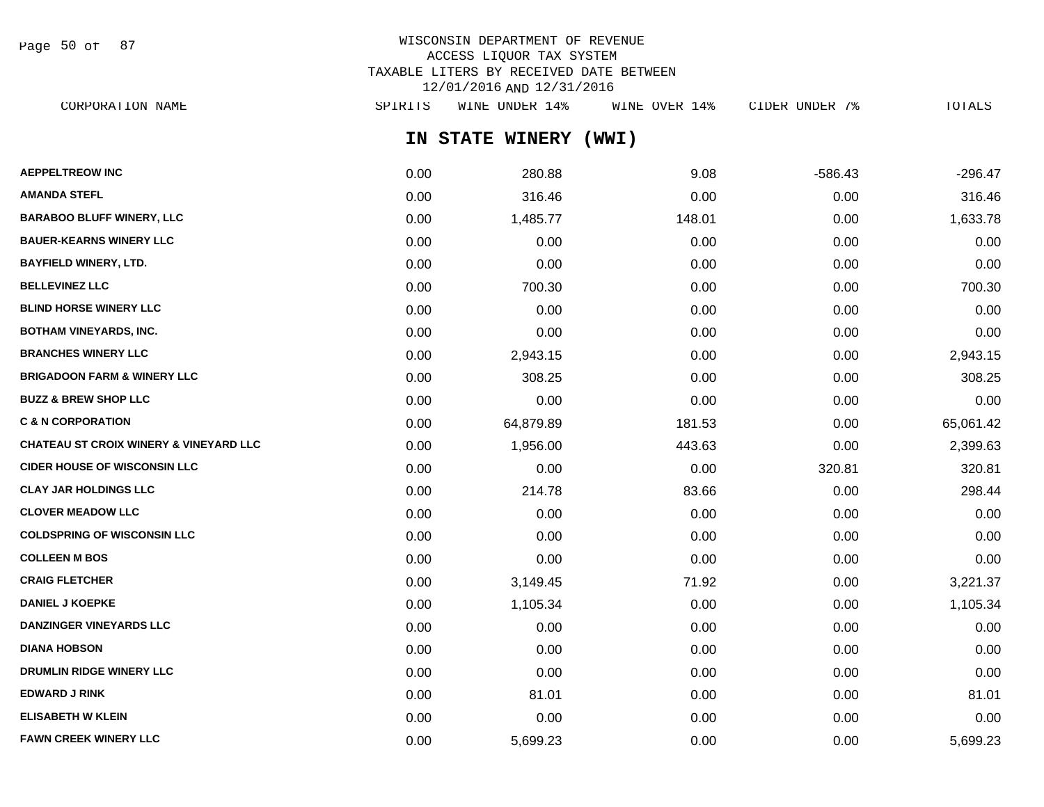WISCONSIN DEPARTMENT OF REVENUE
ACCESS LIQUOR TAX SYSTEM
TAXABLE LITERS BY RECEIVED DATE BETWEEN
12/01/2016 AND 12/31/2016

## IN STATE WINERY (WWI)

| CORPORATION NAME | SPIRITS | WINE UNDER 14% | WINE OVER 14% | CIDER UNDER 7% | TOTALS |
|---|---|---|---|---|---|
| AEPPELTREOW INC | 0.00 | 280.88 | 9.08 | -586.43 | -296.47 |
| AMANDA STEFL | 0.00 | 316.46 | 0.00 | 0.00 | 316.46 |
| BARABOO BLUFF WINERY, LLC | 0.00 | 1,485.77 | 148.01 | 0.00 | 1,633.78 |
| BAUER-KEARNS WINERY LLC | 0.00 | 0.00 | 0.00 | 0.00 | 0.00 |
| BAYFIELD WINERY, LTD. | 0.00 | 0.00 | 0.00 | 0.00 | 0.00 |
| BELLEVINEZ LLC | 0.00 | 700.30 | 0.00 | 0.00 | 700.30 |
| BLIND HORSE WINERY LLC | 0.00 | 0.00 | 0.00 | 0.00 | 0.00 |
| BOTHAM VINEYARDS, INC. | 0.00 | 0.00 | 0.00 | 0.00 | 0.00 |
| BRANCHES WINERY LLC | 0.00 | 2,943.15 | 0.00 | 0.00 | 2,943.15 |
| BRIGADOON FARM & WINERY LLC | 0.00 | 308.25 | 0.00 | 0.00 | 308.25 |
| BUZZ & BREW SHOP LLC | 0.00 | 0.00 | 0.00 | 0.00 | 0.00 |
| C & N CORPORATION | 0.00 | 64,879.89 | 181.53 | 0.00 | 65,061.42 |
| CHATEAU ST CROIX WINERY & VINEYARD LLC | 0.00 | 1,956.00 | 443.63 | 0.00 | 2,399.63 |
| CIDER HOUSE OF WISCONSIN LLC | 0.00 | 0.00 | 0.00 | 320.81 | 320.81 |
| CLAY JAR HOLDINGS LLC | 0.00 | 214.78 | 83.66 | 0.00 | 298.44 |
| CLOVER MEADOW LLC | 0.00 | 0.00 | 0.00 | 0.00 | 0.00 |
| COLDSPRING OF WISCONSIN LLC | 0.00 | 0.00 | 0.00 | 0.00 | 0.00 |
| COLLEEN M BOS | 0.00 | 0.00 | 0.00 | 0.00 | 0.00 |
| CRAIG FLETCHER | 0.00 | 3,149.45 | 71.92 | 0.00 | 3,221.37 |
| DANIEL J KOEPKE | 0.00 | 1,105.34 | 0.00 | 0.00 | 1,105.34 |
| DANZINGER VINEYARDS LLC | 0.00 | 0.00 | 0.00 | 0.00 | 0.00 |
| DIANA HOBSON | 0.00 | 0.00 | 0.00 | 0.00 | 0.00 |
| DRUMLIN RIDGE WINERY LLC | 0.00 | 0.00 | 0.00 | 0.00 | 0.00 |
| EDWARD J RINK | 0.00 | 81.01 | 0.00 | 0.00 | 81.01 |
| ELISABETH W KLEIN | 0.00 | 0.00 | 0.00 | 0.00 | 0.00 |
| FAWN CREEK WINERY LLC | 0.00 | 5,699.23 | 0.00 | 0.00 | 5,699.23 |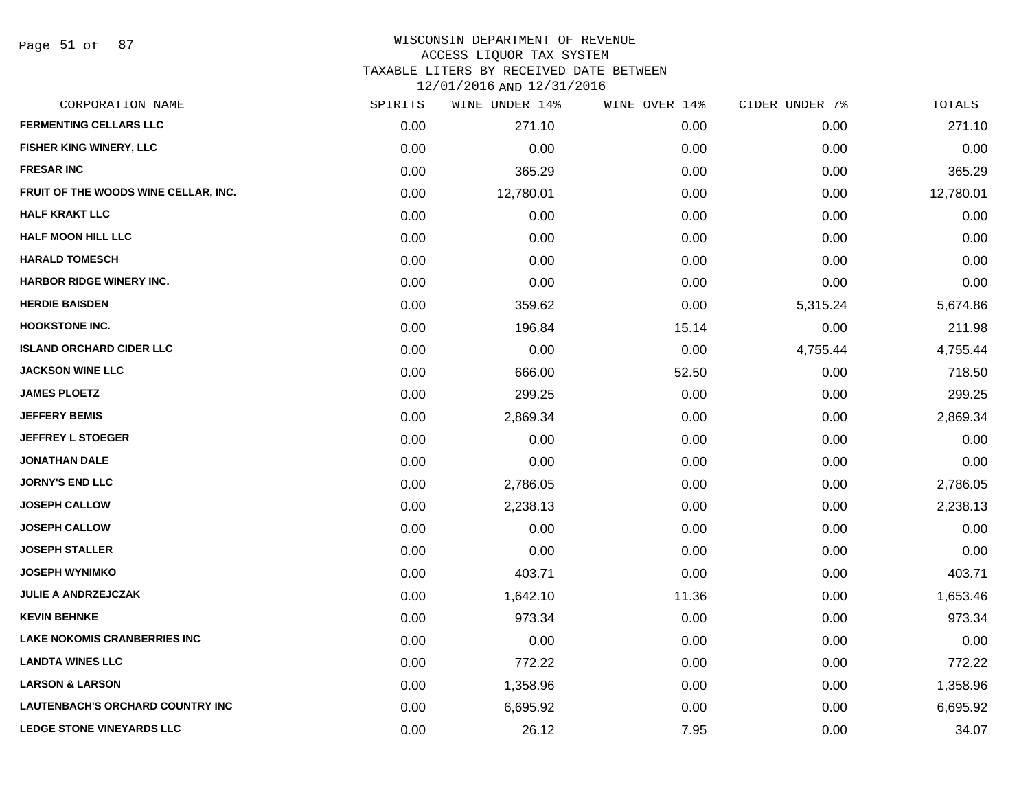WISCONSIN DEPARTMENT OF REVENUE
ACCESS LIQUOR TAX SYSTEM
TAXABLE LITERS BY RECEIVED DATE BETWEEN
12/01/2016 AND 12/31/2016

| CORPORATION NAME | SPIRITS | WINE UNDER 14% | WINE OVER 14% | CIDER UNDER 7% | TOTALS |
|---|---|---|---|---|---|
| FERMENTING CELLARS LLC | 0.00 | 271.10 | 0.00 | 0.00 | 271.10 |
| FISHER KING WINERY, LLC | 0.00 | 0.00 | 0.00 | 0.00 | 0.00 |
| FRESAR INC | 0.00 | 365.29 | 0.00 | 0.00 | 365.29 |
| FRUIT OF THE WOODS WINE CELLAR, INC. | 0.00 | 12,780.01 | 0.00 | 0.00 | 12,780.01 |
| HALF KRAKT LLC | 0.00 | 0.00 | 0.00 | 0.00 | 0.00 |
| HALF MOON HILL LLC | 0.00 | 0.00 | 0.00 | 0.00 | 0.00 |
| HARALD TOMESCH | 0.00 | 0.00 | 0.00 | 0.00 | 0.00 |
| HARBOR RIDGE WINERY INC. | 0.00 | 0.00 | 0.00 | 0.00 | 0.00 |
| HERDIE BAISDEN | 0.00 | 359.62 | 0.00 | 5,315.24 | 5,674.86 |
| HOOKSTONE INC. | 0.00 | 196.84 | 15.14 | 0.00 | 211.98 |
| ISLAND ORCHARD CIDER LLC | 0.00 | 0.00 | 0.00 | 4,755.44 | 4,755.44 |
| JACKSON WINE LLC | 0.00 | 666.00 | 52.50 | 0.00 | 718.50 |
| JAMES PLOETZ | 0.00 | 299.25 | 0.00 | 0.00 | 299.25 |
| JEFFERY BEMIS | 0.00 | 2,869.34 | 0.00 | 0.00 | 2,869.34 |
| JEFFREY L STOEGER | 0.00 | 0.00 | 0.00 | 0.00 | 0.00 |
| JONATHAN DALE | 0.00 | 0.00 | 0.00 | 0.00 | 0.00 |
| JORNY'S END LLC | 0.00 | 2,786.05 | 0.00 | 0.00 | 2,786.05 |
| JOSEPH CALLOW | 0.00 | 2,238.13 | 0.00 | 0.00 | 2,238.13 |
| JOSEPH CALLOW | 0.00 | 0.00 | 0.00 | 0.00 | 0.00 |
| JOSEPH STALLER | 0.00 | 0.00 | 0.00 | 0.00 | 0.00 |
| JOSEPH WYNIMKO | 0.00 | 403.71 | 0.00 | 0.00 | 403.71 |
| JULIE A ANDRZEJCZAK | 0.00 | 1,642.10 | 11.36 | 0.00 | 1,653.46 |
| KEVIN BEHNKE | 0.00 | 973.34 | 0.00 | 0.00 | 973.34 |
| LAKE NOKOMIS CRANBERRIES INC | 0.00 | 0.00 | 0.00 | 0.00 | 0.00 |
| LANDTA WINES LLC | 0.00 | 772.22 | 0.00 | 0.00 | 772.22 |
| LARSON & LARSON | 0.00 | 1,358.96 | 0.00 | 0.00 | 1,358.96 |
| LAUTENBACH'S ORCHARD COUNTRY INC | 0.00 | 6,695.92 | 0.00 | 0.00 | 6,695.92 |
| LEDGE STONE VINEYARDS LLC | 0.00 | 26.12 | 7.95 | 0.00 | 34.07 |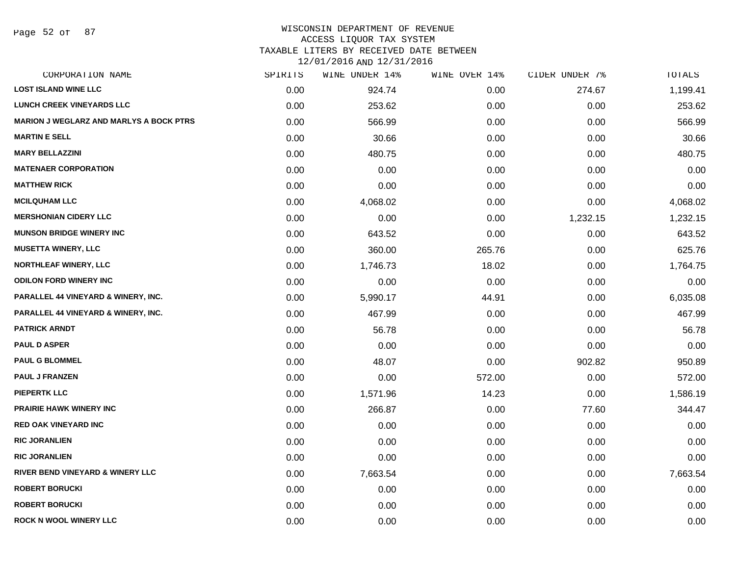# WISCONSIN DEPARTMENT OF REVENUE
## ACCESS LIQUOR TAX SYSTEM
## TAXABLE LITERS BY RECEIVED DATE BETWEEN 12/01/2016 AND 12/31/2016

| CORPORATION NAME | SPIRITS | WINE UNDER 14% | WINE OVER 14% | CIDER UNDER 7% | TOTALS |
|---|---|---|---|---|---|
| LOST ISLAND WINE LLC | 0.00 | 924.74 | 0.00 | 274.67 | 1,199.41 |
| LUNCH CREEK VINEYARDS LLC | 0.00 | 253.62 | 0.00 | 0.00 | 253.62 |
| MARION J WEGLARZ AND MARLYS A BOCK PTRS | 0.00 | 566.99 | 0.00 | 0.00 | 566.99 |
| MARTIN E SELL | 0.00 | 30.66 | 0.00 | 0.00 | 30.66 |
| MARY BELLAZZINI | 0.00 | 480.75 | 0.00 | 0.00 | 480.75 |
| MATENAER CORPORATION | 0.00 | 0.00 | 0.00 | 0.00 | 0.00 |
| MATTHEW RICK | 0.00 | 0.00 | 0.00 | 0.00 | 0.00 |
| MCILQUHAM LLC | 0.00 | 4,068.02 | 0.00 | 0.00 | 4,068.02 |
| MERSHONIAN CIDERY LLC | 0.00 | 0.00 | 0.00 | 1,232.15 | 1,232.15 |
| MUNSON BRIDGE WINERY INC | 0.00 | 643.52 | 0.00 | 0.00 | 643.52 |
| MUSETTA WINERY, LLC | 0.00 | 360.00 | 265.76 | 0.00 | 625.76 |
| NORTHLEAF WINERY, LLC | 0.00 | 1,746.73 | 18.02 | 0.00 | 1,764.75 |
| ODILON FORD WINERY INC | 0.00 | 0.00 | 0.00 | 0.00 | 0.00 |
| PARALLEL 44 VINEYARD & WINERY, INC. | 0.00 | 5,990.17 | 44.91 | 0.00 | 6,035.08 |
| PARALLEL 44 VINEYARD & WINERY, INC. | 0.00 | 467.99 | 0.00 | 0.00 | 467.99 |
| PATRICK ARNDT | 0.00 | 56.78 | 0.00 | 0.00 | 56.78 |
| PAUL D ASPER | 0.00 | 0.00 | 0.00 | 0.00 | 0.00 |
| PAUL G BLOMMEL | 0.00 | 48.07 | 0.00 | 902.82 | 950.89 |
| PAUL J FRANZEN | 0.00 | 0.00 | 572.00 | 0.00 | 572.00 |
| PIEPERTK LLC | 0.00 | 1,571.96 | 14.23 | 0.00 | 1,586.19 |
| PRAIRIE HAWK WINERY INC | 0.00 | 266.87 | 0.00 | 77.60 | 344.47 |
| RED OAK VINEYARD INC | 0.00 | 0.00 | 0.00 | 0.00 | 0.00 |
| RIC JORANLIEN | 0.00 | 0.00 | 0.00 | 0.00 | 0.00 |
| RIC JORANLIEN | 0.00 | 0.00 | 0.00 | 0.00 | 0.00 |
| RIVER BEND VINEYARD & WINERY LLC | 0.00 | 7,663.54 | 0.00 | 0.00 | 7,663.54 |
| ROBERT BORUCKI | 0.00 | 0.00 | 0.00 | 0.00 | 0.00 |
| ROBERT BORUCKI | 0.00 | 0.00 | 0.00 | 0.00 | 0.00 |
| ROCK N WOOL WINERY LLC | 0.00 | 0.00 | 0.00 | 0.00 | 0.00 |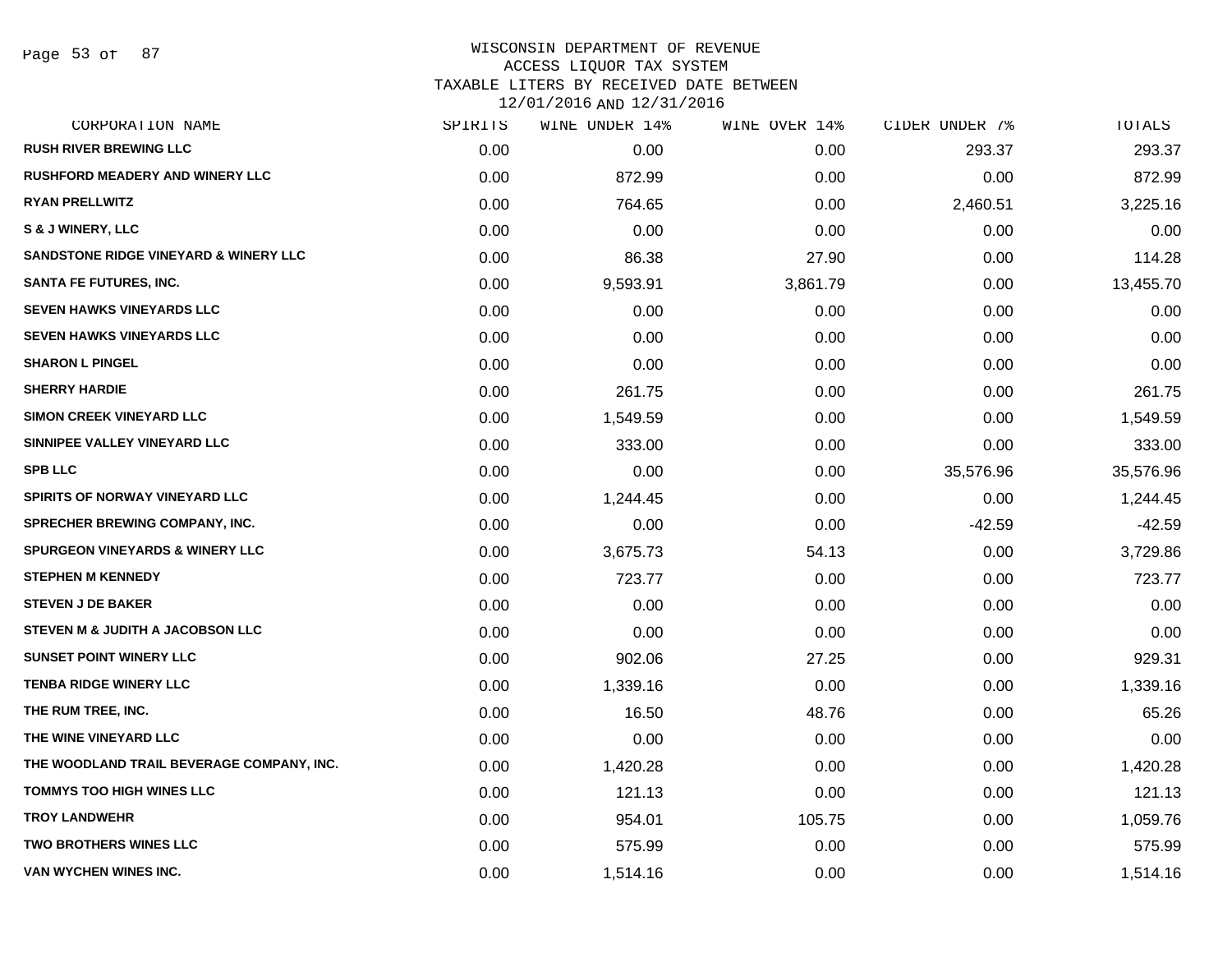# WISCONSIN DEPARTMENT OF REVENUE
## ACCESS LIQUOR TAX SYSTEM
### TAXABLE LITERS BY RECEIVED DATE BETWEEN 12/01/2016 AND 12/31/2016

| CORPORATION NAME | SPIRITS | WINE UNDER 14% | WINE OVER 14% | CIDER UNDER 7% | TOTALS |
|---|---|---|---|---|---|
| RUSH RIVER BREWING LLC | 0.00 | 0.00 | 0.00 | 293.37 | 293.37 |
| RUSHFORD MEADERY AND WINERY LLC | 0.00 | 872.99 | 0.00 | 0.00 | 872.99 |
| RYAN PRELLWITZ | 0.00 | 764.65 | 0.00 | 2,460.51 | 3,225.16 |
| S & J WINERY, LLC | 0.00 | 0.00 | 0.00 | 0.00 | 0.00 |
| SANDSTONE RIDGE VINEYARD & WINERY LLC | 0.00 | 86.38 | 27.90 | 0.00 | 114.28 |
| SANTA FE FUTURES, INC. | 0.00 | 9,593.91 | 3,861.79 | 0.00 | 13,455.70 |
| SEVEN HAWKS VINEYARDS LLC | 0.00 | 0.00 | 0.00 | 0.00 | 0.00 |
| SEVEN HAWKS VINEYARDS LLC | 0.00 | 0.00 | 0.00 | 0.00 | 0.00 |
| SHARON L PINGEL | 0.00 | 0.00 | 0.00 | 0.00 | 0.00 |
| SHERRY HARDIE | 0.00 | 261.75 | 0.00 | 0.00 | 261.75 |
| SIMON CREEK VINEYARD LLC | 0.00 | 1,549.59 | 0.00 | 0.00 | 1,549.59 |
| SINNIPEE VALLEY VINEYARD LLC | 0.00 | 333.00 | 0.00 | 0.00 | 333.00 |
| SPB LLC | 0.00 | 0.00 | 0.00 | 35,576.96 | 35,576.96 |
| SPIRITS OF NORWAY VINEYARD LLC | 0.00 | 1,244.45 | 0.00 | 0.00 | 1,244.45 |
| SPRECHER BREWING COMPANY, INC. | 0.00 | 0.00 | 0.00 | -42.59 | -42.59 |
| SPURGEON VINEYARDS & WINERY LLC | 0.00 | 3,675.73 | 54.13 | 0.00 | 3,729.86 |
| STEPHEN M KENNEDY | 0.00 | 723.77 | 0.00 | 0.00 | 723.77 |
| STEVEN J DE BAKER | 0.00 | 0.00 | 0.00 | 0.00 | 0.00 |
| STEVEN M & JUDITH A JACOBSON LLC | 0.00 | 0.00 | 0.00 | 0.00 | 0.00 |
| SUNSET POINT WINERY LLC | 0.00 | 902.06 | 27.25 | 0.00 | 929.31 |
| TENBA RIDGE WINERY LLC | 0.00 | 1,339.16 | 0.00 | 0.00 | 1,339.16 |
| THE RUM TREE, INC. | 0.00 | 16.50 | 48.76 | 0.00 | 65.26 |
| THE WINE VINEYARD LLC | 0.00 | 0.00 | 0.00 | 0.00 | 0.00 |
| THE WOODLAND TRAIL BEVERAGE COMPANY, INC. | 0.00 | 1,420.28 | 0.00 | 0.00 | 1,420.28 |
| TOMMYS TOO HIGH WINES LLC | 0.00 | 121.13 | 0.00 | 0.00 | 121.13 |
| TROY LANDWEHR | 0.00 | 954.01 | 105.75 | 0.00 | 1,059.76 |
| TWO BROTHERS WINES LLC | 0.00 | 575.99 | 0.00 | 0.00 | 575.99 |
| VAN WYCHEN WINES INC. | 0.00 | 1,514.16 | 0.00 | 0.00 | 1,514.16 |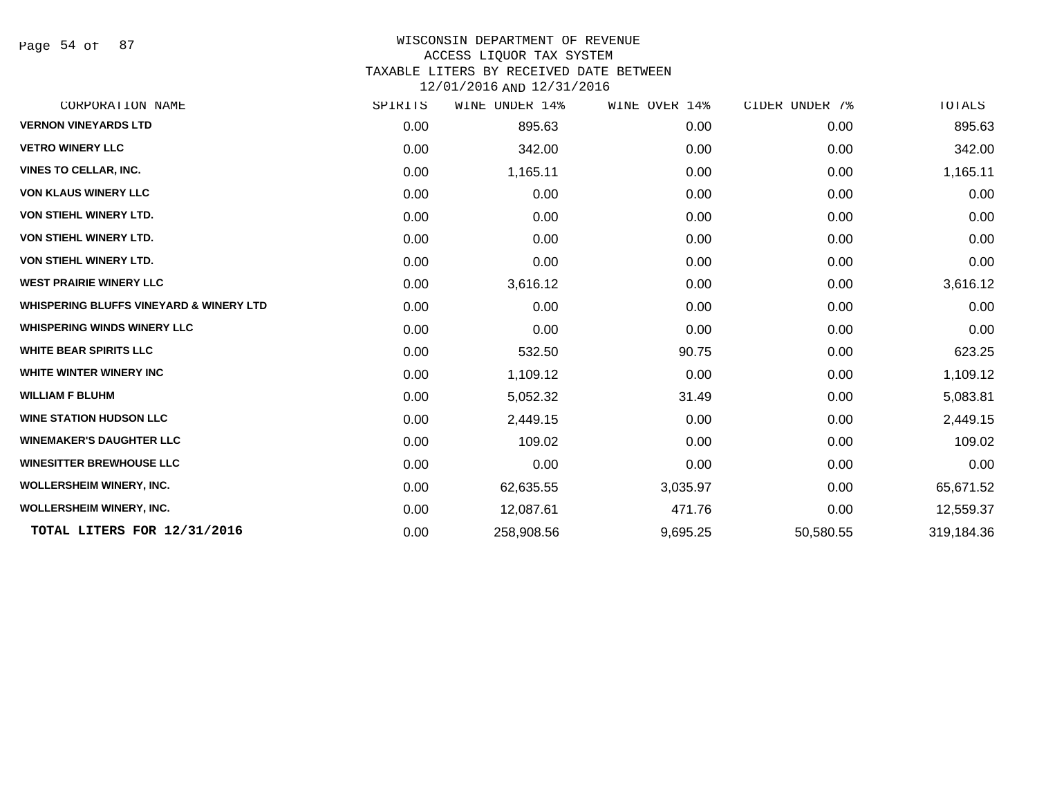WISCONSIN DEPARTMENT OF REVENUE
ACCESS LIQUOR TAX SYSTEM
TAXABLE LITERS BY RECEIVED DATE BETWEEN
12/01/2016 AND 12/31/2016

| CORPORATION NAME | SPIRITS | WINE UNDER 14% | WINE OVER 14% | CIDER UNDER 7% | TOTALS |
|---|---|---|---|---|---|
| VERNON VINEYARDS LTD | 0.00 | 895.63 | 0.00 | 0.00 | 895.63 |
| VETRO WINERY LLC | 0.00 | 342.00 | 0.00 | 0.00 | 342.00 |
| VINES TO CELLAR, INC. | 0.00 | 1,165.11 | 0.00 | 0.00 | 1,165.11 |
| VON KLAUS WINERY LLC | 0.00 | 0.00 | 0.00 | 0.00 | 0.00 |
| VON STIEHL WINERY LTD. | 0.00 | 0.00 | 0.00 | 0.00 | 0.00 |
| VON STIEHL WINERY LTD. | 0.00 | 0.00 | 0.00 | 0.00 | 0.00 |
| VON STIEHL WINERY LTD. | 0.00 | 0.00 | 0.00 | 0.00 | 0.00 |
| WEST PRAIRIE WINERY LLC | 0.00 | 3,616.12 | 0.00 | 0.00 | 3,616.12 |
| WHISPERING BLUFFS VINEYARD & WINERY LTD | 0.00 | 0.00 | 0.00 | 0.00 | 0.00 |
| WHISPERING WINDS WINERY LLC | 0.00 | 0.00 | 0.00 | 0.00 | 0.00 |
| WHITE BEAR SPIRITS LLC | 0.00 | 532.50 | 90.75 | 0.00 | 623.25 |
| WHITE WINTER WINERY INC | 0.00 | 1,109.12 | 0.00 | 0.00 | 1,109.12 |
| WILLIAM F BLUHM | 0.00 | 5,052.32 | 31.49 | 0.00 | 5,083.81 |
| WINE STATION HUDSON LLC | 0.00 | 2,449.15 | 0.00 | 0.00 | 2,449.15 |
| WINEMAKER'S DAUGHTER LLC | 0.00 | 109.02 | 0.00 | 0.00 | 109.02 |
| WINESITTER BREWHOUSE LLC | 0.00 | 0.00 | 0.00 | 0.00 | 0.00 |
| WOLLERSHEIM WINERY, INC. | 0.00 | 62,635.55 | 3,035.97 | 0.00 | 65,671.52 |
| WOLLERSHEIM WINERY, INC. | 0.00 | 12,087.61 | 471.76 | 0.00 | 12,559.37 |
| **TOTAL LITERS FOR 12/31/2016** | 0.00 | 258,908.56 | 9,695.25 | 50,580.55 | 319,184.36 |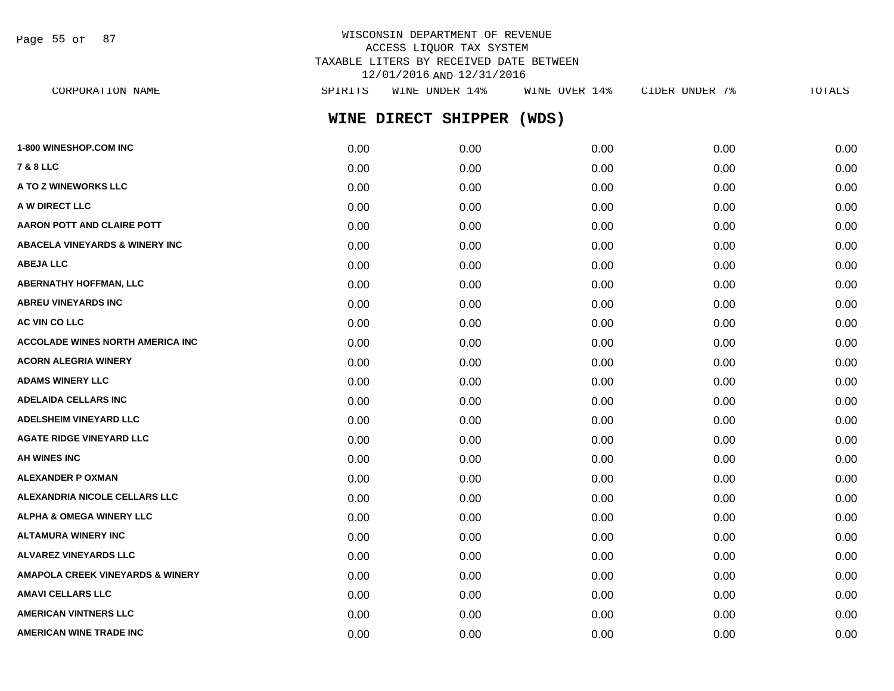WISCONSIN DEPARTMENT OF REVENUE
ACCESS LIQUOR TAX SYSTEM
TAXABLE LITERS BY RECEIVED DATE BETWEEN
12/01/2016 AND 12/31/2016

## WINE DIRECT SHIPPER (WDS)

| CORPORATION NAME | SPIRITS | WINE UNDER 14% | WINE OVER 14% | CIDER UNDER 7% | TOTALS |
|---|---|---|---|---|---|
| 1-800 WINESHOP.COM INC | 0.00 | 0.00 | 0.00 | 0.00 | 0.00 |
| 7 & 8 LLC | 0.00 | 0.00 | 0.00 | 0.00 | 0.00 |
| A TO Z WINEWORKS LLC | 0.00 | 0.00 | 0.00 | 0.00 | 0.00 |
| A W DIRECT LLC | 0.00 | 0.00 | 0.00 | 0.00 | 0.00 |
| AARON POTT AND CLAIRE POTT | 0.00 | 0.00 | 0.00 | 0.00 | 0.00 |
| ABACELA VINEYARDS & WINERY INC | 0.00 | 0.00 | 0.00 | 0.00 | 0.00 |
| ABEJA LLC | 0.00 | 0.00 | 0.00 | 0.00 | 0.00 |
| ABERNATHY HOFFMAN, LLC | 0.00 | 0.00 | 0.00 | 0.00 | 0.00 |
| ABREU VINEYARDS INC | 0.00 | 0.00 | 0.00 | 0.00 | 0.00 |
| AC VIN CO LLC | 0.00 | 0.00 | 0.00 | 0.00 | 0.00 |
| ACCOLADE WINES NORTH AMERICA INC | 0.00 | 0.00 | 0.00 | 0.00 | 0.00 |
| ACORN ALEGRIA WINERY | 0.00 | 0.00 | 0.00 | 0.00 | 0.00 |
| ADAMS WINERY LLC | 0.00 | 0.00 | 0.00 | 0.00 | 0.00 |
| ADELAIDA CELLARS INC | 0.00 | 0.00 | 0.00 | 0.00 | 0.00 |
| ADELSHEIM VINEYARD LLC | 0.00 | 0.00 | 0.00 | 0.00 | 0.00 |
| AGATE RIDGE VINEYARD LLC | 0.00 | 0.00 | 0.00 | 0.00 | 0.00 |
| AH WINES INC | 0.00 | 0.00 | 0.00 | 0.00 | 0.00 |
| ALEXANDER P OXMAN | 0.00 | 0.00 | 0.00 | 0.00 | 0.00 |
| ALEXANDRIA NICOLE CELLARS LLC | 0.00 | 0.00 | 0.00 | 0.00 | 0.00 |
| ALPHA & OMEGA WINERY LLC | 0.00 | 0.00 | 0.00 | 0.00 | 0.00 |
| ALTAMURA WINERY INC | 0.00 | 0.00 | 0.00 | 0.00 | 0.00 |
| ALVAREZ VINEYARDS LLC | 0.00 | 0.00 | 0.00 | 0.00 | 0.00 |
| AMAPOLA CREEK VINEYARDS & WINERY | 0.00 | 0.00 | 0.00 | 0.00 | 0.00 |
| AMAVI CELLARS LLC | 0.00 | 0.00 | 0.00 | 0.00 | 0.00 |
| AMERICAN VINTNERS LLC | 0.00 | 0.00 | 0.00 | 0.00 | 0.00 |
| AMERICAN WINE TRADE INC | 0.00 | 0.00 | 0.00 | 0.00 | 0.00 |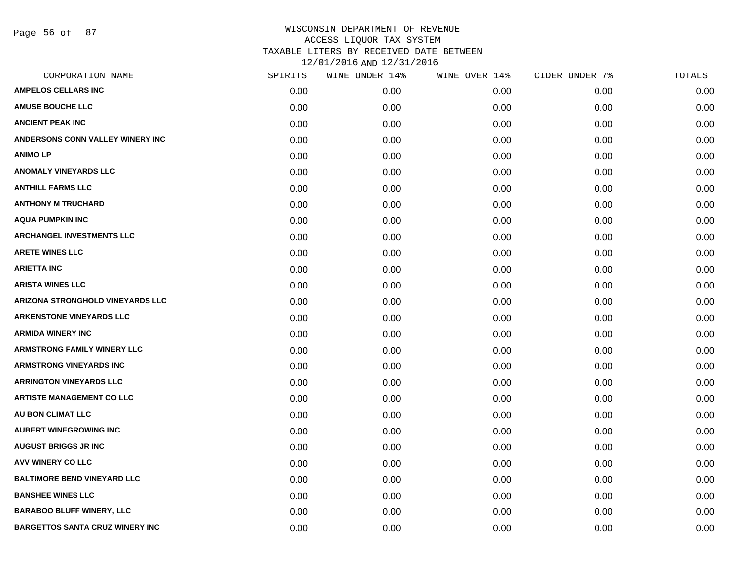WISCONSIN DEPARTMENT OF REVENUE
ACCESS LIQUOR TAX SYSTEM
TAXABLE LITERS BY RECEIVED DATE BETWEEN
12/01/2016 AND 12/31/2016

| CORPORATION NAME | SPIRITS | WINE UNDER 14% | WINE OVER 14% | CIDER UNDER 7% | TOTALS |
|---|---|---|---|---|---|
| AMPELOS CELLARS INC | 0.00 | 0.00 | 0.00 | 0.00 | 0.00 |
| AMUSE BOUCHE LLC | 0.00 | 0.00 | 0.00 | 0.00 | 0.00 |
| ANCIENT PEAK INC | 0.00 | 0.00 | 0.00 | 0.00 | 0.00 |
| ANDERSONS CONN VALLEY WINERY INC | 0.00 | 0.00 | 0.00 | 0.00 | 0.00 |
| ANIMO LP | 0.00 | 0.00 | 0.00 | 0.00 | 0.00 |
| ANOMALY VINEYARDS LLC | 0.00 | 0.00 | 0.00 | 0.00 | 0.00 |
| ANTHILL FARMS LLC | 0.00 | 0.00 | 0.00 | 0.00 | 0.00 |
| ANTHONY M TRUCHARD | 0.00 | 0.00 | 0.00 | 0.00 | 0.00 |
| AQUA PUMPKIN INC | 0.00 | 0.00 | 0.00 | 0.00 | 0.00 |
| ARCHANGEL INVESTMENTS LLC | 0.00 | 0.00 | 0.00 | 0.00 | 0.00 |
| ARETE WINES LLC | 0.00 | 0.00 | 0.00 | 0.00 | 0.00 |
| ARIETTA INC | 0.00 | 0.00 | 0.00 | 0.00 | 0.00 |
| ARISTA WINES LLC | 0.00 | 0.00 | 0.00 | 0.00 | 0.00 |
| ARIZONA STRONGHOLD VINEYARDS LLC | 0.00 | 0.00 | 0.00 | 0.00 | 0.00 |
| ARKENSTONE VINEYARDS LLC | 0.00 | 0.00 | 0.00 | 0.00 | 0.00 |
| ARMIDA WINERY INC | 0.00 | 0.00 | 0.00 | 0.00 | 0.00 |
| ARMSTRONG FAMILY WINERY LLC | 0.00 | 0.00 | 0.00 | 0.00 | 0.00 |
| ARMSTRONG VINEYARDS INC | 0.00 | 0.00 | 0.00 | 0.00 | 0.00 |
| ARRINGTON VINEYARDS LLC | 0.00 | 0.00 | 0.00 | 0.00 | 0.00 |
| ARTISTE MANAGEMENT CO LLC | 0.00 | 0.00 | 0.00 | 0.00 | 0.00 |
| AU BON CLIMAT LLC | 0.00 | 0.00 | 0.00 | 0.00 | 0.00 |
| AUBERT WINEGROWING INC | 0.00 | 0.00 | 0.00 | 0.00 | 0.00 |
| AUGUST BRIGGS JR INC | 0.00 | 0.00 | 0.00 | 0.00 | 0.00 |
| AVV WINERY CO LLC | 0.00 | 0.00 | 0.00 | 0.00 | 0.00 |
| BALTIMORE BEND VINEYARD LLC | 0.00 | 0.00 | 0.00 | 0.00 | 0.00 |
| BANSHEE WINES LLC | 0.00 | 0.00 | 0.00 | 0.00 | 0.00 |
| BARABOO BLUFF WINERY, LLC | 0.00 | 0.00 | 0.00 | 0.00 | 0.00 |
| BARGETTOS SANTA CRUZ WINERY INC | 0.00 | 0.00 | 0.00 | 0.00 | 0.00 |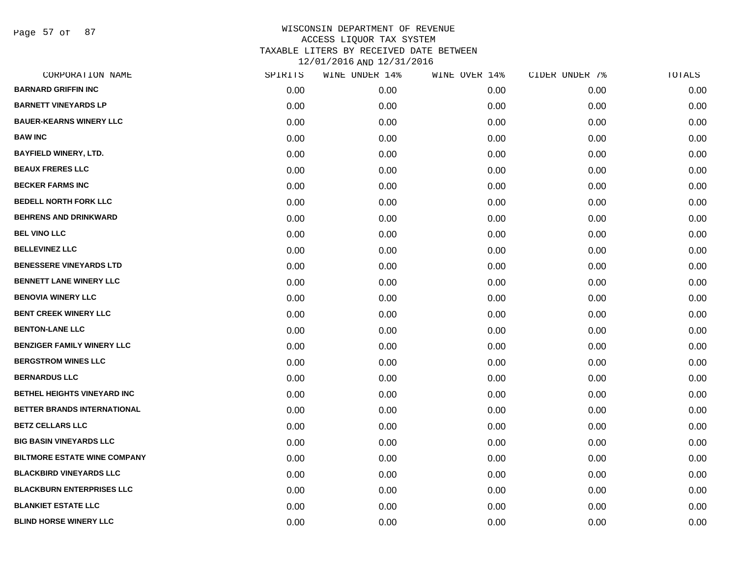WISCONSIN DEPARTMENT OF REVENUE
ACCESS LIQUOR TAX SYSTEM
TAXABLE LITERS BY RECEIVED DATE BETWEEN
12/01/2016 AND 12/31/2016

| CORPORATION NAME | SPIRITS | WINE UNDER 14% | WINE OVER 14% | CIDER UNDER 7% | TOTALS |
|---|---|---|---|---|---|
| **BARNARD GRIFFIN INC** | 0.00 | 0.00 | 0.00 | 0.00 | 0.00 |
| **BARNETT VINEYARDS LP** | 0.00 | 0.00 | 0.00 | 0.00 | 0.00 |
| **BAUER-KEARNS WINERY LLC** | 0.00 | 0.00 | 0.00 | 0.00 | 0.00 |
| **BAW INC** | 0.00 | 0.00 | 0.00 | 0.00 | 0.00 |
| **BAYFIELD WINERY, LTD.** | 0.00 | 0.00 | 0.00 | 0.00 | 0.00 |
| **BEAUX FRERES LLC** | 0.00 | 0.00 | 0.00 | 0.00 | 0.00 |
| **BECKER FARMS INC** | 0.00 | 0.00 | 0.00 | 0.00 | 0.00 |
| **BEDELL NORTH FORK LLC** | 0.00 | 0.00 | 0.00 | 0.00 | 0.00 |
| **BEHRENS AND DRINKWARD** | 0.00 | 0.00 | 0.00 | 0.00 | 0.00 |
| **BEL VINO LLC** | 0.00 | 0.00 | 0.00 | 0.00 | 0.00 |
| **BELLEVINEZ LLC** | 0.00 | 0.00 | 0.00 | 0.00 | 0.00 |
| **BENESSERE VINEYARDS LTD** | 0.00 | 0.00 | 0.00 | 0.00 | 0.00 |
| **BENNETT LANE WINERY LLC** | 0.00 | 0.00 | 0.00 | 0.00 | 0.00 |
| **BENOVIA WINERY LLC** | 0.00 | 0.00 | 0.00 | 0.00 | 0.00 |
| **BENT CREEK WINERY LLC** | 0.00 | 0.00 | 0.00 | 0.00 | 0.00 |
| **BENTON-LANE LLC** | 0.00 | 0.00 | 0.00 | 0.00 | 0.00 |
| **BENZIGER FAMILY WINERY LLC** | 0.00 | 0.00 | 0.00 | 0.00 | 0.00 |
| **BERGSTROM WINES LLC** | 0.00 | 0.00 | 0.00 | 0.00 | 0.00 |
| **BERNARDUS LLC** | 0.00 | 0.00 | 0.00 | 0.00 | 0.00 |
| **BETHEL HEIGHTS VINEYARD INC** | 0.00 | 0.00 | 0.00 | 0.00 | 0.00 |
| **BETTER BRANDS INTERNATIONAL** | 0.00 | 0.00 | 0.00 | 0.00 | 0.00 |
| **BETZ CELLARS LLC** | 0.00 | 0.00 | 0.00 | 0.00 | 0.00 |
| **BIG BASIN VINEYARDS LLC** | 0.00 | 0.00 | 0.00 | 0.00 | 0.00 |
| **BILTMORE ESTATE WINE COMPANY** | 0.00 | 0.00 | 0.00 | 0.00 | 0.00 |
| **BLACKBIRD VINEYARDS LLC** | 0.00 | 0.00 | 0.00 | 0.00 | 0.00 |
| **BLACKBURN ENTERPRISES LLC** | 0.00 | 0.00 | 0.00 | 0.00 | 0.00 |
| **BLANKIET ESTATE LLC** | 0.00 | 0.00 | 0.00 | 0.00 | 0.00 |
| **BLIND HORSE WINERY LLC** | 0.00 | 0.00 | 0.00 | 0.00 | 0.00 |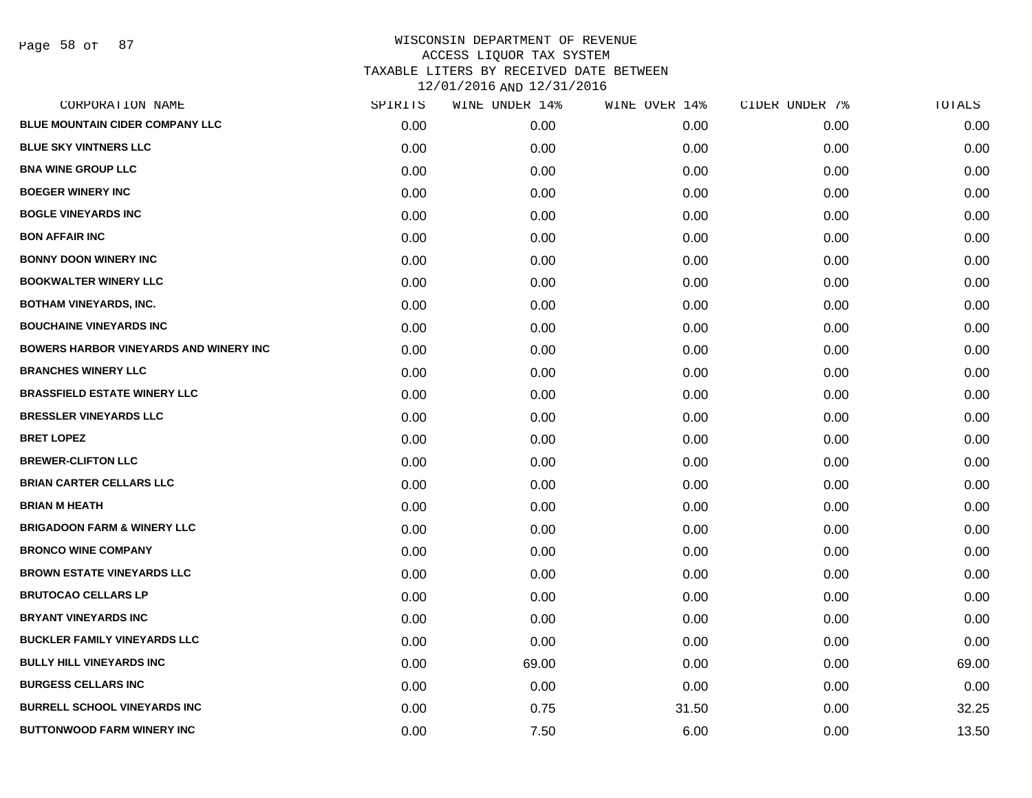# WISCONSIN DEPARTMENT OF REVENUE
## ACCESS LIQUOR TAX SYSTEM
## TAXABLE LITERS BY RECEIVED DATE BETWEEN 12/01/2016 AND 12/31/2016

| CORPORATION NAME | SPIRITS | WINE UNDER 14% | WINE OVER 14% | CIDER UNDER 7% | TOTALS |
|---|---|---|---|---|---|
| BLUE MOUNTAIN CIDER COMPANY LLC | 0.00 | 0.00 | 0.00 | 0.00 | 0.00 |
| BLUE SKY VINTNERS LLC | 0.00 | 0.00 | 0.00 | 0.00 | 0.00 |
| BNA WINE GROUP LLC | 0.00 | 0.00 | 0.00 | 0.00 | 0.00 |
| BOEGER WINERY INC | 0.00 | 0.00 | 0.00 | 0.00 | 0.00 |
| BOGLE VINEYARDS INC | 0.00 | 0.00 | 0.00 | 0.00 | 0.00 |
| BON AFFAIR INC | 0.00 | 0.00 | 0.00 | 0.00 | 0.00 |
| BONNY DOON WINERY INC | 0.00 | 0.00 | 0.00 | 0.00 | 0.00 |
| BOOKWALTER WINERY LLC | 0.00 | 0.00 | 0.00 | 0.00 | 0.00 |
| BOTHAM VINEYARDS, INC. | 0.00 | 0.00 | 0.00 | 0.00 | 0.00 |
| BOUCHAINE VINEYARDS INC | 0.00 | 0.00 | 0.00 | 0.00 | 0.00 |
| BOWERS HARBOR VINEYARDS AND WINERY INC | 0.00 | 0.00 | 0.00 | 0.00 | 0.00 |
| BRANCHES WINERY LLC | 0.00 | 0.00 | 0.00 | 0.00 | 0.00 |
| BRASSFIELD ESTATE WINERY LLC | 0.00 | 0.00 | 0.00 | 0.00 | 0.00 |
| BRESSLER VINEYARDS LLC | 0.00 | 0.00 | 0.00 | 0.00 | 0.00 |
| BRET LOPEZ | 0.00 | 0.00 | 0.00 | 0.00 | 0.00 |
| BREWER-CLIFTON LLC | 0.00 | 0.00 | 0.00 | 0.00 | 0.00 |
| BRIAN CARTER CELLARS LLC | 0.00 | 0.00 | 0.00 | 0.00 | 0.00 |
| BRIAN M HEATH | 0.00 | 0.00 | 0.00 | 0.00 | 0.00 |
| BRIGADOON FARM & WINERY LLC | 0.00 | 0.00 | 0.00 | 0.00 | 0.00 |
| BRONCO WINE COMPANY | 0.00 | 0.00 | 0.00 | 0.00 | 0.00 |
| BROWN ESTATE VINEYARDS LLC | 0.00 | 0.00 | 0.00 | 0.00 | 0.00 |
| BRUTOCAO CELLARS LP | 0.00 | 0.00 | 0.00 | 0.00 | 0.00 |
| BRYANT VINEYARDS INC | 0.00 | 0.00 | 0.00 | 0.00 | 0.00 |
| BUCKLER FAMILY VINEYARDS LLC | 0.00 | 0.00 | 0.00 | 0.00 | 0.00 |
| BULLY HILL VINEYARDS INC | 0.00 | 69.00 | 0.00 | 0.00 | 69.00 |
| BURGESS CELLARS INC | 0.00 | 0.00 | 0.00 | 0.00 | 0.00 |
| BURRELL SCHOOL VINEYARDS INC | 0.00 | 0.75 | 31.50 | 0.00 | 32.25 |
| BUTTONWOOD FARM WINERY INC | 0.00 | 7.50 | 6.00 | 0.00 | 13.50 |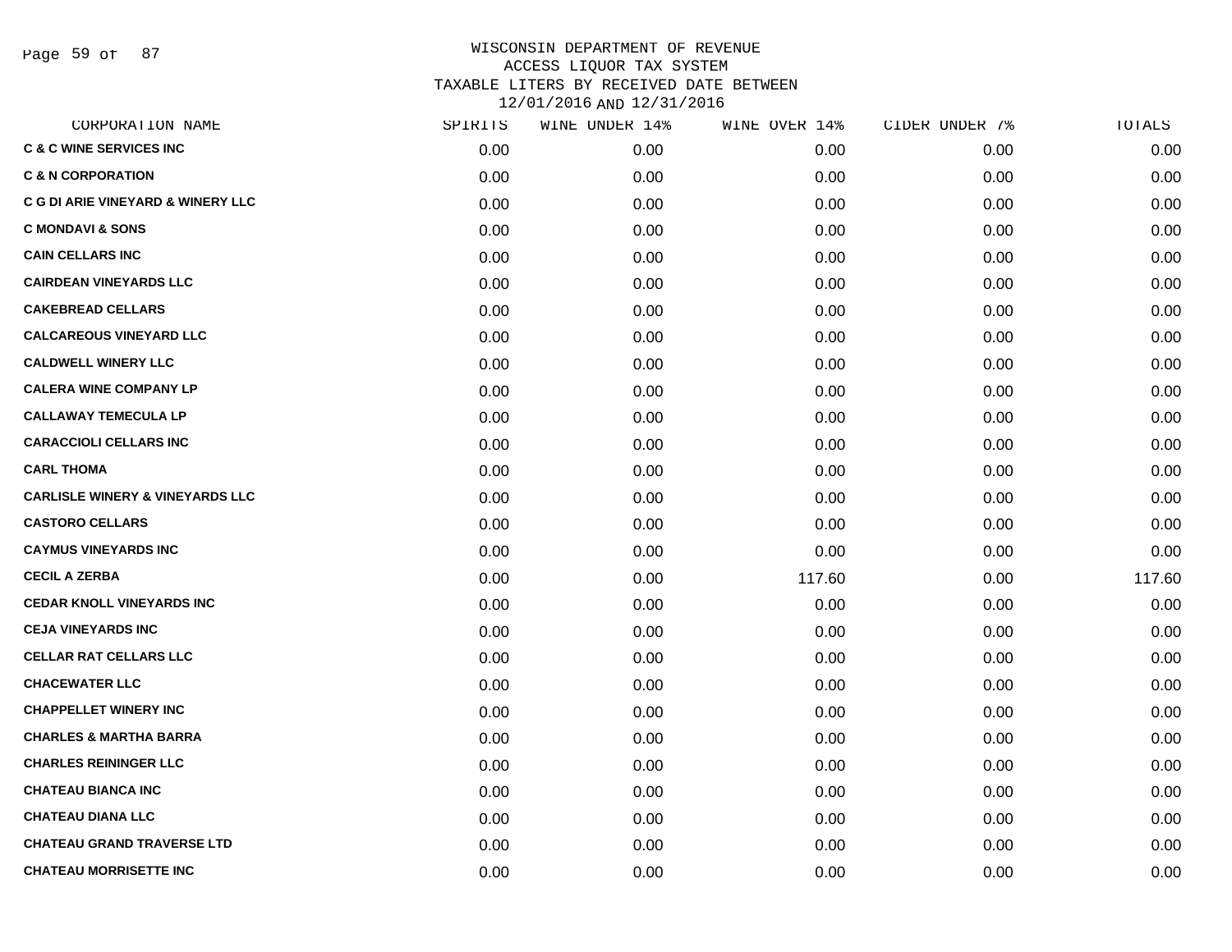WISCONSIN DEPARTMENT OF REVENUE
ACCESS LIQUOR TAX SYSTEM
TAXABLE LITERS BY RECEIVED DATE BETWEEN
12/01/2016 AND 12/31/2016

| CORPORATION NAME | SPIRITS | WINE UNDER 14% | WINE OVER 14% | CIDER UNDER 7% | TOTALS |
|---|---|---|---|---|---|
| C & C WINE SERVICES INC | 0.00 | 0.00 | 0.00 | 0.00 | 0.00 |
| C & N CORPORATION | 0.00 | 0.00 | 0.00 | 0.00 | 0.00 |
| C G DI ARIE VINEYARD & WINERY LLC | 0.00 | 0.00 | 0.00 | 0.00 | 0.00 |
| C MONDAVI & SONS | 0.00 | 0.00 | 0.00 | 0.00 | 0.00 |
| CAIN CELLARS INC | 0.00 | 0.00 | 0.00 | 0.00 | 0.00 |
| CAIRDEAN VINEYARDS LLC | 0.00 | 0.00 | 0.00 | 0.00 | 0.00 |
| CAKEBREAD CELLARS | 0.00 | 0.00 | 0.00 | 0.00 | 0.00 |
| CALCAREOUS VINEYARD LLC | 0.00 | 0.00 | 0.00 | 0.00 | 0.00 |
| CALDWELL WINERY LLC | 0.00 | 0.00 | 0.00 | 0.00 | 0.00 |
| CALERA WINE COMPANY LP | 0.00 | 0.00 | 0.00 | 0.00 | 0.00 |
| CALLAWAY TEMECULA LP | 0.00 | 0.00 | 0.00 | 0.00 | 0.00 |
| CARACCIOLI CELLARS INC | 0.00 | 0.00 | 0.00 | 0.00 | 0.00 |
| CARL THOMA | 0.00 | 0.00 | 0.00 | 0.00 | 0.00 |
| CARLISLE WINERY & VINEYARDS LLC | 0.00 | 0.00 | 0.00 | 0.00 | 0.00 |
| CASTORO CELLARS | 0.00 | 0.00 | 0.00 | 0.00 | 0.00 |
| CAYMUS VINEYARDS INC | 0.00 | 0.00 | 0.00 | 0.00 | 0.00 |
| CECIL A ZERBA | 0.00 | 0.00 | 117.60 | 0.00 | 117.60 |
| CEDAR KNOLL VINEYARDS INC | 0.00 | 0.00 | 0.00 | 0.00 | 0.00 |
| CEJA VINEYARDS INC | 0.00 | 0.00 | 0.00 | 0.00 | 0.00 |
| CELLAR RAT CELLARS LLC | 0.00 | 0.00 | 0.00 | 0.00 | 0.00 |
| CHACEWATER LLC | 0.00 | 0.00 | 0.00 | 0.00 | 0.00 |
| CHAPPELLET WINERY INC | 0.00 | 0.00 | 0.00 | 0.00 | 0.00 |
| CHARLES & MARTHA BARRA | 0.00 | 0.00 | 0.00 | 0.00 | 0.00 |
| CHARLES REININGER LLC | 0.00 | 0.00 | 0.00 | 0.00 | 0.00 |
| CHATEAU BIANCA INC | 0.00 | 0.00 | 0.00 | 0.00 | 0.00 |
| CHATEAU DIANA LLC | 0.00 | 0.00 | 0.00 | 0.00 | 0.00 |
| CHATEAU GRAND TRAVERSE LTD | 0.00 | 0.00 | 0.00 | 0.00 | 0.00 |
| CHATEAU MORRISETTE INC | 0.00 | 0.00 | 0.00 | 0.00 | 0.00 |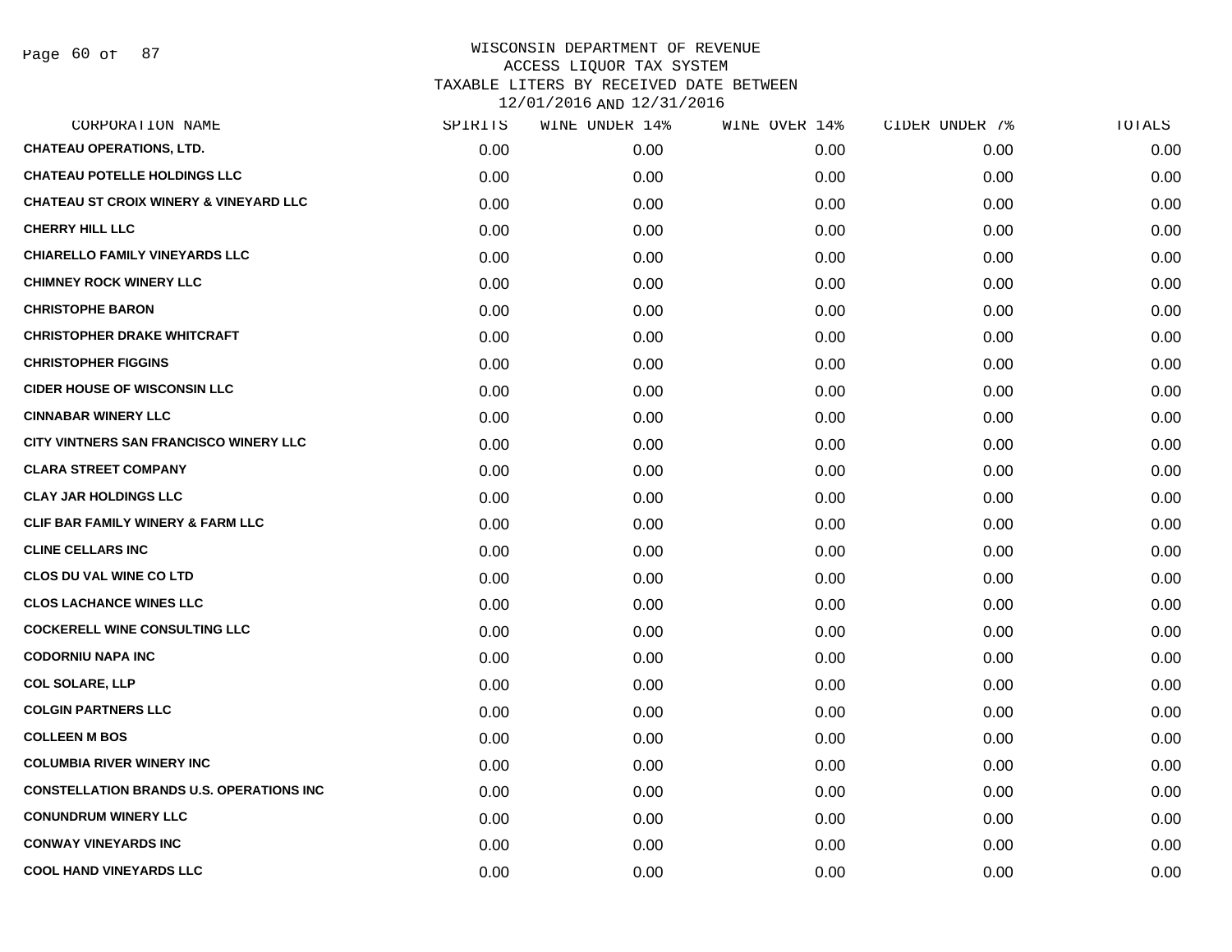# WISCONSIN DEPARTMENT OF REVENUE
## ACCESS LIQUOR TAX SYSTEM
### TAXABLE LITERS BY RECEIVED DATE BETWEEN 12/01/2016 AND 12/31/2016

| CORPORATION NAME | SPIRITS | WINE UNDER 14% | WINE OVER 14% | CIDER UNDER 7% | TOTALS |
|---|---|---|---|---|---|
| CHATEAU OPERATIONS, LTD. | 0.00 | 0.00 | 0.00 | 0.00 | 0.00 |
| CHATEAU POTELLE HOLDINGS LLC | 0.00 | 0.00 | 0.00 | 0.00 | 0.00 |
| CHATEAU ST CROIX WINERY & VINEYARD LLC | 0.00 | 0.00 | 0.00 | 0.00 | 0.00 |
| CHERRY HILL LLC | 0.00 | 0.00 | 0.00 | 0.00 | 0.00 |
| CHIARELLO FAMILY VINEYARDS LLC | 0.00 | 0.00 | 0.00 | 0.00 | 0.00 |
| CHIMNEY ROCK WINERY LLC | 0.00 | 0.00 | 0.00 | 0.00 | 0.00 |
| CHRISTOPHE BARON | 0.00 | 0.00 | 0.00 | 0.00 | 0.00 |
| CHRISTOPHER DRAKE WHITCRAFT | 0.00 | 0.00 | 0.00 | 0.00 | 0.00 |
| CHRISTOPHER FIGGINS | 0.00 | 0.00 | 0.00 | 0.00 | 0.00 |
| CIDER HOUSE OF WISCONSIN LLC | 0.00 | 0.00 | 0.00 | 0.00 | 0.00 |
| CINNABAR WINERY LLC | 0.00 | 0.00 | 0.00 | 0.00 | 0.00 |
| CITY VINTNERS SAN FRANCISCO WINERY LLC | 0.00 | 0.00 | 0.00 | 0.00 | 0.00 |
| CLARA STREET COMPANY | 0.00 | 0.00 | 0.00 | 0.00 | 0.00 |
| CLAY JAR HOLDINGS LLC | 0.00 | 0.00 | 0.00 | 0.00 | 0.00 |
| CLIF BAR FAMILY WINERY & FARM LLC | 0.00 | 0.00 | 0.00 | 0.00 | 0.00 |
| CLINE CELLARS INC | 0.00 | 0.00 | 0.00 | 0.00 | 0.00 |
| CLOS DU VAL WINE CO LTD | 0.00 | 0.00 | 0.00 | 0.00 | 0.00 |
| CLOS LACHANCE WINES LLC | 0.00 | 0.00 | 0.00 | 0.00 | 0.00 |
| COCKERELL WINE CONSULTING LLC | 0.00 | 0.00 | 0.00 | 0.00 | 0.00 |
| CODORNIU NAPA INC | 0.00 | 0.00 | 0.00 | 0.00 | 0.00 |
| COL SOLARE, LLP | 0.00 | 0.00 | 0.00 | 0.00 | 0.00 |
| COLGIN PARTNERS LLC | 0.00 | 0.00 | 0.00 | 0.00 | 0.00 |
| COLLEEN M BOS | 0.00 | 0.00 | 0.00 | 0.00 | 0.00 |
| COLUMBIA RIVER WINERY INC | 0.00 | 0.00 | 0.00 | 0.00 | 0.00 |
| CONSTELLATION BRANDS U.S. OPERATIONS INC | 0.00 | 0.00 | 0.00 | 0.00 | 0.00 |
| CONUNDRUM WINERY LLC | 0.00 | 0.00 | 0.00 | 0.00 | 0.00 |
| CONWAY VINEYARDS INC | 0.00 | 0.00 | 0.00 | 0.00 | 0.00 |
| COOL HAND VINEYARDS LLC | 0.00 | 0.00 | 0.00 | 0.00 | 0.00 |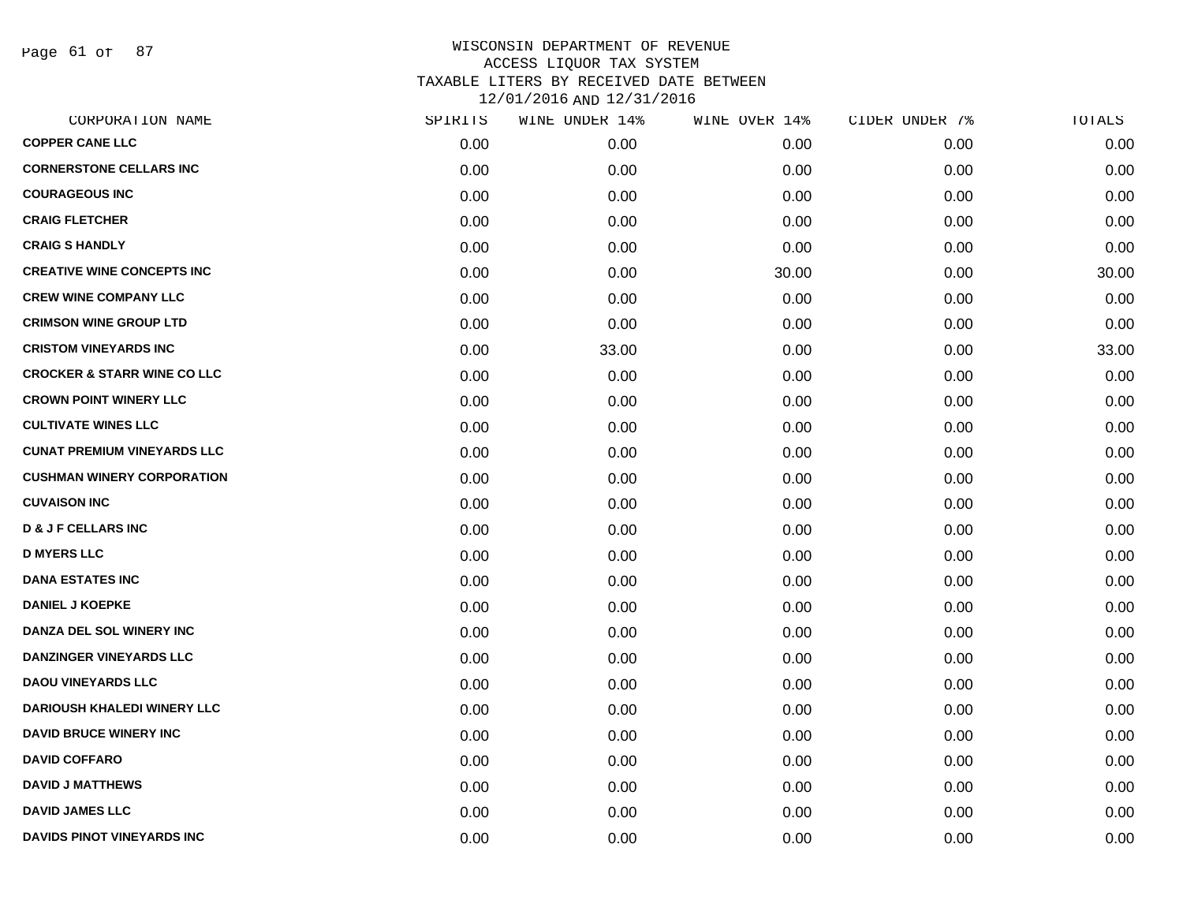WISCONSIN DEPARTMENT OF REVENUE
ACCESS LIQUOR TAX SYSTEM
TAXABLE LITERS BY RECEIVED DATE BETWEEN
12/01/2016 AND 12/31/2016

| CORPORATION NAME | SPIRITS | WINE UNDER 14% | WINE OVER 14% | CIDER UNDER 7% | TOTALS |
|---|---|---|---|---|---|
| COPPER CANE LLC | 0.00 | 0.00 | 0.00 | 0.00 | 0.00 |
| CORNERSTONE CELLARS INC | 0.00 | 0.00 | 0.00 | 0.00 | 0.00 |
| COURAGEOUS INC | 0.00 | 0.00 | 0.00 | 0.00 | 0.00 |
| CRAIG FLETCHER | 0.00 | 0.00 | 0.00 | 0.00 | 0.00 |
| CRAIG S HANDLY | 0.00 | 0.00 | 0.00 | 0.00 | 0.00 |
| CREATIVE WINE CONCEPTS INC | 0.00 | 0.00 | 30.00 | 0.00 | 30.00 |
| CREW WINE COMPANY LLC | 0.00 | 0.00 | 0.00 | 0.00 | 0.00 |
| CRIMSON WINE GROUP LTD | 0.00 | 0.00 | 0.00 | 0.00 | 0.00 |
| CRISTOM VINEYARDS INC | 0.00 | 33.00 | 0.00 | 0.00 | 33.00 |
| CROCKER & STARR WINE CO LLC | 0.00 | 0.00 | 0.00 | 0.00 | 0.00 |
| CROWN POINT WINERY LLC | 0.00 | 0.00 | 0.00 | 0.00 | 0.00 |
| CULTIVATE WINES LLC | 0.00 | 0.00 | 0.00 | 0.00 | 0.00 |
| CUNAT PREMIUM VINEYARDS LLC | 0.00 | 0.00 | 0.00 | 0.00 | 0.00 |
| CUSHMAN WINERY CORPORATION | 0.00 | 0.00 | 0.00 | 0.00 | 0.00 |
| CUVAISON INC | 0.00 | 0.00 | 0.00 | 0.00 | 0.00 |
| D & J F CELLARS INC | 0.00 | 0.00 | 0.00 | 0.00 | 0.00 |
| D MYERS LLC | 0.00 | 0.00 | 0.00 | 0.00 | 0.00 |
| DANA ESTATES INC | 0.00 | 0.00 | 0.00 | 0.00 | 0.00 |
| DANIEL J KOEPKE | 0.00 | 0.00 | 0.00 | 0.00 | 0.00 |
| DANZA DEL SOL WINERY INC | 0.00 | 0.00 | 0.00 | 0.00 | 0.00 |
| DANZINGER VINEYARDS LLC | 0.00 | 0.00 | 0.00 | 0.00 | 0.00 |
| DAOU VINEYARDS LLC | 0.00 | 0.00 | 0.00 | 0.00 | 0.00 |
| DARIOUSH KHALEDI WINERY LLC | 0.00 | 0.00 | 0.00 | 0.00 | 0.00 |
| DAVID BRUCE WINERY INC | 0.00 | 0.00 | 0.00 | 0.00 | 0.00 |
| DAVID COFFARO | 0.00 | 0.00 | 0.00 | 0.00 | 0.00 |
| DAVID J MATTHEWS | 0.00 | 0.00 | 0.00 | 0.00 | 0.00 |
| DAVID JAMES LLC | 0.00 | 0.00 | 0.00 | 0.00 | 0.00 |
| DAVIDS PINOT VINEYARDS INC | 0.00 | 0.00 | 0.00 | 0.00 | 0.00 |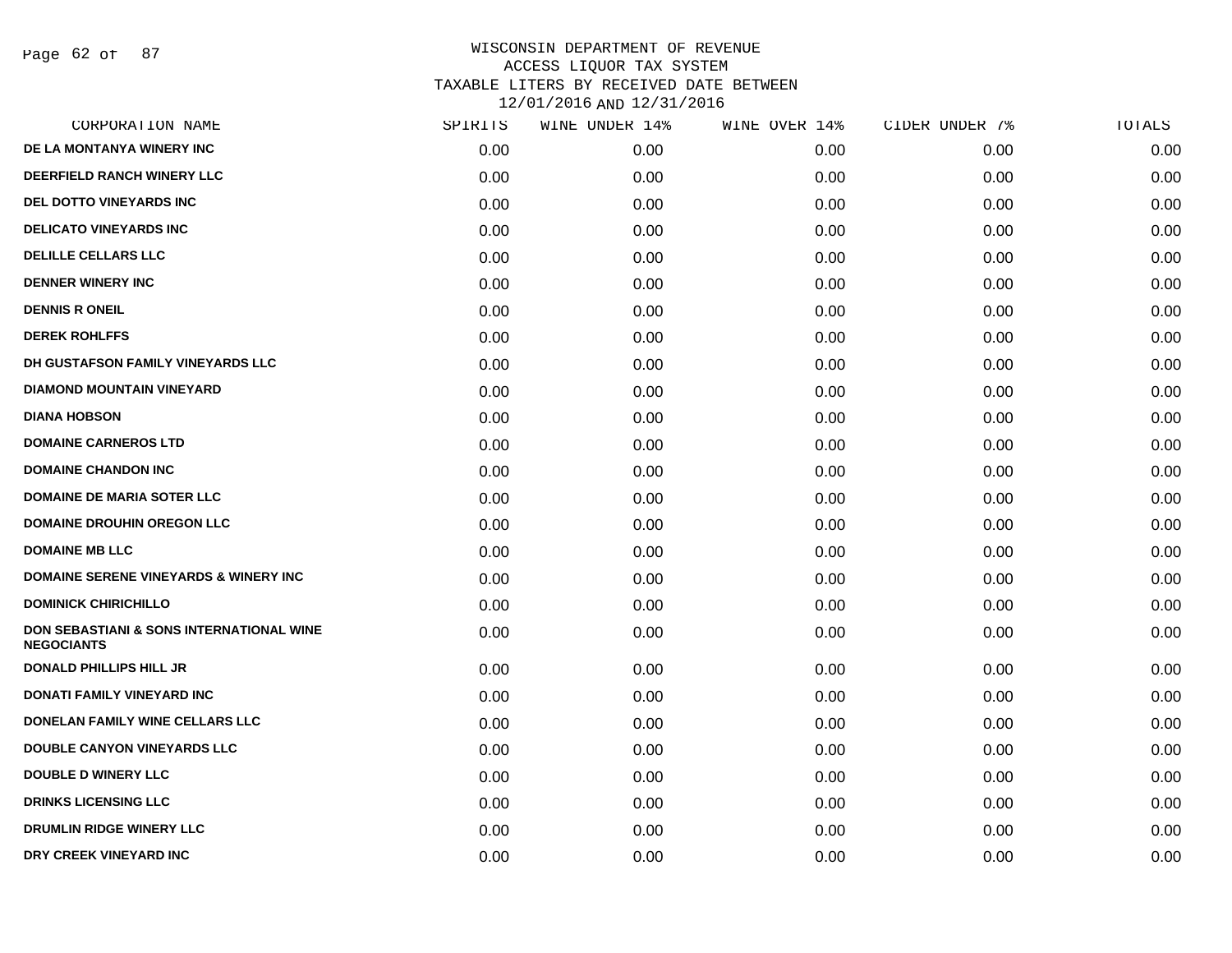# WISCONSIN DEPARTMENT OF REVENUE
## ACCESS LIQUOR TAX SYSTEM
## TAXABLE LITERS BY RECEIVED DATE BETWEEN 12/01/2016 AND 12/31/2016

| CORPORATION NAME | SPIRITS | WINE UNDER 14% | WINE OVER 14% | CIDER UNDER 7% | TOTALS |
|---|---|---|---|---|---|
| DE LA MONTANYA WINERY INC | 0.00 | 0.00 | 0.00 | 0.00 | 0.00 |
| DEERFIELD RANCH WINERY LLC | 0.00 | 0.00 | 0.00 | 0.00 | 0.00 |
| DEL DOTTO VINEYARDS INC | 0.00 | 0.00 | 0.00 | 0.00 | 0.00 |
| DELICATO VINEYARDS INC | 0.00 | 0.00 | 0.00 | 0.00 | 0.00 |
| DELILLE CELLARS LLC | 0.00 | 0.00 | 0.00 | 0.00 | 0.00 |
| DENNER WINERY INC | 0.00 | 0.00 | 0.00 | 0.00 | 0.00 |
| DENNIS R ONEIL | 0.00 | 0.00 | 0.00 | 0.00 | 0.00 |
| DEREK ROHLFFS | 0.00 | 0.00 | 0.00 | 0.00 | 0.00 |
| DH GUSTAFSON FAMILY VINEYARDS LLC | 0.00 | 0.00 | 0.00 | 0.00 | 0.00 |
| DIAMOND MOUNTAIN VINEYARD | 0.00 | 0.00 | 0.00 | 0.00 | 0.00 |
| DIANA HOBSON | 0.00 | 0.00 | 0.00 | 0.00 | 0.00 |
| DOMAINE CARNEROS LTD | 0.00 | 0.00 | 0.00 | 0.00 | 0.00 |
| DOMAINE CHANDON INC | 0.00 | 0.00 | 0.00 | 0.00 | 0.00 |
| DOMAINE DE MARIA SOTER LLC | 0.00 | 0.00 | 0.00 | 0.00 | 0.00 |
| DOMAINE DROUHIN OREGON LLC | 0.00 | 0.00 | 0.00 | 0.00 | 0.00 |
| DOMAINE MB LLC | 0.00 | 0.00 | 0.00 | 0.00 | 0.00 |
| DOMAINE SERENE VINEYARDS & WINERY INC | 0.00 | 0.00 | 0.00 | 0.00 | 0.00 |
| DOMINICK CHIRICHILLO | 0.00 | 0.00 | 0.00 | 0.00 | 0.00 |
| DON SEBASTIANI & SONS INTERNATIONAL WINE NEGOCIANTS | 0.00 | 0.00 | 0.00 | 0.00 | 0.00 |
| DONALD PHILLIPS HILL JR | 0.00 | 0.00 | 0.00 | 0.00 | 0.00 |
| DONATI FAMILY VINEYARD INC | 0.00 | 0.00 | 0.00 | 0.00 | 0.00 |
| DONELAN FAMILY WINE CELLARS LLC | 0.00 | 0.00 | 0.00 | 0.00 | 0.00 |
| DOUBLE CANYON VINEYARDS LLC | 0.00 | 0.00 | 0.00 | 0.00 | 0.00 |
| DOUBLE D WINERY LLC | 0.00 | 0.00 | 0.00 | 0.00 | 0.00 |
| DRINKS LICENSING LLC | 0.00 | 0.00 | 0.00 | 0.00 | 0.00 |
| DRUMLIN RIDGE WINERY LLC | 0.00 | 0.00 | 0.00 | 0.00 | 0.00 |
| DRY CREEK VINEYARD INC | 0.00 | 0.00 | 0.00 | 0.00 | 0.00 |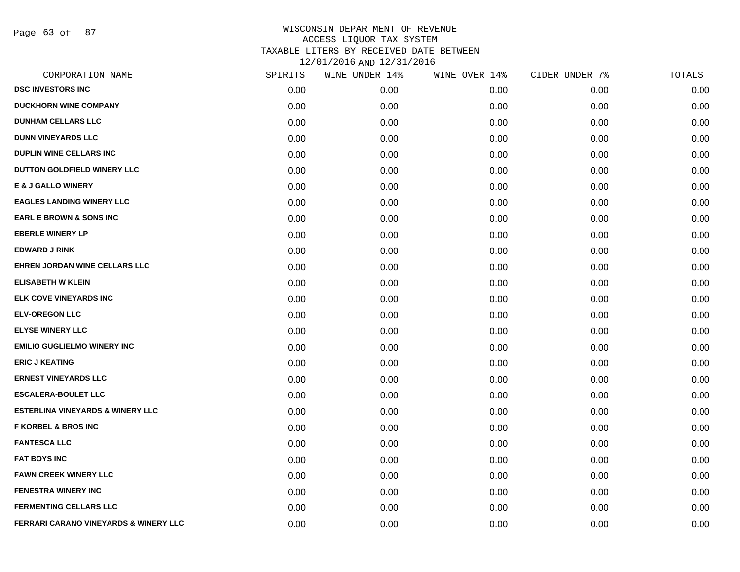# WISCONSIN DEPARTMENT OF REVENUE
## ACCESS LIQUOR TAX SYSTEM
## TAXABLE LITERS BY RECEIVED DATE BETWEEN 12/01/2016 AND 12/31/2016

| CORPORATION NAME | SPIRITS | WINE UNDER 14% | WINE OVER 14% | CIDER UNDER 7% | TOTALS |
|---|---|---|---|---|---|
| **DSC INVESTORS INC** | 0.00 | 0.00 | 0.00 | 0.00 | 0.00 |
| **DUCKHORN WINE COMPANY** | 0.00 | 0.00 | 0.00 | 0.00 | 0.00 |
| **DUNHAM CELLARS LLC** | 0.00 | 0.00 | 0.00 | 0.00 | 0.00 |
| **DUNN VINEYARDS LLC** | 0.00 | 0.00 | 0.00 | 0.00 | 0.00 |
| **DUPLIN WINE CELLARS INC** | 0.00 | 0.00 | 0.00 | 0.00 | 0.00 |
| **DUTTON GOLDFIELD WINERY LLC** | 0.00 | 0.00 | 0.00 | 0.00 | 0.00 |
| **E & J GALLO WINERY** | 0.00 | 0.00 | 0.00 | 0.00 | 0.00 |
| **EAGLES LANDING WINERY LLC** | 0.00 | 0.00 | 0.00 | 0.00 | 0.00 |
| **EARL E BROWN & SONS INC** | 0.00 | 0.00 | 0.00 | 0.00 | 0.00 |
| **EBERLE WINERY LP** | 0.00 | 0.00 | 0.00 | 0.00 | 0.00 |
| **EDWARD J RINK** | 0.00 | 0.00 | 0.00 | 0.00 | 0.00 |
| **EHREN JORDAN WINE CELLARS LLC** | 0.00 | 0.00 | 0.00 | 0.00 | 0.00 |
| **ELISABETH W KLEIN** | 0.00 | 0.00 | 0.00 | 0.00 | 0.00 |
| **ELK COVE VINEYARDS INC** | 0.00 | 0.00 | 0.00 | 0.00 | 0.00 |
| **ELV-OREGON LLC** | 0.00 | 0.00 | 0.00 | 0.00 | 0.00 |
| **ELYSE WINERY LLC** | 0.00 | 0.00 | 0.00 | 0.00 | 0.00 |
| **EMILIO GUGLIELMO WINERY INC** | 0.00 | 0.00 | 0.00 | 0.00 | 0.00 |
| **ERIC J KEATING** | 0.00 | 0.00 | 0.00 | 0.00 | 0.00 |
| **ERNEST VINEYARDS LLC** | 0.00 | 0.00 | 0.00 | 0.00 | 0.00 |
| **ESCALERA-BOULET LLC** | 0.00 | 0.00 | 0.00 | 0.00 | 0.00 |
| **ESTERLINA VINEYARDS & WINERY LLC** | 0.00 | 0.00 | 0.00 | 0.00 | 0.00 |
| **F KORBEL & BROS INC** | 0.00 | 0.00 | 0.00 | 0.00 | 0.00 |
| **FANTESCA LLC** | 0.00 | 0.00 | 0.00 | 0.00 | 0.00 |
| **FAT BOYS INC** | 0.00 | 0.00 | 0.00 | 0.00 | 0.00 |
| **FAWN CREEK WINERY LLC** | 0.00 | 0.00 | 0.00 | 0.00 | 0.00 |
| **FENESTRA WINERY INC** | 0.00 | 0.00 | 0.00 | 0.00 | 0.00 |
| **FERMENTING CELLARS LLC** | 0.00 | 0.00 | 0.00 | 0.00 | 0.00 |
| **FERRARI CARANO VINEYARDS & WINERY LLC** | 0.00 | 0.00 | 0.00 | 0.00 | 0.00 |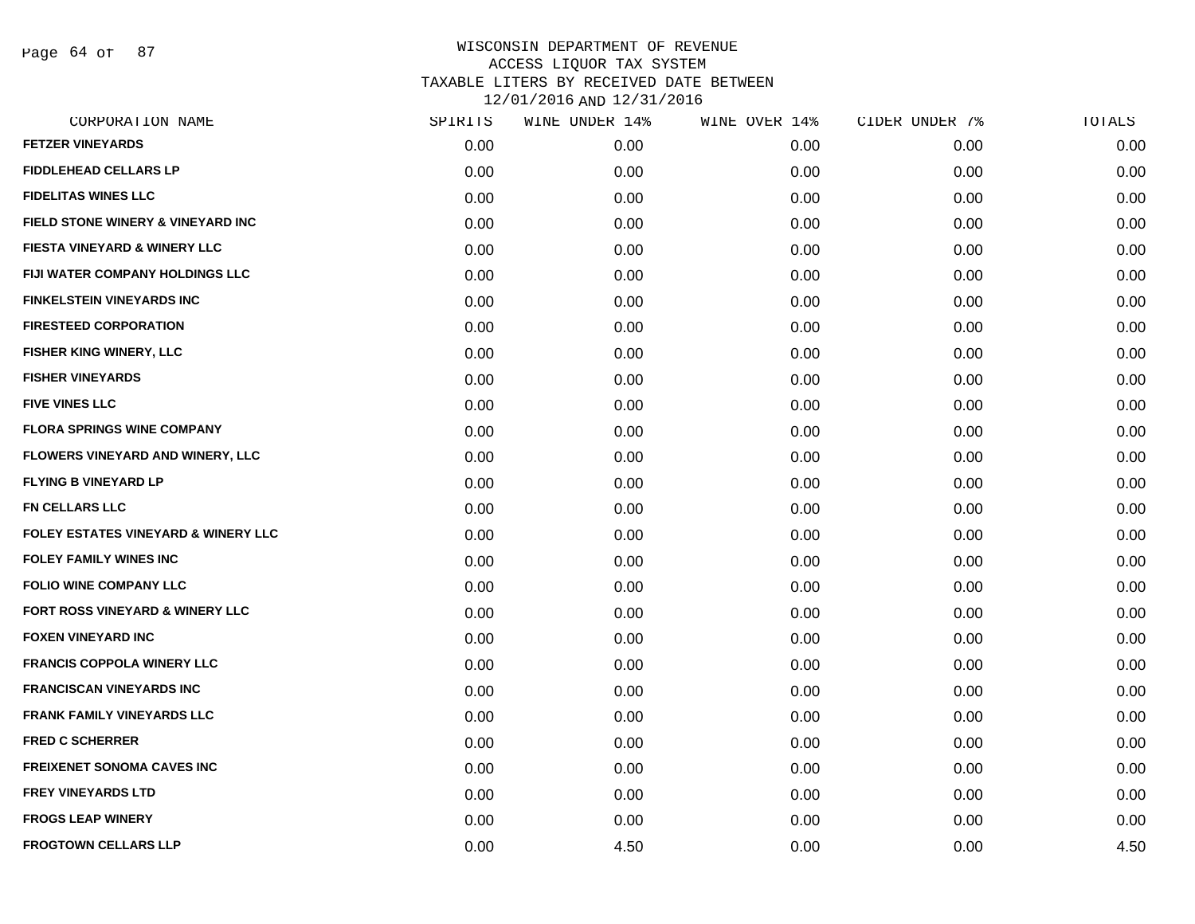WISCONSIN DEPARTMENT OF REVENUE
ACCESS LIQUOR TAX SYSTEM
TAXABLE LITERS BY RECEIVED DATE BETWEEN
12/01/2016 AND 12/31/2016

| CORPORATION NAME | SPIRITS | WINE UNDER 14% | WINE OVER 14% | CIDER UNDER 7% | TOTALS |
|---|---|---|---|---|---|
| FETZER VINEYARDS | 0.00 | 0.00 | 0.00 | 0.00 | 0.00 |
| FIDDLEHEAD CELLARS LP | 0.00 | 0.00 | 0.00 | 0.00 | 0.00 |
| FIDELITAS WINES LLC | 0.00 | 0.00 | 0.00 | 0.00 | 0.00 |
| FIELD STONE WINERY & VINEYARD INC | 0.00 | 0.00 | 0.00 | 0.00 | 0.00 |
| FIESTA VINEYARD & WINERY LLC | 0.00 | 0.00 | 0.00 | 0.00 | 0.00 |
| FIJI WATER COMPANY HOLDINGS LLC | 0.00 | 0.00 | 0.00 | 0.00 | 0.00 |
| FINKELSTEIN VINEYARDS INC | 0.00 | 0.00 | 0.00 | 0.00 | 0.00 |
| FIRESTEED CORPORATION | 0.00 | 0.00 | 0.00 | 0.00 | 0.00 |
| FISHER KING WINERY, LLC | 0.00 | 0.00 | 0.00 | 0.00 | 0.00 |
| FISHER VINEYARDS | 0.00 | 0.00 | 0.00 | 0.00 | 0.00 |
| FIVE VINES LLC | 0.00 | 0.00 | 0.00 | 0.00 | 0.00 |
| FLORA SPRINGS WINE COMPANY | 0.00 | 0.00 | 0.00 | 0.00 | 0.00 |
| FLOWERS VINEYARD AND WINERY, LLC | 0.00 | 0.00 | 0.00 | 0.00 | 0.00 |
| FLYING B VINEYARD LP | 0.00 | 0.00 | 0.00 | 0.00 | 0.00 |
| FN CELLARS LLC | 0.00 | 0.00 | 0.00 | 0.00 | 0.00 |
| FOLEY ESTATES VINEYARD & WINERY LLC | 0.00 | 0.00 | 0.00 | 0.00 | 0.00 |
| FOLEY FAMILY WINES INC | 0.00 | 0.00 | 0.00 | 0.00 | 0.00 |
| FOLIO WINE COMPANY LLC | 0.00 | 0.00 | 0.00 | 0.00 | 0.00 |
| FORT ROSS VINEYARD & WINERY LLC | 0.00 | 0.00 | 0.00 | 0.00 | 0.00 |
| FOXEN VINEYARD INC | 0.00 | 0.00 | 0.00 | 0.00 | 0.00 |
| FRANCIS COPPOLA WINERY LLC | 0.00 | 0.00 | 0.00 | 0.00 | 0.00 |
| FRANCISCAN VINEYARDS INC | 0.00 | 0.00 | 0.00 | 0.00 | 0.00 |
| FRANK FAMILY VINEYARDS LLC | 0.00 | 0.00 | 0.00 | 0.00 | 0.00 |
| FRED C SCHERRER | 0.00 | 0.00 | 0.00 | 0.00 | 0.00 |
| FREIXENET SONOMA CAVES INC | 0.00 | 0.00 | 0.00 | 0.00 | 0.00 |
| FREY VINEYARDS LTD | 0.00 | 0.00 | 0.00 | 0.00 | 0.00 |
| FROGS LEAP WINERY | 0.00 | 0.00 | 0.00 | 0.00 | 0.00 |
| FROGTOWN CELLARS LLP | 0.00 | 4.50 | 0.00 | 0.00 | 4.50 |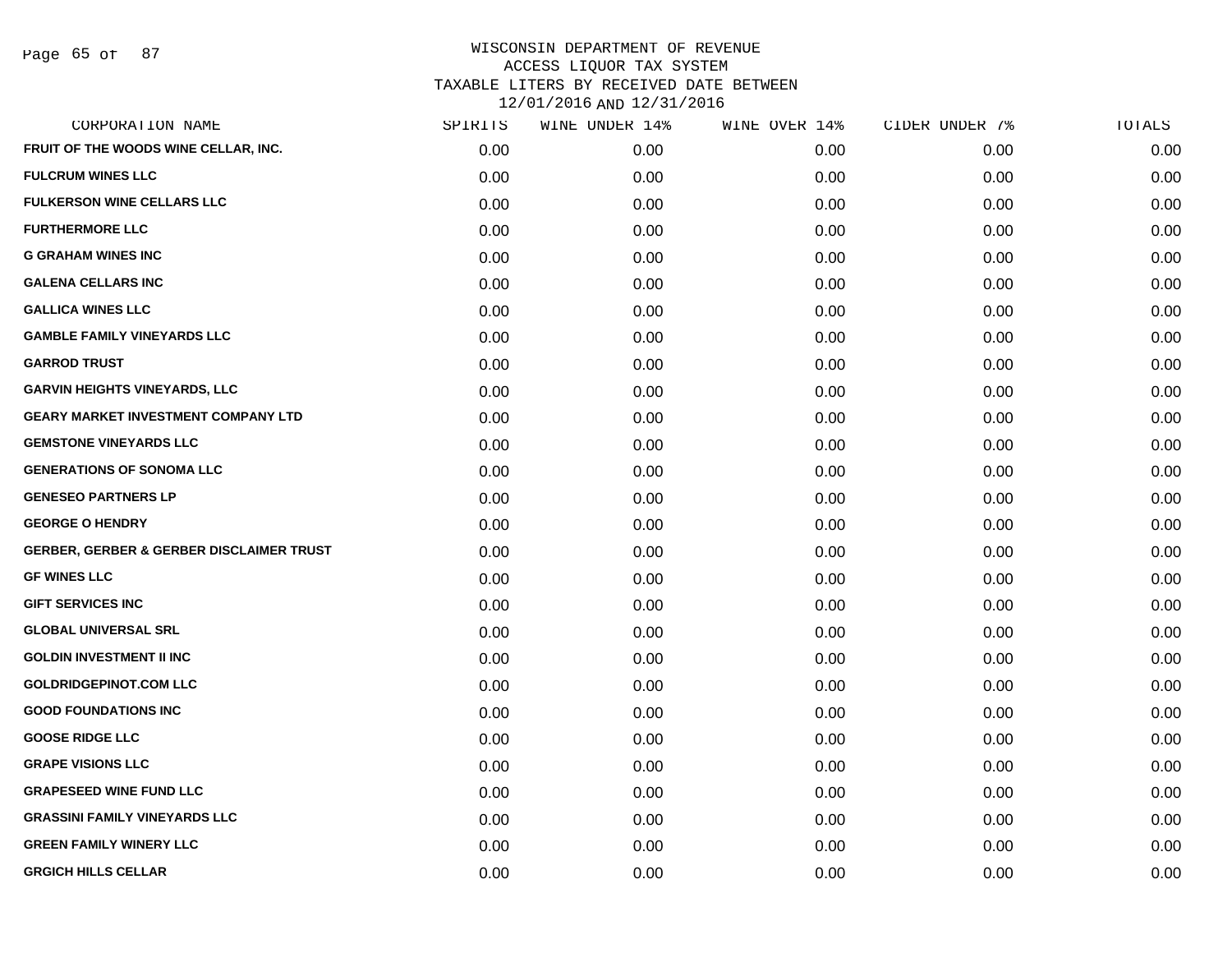WISCONSIN DEPARTMENT OF REVENUE
ACCESS LIQUOR TAX SYSTEM
TAXABLE LITERS BY RECEIVED DATE BETWEEN
12/01/2016 AND 12/31/2016

| CORPORATION NAME | SPIRITS | WINE UNDER 14% | WINE OVER 14% | CIDER UNDER 7% | TOTALS |
|---|---|---|---|---|---|
| FRUIT OF THE WOODS WINE CELLAR, INC. | 0.00 | 0.00 | 0.00 | 0.00 | 0.00 |
| FULCRUM WINES LLC | 0.00 | 0.00 | 0.00 | 0.00 | 0.00 |
| FULKERSON WINE CELLARS LLC | 0.00 | 0.00 | 0.00 | 0.00 | 0.00 |
| FURTHERMORE LLC | 0.00 | 0.00 | 0.00 | 0.00 | 0.00 |
| G GRAHAM WINES INC | 0.00 | 0.00 | 0.00 | 0.00 | 0.00 |
| GALENA CELLARS INC | 0.00 | 0.00 | 0.00 | 0.00 | 0.00 |
| GALLICA WINES LLC | 0.00 | 0.00 | 0.00 | 0.00 | 0.00 |
| GAMBLE FAMILY VINEYARDS LLC | 0.00 | 0.00 | 0.00 | 0.00 | 0.00 |
| GARROD TRUST | 0.00 | 0.00 | 0.00 | 0.00 | 0.00 |
| GARVIN HEIGHTS VINEYARDS, LLC | 0.00 | 0.00 | 0.00 | 0.00 | 0.00 |
| GEARY MARKET INVESTMENT COMPANY LTD | 0.00 | 0.00 | 0.00 | 0.00 | 0.00 |
| GEMSTONE VINEYARDS LLC | 0.00 | 0.00 | 0.00 | 0.00 | 0.00 |
| GENERATIONS OF SONOMA LLC | 0.00 | 0.00 | 0.00 | 0.00 | 0.00 |
| GENESEO PARTNERS LP | 0.00 | 0.00 | 0.00 | 0.00 | 0.00 |
| GEORGE O HENDRY | 0.00 | 0.00 | 0.00 | 0.00 | 0.00 |
| GERBER, GERBER & GERBER DISCLAIMER TRUST | 0.00 | 0.00 | 0.00 | 0.00 | 0.00 |
| GF WINES LLC | 0.00 | 0.00 | 0.00 | 0.00 | 0.00 |
| GIFT SERVICES INC | 0.00 | 0.00 | 0.00 | 0.00 | 0.00 |
| GLOBAL UNIVERSAL SRL | 0.00 | 0.00 | 0.00 | 0.00 | 0.00 |
| GOLDIN INVESTMENT II INC | 0.00 | 0.00 | 0.00 | 0.00 | 0.00 |
| GOLDRIDGEPINOT.COM LLC | 0.00 | 0.00 | 0.00 | 0.00 | 0.00 |
| GOOD FOUNDATIONS INC | 0.00 | 0.00 | 0.00 | 0.00 | 0.00 |
| GOOSE RIDGE LLC | 0.00 | 0.00 | 0.00 | 0.00 | 0.00 |
| GRAPE VISIONS LLC | 0.00 | 0.00 | 0.00 | 0.00 | 0.00 |
| GRAPESEED WINE FUND LLC | 0.00 | 0.00 | 0.00 | 0.00 | 0.00 |
| GRASSINI FAMILY VINEYARDS LLC | 0.00 | 0.00 | 0.00 | 0.00 | 0.00 |
| GREEN FAMILY WINERY LLC | 0.00 | 0.00 | 0.00 | 0.00 | 0.00 |
| GRGICH HILLS CELLAR | 0.00 | 0.00 | 0.00 | 0.00 | 0.00 |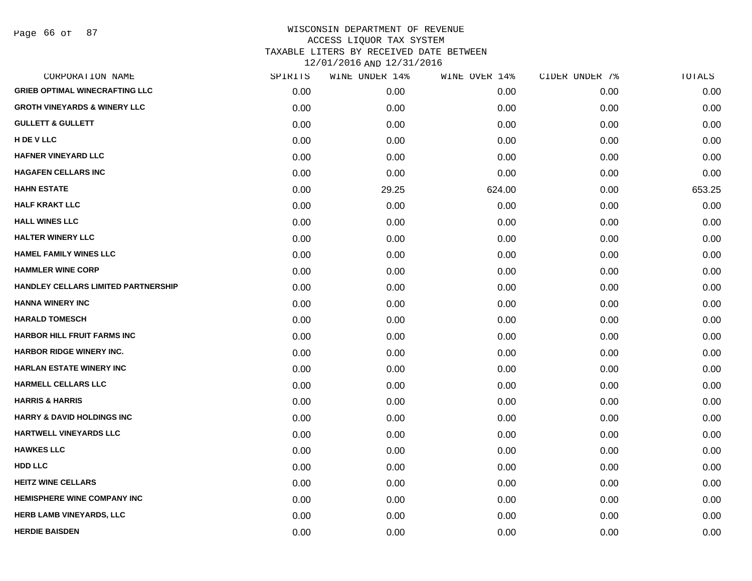# WISCONSIN DEPARTMENT OF REVENUE
## ACCESS LIQUOR TAX SYSTEM
## TAXABLE LITERS BY RECEIVED DATE BETWEEN 12/01/2016 AND 12/31/2016

| CORPORATION NAME | SPIRITS | WINE UNDER 14% | WINE OVER 14% | CIDER UNDER 7% | TOTALS |
|---|---|---|---|---|---|
| GRIEB OPTIMAL WINECRAFTING LLC | 0.00 | 0.00 | 0.00 | 0.00 | 0.00 |
| GROTH VINEYARDS & WINERY LLC | 0.00 | 0.00 | 0.00 | 0.00 | 0.00 |
| GULLETT & GULLETT | 0.00 | 0.00 | 0.00 | 0.00 | 0.00 |
| H DE V LLC | 0.00 | 0.00 | 0.00 | 0.00 | 0.00 |
| HAFNER VINEYARD LLC | 0.00 | 0.00 | 0.00 | 0.00 | 0.00 |
| HAGAFEN CELLARS INC | 0.00 | 0.00 | 0.00 | 0.00 | 0.00 |
| HAHN ESTATE | 0.00 | 29.25 | 624.00 | 0.00 | 653.25 |
| HALF KRAKT LLC | 0.00 | 0.00 | 0.00 | 0.00 | 0.00 |
| HALL WINES LLC | 0.00 | 0.00 | 0.00 | 0.00 | 0.00 |
| HALTER WINERY LLC | 0.00 | 0.00 | 0.00 | 0.00 | 0.00 |
| HAMEL FAMILY WINES LLC | 0.00 | 0.00 | 0.00 | 0.00 | 0.00 |
| HAMMLER WINE CORP | 0.00 | 0.00 | 0.00 | 0.00 | 0.00 |
| HANDLEY CELLARS LIMITED PARTNERSHIP | 0.00 | 0.00 | 0.00 | 0.00 | 0.00 |
| HANNA WINERY INC | 0.00 | 0.00 | 0.00 | 0.00 | 0.00 |
| HARALD TOMESCH | 0.00 | 0.00 | 0.00 | 0.00 | 0.00 |
| HARBOR HILL FRUIT FARMS INC | 0.00 | 0.00 | 0.00 | 0.00 | 0.00 |
| HARBOR RIDGE WINERY INC. | 0.00 | 0.00 | 0.00 | 0.00 | 0.00 |
| HARLAN ESTATE WINERY INC | 0.00 | 0.00 | 0.00 | 0.00 | 0.00 |
| HARMELL CELLARS LLC | 0.00 | 0.00 | 0.00 | 0.00 | 0.00 |
| HARRIS & HARRIS | 0.00 | 0.00 | 0.00 | 0.00 | 0.00 |
| HARRY & DAVID HOLDINGS INC | 0.00 | 0.00 | 0.00 | 0.00 | 0.00 |
| HARTWELL VINEYARDS LLC | 0.00 | 0.00 | 0.00 | 0.00 | 0.00 |
| HAWKES LLC | 0.00 | 0.00 | 0.00 | 0.00 | 0.00 |
| HDD LLC | 0.00 | 0.00 | 0.00 | 0.00 | 0.00 |
| HEITZ WINE CELLARS | 0.00 | 0.00 | 0.00 | 0.00 | 0.00 |
| HEMISPHERE WINE COMPANY INC | 0.00 | 0.00 | 0.00 | 0.00 | 0.00 |
| HERB LAMB VINEYARDS, LLC | 0.00 | 0.00 | 0.00 | 0.00 | 0.00 |
| HERDIE BAISDEN | 0.00 | 0.00 | 0.00 | 0.00 | 0.00 |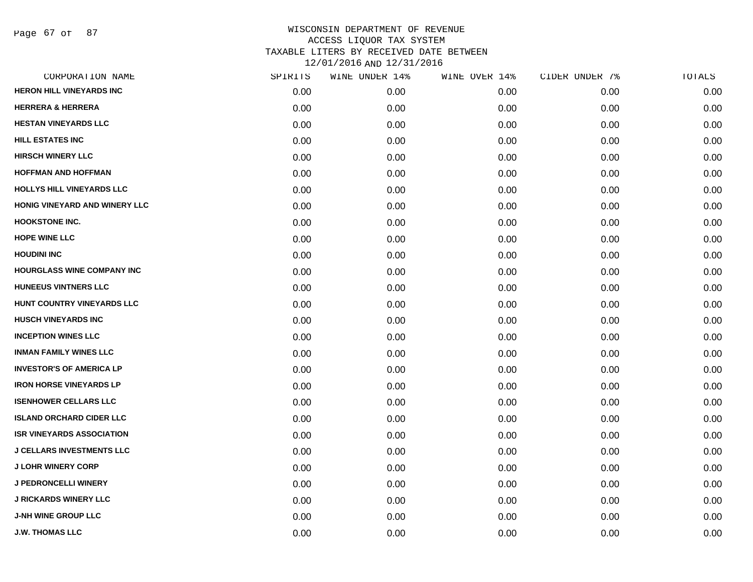# WISCONSIN DEPARTMENT OF REVENUE
## ACCESS LIQUOR TAX SYSTEM
## TAXABLE LITERS BY RECEIVED DATE BETWEEN 12/01/2016 AND 12/31/2016

| CORPORATION NAME | SPIRITS | WINE UNDER 14% | WINE OVER 14% | CIDER UNDER 7% | TOTALS |
|---|---|---|---|---|---|
| HERON HILL VINEYARDS INC | 0.00 | 0.00 | 0.00 | 0.00 | 0.00 |
| HERRERA & HERRERA | 0.00 | 0.00 | 0.00 | 0.00 | 0.00 |
| HESTAN VINEYARDS LLC | 0.00 | 0.00 | 0.00 | 0.00 | 0.00 |
| HILL ESTATES INC | 0.00 | 0.00 | 0.00 | 0.00 | 0.00 |
| HIRSCH WINERY LLC | 0.00 | 0.00 | 0.00 | 0.00 | 0.00 |
| HOFFMAN AND HOFFMAN | 0.00 | 0.00 | 0.00 | 0.00 | 0.00 |
| HOLLYS HILL VINEYARDS LLC | 0.00 | 0.00 | 0.00 | 0.00 | 0.00 |
| HONIG VINEYARD AND WINERY LLC | 0.00 | 0.00 | 0.00 | 0.00 | 0.00 |
| HOOKSTONE INC. | 0.00 | 0.00 | 0.00 | 0.00 | 0.00 |
| HOPE WINE LLC | 0.00 | 0.00 | 0.00 | 0.00 | 0.00 |
| HOUDINI INC | 0.00 | 0.00 | 0.00 | 0.00 | 0.00 |
| HOURGLASS WINE COMPANY INC | 0.00 | 0.00 | 0.00 | 0.00 | 0.00 |
| HUNEEUS VINTNERS LLC | 0.00 | 0.00 | 0.00 | 0.00 | 0.00 |
| HUNT COUNTRY VINEYARDS LLC | 0.00 | 0.00 | 0.00 | 0.00 | 0.00 |
| HUSCH VINEYARDS INC | 0.00 | 0.00 | 0.00 | 0.00 | 0.00 |
| INCEPTION WINES LLC | 0.00 | 0.00 | 0.00 | 0.00 | 0.00 |
| INMAN FAMILY WINES LLC | 0.00 | 0.00 | 0.00 | 0.00 | 0.00 |
| INVESTOR'S OF AMERICA LP | 0.00 | 0.00 | 0.00 | 0.00 | 0.00 |
| IRON HORSE VINEYARDS LP | 0.00 | 0.00 | 0.00 | 0.00 | 0.00 |
| ISENHOWER CELLARS LLC | 0.00 | 0.00 | 0.00 | 0.00 | 0.00 |
| ISLAND ORCHARD CIDER LLC | 0.00 | 0.00 | 0.00 | 0.00 | 0.00 |
| ISR VINEYARDS ASSOCIATION | 0.00 | 0.00 | 0.00 | 0.00 | 0.00 |
| J CELLARS INVESTMENTS LLC | 0.00 | 0.00 | 0.00 | 0.00 | 0.00 |
| J LOHR WINERY CORP | 0.00 | 0.00 | 0.00 | 0.00 | 0.00 |
| J PEDRONCELLI WINERY | 0.00 | 0.00 | 0.00 | 0.00 | 0.00 |
| J RICKARDS WINERY LLC | 0.00 | 0.00 | 0.00 | 0.00 | 0.00 |
| J-NH WINE GROUP LLC | 0.00 | 0.00 | 0.00 | 0.00 | 0.00 |
| J.W. THOMAS LLC | 0.00 | 0.00 | 0.00 | 0.00 | 0.00 |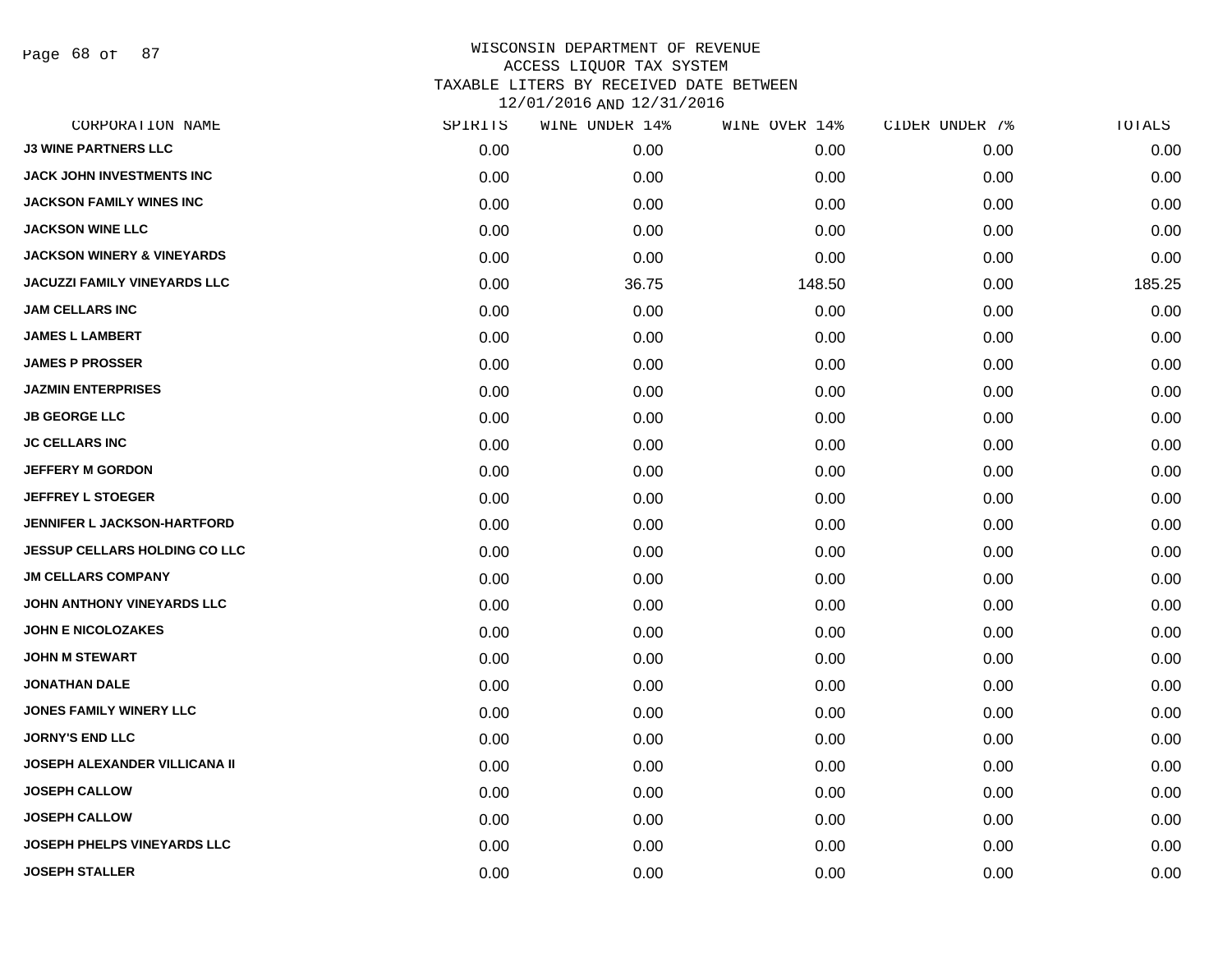WISCONSIN DEPARTMENT OF REVENUE
ACCESS LIQUOR TAX SYSTEM
TAXABLE LITERS BY RECEIVED DATE BETWEEN
12/01/2016 AND 12/31/2016

| CORPORATION NAME | SPIRITS | WINE UNDER 14% | WINE OVER 14% | CIDER UNDER 7% | TOTALS |
|---|---|---|---|---|---|
| J3 WINE PARTNERS LLC | 0.00 | 0.00 | 0.00 | 0.00 | 0.00 |
| JACK JOHN INVESTMENTS INC | 0.00 | 0.00 | 0.00 | 0.00 | 0.00 |
| JACKSON FAMILY WINES INC | 0.00 | 0.00 | 0.00 | 0.00 | 0.00 |
| JACKSON WINE LLC | 0.00 | 0.00 | 0.00 | 0.00 | 0.00 |
| JACKSON WINERY & VINEYARDS | 0.00 | 0.00 | 0.00 | 0.00 | 0.00 |
| JACUZZI FAMILY VINEYARDS LLC | 0.00 | 36.75 | 148.50 | 0.00 | 185.25 |
| JAM CELLARS INC | 0.00 | 0.00 | 0.00 | 0.00 | 0.00 |
| JAMES L LAMBERT | 0.00 | 0.00 | 0.00 | 0.00 | 0.00 |
| JAMES P PROSSER | 0.00 | 0.00 | 0.00 | 0.00 | 0.00 |
| JAZMIN ENTERPRISES | 0.00 | 0.00 | 0.00 | 0.00 | 0.00 |
| JB GEORGE LLC | 0.00 | 0.00 | 0.00 | 0.00 | 0.00 |
| JC CELLARS INC | 0.00 | 0.00 | 0.00 | 0.00 | 0.00 |
| JEFFERY M GORDON | 0.00 | 0.00 | 0.00 | 0.00 | 0.00 |
| JEFFREY L STOEGER | 0.00 | 0.00 | 0.00 | 0.00 | 0.00 |
| JENNIFER L JACKSON-HARTFORD | 0.00 | 0.00 | 0.00 | 0.00 | 0.00 |
| JESSUP CELLARS HOLDING CO LLC | 0.00 | 0.00 | 0.00 | 0.00 | 0.00 |
| JM CELLARS COMPANY | 0.00 | 0.00 | 0.00 | 0.00 | 0.00 |
| JOHN ANTHONY VINEYARDS LLC | 0.00 | 0.00 | 0.00 | 0.00 | 0.00 |
| JOHN E NICOLOZAKES | 0.00 | 0.00 | 0.00 | 0.00 | 0.00 |
| JOHN M STEWART | 0.00 | 0.00 | 0.00 | 0.00 | 0.00 |
| JONATHAN DALE | 0.00 | 0.00 | 0.00 | 0.00 | 0.00 |
| JONES FAMILY WINERY LLC | 0.00 | 0.00 | 0.00 | 0.00 | 0.00 |
| JORNY'S END LLC | 0.00 | 0.00 | 0.00 | 0.00 | 0.00 |
| JOSEPH ALEXANDER VILLICANA II | 0.00 | 0.00 | 0.00 | 0.00 | 0.00 |
| JOSEPH CALLOW | 0.00 | 0.00 | 0.00 | 0.00 | 0.00 |
| JOSEPH CALLOW | 0.00 | 0.00 | 0.00 | 0.00 | 0.00 |
| JOSEPH PHELPS VINEYARDS LLC | 0.00 | 0.00 | 0.00 | 0.00 | 0.00 |
| JOSEPH STALLER | 0.00 | 0.00 | 0.00 | 0.00 | 0.00 |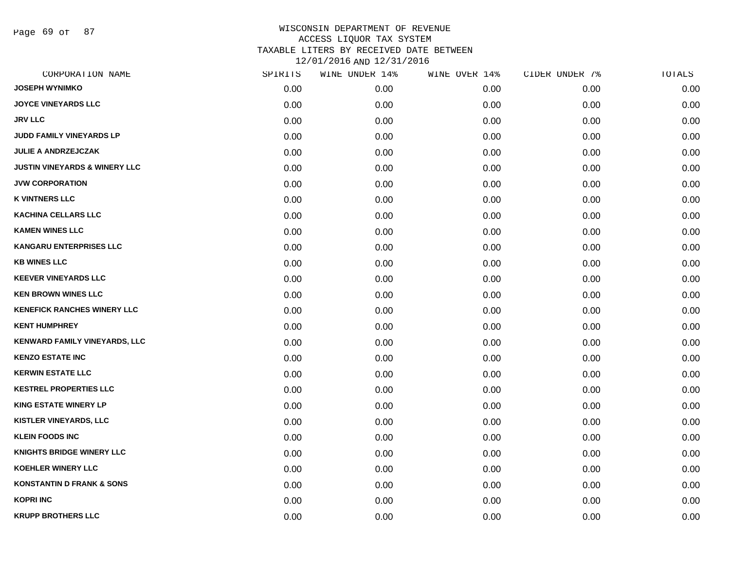# WISCONSIN DEPARTMENT OF REVENUE
## ACCESS LIQUOR TAX SYSTEM
## TAXABLE LITERS BY RECEIVED DATE BETWEEN 12/01/2016 AND 12/31/2016

| CORPORATION NAME | SPIRITS | WINE UNDER 14% | WINE OVER 14% | CIDER UNDER 7% | TOTALS |
|---|---|---|---|---|---|
| JOSEPH WYNIMKO | 0.00 | 0.00 | 0.00 | 0.00 | 0.00 |
| JOYCE VINEYARDS LLC | 0.00 | 0.00 | 0.00 | 0.00 | 0.00 |
| JRV LLC | 0.00 | 0.00 | 0.00 | 0.00 | 0.00 |
| JUDD FAMILY VINEYARDS LP | 0.00 | 0.00 | 0.00 | 0.00 | 0.00 |
| JULIE A ANDRZEJCZAK | 0.00 | 0.00 | 0.00 | 0.00 | 0.00 |
| JUSTIN VINEYARDS & WINERY LLC | 0.00 | 0.00 | 0.00 | 0.00 | 0.00 |
| JVW CORPORATION | 0.00 | 0.00 | 0.00 | 0.00 | 0.00 |
| K VINTNERS LLC | 0.00 | 0.00 | 0.00 | 0.00 | 0.00 |
| KACHINA CELLARS LLC | 0.00 | 0.00 | 0.00 | 0.00 | 0.00 |
| KAMEN WINES LLC | 0.00 | 0.00 | 0.00 | 0.00 | 0.00 |
| KANGARU ENTERPRISES LLC | 0.00 | 0.00 | 0.00 | 0.00 | 0.00 |
| KB WINES LLC | 0.00 | 0.00 | 0.00 | 0.00 | 0.00 |
| KEEVER VINEYARDS LLC | 0.00 | 0.00 | 0.00 | 0.00 | 0.00 |
| KEN BROWN WINES LLC | 0.00 | 0.00 | 0.00 | 0.00 | 0.00 |
| KENEFICK RANCHES WINERY LLC | 0.00 | 0.00 | 0.00 | 0.00 | 0.00 |
| KENT HUMPHREY | 0.00 | 0.00 | 0.00 | 0.00 | 0.00 |
| KENWARD FAMILY VINEYARDS, LLC | 0.00 | 0.00 | 0.00 | 0.00 | 0.00 |
| KENZO ESTATE INC | 0.00 | 0.00 | 0.00 | 0.00 | 0.00 |
| KERWIN ESTATE LLC | 0.00 | 0.00 | 0.00 | 0.00 | 0.00 |
| KESTREL PROPERTIES LLC | 0.00 | 0.00 | 0.00 | 0.00 | 0.00 |
| KING ESTATE WINERY LP | 0.00 | 0.00 | 0.00 | 0.00 | 0.00 |
| KISTLER VINEYARDS, LLC | 0.00 | 0.00 | 0.00 | 0.00 | 0.00 |
| KLEIN FOODS INC | 0.00 | 0.00 | 0.00 | 0.00 | 0.00 |
| KNIGHTS BRIDGE WINERY LLC | 0.00 | 0.00 | 0.00 | 0.00 | 0.00 |
| KOEHLER WINERY LLC | 0.00 | 0.00 | 0.00 | 0.00 | 0.00 |
| KONSTANTIN D FRANK & SONS | 0.00 | 0.00 | 0.00 | 0.00 | 0.00 |
| KOPRI INC | 0.00 | 0.00 | 0.00 | 0.00 | 0.00 |
| KRUPP BROTHERS LLC | 0.00 | 0.00 | 0.00 | 0.00 | 0.00 |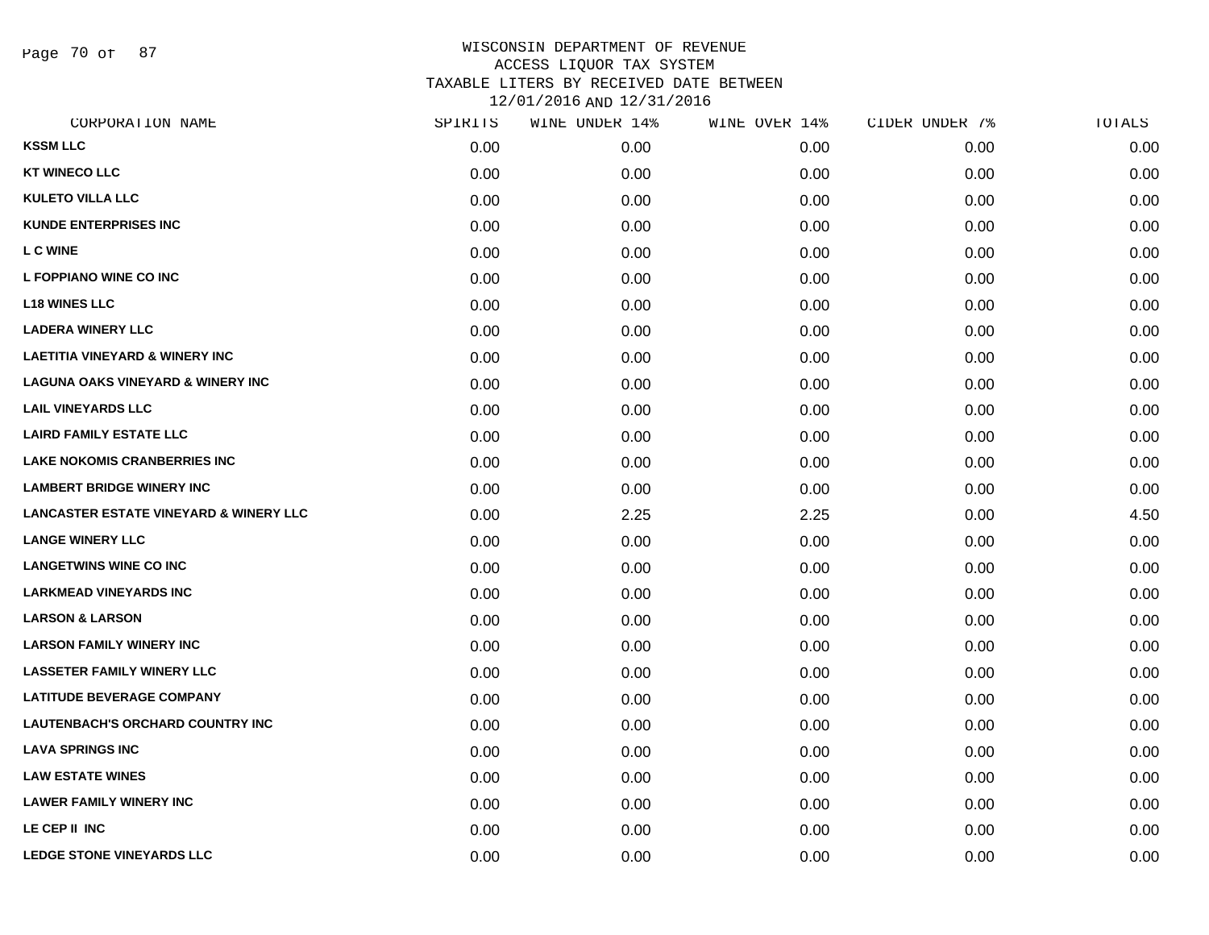# WISCONSIN DEPARTMENT OF REVENUE
## ACCESS LIQUOR TAX SYSTEM
## TAXABLE LITERS BY RECEIVED DATE BETWEEN 12/01/2016 AND 12/31/2016

| CORPORATION NAME | SPIRITS | WINE UNDER 14% | WINE OVER 14% | CIDER UNDER 7% | TOTALS |
|---|---|---|---|---|---|
| KSSM LLC | 0.00 | 0.00 | 0.00 | 0.00 | 0.00 |
| KT WINECO LLC | 0.00 | 0.00 | 0.00 | 0.00 | 0.00 |
| KULETO VILLA LLC | 0.00 | 0.00 | 0.00 | 0.00 | 0.00 |
| KUNDE ENTERPRISES INC | 0.00 | 0.00 | 0.00 | 0.00 | 0.00 |
| L C WINE | 0.00 | 0.00 | 0.00 | 0.00 | 0.00 |
| L FOPPIANO WINE CO INC | 0.00 | 0.00 | 0.00 | 0.00 | 0.00 |
| L18 WINES LLC | 0.00 | 0.00 | 0.00 | 0.00 | 0.00 |
| LADERA WINERY LLC | 0.00 | 0.00 | 0.00 | 0.00 | 0.00 |
| LAETITIA VINEYARD & WINERY INC | 0.00 | 0.00 | 0.00 | 0.00 | 0.00 |
| LAGUNA OAKS VINEYARD & WINERY INC | 0.00 | 0.00 | 0.00 | 0.00 | 0.00 |
| LAIL VINEYARDS LLC | 0.00 | 0.00 | 0.00 | 0.00 | 0.00 |
| LAIRD FAMILY ESTATE LLC | 0.00 | 0.00 | 0.00 | 0.00 | 0.00 |
| LAKE NOKOMIS CRANBERRIES INC | 0.00 | 0.00 | 0.00 | 0.00 | 0.00 |
| LAMBERT BRIDGE WINERY INC | 0.00 | 0.00 | 0.00 | 0.00 | 0.00 |
| LANCASTER ESTATE VINEYARD & WINERY LLC | 0.00 | 2.25 | 2.25 | 0.00 | 4.50 |
| LANGE WINERY LLC | 0.00 | 0.00 | 0.00 | 0.00 | 0.00 |
| LANGETWINS WINE CO INC | 0.00 | 0.00 | 0.00 | 0.00 | 0.00 |
| LARKMEAD VINEYARDS INC | 0.00 | 0.00 | 0.00 | 0.00 | 0.00 |
| LARSON & LARSON | 0.00 | 0.00 | 0.00 | 0.00 | 0.00 |
| LARSON FAMILY WINERY INC | 0.00 | 0.00 | 0.00 | 0.00 | 0.00 |
| LASSETER FAMILY WINERY LLC | 0.00 | 0.00 | 0.00 | 0.00 | 0.00 |
| LATITUDE BEVERAGE COMPANY | 0.00 | 0.00 | 0.00 | 0.00 | 0.00 |
| LAUTENBACH'S ORCHARD COUNTRY INC | 0.00 | 0.00 | 0.00 | 0.00 | 0.00 |
| LAVA SPRINGS INC | 0.00 | 0.00 | 0.00 | 0.00 | 0.00 |
| LAW ESTATE WINES | 0.00 | 0.00 | 0.00 | 0.00 | 0.00 |
| LAWER FAMILY WINERY INC | 0.00 | 0.00 | 0.00 | 0.00 | 0.00 |
| LE CEP II INC | 0.00 | 0.00 | 0.00 | 0.00 | 0.00 |
| LEDGE STONE VINEYARDS LLC | 0.00 | 0.00 | 0.00 | 0.00 | 0.00 |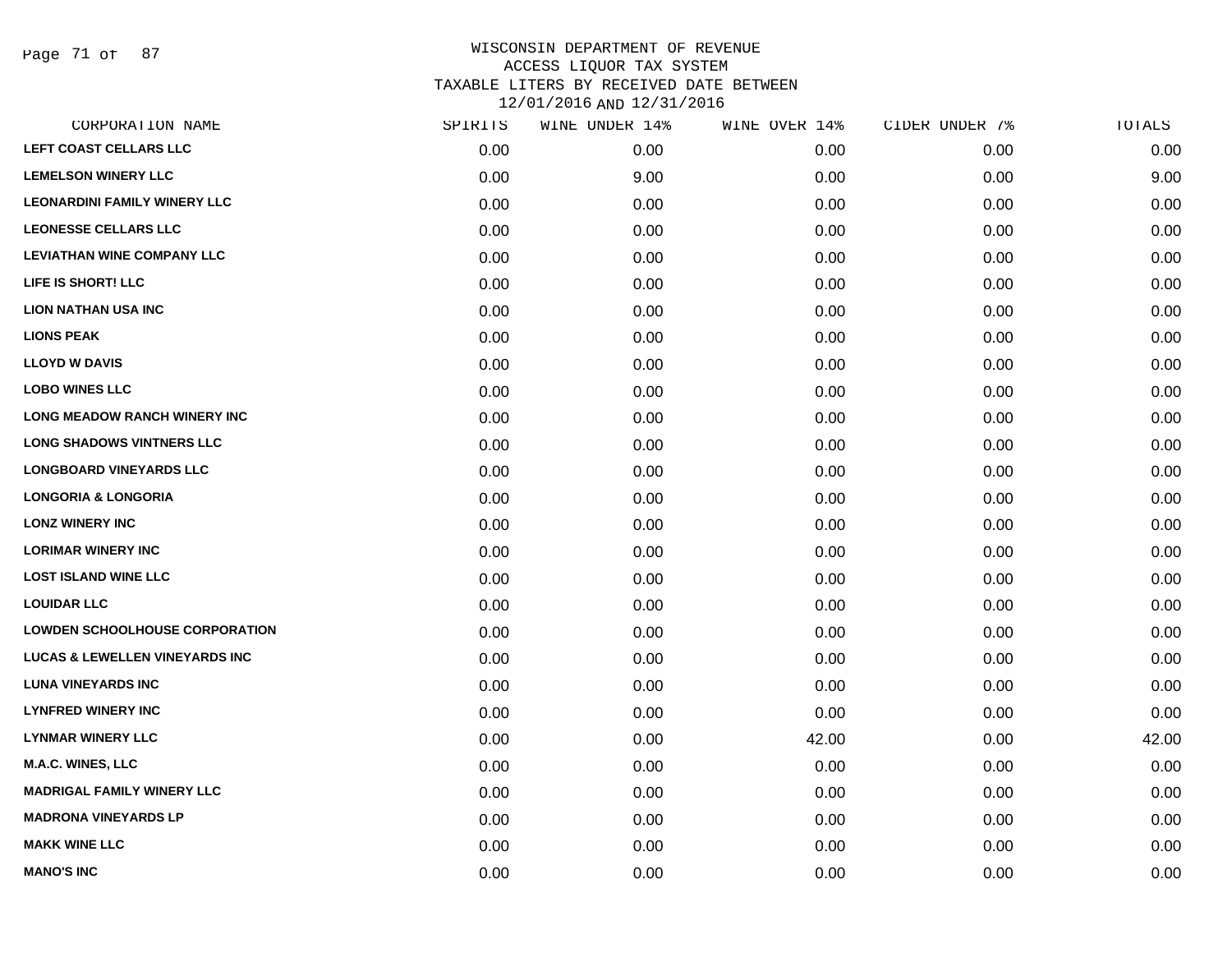# WISCONSIN DEPARTMENT OF REVENUE
## ACCESS LIQUOR TAX SYSTEM
## TAXABLE LITERS BY RECEIVED DATE BETWEEN 12/01/2016 AND 12/31/2016

| CORPORATION NAME | SPIRITS | WINE UNDER 14% | WINE OVER 14% | CIDER UNDER 7% | TOTALS |
|---|---|---|---|---|---|
| LEFT COAST CELLARS LLC | 0.00 | 0.00 | 0.00 | 0.00 | 0.00 |
| LEMELSON WINERY LLC | 0.00 | 9.00 | 0.00 | 0.00 | 9.00 |
| LEONARDINI FAMILY WINERY LLC | 0.00 | 0.00 | 0.00 | 0.00 | 0.00 |
| LEONESSE CELLARS LLC | 0.00 | 0.00 | 0.00 | 0.00 | 0.00 |
| LEVIATHAN WINE COMPANY LLC | 0.00 | 0.00 | 0.00 | 0.00 | 0.00 |
| LIFE IS SHORT! LLC | 0.00 | 0.00 | 0.00 | 0.00 | 0.00 |
| LION NATHAN USA INC | 0.00 | 0.00 | 0.00 | 0.00 | 0.00 |
| LIONS PEAK | 0.00 | 0.00 | 0.00 | 0.00 | 0.00 |
| LLOYD W DAVIS | 0.00 | 0.00 | 0.00 | 0.00 | 0.00 |
| LOBO WINES LLC | 0.00 | 0.00 | 0.00 | 0.00 | 0.00 |
| LONG MEADOW RANCH WINERY INC | 0.00 | 0.00 | 0.00 | 0.00 | 0.00 |
| LONG SHADOWS VINTNERS LLC | 0.00 | 0.00 | 0.00 | 0.00 | 0.00 |
| LONGBOARD VINEYARDS LLC | 0.00 | 0.00 | 0.00 | 0.00 | 0.00 |
| LONGORIA & LONGORIA | 0.00 | 0.00 | 0.00 | 0.00 | 0.00 |
| LONZ WINERY INC | 0.00 | 0.00 | 0.00 | 0.00 | 0.00 |
| LORIMAR WINERY INC | 0.00 | 0.00 | 0.00 | 0.00 | 0.00 |
| LOST ISLAND WINE LLC | 0.00 | 0.00 | 0.00 | 0.00 | 0.00 |
| LOUIDAR LLC | 0.00 | 0.00 | 0.00 | 0.00 | 0.00 |
| LOWDEN SCHOOLHOUSE CORPORATION | 0.00 | 0.00 | 0.00 | 0.00 | 0.00 |
| LUCAS & LEWELLEN VINEYARDS INC | 0.00 | 0.00 | 0.00 | 0.00 | 0.00 |
| LUNA VINEYARDS INC | 0.00 | 0.00 | 0.00 | 0.00 | 0.00 |
| LYNFRED WINERY INC | 0.00 | 0.00 | 0.00 | 0.00 | 0.00 |
| LYNMAR WINERY LLC | 0.00 | 0.00 | 42.00 | 0.00 | 42.00 |
| M.A.C. WINES, LLC | 0.00 | 0.00 | 0.00 | 0.00 | 0.00 |
| MADRIGAL FAMILY WINERY LLC | 0.00 | 0.00 | 0.00 | 0.00 | 0.00 |
| MADRONA VINEYARDS LP | 0.00 | 0.00 | 0.00 | 0.00 | 0.00 |
| MAKK WINE LLC | 0.00 | 0.00 | 0.00 | 0.00 | 0.00 |
| MANO'S INC | 0.00 | 0.00 | 0.00 | 0.00 | 0.00 |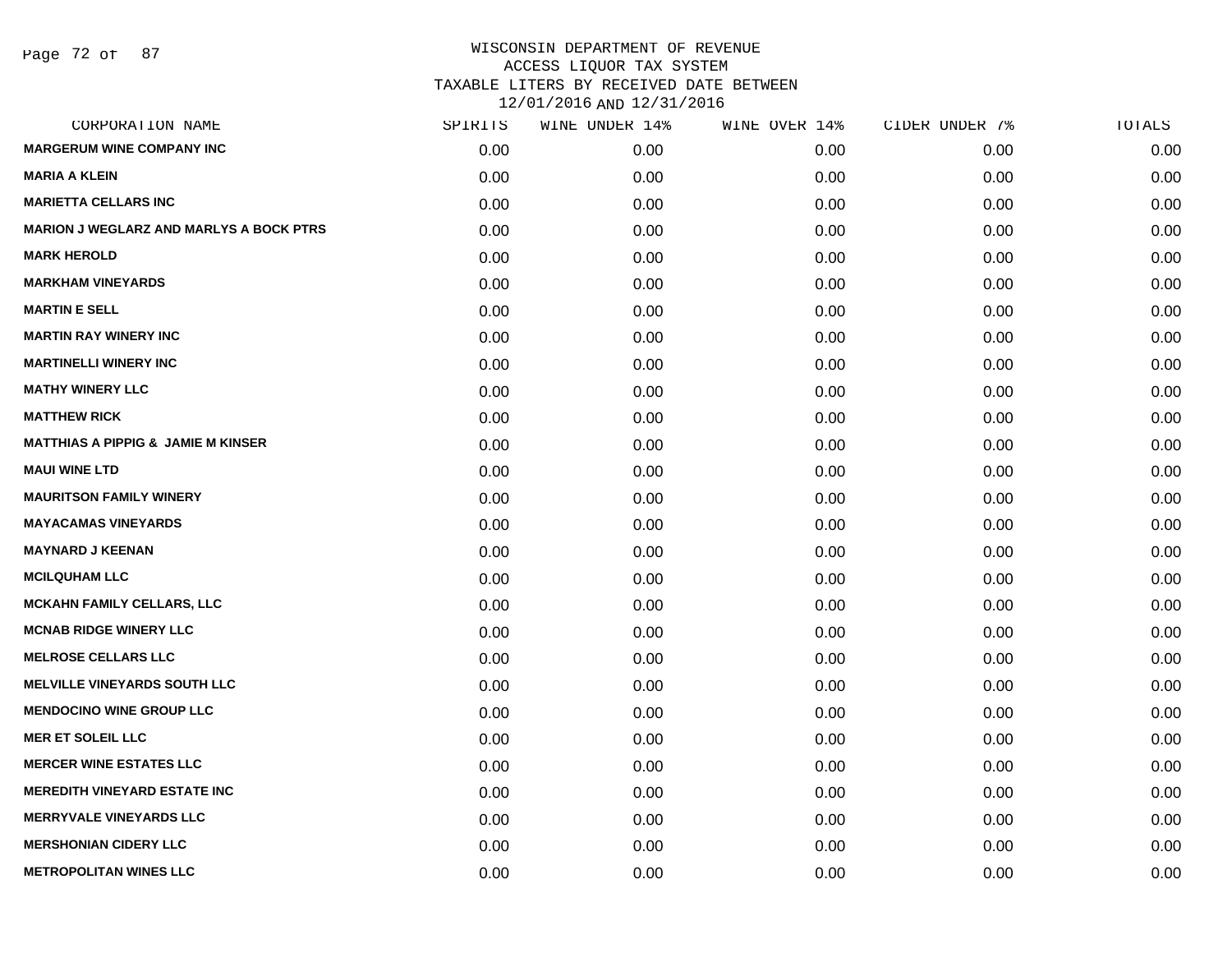WISCONSIN DEPARTMENT OF REVENUE
ACCESS LIQUOR TAX SYSTEM
TAXABLE LITERS BY RECEIVED DATE BETWEEN
12/01/2016 AND 12/31/2016

| CORPORATION NAME | SPIRITS | WINE UNDER 14% | WINE OVER 14% | CIDER UNDER 7% | TOTALS |
|---|---|---|---|---|---|
| MARGERUM WINE COMPANY INC | 0.00 | 0.00 | 0.00 | 0.00 | 0.00 |
| MARIA A KLEIN | 0.00 | 0.00 | 0.00 | 0.00 | 0.00 |
| MARIETTA CELLARS INC | 0.00 | 0.00 | 0.00 | 0.00 | 0.00 |
| MARION J WEGLARZ AND MARLYS A BOCK PTRS | 0.00 | 0.00 | 0.00 | 0.00 | 0.00 |
| MARK HEROLD | 0.00 | 0.00 | 0.00 | 0.00 | 0.00 |
| MARKHAM VINEYARDS | 0.00 | 0.00 | 0.00 | 0.00 | 0.00 |
| MARTIN E SELL | 0.00 | 0.00 | 0.00 | 0.00 | 0.00 |
| MARTIN RAY WINERY INC | 0.00 | 0.00 | 0.00 | 0.00 | 0.00 |
| MARTINELLI WINERY INC | 0.00 | 0.00 | 0.00 | 0.00 | 0.00 |
| MATHY WINERY LLC | 0.00 | 0.00 | 0.00 | 0.00 | 0.00 |
| MATTHEW RICK | 0.00 | 0.00 | 0.00 | 0.00 | 0.00 |
| MATTHIAS A PIPPIG & JAMIE M KINSER | 0.00 | 0.00 | 0.00 | 0.00 | 0.00 |
| MAUI WINE LTD | 0.00 | 0.00 | 0.00 | 0.00 | 0.00 |
| MAURITSON FAMILY WINERY | 0.00 | 0.00 | 0.00 | 0.00 | 0.00 |
| MAYACAMAS VINEYARDS | 0.00 | 0.00 | 0.00 | 0.00 | 0.00 |
| MAYNARD J KEENAN | 0.00 | 0.00 | 0.00 | 0.00 | 0.00 |
| MCILQUHAM LLC | 0.00 | 0.00 | 0.00 | 0.00 | 0.00 |
| MCKAHN FAMILY CELLARS, LLC | 0.00 | 0.00 | 0.00 | 0.00 | 0.00 |
| MCNAB RIDGE WINERY LLC | 0.00 | 0.00 | 0.00 | 0.00 | 0.00 |
| MELROSE CELLARS LLC | 0.00 | 0.00 | 0.00 | 0.00 | 0.00 |
| MELVILLE VINEYARDS SOUTH LLC | 0.00 | 0.00 | 0.00 | 0.00 | 0.00 |
| MENDOCINO WINE GROUP LLC | 0.00 | 0.00 | 0.00 | 0.00 | 0.00 |
| MER ET SOLEIL LLC | 0.00 | 0.00 | 0.00 | 0.00 | 0.00 |
| MERCER WINE ESTATES LLC | 0.00 | 0.00 | 0.00 | 0.00 | 0.00 |
| MEREDITH VINEYARD ESTATE INC | 0.00 | 0.00 | 0.00 | 0.00 | 0.00 |
| MERRYVALE VINEYARDS LLC | 0.00 | 0.00 | 0.00 | 0.00 | 0.00 |
| MERSHONIAN CIDERY LLC | 0.00 | 0.00 | 0.00 | 0.00 | 0.00 |
| METROPOLITAN WINES LLC | 0.00 | 0.00 | 0.00 | 0.00 | 0.00 |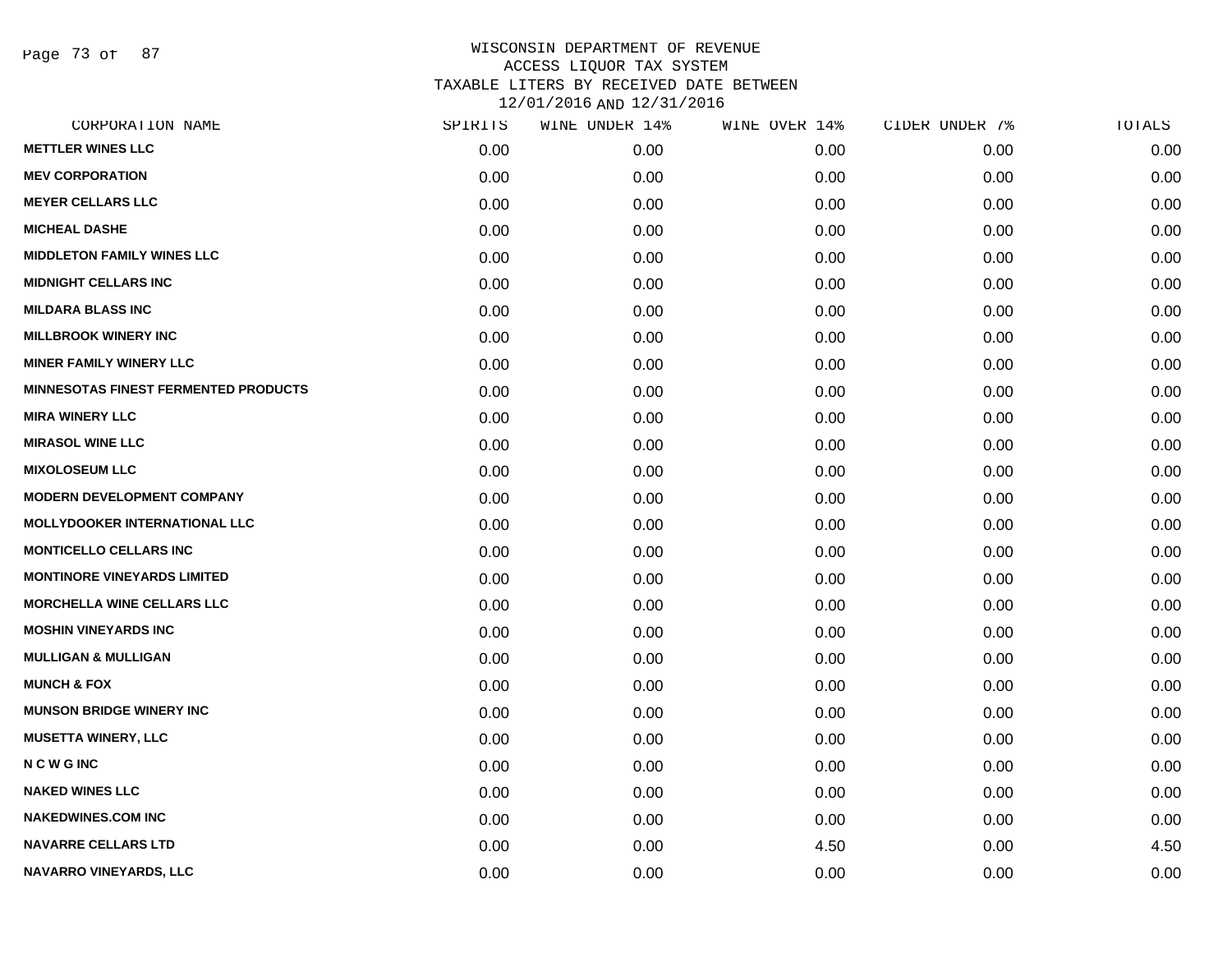WISCONSIN DEPARTMENT OF REVENUE
ACCESS LIQUOR TAX SYSTEM
TAXABLE LITERS BY RECEIVED DATE BETWEEN
12/01/2016 AND 12/31/2016

| CORPORATION NAME | SPIRITS | WINE UNDER 14% | WINE OVER 14% | CIDER UNDER 7% | TOTALS |
|---|---|---|---|---|---|
| METTLER WINES LLC | 0.00 | 0.00 | 0.00 | 0.00 | 0.00 |
| MEV CORPORATION | 0.00 | 0.00 | 0.00 | 0.00 | 0.00 |
| MEYER CELLARS LLC | 0.00 | 0.00 | 0.00 | 0.00 | 0.00 |
| MICHEAL DASHE | 0.00 | 0.00 | 0.00 | 0.00 | 0.00 |
| MIDDLETON FAMILY WINES LLC | 0.00 | 0.00 | 0.00 | 0.00 | 0.00 |
| MIDNIGHT CELLARS INC | 0.00 | 0.00 | 0.00 | 0.00 | 0.00 |
| MILDARA BLASS INC | 0.00 | 0.00 | 0.00 | 0.00 | 0.00 |
| MILLBROOK WINERY INC | 0.00 | 0.00 | 0.00 | 0.00 | 0.00 |
| MINER FAMILY WINERY LLC | 0.00 | 0.00 | 0.00 | 0.00 | 0.00 |
| MINNESOTAS FINEST FERMENTED PRODUCTS | 0.00 | 0.00 | 0.00 | 0.00 | 0.00 |
| MIRA WINERY LLC | 0.00 | 0.00 | 0.00 | 0.00 | 0.00 |
| MIRASOL WINE LLC | 0.00 | 0.00 | 0.00 | 0.00 | 0.00 |
| MIXOLOSEUM LLC | 0.00 | 0.00 | 0.00 | 0.00 | 0.00 |
| MODERN DEVELOPMENT COMPANY | 0.00 | 0.00 | 0.00 | 0.00 | 0.00 |
| MOLLYDOOKER INTERNATIONAL LLC | 0.00 | 0.00 | 0.00 | 0.00 | 0.00 |
| MONTICELLO CELLARS INC | 0.00 | 0.00 | 0.00 | 0.00 | 0.00 |
| MONTINORE VINEYARDS LIMITED | 0.00 | 0.00 | 0.00 | 0.00 | 0.00 |
| MORCHELLA WINE CELLARS LLC | 0.00 | 0.00 | 0.00 | 0.00 | 0.00 |
| MOSHIN VINEYARDS INC | 0.00 | 0.00 | 0.00 | 0.00 | 0.00 |
| MULLIGAN & MULLIGAN | 0.00 | 0.00 | 0.00 | 0.00 | 0.00 |
| MUNCH & FOX | 0.00 | 0.00 | 0.00 | 0.00 | 0.00 |
| MUNSON BRIDGE WINERY INC | 0.00 | 0.00 | 0.00 | 0.00 | 0.00 |
| MUSETTA WINERY, LLC | 0.00 | 0.00 | 0.00 | 0.00 | 0.00 |
| N C W G INC | 0.00 | 0.00 | 0.00 | 0.00 | 0.00 |
| NAKED WINES LLC | 0.00 | 0.00 | 0.00 | 0.00 | 0.00 |
| NAKEDWINES.COM INC | 0.00 | 0.00 | 0.00 | 0.00 | 0.00 |
| NAVARRE CELLARS LTD | 0.00 | 0.00 | 4.50 | 0.00 | 4.50 |
| NAVARRO VINEYARDS, LLC | 0.00 | 0.00 | 0.00 | 0.00 | 0.00 |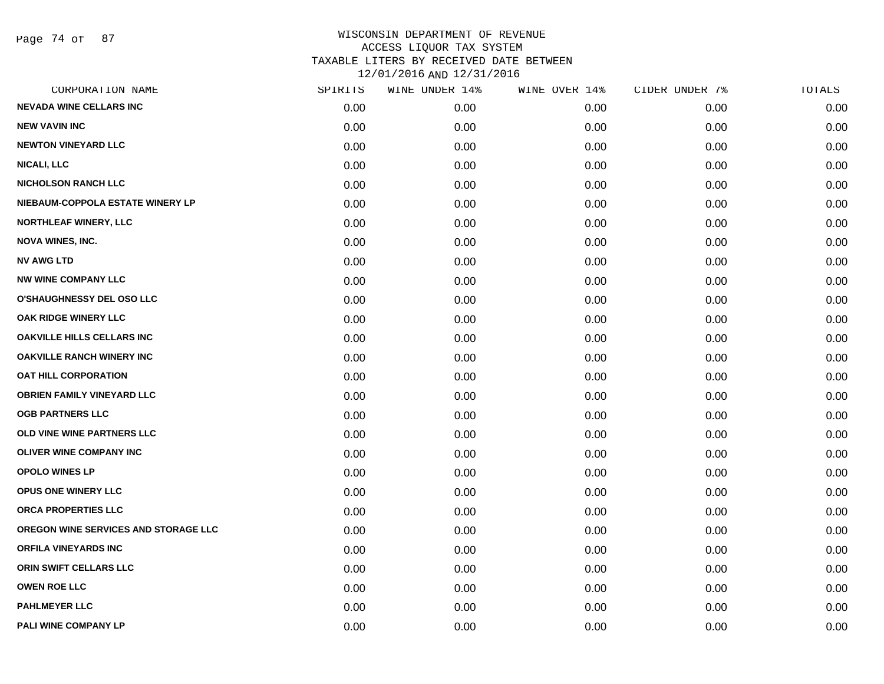# WISCONSIN DEPARTMENT OF REVENUE
## ACCESS LIQUOR TAX SYSTEM
## TAXABLE LITERS BY RECEIVED DATE BETWEEN 12/01/2016 AND 12/31/2016

| CORPORATION NAME | SPIRITS | WINE UNDER 14% | WINE OVER 14% | CIDER UNDER 7% | TOTALS |
|---|---|---|---|---|---|
| NEVADA WINE CELLARS INC | 0.00 | 0.00 | 0.00 | 0.00 | 0.00 |
| NEW VAVIN INC | 0.00 | 0.00 | 0.00 | 0.00 | 0.00 |
| NEWTON VINEYARD LLC | 0.00 | 0.00 | 0.00 | 0.00 | 0.00 |
| NICALI, LLC | 0.00 | 0.00 | 0.00 | 0.00 | 0.00 |
| NICHOLSON RANCH LLC | 0.00 | 0.00 | 0.00 | 0.00 | 0.00 |
| NIEBAUM-COPPOLA ESTATE WINERY LP | 0.00 | 0.00 | 0.00 | 0.00 | 0.00 |
| NORTHLEAF WINERY, LLC | 0.00 | 0.00 | 0.00 | 0.00 | 0.00 |
| NOVA WINES, INC. | 0.00 | 0.00 | 0.00 | 0.00 | 0.00 |
| NV AWG LTD | 0.00 | 0.00 | 0.00 | 0.00 | 0.00 |
| NW WINE COMPANY LLC | 0.00 | 0.00 | 0.00 | 0.00 | 0.00 |
| O'SHAUGHNESSY DEL OSO LLC | 0.00 | 0.00 | 0.00 | 0.00 | 0.00 |
| OAK RIDGE WINERY LLC | 0.00 | 0.00 | 0.00 | 0.00 | 0.00 |
| OAKVILLE HILLS CELLARS INC | 0.00 | 0.00 | 0.00 | 0.00 | 0.00 |
| OAKVILLE RANCH WINERY INC | 0.00 | 0.00 | 0.00 | 0.00 | 0.00 |
| OAT HILL CORPORATION | 0.00 | 0.00 | 0.00 | 0.00 | 0.00 |
| OBRIEN FAMILY VINEYARD LLC | 0.00 | 0.00 | 0.00 | 0.00 | 0.00 |
| OGB PARTNERS LLC | 0.00 | 0.00 | 0.00 | 0.00 | 0.00 |
| OLD VINE WINE PARTNERS LLC | 0.00 | 0.00 | 0.00 | 0.00 | 0.00 |
| OLIVER WINE COMPANY INC | 0.00 | 0.00 | 0.00 | 0.00 | 0.00 |
| OPOLO WINES LP | 0.00 | 0.00 | 0.00 | 0.00 | 0.00 |
| OPUS ONE WINERY LLC | 0.00 | 0.00 | 0.00 | 0.00 | 0.00 |
| ORCA PROPERTIES LLC | 0.00 | 0.00 | 0.00 | 0.00 | 0.00 |
| OREGON WINE SERVICES AND STORAGE LLC | 0.00 | 0.00 | 0.00 | 0.00 | 0.00 |
| ORFILA VINEYARDS INC | 0.00 | 0.00 | 0.00 | 0.00 | 0.00 |
| ORIN SWIFT CELLARS LLC | 0.00 | 0.00 | 0.00 | 0.00 | 0.00 |
| OWEN ROE LLC | 0.00 | 0.00 | 0.00 | 0.00 | 0.00 |
| PAHLMEYER LLC | 0.00 | 0.00 | 0.00 | 0.00 | 0.00 |
| PALI WINE COMPANY LP | 0.00 | 0.00 | 0.00 | 0.00 | 0.00 |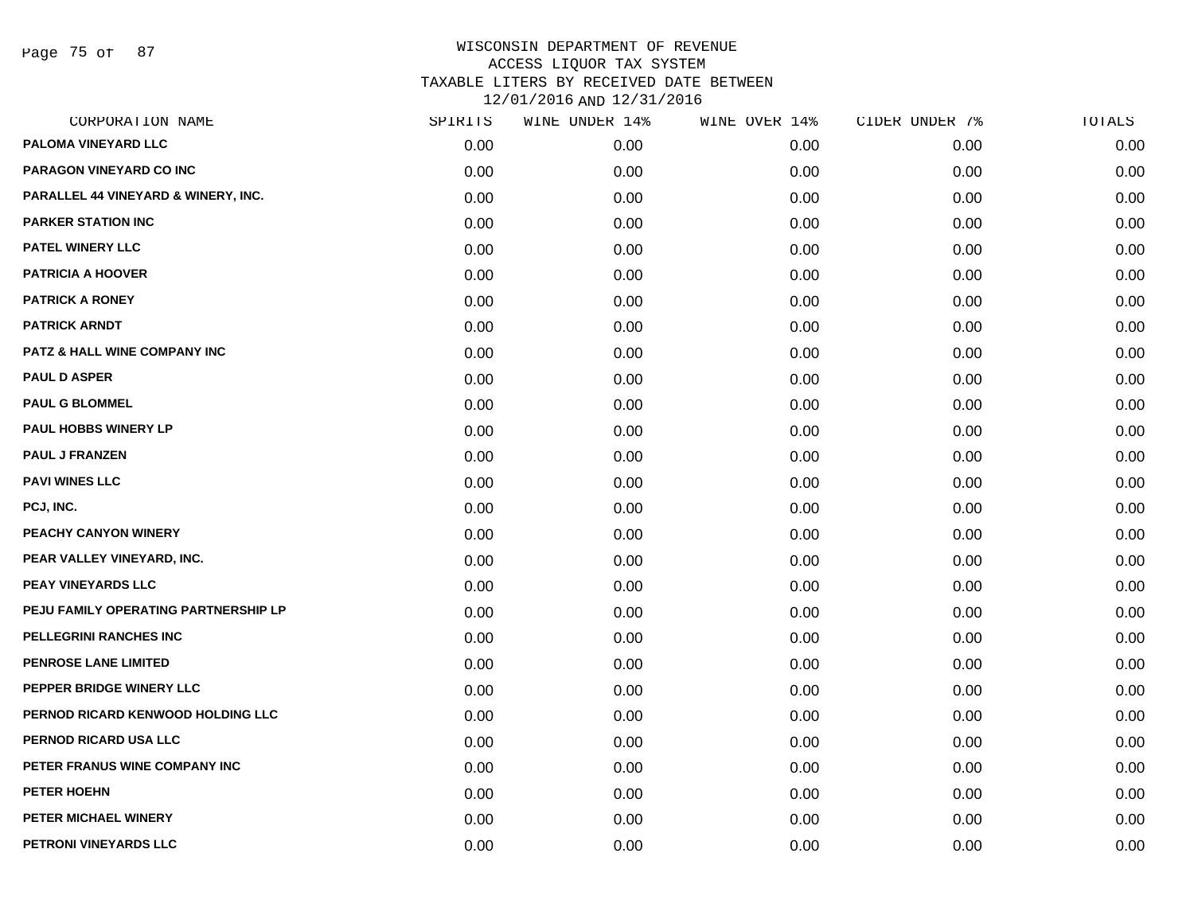WISCONSIN DEPARTMENT OF REVENUE
ACCESS LIQUOR TAX SYSTEM
TAXABLE LITERS BY RECEIVED DATE BETWEEN
12/01/2016 AND 12/31/2016

| CORPORATION NAME | SPIRITS | WINE UNDER 14% | WINE OVER 14% | CIDER UNDER 7% | TOTALS |
|---|---|---|---|---|---|
| PALOMA VINEYARD LLC | 0.00 | 0.00 | 0.00 | 0.00 | 0.00 |
| PARAGON VINEYARD CO INC | 0.00 | 0.00 | 0.00 | 0.00 | 0.00 |
| PARALLEL 44 VINEYARD & WINERY, INC. | 0.00 | 0.00 | 0.00 | 0.00 | 0.00 |
| PARKER STATION INC | 0.00 | 0.00 | 0.00 | 0.00 | 0.00 |
| PATEL WINERY LLC | 0.00 | 0.00 | 0.00 | 0.00 | 0.00 |
| PATRICIA A HOOVER | 0.00 | 0.00 | 0.00 | 0.00 | 0.00 |
| PATRICK A RONEY | 0.00 | 0.00 | 0.00 | 0.00 | 0.00 |
| PATRICK ARNDT | 0.00 | 0.00 | 0.00 | 0.00 | 0.00 |
| PATZ & HALL WINE COMPANY INC | 0.00 | 0.00 | 0.00 | 0.00 | 0.00 |
| PAUL D ASPER | 0.00 | 0.00 | 0.00 | 0.00 | 0.00 |
| PAUL G BLOMMEL | 0.00 | 0.00 | 0.00 | 0.00 | 0.00 |
| PAUL HOBBS WINERY LP | 0.00 | 0.00 | 0.00 | 0.00 | 0.00 |
| PAUL J FRANZEN | 0.00 | 0.00 | 0.00 | 0.00 | 0.00 |
| PAVI WINES LLC | 0.00 | 0.00 | 0.00 | 0.00 | 0.00 |
| PCJ, INC. | 0.00 | 0.00 | 0.00 | 0.00 | 0.00 |
| PEACHY CANYON WINERY | 0.00 | 0.00 | 0.00 | 0.00 | 0.00 |
| PEAR VALLEY VINEYARD, INC. | 0.00 | 0.00 | 0.00 | 0.00 | 0.00 |
| PEAY VINEYARDS LLC | 0.00 | 0.00 | 0.00 | 0.00 | 0.00 |
| PEJU FAMILY OPERATING PARTNERSHIP LP | 0.00 | 0.00 | 0.00 | 0.00 | 0.00 |
| PELLEGRINI RANCHES INC | 0.00 | 0.00 | 0.00 | 0.00 | 0.00 |
| PENROSE LANE LIMITED | 0.00 | 0.00 | 0.00 | 0.00 | 0.00 |
| PEPPER BRIDGE WINERY LLC | 0.00 | 0.00 | 0.00 | 0.00 | 0.00 |
| PERNOD RICARD KENWOOD HOLDING LLC | 0.00 | 0.00 | 0.00 | 0.00 | 0.00 |
| PERNOD RICARD USA LLC | 0.00 | 0.00 | 0.00 | 0.00 | 0.00 |
| PETER FRANUS WINE COMPANY INC | 0.00 | 0.00 | 0.00 | 0.00 | 0.00 |
| PETER HOEHN | 0.00 | 0.00 | 0.00 | 0.00 | 0.00 |
| PETER MICHAEL WINERY | 0.00 | 0.00 | 0.00 | 0.00 | 0.00 |
| PETRONI VINEYARDS LLC | 0.00 | 0.00 | 0.00 | 0.00 | 0.00 |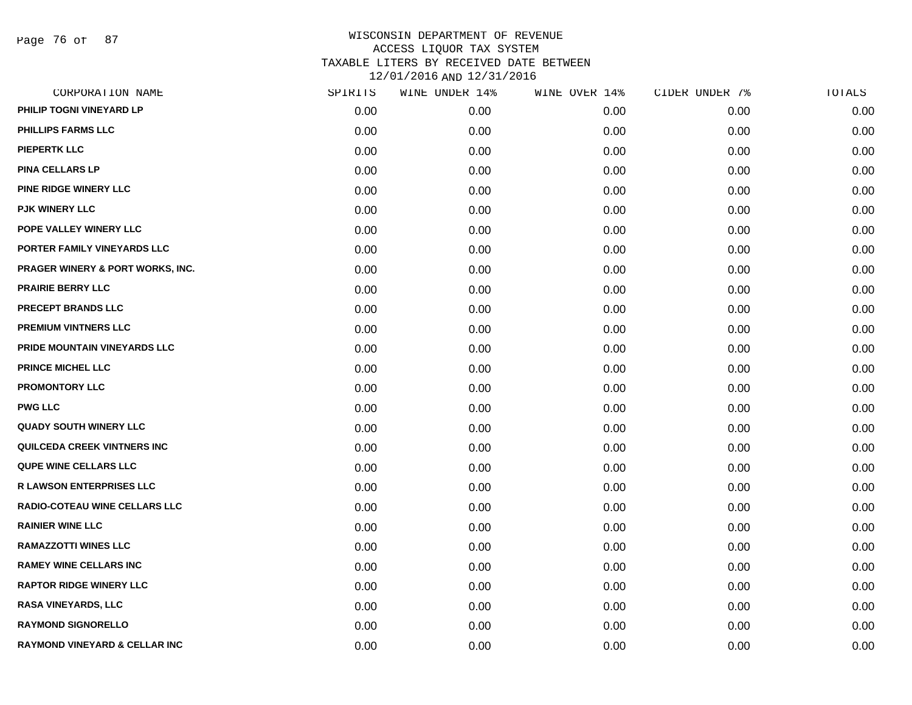WISCONSIN DEPARTMENT OF REVENUE
ACCESS LIQUOR TAX SYSTEM
TAXABLE LITERS BY RECEIVED DATE BETWEEN
12/01/2016 AND 12/31/2016

| CORPORATION NAME | SPIRITS | WINE UNDER 14% | WINE OVER 14% | CIDER UNDER 7% | TOTALS |
|---|---|---|---|---|---|
| PHILIP TOGNI VINEYARD LP | 0.00 | 0.00 | 0.00 | 0.00 | 0.00 |
| PHILLIPS FARMS LLC | 0.00 | 0.00 | 0.00 | 0.00 | 0.00 |
| PIEPERTK LLC | 0.00 | 0.00 | 0.00 | 0.00 | 0.00 |
| PINA CELLARS LP | 0.00 | 0.00 | 0.00 | 0.00 | 0.00 |
| PINE RIDGE WINERY LLC | 0.00 | 0.00 | 0.00 | 0.00 | 0.00 |
| PJK WINERY LLC | 0.00 | 0.00 | 0.00 | 0.00 | 0.00 |
| POPE VALLEY WINERY LLC | 0.00 | 0.00 | 0.00 | 0.00 | 0.00 |
| PORTER FAMILY VINEYARDS LLC | 0.00 | 0.00 | 0.00 | 0.00 | 0.00 |
| PRAGER WINERY & PORT WORKS, INC. | 0.00 | 0.00 | 0.00 | 0.00 | 0.00 |
| PRAIRIE BERRY LLC | 0.00 | 0.00 | 0.00 | 0.00 | 0.00 |
| PRECEPT BRANDS LLC | 0.00 | 0.00 | 0.00 | 0.00 | 0.00 |
| PREMIUM VINTNERS LLC | 0.00 | 0.00 | 0.00 | 0.00 | 0.00 |
| PRIDE MOUNTAIN VINEYARDS LLC | 0.00 | 0.00 | 0.00 | 0.00 | 0.00 |
| PRINCE MICHEL LLC | 0.00 | 0.00 | 0.00 | 0.00 | 0.00 |
| PROMONTORY LLC | 0.00 | 0.00 | 0.00 | 0.00 | 0.00 |
| PWG LLC | 0.00 | 0.00 | 0.00 | 0.00 | 0.00 |
| QUADY SOUTH WINERY LLC | 0.00 | 0.00 | 0.00 | 0.00 | 0.00 |
| QUILCEDA CREEK VINTNERS INC | 0.00 | 0.00 | 0.00 | 0.00 | 0.00 |
| QUPE WINE CELLARS LLC | 0.00 | 0.00 | 0.00 | 0.00 | 0.00 |
| R LAWSON ENTERPRISES LLC | 0.00 | 0.00 | 0.00 | 0.00 | 0.00 |
| RADIO-COTEAU WINE CELLARS LLC | 0.00 | 0.00 | 0.00 | 0.00 | 0.00 |
| RAINIER WINE LLC | 0.00 | 0.00 | 0.00 | 0.00 | 0.00 |
| RAMAZZOTTI WINES LLC | 0.00 | 0.00 | 0.00 | 0.00 | 0.00 |
| RAMEY WINE CELLARS INC | 0.00 | 0.00 | 0.00 | 0.00 | 0.00 |
| RAPTOR RIDGE WINERY LLC | 0.00 | 0.00 | 0.00 | 0.00 | 0.00 |
| RASA VINEYARDS, LLC | 0.00 | 0.00 | 0.00 | 0.00 | 0.00 |
| RAYMOND SIGNORELLO | 0.00 | 0.00 | 0.00 | 0.00 | 0.00 |
| RAYMOND VINEYARD & CELLAR INC | 0.00 | 0.00 | 0.00 | 0.00 | 0.00 |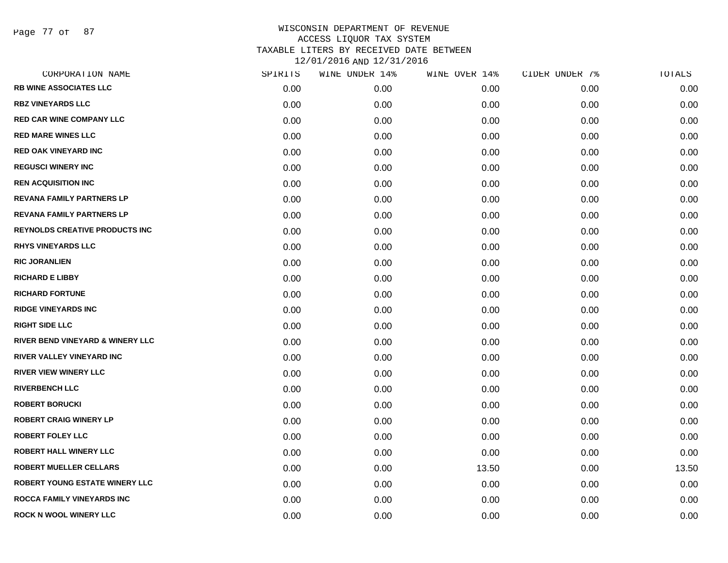# WISCONSIN DEPARTMENT OF REVENUE
## ACCESS LIQUOR TAX SYSTEM
## TAXABLE LITERS BY RECEIVED DATE BETWEEN 12/01/2016 AND 12/31/2016

| CORPORATION NAME | SPIRITS | WINE UNDER 14% | WINE OVER 14% | CIDER UNDER 7% | TOTALS |
|---|---|---|---|---|---|
| RB WINE ASSOCIATES LLC | 0.00 | 0.00 | 0.00 | 0.00 | 0.00 |
| RBZ VINEYARDS LLC | 0.00 | 0.00 | 0.00 | 0.00 | 0.00 |
| RED CAR WINE COMPANY LLC | 0.00 | 0.00 | 0.00 | 0.00 | 0.00 |
| RED MARE WINES LLC | 0.00 | 0.00 | 0.00 | 0.00 | 0.00 |
| RED OAK VINEYARD INC | 0.00 | 0.00 | 0.00 | 0.00 | 0.00 |
| REGUSCI WINERY INC | 0.00 | 0.00 | 0.00 | 0.00 | 0.00 |
| REN ACQUISITION INC | 0.00 | 0.00 | 0.00 | 0.00 | 0.00 |
| REVANA FAMILY PARTNERS LP | 0.00 | 0.00 | 0.00 | 0.00 | 0.00 |
| REVANA FAMILY PARTNERS LP | 0.00 | 0.00 | 0.00 | 0.00 | 0.00 |
| REYNOLDS CREATIVE PRODUCTS INC | 0.00 | 0.00 | 0.00 | 0.00 | 0.00 |
| RHYS VINEYARDS LLC | 0.00 | 0.00 | 0.00 | 0.00 | 0.00 |
| RIC JORANLIEN | 0.00 | 0.00 | 0.00 | 0.00 | 0.00 |
| RICHARD E LIBBY | 0.00 | 0.00 | 0.00 | 0.00 | 0.00 |
| RICHARD FORTUNE | 0.00 | 0.00 | 0.00 | 0.00 | 0.00 |
| RIDGE VINEYARDS INC | 0.00 | 0.00 | 0.00 | 0.00 | 0.00 |
| RIGHT SIDE LLC | 0.00 | 0.00 | 0.00 | 0.00 | 0.00 |
| RIVER BEND VINEYARD & WINERY LLC | 0.00 | 0.00 | 0.00 | 0.00 | 0.00 |
| RIVER VALLEY VINEYARD INC | 0.00 | 0.00 | 0.00 | 0.00 | 0.00 |
| RIVER VIEW WINERY LLC | 0.00 | 0.00 | 0.00 | 0.00 | 0.00 |
| RIVERBENCH LLC | 0.00 | 0.00 | 0.00 | 0.00 | 0.00 |
| ROBERT BORUCKI | 0.00 | 0.00 | 0.00 | 0.00 | 0.00 |
| ROBERT CRAIG WINERY LP | 0.00 | 0.00 | 0.00 | 0.00 | 0.00 |
| ROBERT FOLEY LLC | 0.00 | 0.00 | 0.00 | 0.00 | 0.00 |
| ROBERT HALL WINERY LLC | 0.00 | 0.00 | 0.00 | 0.00 | 0.00 |
| ROBERT MUELLER CELLARS | 0.00 | 0.00 | 13.50 | 0.00 | 13.50 |
| ROBERT YOUNG ESTATE WINERY LLC | 0.00 | 0.00 | 0.00 | 0.00 | 0.00 |
| ROCCA FAMILY VINEYARDS INC | 0.00 | 0.00 | 0.00 | 0.00 | 0.00 |
| ROCK N WOOL WINERY LLC | 0.00 | 0.00 | 0.00 | 0.00 | 0.00 |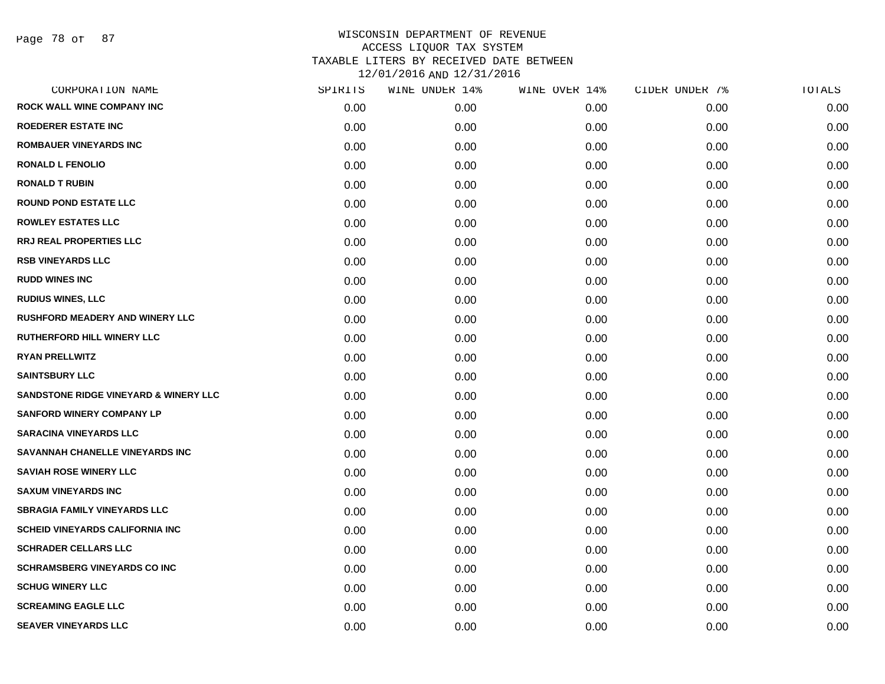WISCONSIN DEPARTMENT OF REVENUE
ACCESS LIQUOR TAX SYSTEM
TAXABLE LITERS BY RECEIVED DATE BETWEEN
12/01/2016 AND 12/31/2016

| CORPORATION NAME | SPIRITS | WINE UNDER 14% | WINE OVER 14% | CIDER UNDER 7% | TOTALS |
|---|---|---|---|---|---|
| ROCK WALL WINE COMPANY INC | 0.00 | 0.00 | 0.00 | 0.00 | 0.00 |
| ROEDERER ESTATE INC | 0.00 | 0.00 | 0.00 | 0.00 | 0.00 |
| ROMBAUER VINEYARDS INC | 0.00 | 0.00 | 0.00 | 0.00 | 0.00 |
| RONALD L FENOLIO | 0.00 | 0.00 | 0.00 | 0.00 | 0.00 |
| RONALD T RUBIN | 0.00 | 0.00 | 0.00 | 0.00 | 0.00 |
| ROUND POND ESTATE LLC | 0.00 | 0.00 | 0.00 | 0.00 | 0.00 |
| ROWLEY ESTATES LLC | 0.00 | 0.00 | 0.00 | 0.00 | 0.00 |
| RRJ REAL PROPERTIES LLC | 0.00 | 0.00 | 0.00 | 0.00 | 0.00 |
| RSB VINEYARDS LLC | 0.00 | 0.00 | 0.00 | 0.00 | 0.00 |
| RUDD WINES INC | 0.00 | 0.00 | 0.00 | 0.00 | 0.00 |
| RUDIUS WINES, LLC | 0.00 | 0.00 | 0.00 | 0.00 | 0.00 |
| RUSHFORD MEADERY AND WINERY LLC | 0.00 | 0.00 | 0.00 | 0.00 | 0.00 |
| RUTHERFORD HILL WINERY LLC | 0.00 | 0.00 | 0.00 | 0.00 | 0.00 |
| RYAN PRELLWITZ | 0.00 | 0.00 | 0.00 | 0.00 | 0.00 |
| SAINTSBURY LLC | 0.00 | 0.00 | 0.00 | 0.00 | 0.00 |
| SANDSTONE RIDGE VINEYARD & WINERY LLC | 0.00 | 0.00 | 0.00 | 0.00 | 0.00 |
| SANFORD WINERY COMPANY LP | 0.00 | 0.00 | 0.00 | 0.00 | 0.00 |
| SARACINA VINEYARDS LLC | 0.00 | 0.00 | 0.00 | 0.00 | 0.00 |
| SAVANNAH CHANELLE VINEYARDS INC | 0.00 | 0.00 | 0.00 | 0.00 | 0.00 |
| SAVIAH ROSE WINERY LLC | 0.00 | 0.00 | 0.00 | 0.00 | 0.00 |
| SAXUM VINEYARDS INC | 0.00 | 0.00 | 0.00 | 0.00 | 0.00 |
| SBRAGIA FAMILY VINEYARDS LLC | 0.00 | 0.00 | 0.00 | 0.00 | 0.00 |
| SCHEID VINEYARDS CALIFORNIA INC | 0.00 | 0.00 | 0.00 | 0.00 | 0.00 |
| SCHRADER CELLARS LLC | 0.00 | 0.00 | 0.00 | 0.00 | 0.00 |
| SCHRAMSBERG VINEYARDS CO INC | 0.00 | 0.00 | 0.00 | 0.00 | 0.00 |
| SCHUG WINERY LLC | 0.00 | 0.00 | 0.00 | 0.00 | 0.00 |
| SCREAMING EAGLE LLC | 0.00 | 0.00 | 0.00 | 0.00 | 0.00 |
| SEAVER VINEYARDS LLC | 0.00 | 0.00 | 0.00 | 0.00 | 0.00 |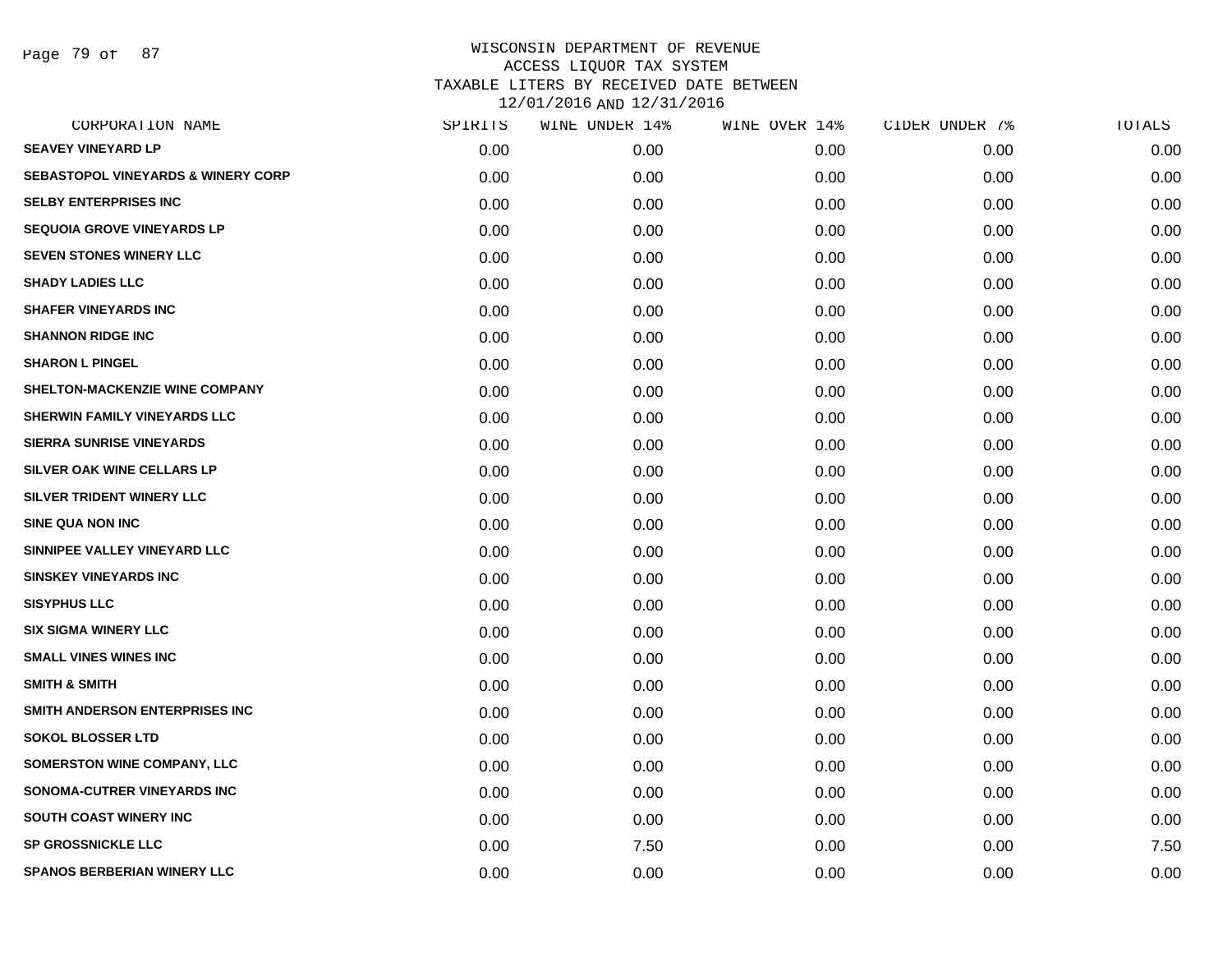WISCONSIN DEPARTMENT OF REVENUE
ACCESS LIQUOR TAX SYSTEM
TAXABLE LITERS BY RECEIVED DATE BETWEEN
12/01/2016 AND 12/31/2016

| CORPORATION NAME | SPIRITS | WINE UNDER 14% | WINE OVER 14% | CIDER UNDER 7% | TOTALS |
|---|---|---|---|---|---|
| SEAVEY VINEYARD LP | 0.00 | 0.00 | 0.00 | 0.00 | 0.00 |
| SEBASTOPOL VINEYARDS & WINERY CORP | 0.00 | 0.00 | 0.00 | 0.00 | 0.00 |
| SELBY ENTERPRISES INC | 0.00 | 0.00 | 0.00 | 0.00 | 0.00 |
| SEQUOIA GROVE VINEYARDS LP | 0.00 | 0.00 | 0.00 | 0.00 | 0.00 |
| SEVEN STONES WINERY LLC | 0.00 | 0.00 | 0.00 | 0.00 | 0.00 |
| SHADY LADIES LLC | 0.00 | 0.00 | 0.00 | 0.00 | 0.00 |
| SHAFER VINEYARDS INC | 0.00 | 0.00 | 0.00 | 0.00 | 0.00 |
| SHANNON RIDGE INC | 0.00 | 0.00 | 0.00 | 0.00 | 0.00 |
| SHARON L PINGEL | 0.00 | 0.00 | 0.00 | 0.00 | 0.00 |
| SHELTON-MACKENZIE WINE COMPANY | 0.00 | 0.00 | 0.00 | 0.00 | 0.00 |
| SHERWIN FAMILY VINEYARDS LLC | 0.00 | 0.00 | 0.00 | 0.00 | 0.00 |
| SIERRA SUNRISE VINEYARDS | 0.00 | 0.00 | 0.00 | 0.00 | 0.00 |
| SILVER OAK WINE CELLARS LP | 0.00 | 0.00 | 0.00 | 0.00 | 0.00 |
| SILVER TRIDENT WINERY LLC | 0.00 | 0.00 | 0.00 | 0.00 | 0.00 |
| SINE QUA NON INC | 0.00 | 0.00 | 0.00 | 0.00 | 0.00 |
| SINNIPEE VALLEY VINEYARD LLC | 0.00 | 0.00 | 0.00 | 0.00 | 0.00 |
| SINSKEY VINEYARDS INC | 0.00 | 0.00 | 0.00 | 0.00 | 0.00 |
| SISYPHUS LLC | 0.00 | 0.00 | 0.00 | 0.00 | 0.00 |
| SIX SIGMA WINERY LLC | 0.00 | 0.00 | 0.00 | 0.00 | 0.00 |
| SMALL VINES WINES INC | 0.00 | 0.00 | 0.00 | 0.00 | 0.00 |
| SMITH & SMITH | 0.00 | 0.00 | 0.00 | 0.00 | 0.00 |
| SMITH ANDERSON ENTERPRISES INC | 0.00 | 0.00 | 0.00 | 0.00 | 0.00 |
| SOKOL BLOSSER LTD | 0.00 | 0.00 | 0.00 | 0.00 | 0.00 |
| SOMERSTON WINE COMPANY, LLC | 0.00 | 0.00 | 0.00 | 0.00 | 0.00 |
| SONOMA-CUTRER VINEYARDS INC | 0.00 | 0.00 | 0.00 | 0.00 | 0.00 |
| SOUTH COAST WINERY INC | 0.00 | 0.00 | 0.00 | 0.00 | 0.00 |
| SP GROSSNICKLE LLC | 0.00 | 7.50 | 0.00 | 0.00 | 7.50 |
| SPANOS BERBERIAN WINERY LLC | 0.00 | 0.00 | 0.00 | 0.00 | 0.00 |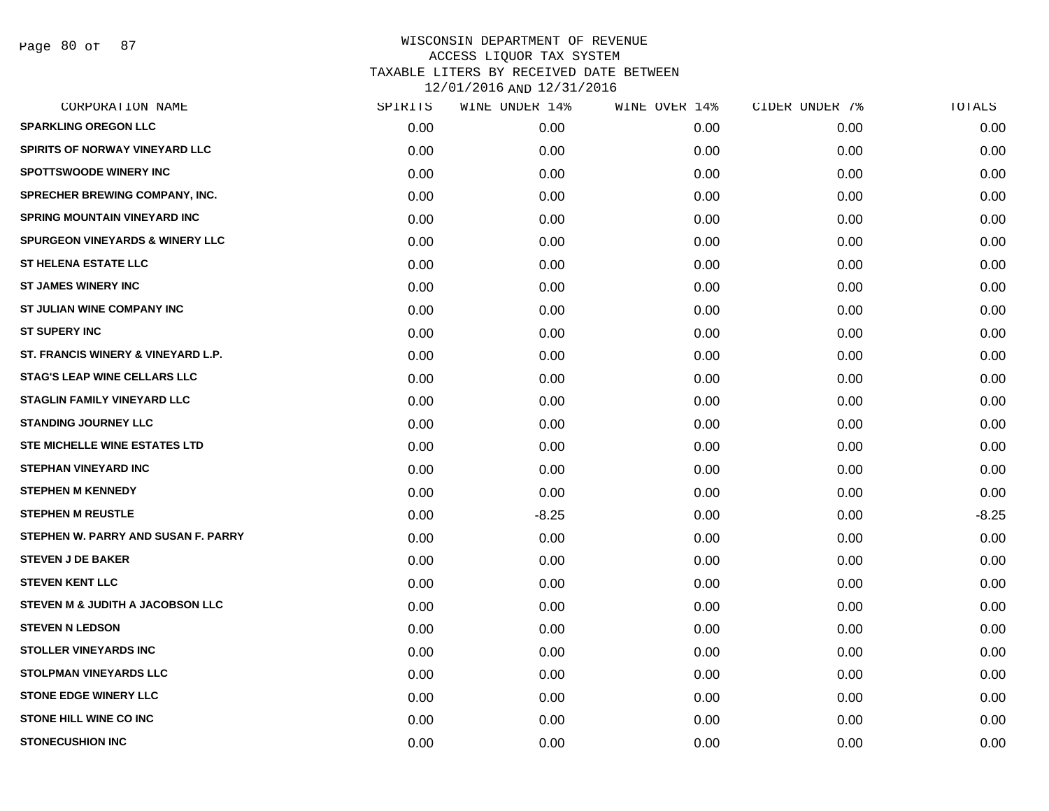WISCONSIN DEPARTMENT OF REVENUE
ACCESS LIQUOR TAX SYSTEM
TAXABLE LITERS BY RECEIVED DATE BETWEEN
12/01/2016 AND 12/31/2016

| CORPORATION NAME | SPIRITS | WINE UNDER 14% | WINE OVER 14% | CIDER UNDER 7% | TOTALS |
|---|---|---|---|---|---|
| SPARKLING OREGON LLC | 0.00 | 0.00 | 0.00 | 0.00 | 0.00 |
| SPIRITS OF NORWAY VINEYARD LLC | 0.00 | 0.00 | 0.00 | 0.00 | 0.00 |
| SPOTTSWOODE WINERY INC | 0.00 | 0.00 | 0.00 | 0.00 | 0.00 |
| SPRECHER BREWING COMPANY, INC. | 0.00 | 0.00 | 0.00 | 0.00 | 0.00 |
| SPRING MOUNTAIN VINEYARD INC | 0.00 | 0.00 | 0.00 | 0.00 | 0.00 |
| SPURGEON VINEYARDS & WINERY LLC | 0.00 | 0.00 | 0.00 | 0.00 | 0.00 |
| ST HELENA ESTATE LLC | 0.00 | 0.00 | 0.00 | 0.00 | 0.00 |
| ST JAMES WINERY INC | 0.00 | 0.00 | 0.00 | 0.00 | 0.00 |
| ST JULIAN WINE COMPANY INC | 0.00 | 0.00 | 0.00 | 0.00 | 0.00 |
| ST SUPERY INC | 0.00 | 0.00 | 0.00 | 0.00 | 0.00 |
| ST. FRANCIS WINERY & VINEYARD L.P. | 0.00 | 0.00 | 0.00 | 0.00 | 0.00 |
| STAG'S LEAP WINE CELLARS LLC | 0.00 | 0.00 | 0.00 | 0.00 | 0.00 |
| STAGLIN FAMILY VINEYARD LLC | 0.00 | 0.00 | 0.00 | 0.00 | 0.00 |
| STANDING JOURNEY LLC | 0.00 | 0.00 | 0.00 | 0.00 | 0.00 |
| STE MICHELLE WINE ESTATES LTD | 0.00 | 0.00 | 0.00 | 0.00 | 0.00 |
| STEPHAN VINEYARD INC | 0.00 | 0.00 | 0.00 | 0.00 | 0.00 |
| STEPHEN M KENNEDY | 0.00 | 0.00 | 0.00 | 0.00 | 0.00 |
| STEPHEN M REUSTLE | 0.00 | -8.25 | 0.00 | 0.00 | -8.25 |
| STEPHEN W. PARRY AND SUSAN F. PARRY | 0.00 | 0.00 | 0.00 | 0.00 | 0.00 |
| STEVEN J DE BAKER | 0.00 | 0.00 | 0.00 | 0.00 | 0.00 |
| STEVEN KENT LLC | 0.00 | 0.00 | 0.00 | 0.00 | 0.00 |
| STEVEN M & JUDITH A JACOBSON LLC | 0.00 | 0.00 | 0.00 | 0.00 | 0.00 |
| STEVEN N LEDSON | 0.00 | 0.00 | 0.00 | 0.00 | 0.00 |
| STOLLER VINEYARDS INC | 0.00 | 0.00 | 0.00 | 0.00 | 0.00 |
| STOLPMAN VINEYARDS LLC | 0.00 | 0.00 | 0.00 | 0.00 | 0.00 |
| STONE EDGE WINERY LLC | 0.00 | 0.00 | 0.00 | 0.00 | 0.00 |
| STONE HILL WINE CO INC | 0.00 | 0.00 | 0.00 | 0.00 | 0.00 |
| STONECUSHION INC | 0.00 | 0.00 | 0.00 | 0.00 | 0.00 |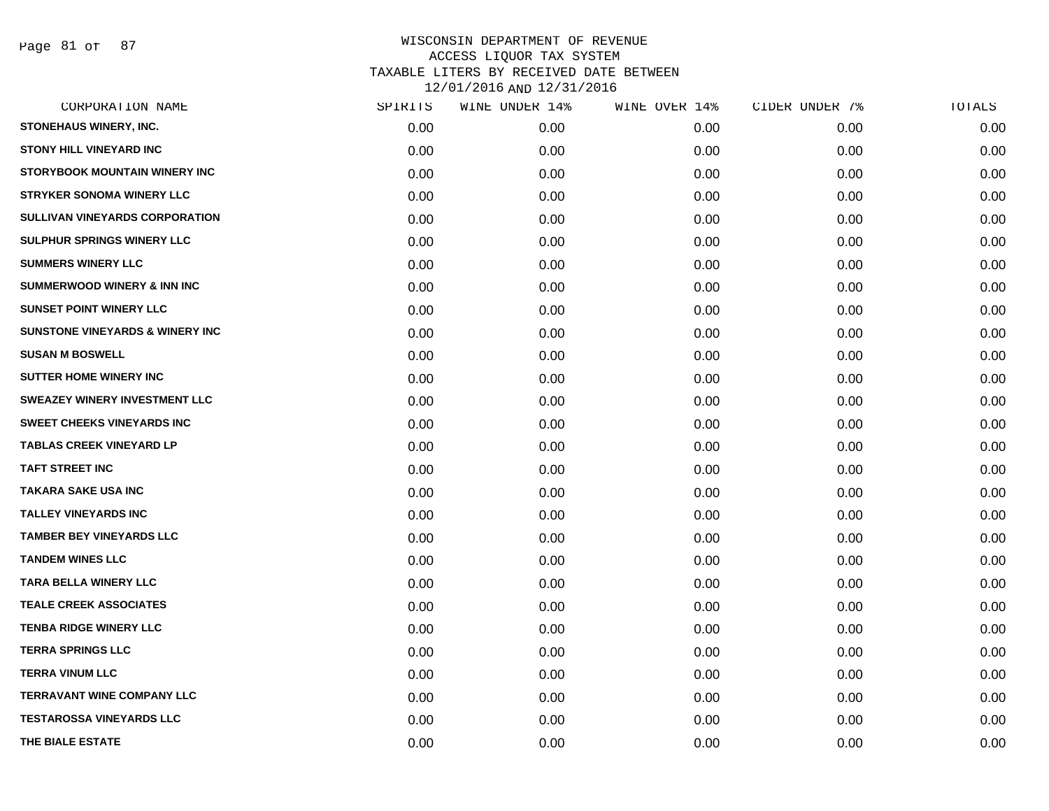WISCONSIN DEPARTMENT OF REVENUE
ACCESS LIQUOR TAX SYSTEM
TAXABLE LITERS BY RECEIVED DATE BETWEEN
12/01/2016 AND 12/31/2016

| CORPORATION NAME | SPIRITS | WINE UNDER 14% | WINE OVER 14% | CIDER UNDER 7% | TOTALS |
|---|---|---|---|---|---|
| STONEHAUS WINERY, INC. | 0.00 | 0.00 | 0.00 | 0.00 | 0.00 |
| STONY HILL VINEYARD INC | 0.00 | 0.00 | 0.00 | 0.00 | 0.00 |
| STORYBOOK MOUNTAIN WINERY INC | 0.00 | 0.00 | 0.00 | 0.00 | 0.00 |
| STRYKER SONOMA WINERY LLC | 0.00 | 0.00 | 0.00 | 0.00 | 0.00 |
| SULLIVAN VINEYARDS CORPORATION | 0.00 | 0.00 | 0.00 | 0.00 | 0.00 |
| SULPHUR SPRINGS WINERY LLC | 0.00 | 0.00 | 0.00 | 0.00 | 0.00 |
| SUMMERS WINERY LLC | 0.00 | 0.00 | 0.00 | 0.00 | 0.00 |
| SUMMERWOOD WINERY & INN INC | 0.00 | 0.00 | 0.00 | 0.00 | 0.00 |
| SUNSET POINT WINERY LLC | 0.00 | 0.00 | 0.00 | 0.00 | 0.00 |
| SUNSTONE VINEYARDS & WINERY INC | 0.00 | 0.00 | 0.00 | 0.00 | 0.00 |
| SUSAN M BOSWELL | 0.00 | 0.00 | 0.00 | 0.00 | 0.00 |
| SUTTER HOME WINERY INC | 0.00 | 0.00 | 0.00 | 0.00 | 0.00 |
| SWEAZEY WINERY INVESTMENT LLC | 0.00 | 0.00 | 0.00 | 0.00 | 0.00 |
| SWEET CHEEKS VINEYARDS INC | 0.00 | 0.00 | 0.00 | 0.00 | 0.00 |
| TABLAS CREEK VINEYARD LP | 0.00 | 0.00 | 0.00 | 0.00 | 0.00 |
| TAFT STREET INC | 0.00 | 0.00 | 0.00 | 0.00 | 0.00 |
| TAKARA SAKE USA INC | 0.00 | 0.00 | 0.00 | 0.00 | 0.00 |
| TALLEY VINEYARDS INC | 0.00 | 0.00 | 0.00 | 0.00 | 0.00 |
| TAMBER BEY VINEYARDS LLC | 0.00 | 0.00 | 0.00 | 0.00 | 0.00 |
| TANDEM WINES LLC | 0.00 | 0.00 | 0.00 | 0.00 | 0.00 |
| TARA BELLA WINERY LLC | 0.00 | 0.00 | 0.00 | 0.00 | 0.00 |
| TEALE CREEK ASSOCIATES | 0.00 | 0.00 | 0.00 | 0.00 | 0.00 |
| TENBA RIDGE WINERY LLC | 0.00 | 0.00 | 0.00 | 0.00 | 0.00 |
| TERRA SPRINGS LLC | 0.00 | 0.00 | 0.00 | 0.00 | 0.00 |
| TERRA VINUM LLC | 0.00 | 0.00 | 0.00 | 0.00 | 0.00 |
| TERRAVANT WINE COMPANY LLC | 0.00 | 0.00 | 0.00 | 0.00 | 0.00 |
| TESTAROSSA VINEYARDS LLC | 0.00 | 0.00 | 0.00 | 0.00 | 0.00 |
| THE BIALE ESTATE | 0.00 | 0.00 | 0.00 | 0.00 | 0.00 |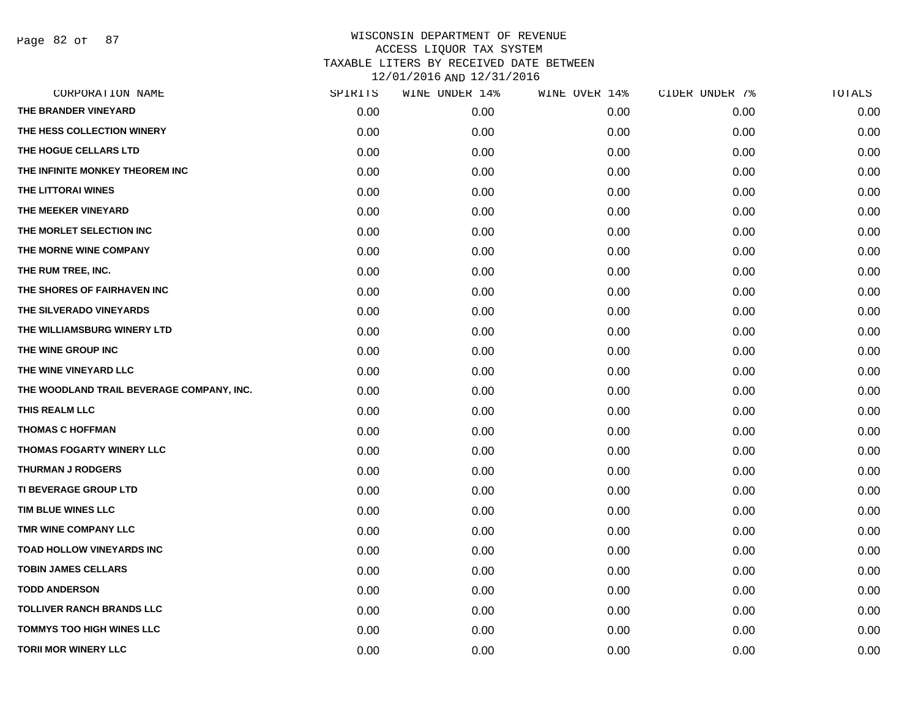# WISCONSIN DEPARTMENT OF REVENUE
## ACCESS LIQUOR TAX SYSTEM
## TAXABLE LITERS BY RECEIVED DATE BETWEEN 12/01/2016 AND 12/31/2016

| CORPORATION NAME | SPIRITS | WINE UNDER 14% | WINE OVER 14% | CIDER UNDER 7% | TOTALS |
|---|---|---|---|---|---|
| THE BRANDER VINEYARD | 0.00 | 0.00 | 0.00 | 0.00 | 0.00 |
| THE HESS COLLECTION WINERY | 0.00 | 0.00 | 0.00 | 0.00 | 0.00 |
| THE HOGUE CELLARS LTD | 0.00 | 0.00 | 0.00 | 0.00 | 0.00 |
| THE INFINITE MONKEY THEOREM INC | 0.00 | 0.00 | 0.00 | 0.00 | 0.00 |
| THE LITTORAI WINES | 0.00 | 0.00 | 0.00 | 0.00 | 0.00 |
| THE MEEKER VINEYARD | 0.00 | 0.00 | 0.00 | 0.00 | 0.00 |
| THE MORLET SELECTION INC | 0.00 | 0.00 | 0.00 | 0.00 | 0.00 |
| THE MORNE WINE COMPANY | 0.00 | 0.00 | 0.00 | 0.00 | 0.00 |
| THE RUM TREE, INC. | 0.00 | 0.00 | 0.00 | 0.00 | 0.00 |
| THE SHORES OF FAIRHAVEN INC | 0.00 | 0.00 | 0.00 | 0.00 | 0.00 |
| THE SILVERADO VINEYARDS | 0.00 | 0.00 | 0.00 | 0.00 | 0.00 |
| THE WILLIAMSBURG WINERY LTD | 0.00 | 0.00 | 0.00 | 0.00 | 0.00 |
| THE WINE GROUP INC | 0.00 | 0.00 | 0.00 | 0.00 | 0.00 |
| THE WINE VINEYARD LLC | 0.00 | 0.00 | 0.00 | 0.00 | 0.00 |
| THE WOODLAND TRAIL BEVERAGE COMPANY, INC. | 0.00 | 0.00 | 0.00 | 0.00 | 0.00 |
| THIS REALM LLC | 0.00 | 0.00 | 0.00 | 0.00 | 0.00 |
| THOMAS C HOFFMAN | 0.00 | 0.00 | 0.00 | 0.00 | 0.00 |
| THOMAS FOGARTY WINERY LLC | 0.00 | 0.00 | 0.00 | 0.00 | 0.00 |
| THURMAN J RODGERS | 0.00 | 0.00 | 0.00 | 0.00 | 0.00 |
| TI BEVERAGE GROUP LTD | 0.00 | 0.00 | 0.00 | 0.00 | 0.00 |
| TIM BLUE WINES LLC | 0.00 | 0.00 | 0.00 | 0.00 | 0.00 |
| TMR WINE COMPANY LLC | 0.00 | 0.00 | 0.00 | 0.00 | 0.00 |
| TOAD HOLLOW VINEYARDS INC | 0.00 | 0.00 | 0.00 | 0.00 | 0.00 |
| TOBIN JAMES CELLARS | 0.00 | 0.00 | 0.00 | 0.00 | 0.00 |
| TODD ANDERSON | 0.00 | 0.00 | 0.00 | 0.00 | 0.00 |
| TOLLIVER RANCH BRANDS LLC | 0.00 | 0.00 | 0.00 | 0.00 | 0.00 |
| TOMMYS TOO HIGH WINES LLC | 0.00 | 0.00 | 0.00 | 0.00 | 0.00 |
| TORII MOR WINERY LLC | 0.00 | 0.00 | 0.00 | 0.00 | 0.00 |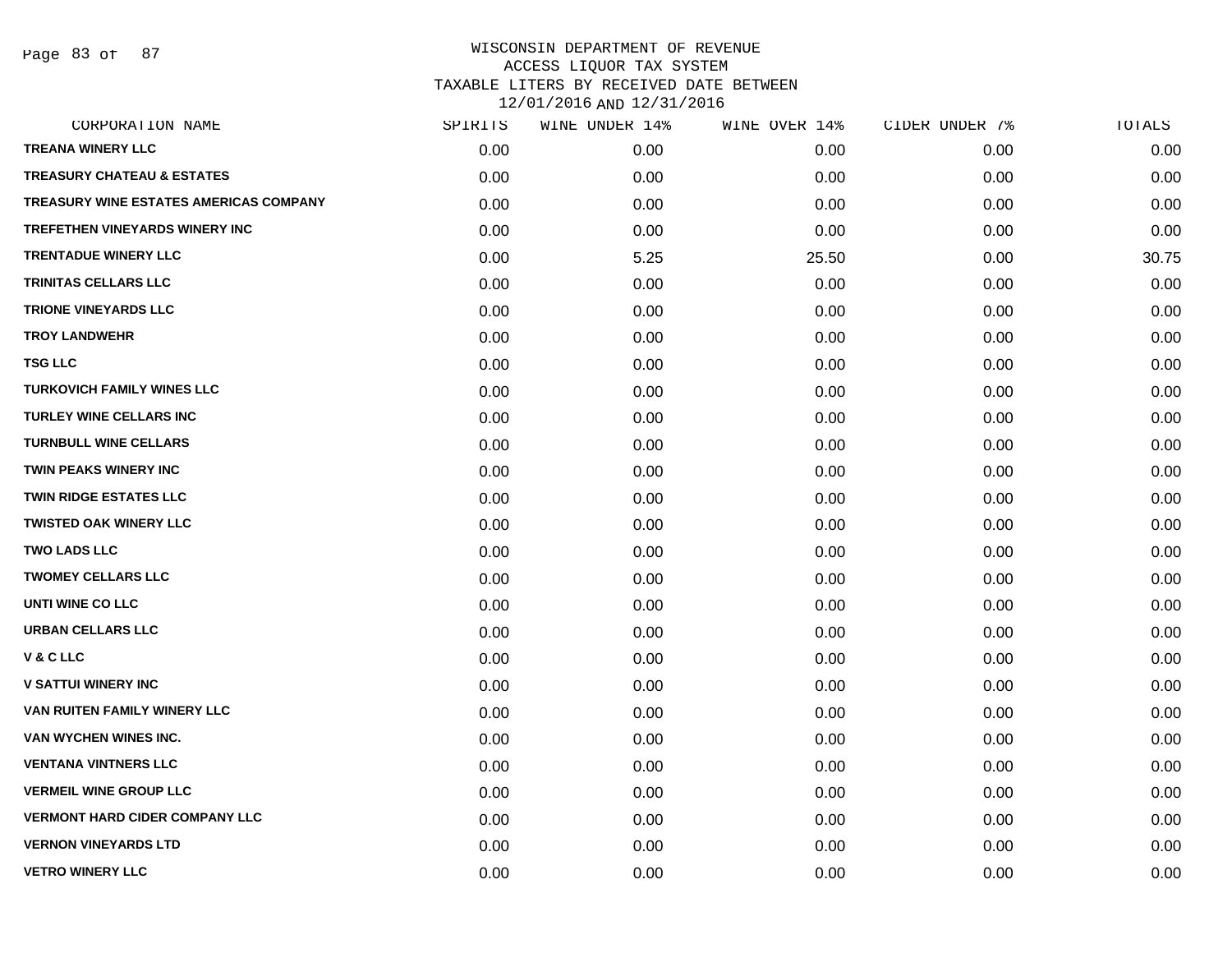WISCONSIN DEPARTMENT OF REVENUE
ACCESS LIQUOR TAX SYSTEM
TAXABLE LITERS BY RECEIVED DATE BETWEEN
12/01/2016 AND 12/31/2016

| CORPORATION NAME | SPIRITS | WINE UNDER 14% | WINE OVER 14% | CIDER UNDER 7% | TOTALS |
|---|---|---|---|---|---|
| TREANA WINERY LLC | 0.00 | 0.00 | 0.00 | 0.00 | 0.00 |
| TREASURY CHATEAU & ESTATES | 0.00 | 0.00 | 0.00 | 0.00 | 0.00 |
| TREASURY WINE ESTATES AMERICAS COMPANY | 0.00 | 0.00 | 0.00 | 0.00 | 0.00 |
| TREFETHEN VINEYARDS WINERY INC | 0.00 | 0.00 | 0.00 | 0.00 | 0.00 |
| TRENTADUE WINERY LLC | 0.00 | 5.25 | 25.50 | 0.00 | 30.75 |
| TRINITAS CELLARS LLC | 0.00 | 0.00 | 0.00 | 0.00 | 0.00 |
| TRIONE VINEYARDS LLC | 0.00 | 0.00 | 0.00 | 0.00 | 0.00 |
| TROY LANDWEHR | 0.00 | 0.00 | 0.00 | 0.00 | 0.00 |
| TSG LLC | 0.00 | 0.00 | 0.00 | 0.00 | 0.00 |
| TURKOVICH FAMILY WINES LLC | 0.00 | 0.00 | 0.00 | 0.00 | 0.00 |
| TURLEY WINE CELLARS INC | 0.00 | 0.00 | 0.00 | 0.00 | 0.00 |
| TURNBULL WINE CELLARS | 0.00 | 0.00 | 0.00 | 0.00 | 0.00 |
| TWIN PEAKS WINERY INC | 0.00 | 0.00 | 0.00 | 0.00 | 0.00 |
| TWIN RIDGE ESTATES LLC | 0.00 | 0.00 | 0.00 | 0.00 | 0.00 |
| TWISTED OAK WINERY LLC | 0.00 | 0.00 | 0.00 | 0.00 | 0.00 |
| TWO LADS LLC | 0.00 | 0.00 | 0.00 | 0.00 | 0.00 |
| TWOMEY CELLARS LLC | 0.00 | 0.00 | 0.00 | 0.00 | 0.00 |
| UNTI WINE CO LLC | 0.00 | 0.00 | 0.00 | 0.00 | 0.00 |
| URBAN CELLARS LLC | 0.00 | 0.00 | 0.00 | 0.00 | 0.00 |
| V & C LLC | 0.00 | 0.00 | 0.00 | 0.00 | 0.00 |
| V SATTUI WINERY INC | 0.00 | 0.00 | 0.00 | 0.00 | 0.00 |
| VAN RUITEN FAMILY WINERY LLC | 0.00 | 0.00 | 0.00 | 0.00 | 0.00 |
| VAN WYCHEN WINES INC. | 0.00 | 0.00 | 0.00 | 0.00 | 0.00 |
| VENTANA VINTNERS LLC | 0.00 | 0.00 | 0.00 | 0.00 | 0.00 |
| VERMEIL WINE GROUP LLC | 0.00 | 0.00 | 0.00 | 0.00 | 0.00 |
| VERMONT HARD CIDER COMPANY LLC | 0.00 | 0.00 | 0.00 | 0.00 | 0.00 |
| VERNON VINEYARDS LTD | 0.00 | 0.00 | 0.00 | 0.00 | 0.00 |
| VETRO WINERY LLC | 0.00 | 0.00 | 0.00 | 0.00 | 0.00 |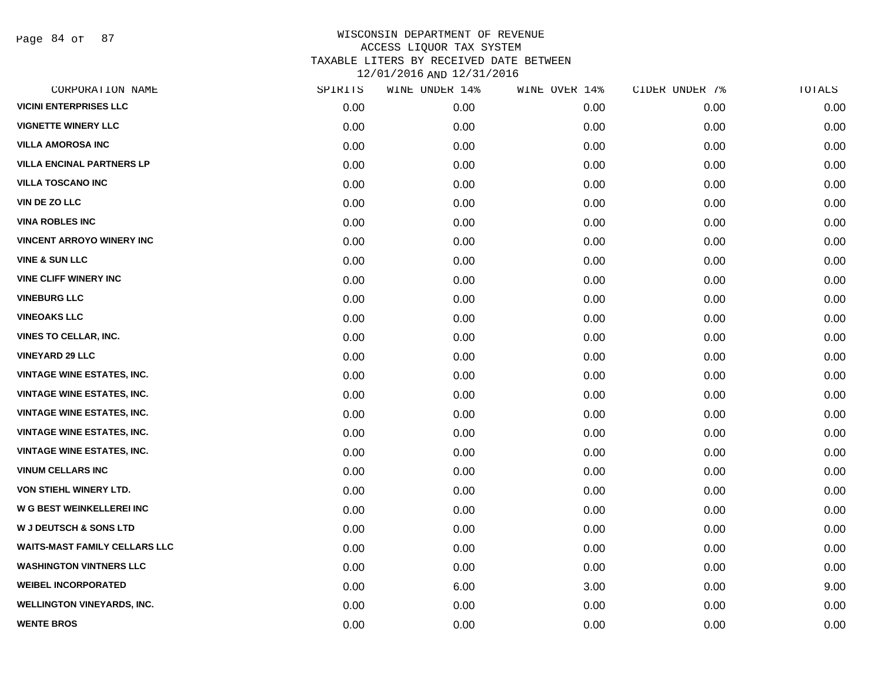# WISCONSIN DEPARTMENT OF REVENUE
## ACCESS LIQUOR TAX SYSTEM
## TAXABLE LITERS BY RECEIVED DATE BETWEEN 12/01/2016 AND 12/31/2016

| CORPORATION NAME | SPIRITS | WINE UNDER 14% | WINE OVER 14% | CIDER UNDER 7% | TOTALS |
|---|---|---|---|---|---|
| VICINI ENTERPRISES LLC | 0.00 | 0.00 | 0.00 | 0.00 | 0.00 |
| VIGNETTE WINERY LLC | 0.00 | 0.00 | 0.00 | 0.00 | 0.00 |
| VILLA AMOROSA INC | 0.00 | 0.00 | 0.00 | 0.00 | 0.00 |
| VILLA ENCINAL PARTNERS LP | 0.00 | 0.00 | 0.00 | 0.00 | 0.00 |
| VILLA TOSCANO INC | 0.00 | 0.00 | 0.00 | 0.00 | 0.00 |
| VIN DE ZO LLC | 0.00 | 0.00 | 0.00 | 0.00 | 0.00 |
| VINA ROBLES INC | 0.00 | 0.00 | 0.00 | 0.00 | 0.00 |
| VINCENT ARROYO WINERY INC | 0.00 | 0.00 | 0.00 | 0.00 | 0.00 |
| VINE & SUN LLC | 0.00 | 0.00 | 0.00 | 0.00 | 0.00 |
| VINE CLIFF WINERY INC | 0.00 | 0.00 | 0.00 | 0.00 | 0.00 |
| VINEBURG LLC | 0.00 | 0.00 | 0.00 | 0.00 | 0.00 |
| VINEOAKS LLC | 0.00 | 0.00 | 0.00 | 0.00 | 0.00 |
| VINES TO CELLAR, INC. | 0.00 | 0.00 | 0.00 | 0.00 | 0.00 |
| VINEYARD 29 LLC | 0.00 | 0.00 | 0.00 | 0.00 | 0.00 |
| VINTAGE WINE ESTATES, INC. | 0.00 | 0.00 | 0.00 | 0.00 | 0.00 |
| VINTAGE WINE ESTATES, INC. | 0.00 | 0.00 | 0.00 | 0.00 | 0.00 |
| VINTAGE WINE ESTATES, INC. | 0.00 | 0.00 | 0.00 | 0.00 | 0.00 |
| VINTAGE WINE ESTATES, INC. | 0.00 | 0.00 | 0.00 | 0.00 | 0.00 |
| VINTAGE WINE ESTATES, INC. | 0.00 | 0.00 | 0.00 | 0.00 | 0.00 |
| VINUM CELLARS INC | 0.00 | 0.00 | 0.00 | 0.00 | 0.00 |
| VON STIEHL WINERY LTD. | 0.00 | 0.00 | 0.00 | 0.00 | 0.00 |
| W G BEST WEINKELLEREI INC | 0.00 | 0.00 | 0.00 | 0.00 | 0.00 |
| W J DEUTSCH & SONS LTD | 0.00 | 0.00 | 0.00 | 0.00 | 0.00 |
| WAITS-MAST FAMILY CELLARS LLC | 0.00 | 0.00 | 0.00 | 0.00 | 0.00 |
| WASHINGTON VINTNERS LLC | 0.00 | 0.00 | 0.00 | 0.00 | 0.00 |
| WEIBEL INCORPORATED | 0.00 | 6.00 | 3.00 | 0.00 | 9.00 |
| WELLINGTON VINEYARDS, INC. | 0.00 | 0.00 | 0.00 | 0.00 | 0.00 |
| WENTE BROS | 0.00 | 0.00 | 0.00 | 0.00 | 0.00 |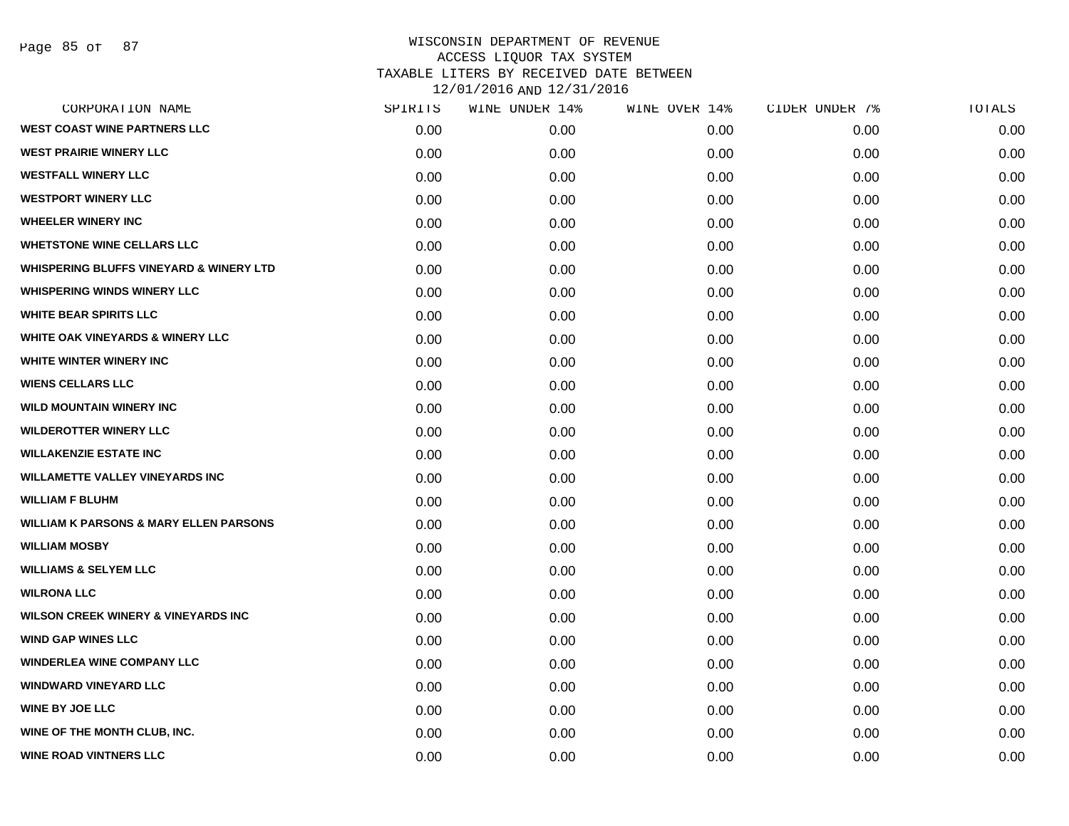WISCONSIN DEPARTMENT OF REVENUE
ACCESS LIQUOR TAX SYSTEM
TAXABLE LITERS BY RECEIVED DATE BETWEEN
12/01/2016 AND 12/31/2016

| CORPORATION NAME | SPIRITS | WINE UNDER 14% | WINE OVER 14% | CIDER UNDER 7% | TOTALS |
|---|---|---|---|---|---|
| WEST COAST WINE PARTNERS LLC | 0.00 | 0.00 | 0.00 | 0.00 | 0.00 |
| WEST PRAIRIE WINERY LLC | 0.00 | 0.00 | 0.00 | 0.00 | 0.00 |
| WESTFALL WINERY LLC | 0.00 | 0.00 | 0.00 | 0.00 | 0.00 |
| WESTPORT WINERY LLC | 0.00 | 0.00 | 0.00 | 0.00 | 0.00 |
| WHEELER WINERY INC | 0.00 | 0.00 | 0.00 | 0.00 | 0.00 |
| WHETSTONE WINE CELLARS LLC | 0.00 | 0.00 | 0.00 | 0.00 | 0.00 |
| WHISPERING BLUFFS VINEYARD & WINERY LTD | 0.00 | 0.00 | 0.00 | 0.00 | 0.00 |
| WHISPERING WINDS WINERY LLC | 0.00 | 0.00 | 0.00 | 0.00 | 0.00 |
| WHITE BEAR SPIRITS LLC | 0.00 | 0.00 | 0.00 | 0.00 | 0.00 |
| WHITE OAK VINEYARDS & WINERY LLC | 0.00 | 0.00 | 0.00 | 0.00 | 0.00 |
| WHITE WINTER WINERY INC | 0.00 | 0.00 | 0.00 | 0.00 | 0.00 |
| WIENS CELLARS LLC | 0.00 | 0.00 | 0.00 | 0.00 | 0.00 |
| WILD MOUNTAIN WINERY INC | 0.00 | 0.00 | 0.00 | 0.00 | 0.00 |
| WILDEROTTER WINERY LLC | 0.00 | 0.00 | 0.00 | 0.00 | 0.00 |
| WILLAKENZIE ESTATE INC | 0.00 | 0.00 | 0.00 | 0.00 | 0.00 |
| WILLAMETTE VALLEY VINEYARDS INC | 0.00 | 0.00 | 0.00 | 0.00 | 0.00 |
| WILLIAM F BLUHM | 0.00 | 0.00 | 0.00 | 0.00 | 0.00 |
| WILLIAM K PARSONS & MARY ELLEN PARSONS | 0.00 | 0.00 | 0.00 | 0.00 | 0.00 |
| WILLIAM MOSBY | 0.00 | 0.00 | 0.00 | 0.00 | 0.00 |
| WILLIAMS & SELYEM LLC | 0.00 | 0.00 | 0.00 | 0.00 | 0.00 |
| WILRONA LLC | 0.00 | 0.00 | 0.00 | 0.00 | 0.00 |
| WILSON CREEK WINERY & VINEYARDS INC | 0.00 | 0.00 | 0.00 | 0.00 | 0.00 |
| WIND GAP WINES LLC | 0.00 | 0.00 | 0.00 | 0.00 | 0.00 |
| WINDERLEA WINE COMPANY LLC | 0.00 | 0.00 | 0.00 | 0.00 | 0.00 |
| WINDWARD VINEYARD LLC | 0.00 | 0.00 | 0.00 | 0.00 | 0.00 |
| WINE BY JOE LLC | 0.00 | 0.00 | 0.00 | 0.00 | 0.00 |
| WINE OF THE MONTH CLUB, INC. | 0.00 | 0.00 | 0.00 | 0.00 | 0.00 |
| WINE ROAD VINTNERS LLC | 0.00 | 0.00 | 0.00 | 0.00 | 0.00 |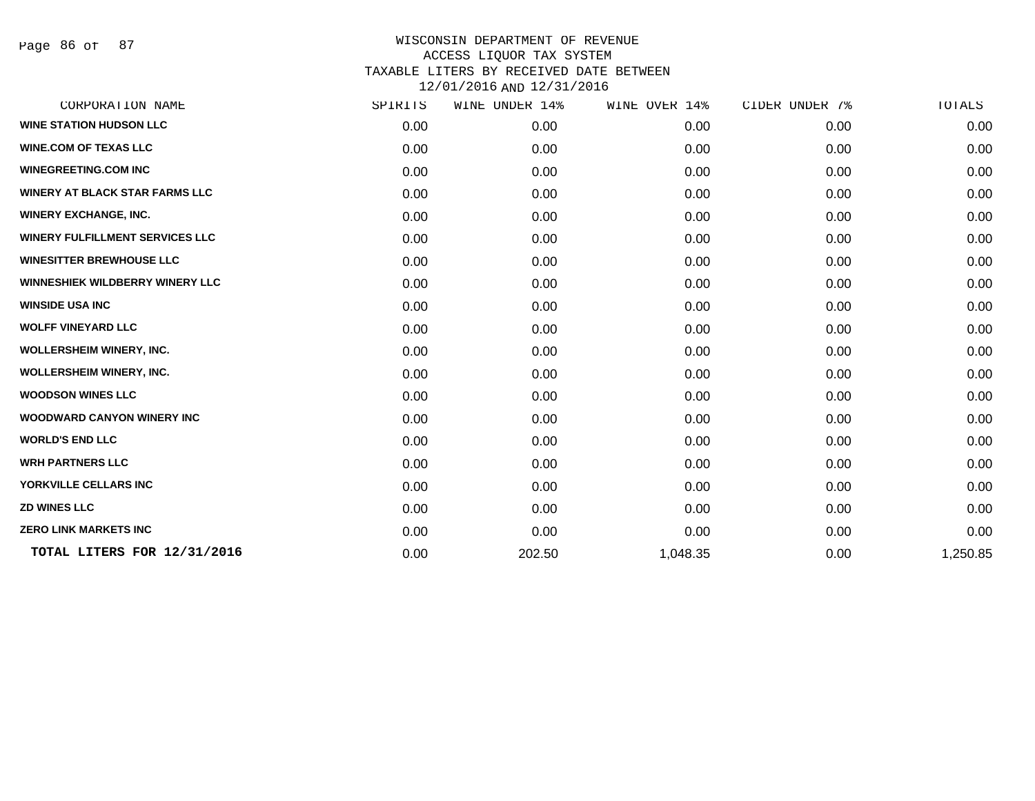# WISCONSIN DEPARTMENT OF REVENUE
## ACCESS LIQUOR TAX SYSTEM
## TAXABLE LITERS BY RECEIVED DATE BETWEEN 12/01/2016 AND 12/31/2016

| CORPORATION NAME | SPIRITS | WINE UNDER 14% | WINE OVER 14% | CIDER UNDER 7% | TOTALS |
|---|---|---|---|---|---|
| WINE STATION HUDSON LLC | 0.00 | 0.00 | 0.00 | 0.00 | 0.00 |
| WINE.COM OF TEXAS LLC | 0.00 | 0.00 | 0.00 | 0.00 | 0.00 |
| WINEGREETING.COM INC | 0.00 | 0.00 | 0.00 | 0.00 | 0.00 |
| WINERY AT BLACK STAR FARMS LLC | 0.00 | 0.00 | 0.00 | 0.00 | 0.00 |
| WINERY EXCHANGE, INC. | 0.00 | 0.00 | 0.00 | 0.00 | 0.00 |
| WINERY FULFILLMENT SERVICES LLC | 0.00 | 0.00 | 0.00 | 0.00 | 0.00 |
| WINESITTER BREWHOUSE LLC | 0.00 | 0.00 | 0.00 | 0.00 | 0.00 |
| WINNESHIEK WILDBERRY WINERY LLC | 0.00 | 0.00 | 0.00 | 0.00 | 0.00 |
| WINSIDE USA INC | 0.00 | 0.00 | 0.00 | 0.00 | 0.00 |
| WOLFF VINEYARD LLC | 0.00 | 0.00 | 0.00 | 0.00 | 0.00 |
| WOLLERSHEIM WINERY, INC. | 0.00 | 0.00 | 0.00 | 0.00 | 0.00 |
| WOLLERSHEIM WINERY, INC. | 0.00 | 0.00 | 0.00 | 0.00 | 0.00 |
| WOODSON WINES LLC | 0.00 | 0.00 | 0.00 | 0.00 | 0.00 |
| WOODWARD CANYON WINERY INC | 0.00 | 0.00 | 0.00 | 0.00 | 0.00 |
| WORLD'S END LLC | 0.00 | 0.00 | 0.00 | 0.00 | 0.00 |
| WRH PARTNERS LLC | 0.00 | 0.00 | 0.00 | 0.00 | 0.00 |
| YORKVILLE CELLARS INC | 0.00 | 0.00 | 0.00 | 0.00 | 0.00 |
| ZD WINES LLC | 0.00 | 0.00 | 0.00 | 0.00 | 0.00 |
| ZERO LINK MARKETS INC | 0.00 | 0.00 | 0.00 | 0.00 | 0.00 |
| **TOTAL LITERS FOR 12/31/2016** | 0.00 | 202.50 | 1,048.35 | 0.00 | 1,250.85 |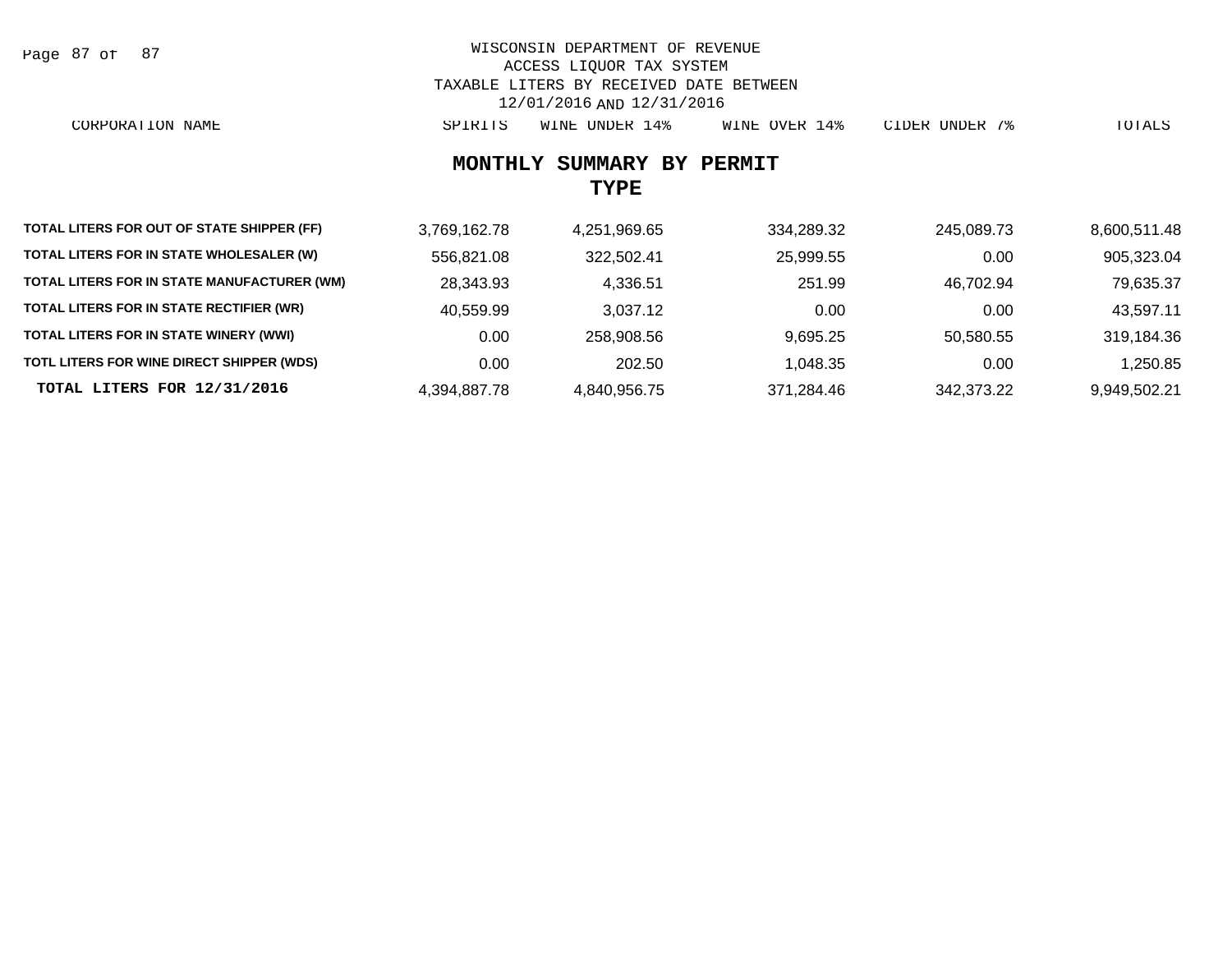WISCONSIN DEPARTMENT OF REVENUE
ACCESS LIQUOR TAX SYSTEM
TAXABLE LITERS BY RECEIVED DATE BETWEEN
12/01/2016 AND 12/31/2016

## MONTHLY SUMMARY BY PERMIT TYPE

| CORPORATION NAME | SPIRITS | WINE UNDER 14% | WINE OVER 14% | CIDER UNDER 7% | TOTALS |
|---|---|---|---|---|---|
| TOTAL LITERS FOR OUT OF STATE SHIPPER (FF) | 3,769,162.78 | 4,251,969.65 | 334,289.32 | 245,089.73 | 8,600,511.48 |
| TOTAL LITERS FOR IN STATE WHOLESALER (W) | 556,821.08 | 322,502.41 | 25,999.55 | 0.00 | 905,323.04 |
| TOTAL LITERS FOR IN STATE MANUFACTURER (WM) | 28,343.93 | 4,336.51 | 251.99 | 46,702.94 | 79,635.37 |
| TOTAL LITERS FOR IN STATE RECTIFIER (WR) | 40,559.99 | 3,037.12 | 0.00 | 0.00 | 43,597.11 |
| TOTAL LITERS FOR IN STATE WINERY (WWI) | 0.00 | 258,908.56 | 9,695.25 | 50,580.55 | 319,184.36 |
| TOTL LITERS FOR WINE DIRECT SHIPPER (WDS) | 0.00 | 202.50 | 1,048.35 | 0.00 | 1,250.85 |
| **TOTAL LITERS FOR 12/31/2016** | 4,394,887.78 | 4,840,956.75 | 371,284.46 | 342,373.22 | 9,949,502.21 |